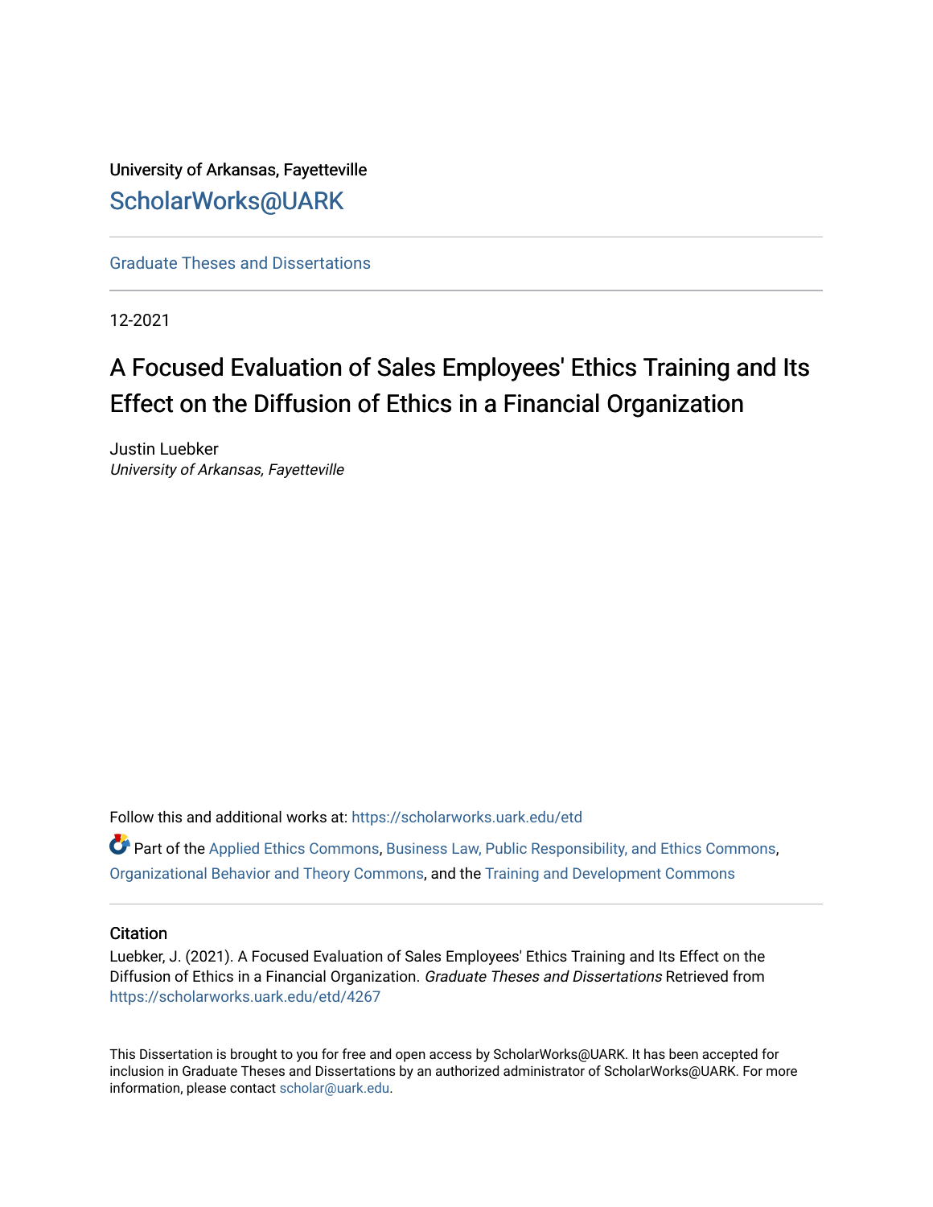University of Arkansas, Fayetteville

ScholarWorks@UARK

Graduate Theses and Dissertations

12-2021

# A Focused Evaluation of Sales Employees' Ethics Training and Its Effect on the Diffusion of Ethics in a Financial Organization

Justin Luebker
*University of Arkansas, Fayetteville*

Follow this and additional works at: https://scholarworks.uark.edu/etd

Part of the Applied Ethics Commons, Business Law, Public Responsibility, and Ethics Commons, Organizational Behavior and Theory Commons, and the Training and Development Commons

## Citation

Luebker, J. (2021). A Focused Evaluation of Sales Employees' Ethics Training and Its Effect on the Diffusion of Ethics in a Financial Organization. *Graduate Theses and Dissertations* Retrieved from https://scholarworks.uark.edu/etd/4267

This Dissertation is brought to you for free and open access by ScholarWorks@UARK. It has been accepted for inclusion in Graduate Theses and Dissertations by an authorized administrator of ScholarWorks@UARK. For more information, please contact scholar@uark.edu.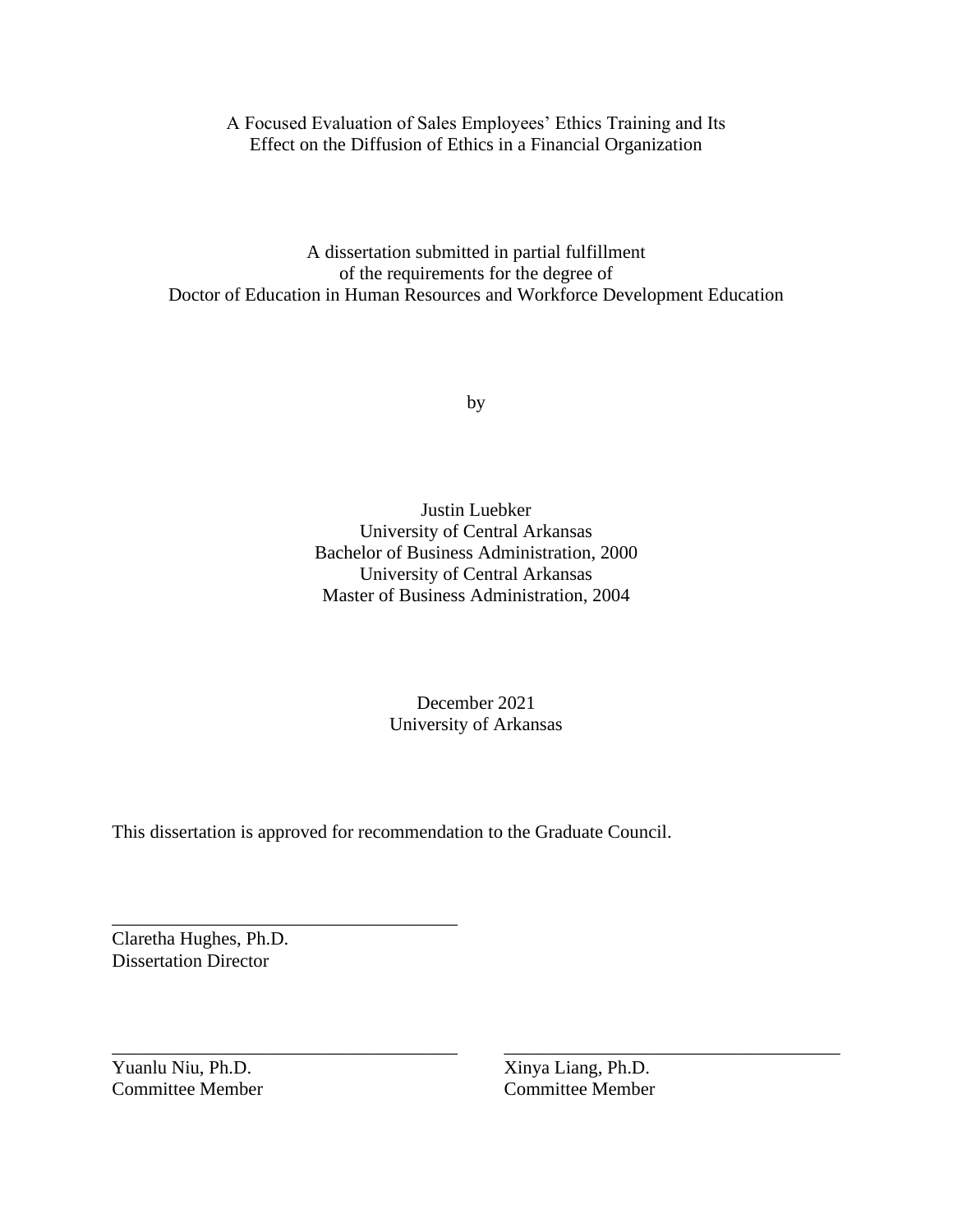A Focused Evaluation of Sales Employees' Ethics Training and Its Effect on the Diffusion of Ethics in a Financial Organization

A dissertation submitted in partial fulfillment
of the requirements for the degree of
Doctor of Education in Human Resources and Workforce Development Education

by

Justin Luebker
University of Central Arkansas
Bachelor of Business Administration, 2000
University of Central Arkansas
Master of Business Administration, 2004

December 2021
University of Arkansas

This dissertation is approved for recommendation to the Graduate Council.

______________________________________
Claretha Hughes, Ph.D.
Dissertation Director

______________________________________
Yuanlu Niu, Ph.D.
Committee Member

______________________________________
Xinya Liang, Ph.D.
Committee Member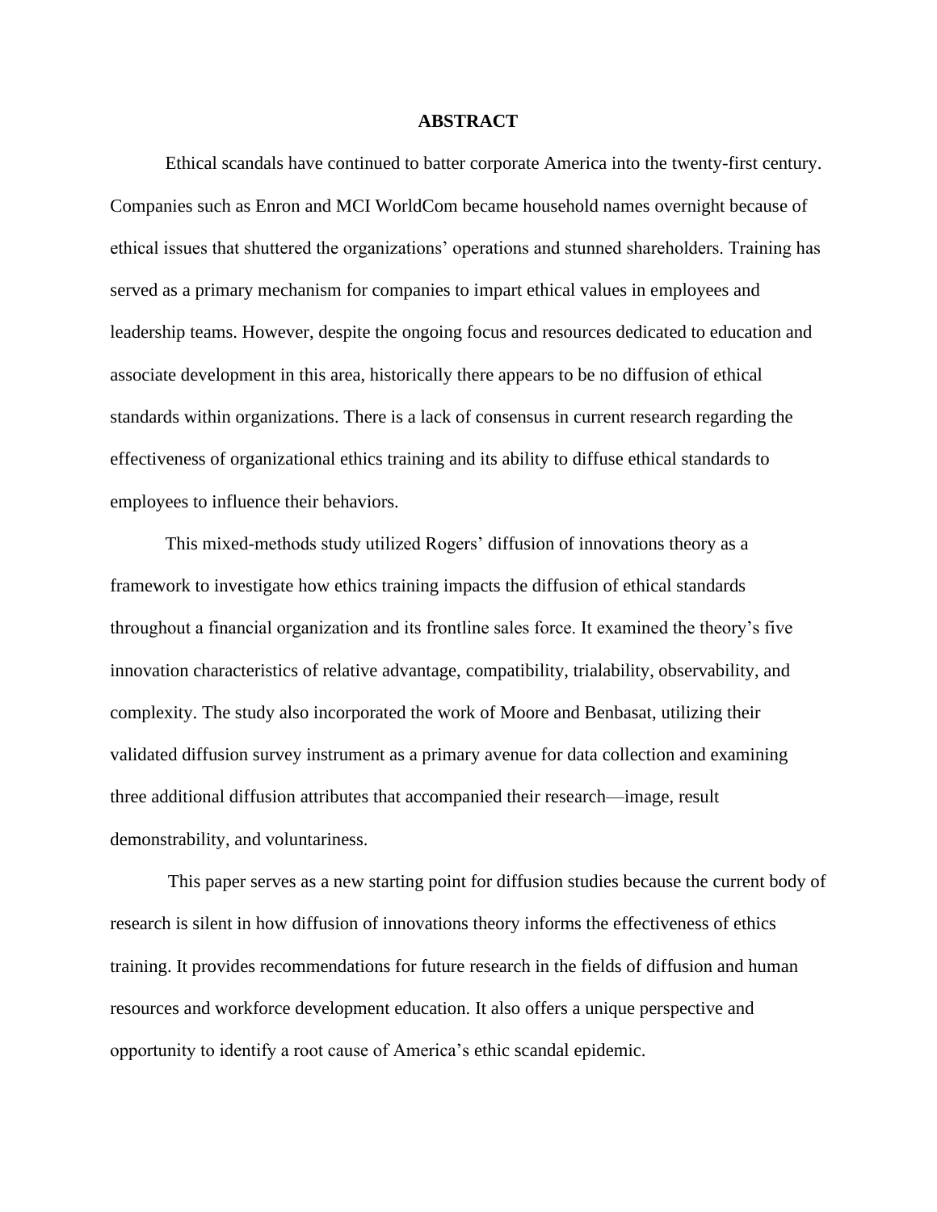# ABSTRACT

Ethical scandals have continued to batter corporate America into the twenty-first century. Companies such as Enron and MCI WorldCom became household names overnight because of ethical issues that shuttered the organizations' operations and stunned shareholders. Training has served as a primary mechanism for companies to impart ethical values in employees and leadership teams. However, despite the ongoing focus and resources dedicated to education and associate development in this area, historically there appears to be no diffusion of ethical standards within organizations. There is a lack of consensus in current research regarding the effectiveness of organizational ethics training and its ability to diffuse ethical standards to employees to influence their behaviors.

This mixed-methods study utilized Rogers' diffusion of innovations theory as a framework to investigate how ethics training impacts the diffusion of ethical standards throughout a financial organization and its frontline sales force. It examined the theory's five innovation characteristics of relative advantage, compatibility, trialability, observability, and complexity. The study also incorporated the work of Moore and Benbasat, utilizing their validated diffusion survey instrument as a primary avenue for data collection and examining three additional diffusion attributes that accompanied their research—image, result demonstrability, and voluntariness.

This paper serves as a new starting point for diffusion studies because the current body of research is silent in how diffusion of innovations theory informs the effectiveness of ethics training. It provides recommendations for future research in the fields of diffusion and human resources and workforce development education. It also offers a unique perspective and opportunity to identify a root cause of America's ethic scandal epidemic.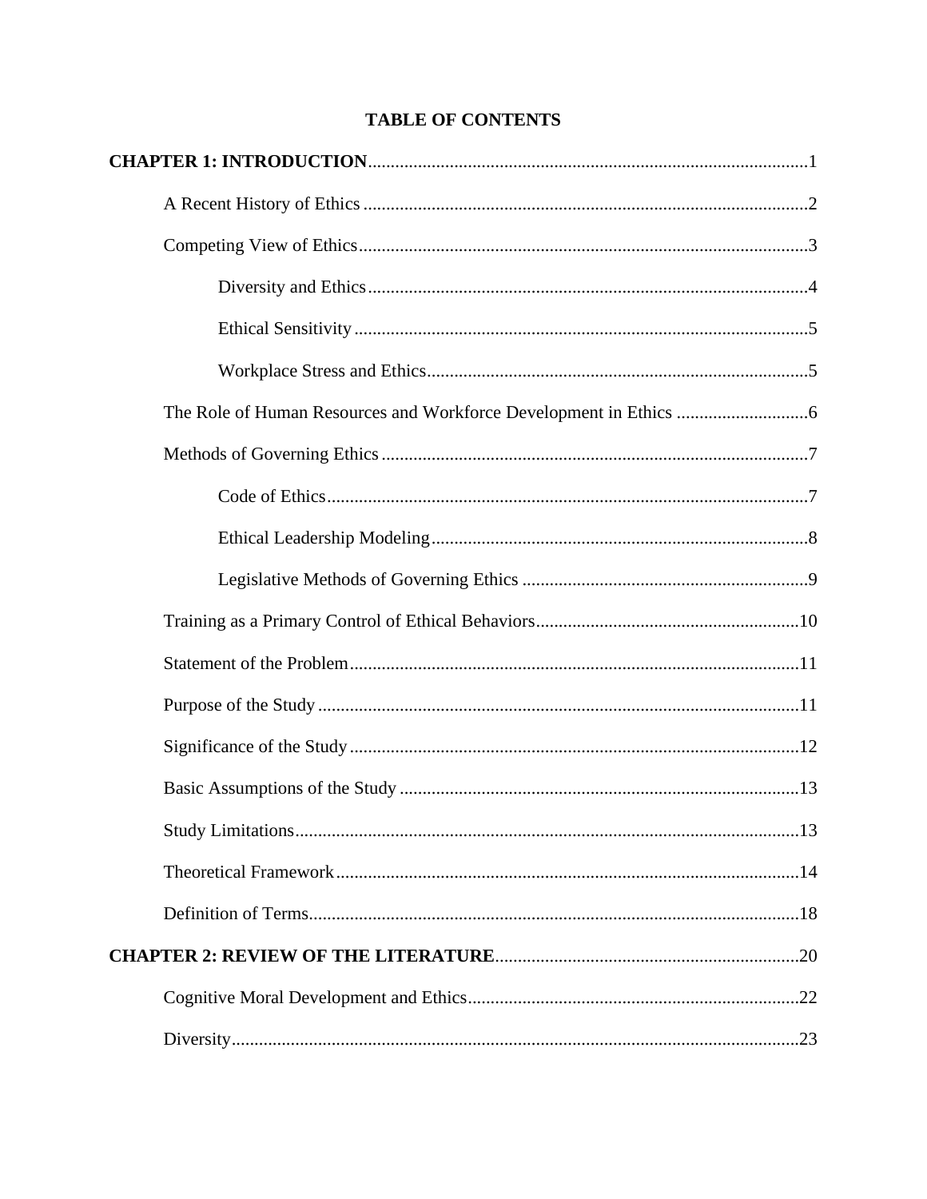# TABLE OF CONTENTS

**CHAPTER 1: INTRODUCTION**................................................................................................1

A Recent History of Ethics ................................................................................................2

Competing View of Ethics.................................................................................................3

Diversity and Ethics...............................................................................................4

Ethical Sensitivity ..................................................................................................5

Workplace Stress and Ethics..................................................................................5

The Role of Human Resources and Workforce Development in Ethics ............................6

Methods of Governing Ethics .............................................................................................7

Code of Ethics........................................................................................................7

Ethical Leadership Modeling .................................................................................8

Legislative Methods of Governing Ethics ..............................................................9

Training as a Primary Control of Ethical Behaviors.........................................................10

Statement of the Problem..................................................................................................11

Purpose of the Study .........................................................................................................11

Significance of the Study ..................................................................................................12

Basic Assumptions of the Study .......................................................................................13

Study Limitations..............................................................................................................13

Theoretical Framework.....................................................................................................14

Definition of Terms...........................................................................................................18

**CHAPTER 2: REVIEW OF THE LITERATURE**..................................................................20

Cognitive Moral Development and Ethics........................................................................22

Diversity............................................................................................................................23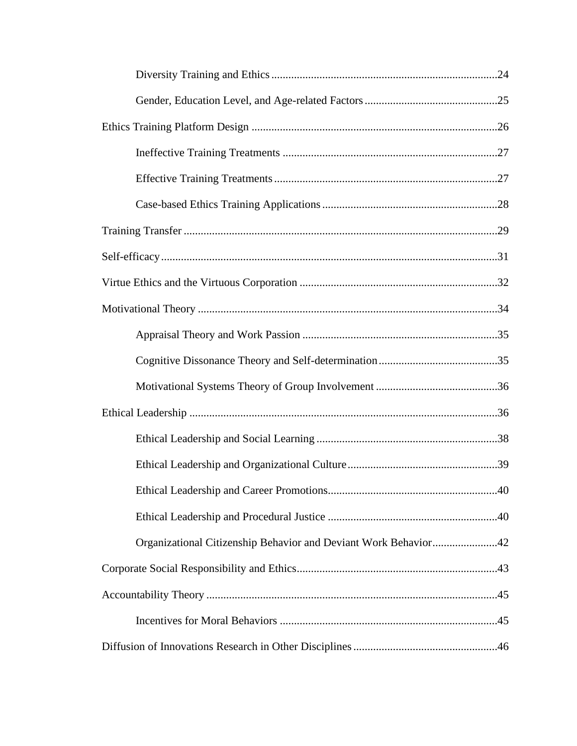- Diversity Training and Ethics ........................................................................24
- Gender, Education Level, and Age-related Factors ........................................25

Ethics Training Platform Design ........................................................................26

- Ineffective Training Treatments ........................................................................27
- Effective Training Treatments ........................................................................27
- Case-based Ethics Training Applications ........................................................28

Training Transfer ........................................................................................................29

Self-efficacy ........................................................................................................31

Virtue Ethics and the Virtuous Corporation ........................................................32

Motivational Theory ........................................................................................................34

- Appraisal Theory and Work Passion ........................................................................35
- Cognitive Dissonance Theory and Self-determination ........................................35
- Motivational Systems Theory of Group Involvement ........................................36

Ethical Leadership ........................................................................................................36

- Ethical Leadership and Social Learning ........................................................38
- Ethical Leadership and Organizational Culture ........................................................39
- Ethical Leadership and Career Promotions ........................................................40
- Ethical Leadership and Procedural Justice ........................................................40
- Organizational Citizenship Behavior and Deviant Work Behavior ........................42

Corporate Social Responsibility and Ethics ........................................................43

Accountability Theory ........................................................................................................45

- Incentives for Moral Behaviors ........................................................................45

Diffusion of Innovations Research in Other Disciplines ........................................46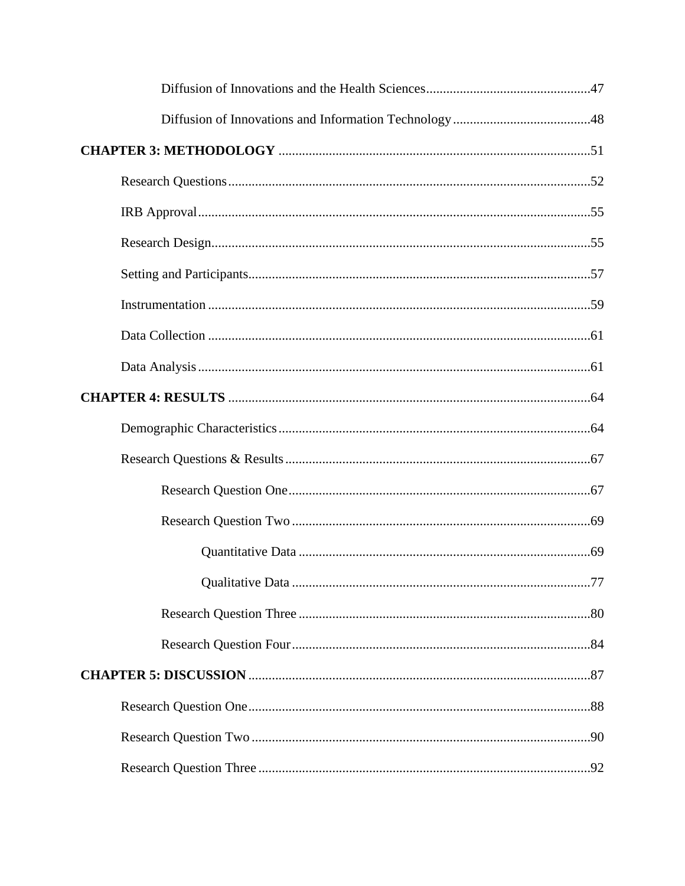Diffusion of Innovations and the Health Sciences ................................................47

Diffusion of Innovations and Information Technology .........................................48

**CHAPTER 3: METHODOLOGY** ............................................................................................51

Research Questions ...........................................................................................................52

IRB Approval ....................................................................................................................55

Research Design ................................................................................................................55

Setting and Participants .....................................................................................................57

Instrumentation .................................................................................................................59

Data Collection .................................................................................................................61

Data Analysis ....................................................................................................................61

**CHAPTER 4: RESULTS** ...........................................................................................................64

Demographic Characteristics ............................................................................................64

Research Questions & Results ..........................................................................................67

Research Question One .........................................................................................67

Research Question Two ........................................................................................69

Quantitative Data ......................................................................................69

Qualitative Data ........................................................................................77

Research Question Three ......................................................................................80

Research Question Four ........................................................................................84

**CHAPTER 5: DISCUSSION** .....................................................................................................87

Research Question One .....................................................................................................88

Research Question Two ....................................................................................................90

Research Question Three ..................................................................................................92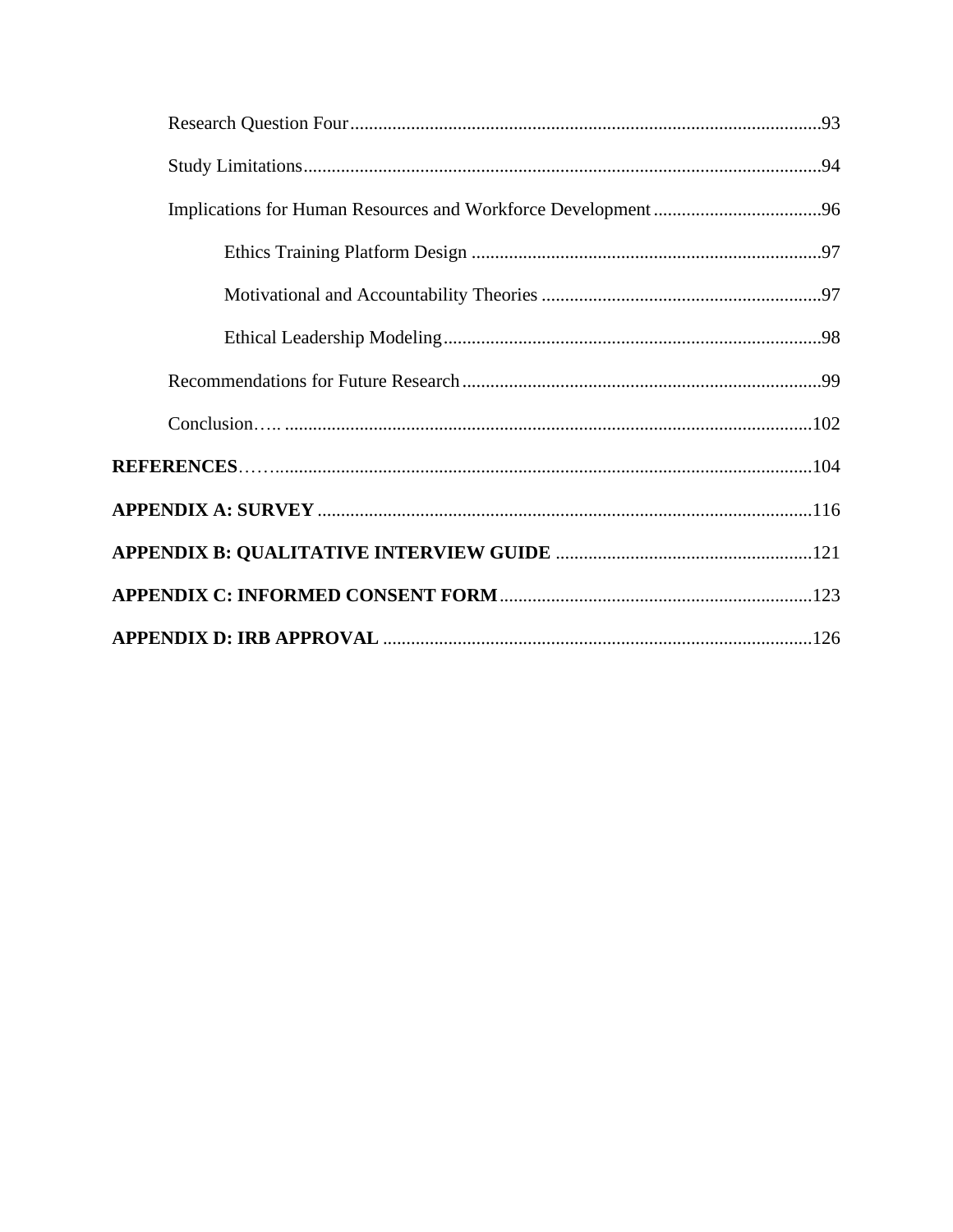Research Question Four .................................................................................................93

Study Limitations ...........................................................................................................94

Implications for Human Resources and Workforce Development ....................................96

Ethics Training Platform Design ...........................................................................97

Motivational and Accountability Theories ............................................................97

Ethical Leadership Modeling .................................................................................98

Recommendations for Future Research ............................................................................99

Conclusion….. ................................................................................................................102

**REFERENCES**…….................................................................................................................104

**APPENDIX A: SURVEY** ..........................................................................................................116

**APPENDIX B: QUALITATIVE INTERVIEW GUIDE** .......................................................121

**APPENDIX C: INFORMED CONSENT FORM** ..................................................................123

**APPENDIX D: IRB APPROVAL** ............................................................................................126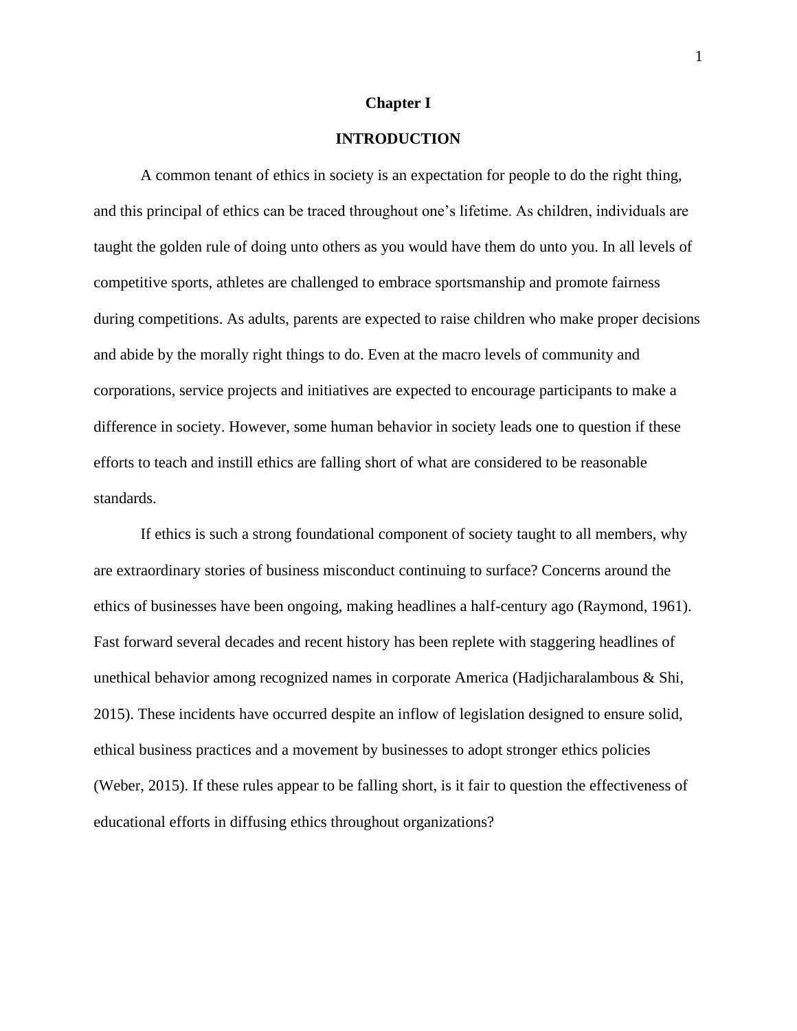# Chapter I

## INTRODUCTION

A common tenant of ethics in society is an expectation for people to do the right thing, and this principal of ethics can be traced throughout one's lifetime. As children, individuals are taught the golden rule of doing unto others as you would have them do unto you. In all levels of competitive sports, athletes are challenged to embrace sportsmanship and promote fairness during competitions. As adults, parents are expected to raise children who make proper decisions and abide by the morally right things to do. Even at the macro levels of community and corporations, service projects and initiatives are expected to encourage participants to make a difference in society. However, some human behavior in society leads one to question if these efforts to teach and instill ethics are falling short of what are considered to be reasonable standards.

If ethics is such a strong foundational component of society taught to all members, why are extraordinary stories of business misconduct continuing to surface? Concerns around the ethics of businesses have been ongoing, making headlines a half-century ago (Raymond, 1961). Fast forward several decades and recent history has been replete with staggering headlines of unethical behavior among recognized names in corporate America (Hadjicharalambous & Shi, 2015). These incidents have occurred despite an inflow of legislation designed to ensure solid, ethical business practices and a movement by businesses to adopt stronger ethics policies (Weber, 2015). If these rules appear to be falling short, is it fair to question the effectiveness of educational efforts in diffusing ethics throughout organizations?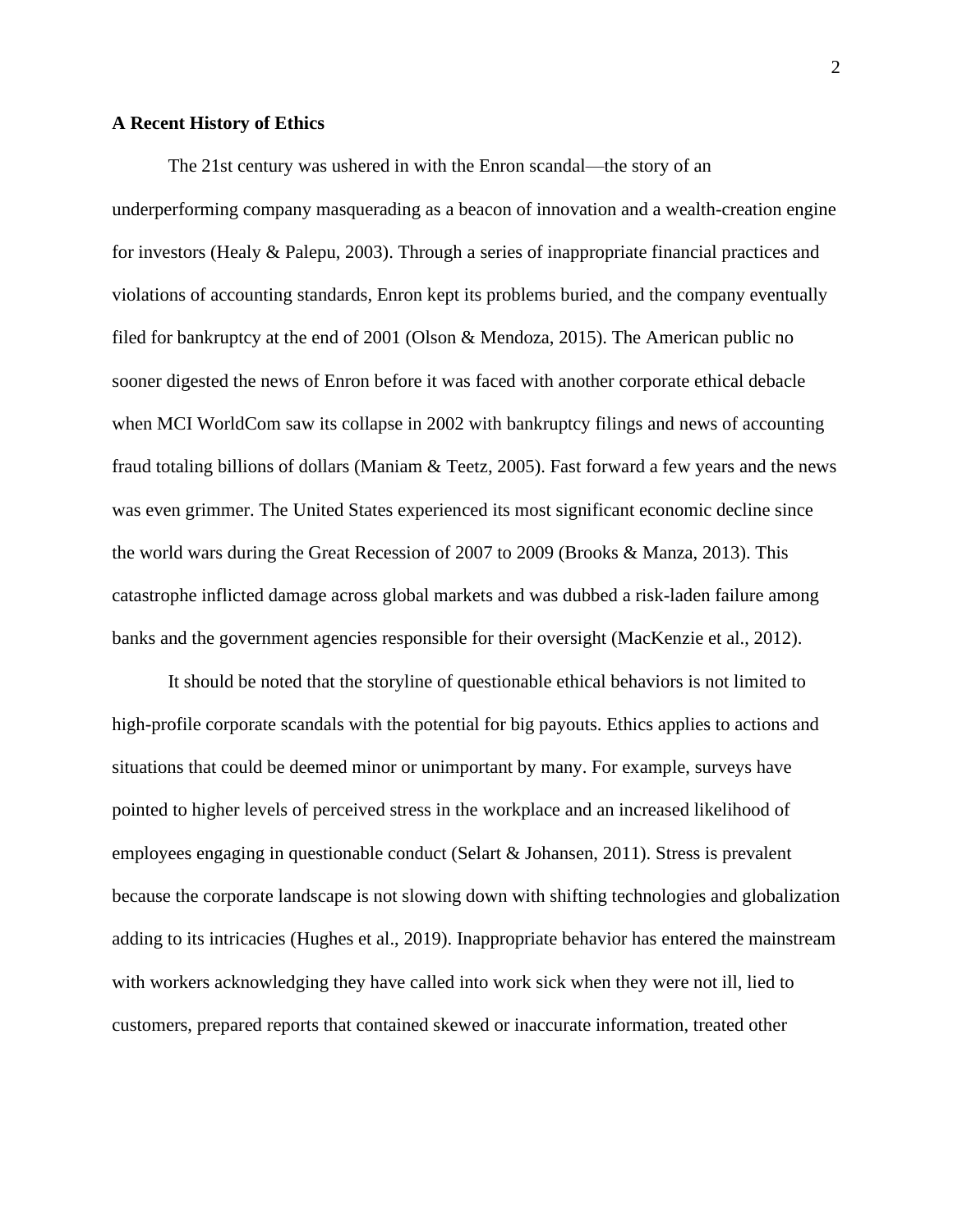**A Recent History of Ethics**

The 21st century was ushered in with the Enron scandal—the story of an underperforming company masquerading as a beacon of innovation and a wealth-creation engine for investors (Healy & Palepu, 2003). Through a series of inappropriate financial practices and violations of accounting standards, Enron kept its problems buried, and the company eventually filed for bankruptcy at the end of 2001 (Olson & Mendoza, 2015). The American public no sooner digested the news of Enron before it was faced with another corporate ethical debacle when MCI WorldCom saw its collapse in 2002 with bankruptcy filings and news of accounting fraud totaling billions of dollars (Maniam & Teetz, 2005). Fast forward a few years and the news was even grimmer. The United States experienced its most significant economic decline since the world wars during the Great Recession of 2007 to 2009 (Brooks & Manza, 2013). This catastrophe inflicted damage across global markets and was dubbed a risk-laden failure among banks and the government agencies responsible for their oversight (MacKenzie et al., 2012).

It should be noted that the storyline of questionable ethical behaviors is not limited to high-profile corporate scandals with the potential for big payouts. Ethics applies to actions and situations that could be deemed minor or unimportant by many. For example, surveys have pointed to higher levels of perceived stress in the workplace and an increased likelihood of employees engaging in questionable conduct (Selart & Johansen, 2011). Stress is prevalent because the corporate landscape is not slowing down with shifting technologies and globalization adding to its intricacies (Hughes et al., 2019). Inappropriate behavior has entered the mainstream with workers acknowledging they have called into work sick when they were not ill, lied to customers, prepared reports that contained skewed or inaccurate information, treated other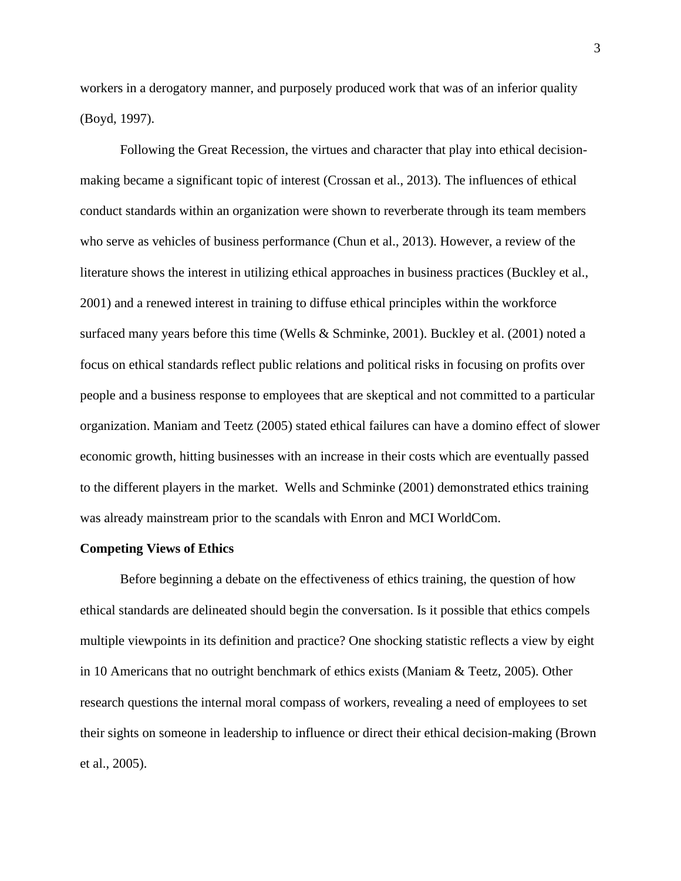workers in a derogatory manner, and purposely produced work that was of an inferior quality (Boyd, 1997).

Following the Great Recession, the virtues and character that play into ethical decision-making became a significant topic of interest (Crossan et al., 2013). The influences of ethical conduct standards within an organization were shown to reverberate through its team members who serve as vehicles of business performance (Chun et al., 2013). However, a review of the literature shows the interest in utilizing ethical approaches in business practices (Buckley et al., 2001) and a renewed interest in training to diffuse ethical principles within the workforce surfaced many years before this time (Wells & Schminke, 2001). Buckley et al. (2001) noted a focus on ethical standards reflect public relations and political risks in focusing on profits over people and a business response to employees that are skeptical and not committed to a particular organization. Maniam and Teetz (2005) stated ethical failures can have a domino effect of slower economic growth, hitting businesses with an increase in their costs which are eventually passed to the different players in the market. Wells and Schminke (2001) demonstrated ethics training was already mainstream prior to the scandals with Enron and MCI WorldCom.

## Competing Views of Ethics

Before beginning a debate on the effectiveness of ethics training, the question of how ethical standards are delineated should begin the conversation. Is it possible that ethics compels multiple viewpoints in its definition and practice? One shocking statistic reflects a view by eight in 10 Americans that no outright benchmark of ethics exists (Maniam & Teetz, 2005). Other research questions the internal moral compass of workers, revealing a need of employees to set their sights on someone in leadership to influence or direct their ethical decision-making (Brown et al., 2005).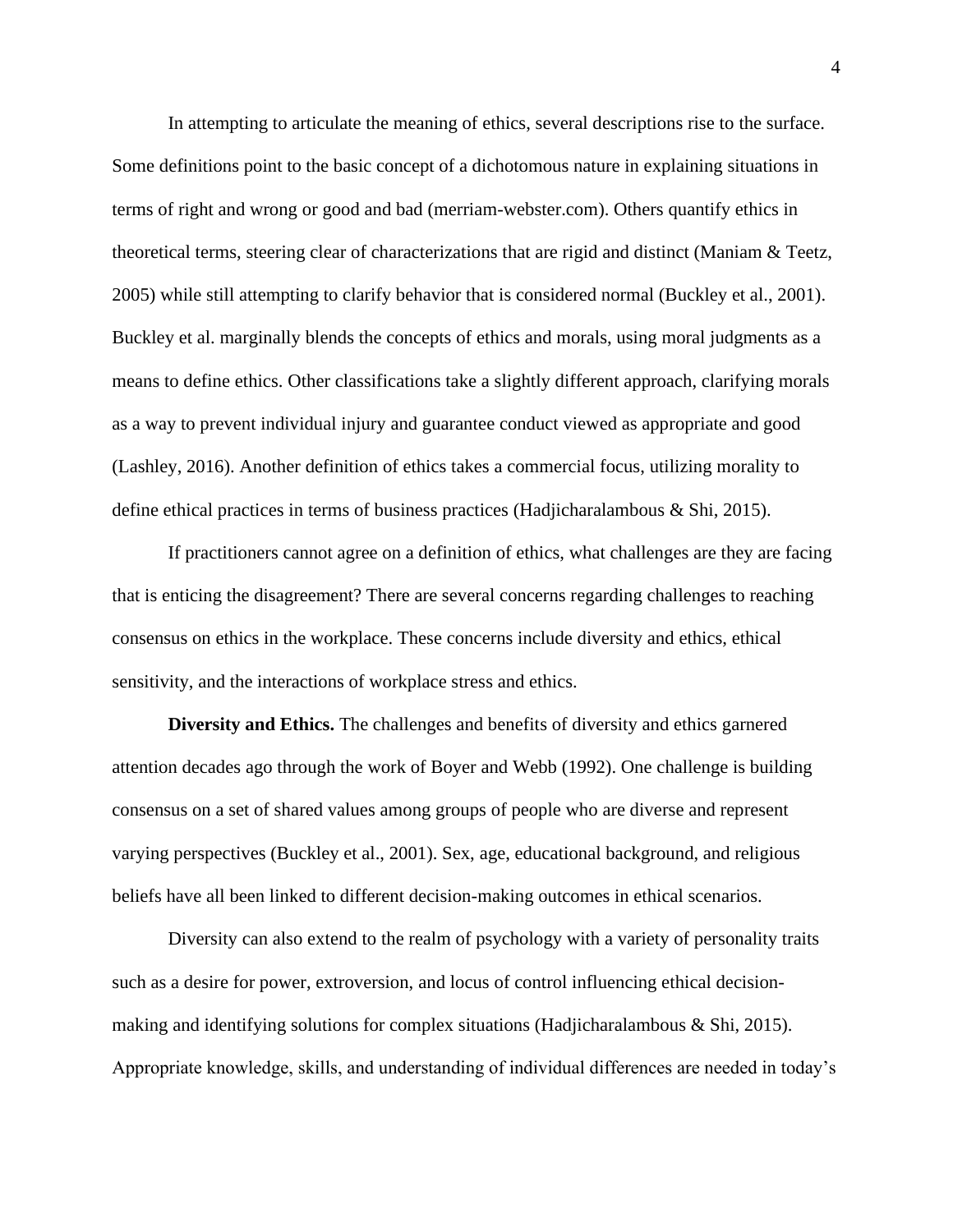In attempting to articulate the meaning of ethics, several descriptions rise to the surface. Some definitions point to the basic concept of a dichotomous nature in explaining situations in terms of right and wrong or good and bad (merriam-webster.com). Others quantify ethics in theoretical terms, steering clear of characterizations that are rigid and distinct (Maniam & Teetz, 2005) while still attempting to clarify behavior that is considered normal (Buckley et al., 2001). Buckley et al. marginally blends the concepts of ethics and morals, using moral judgments as a means to define ethics. Other classifications take a slightly different approach, clarifying morals as a way to prevent individual injury and guarantee conduct viewed as appropriate and good (Lashley, 2016). Another definition of ethics takes a commercial focus, utilizing morality to define ethical practices in terms of business practices (Hadjicharalambous & Shi, 2015).

If practitioners cannot agree on a definition of ethics, what challenges are they are facing that is enticing the disagreement? There are several concerns regarding challenges to reaching consensus on ethics in the workplace. These concerns include diversity and ethics, ethical sensitivity, and the interactions of workplace stress and ethics.

**Diversity and Ethics.** The challenges and benefits of diversity and ethics garnered attention decades ago through the work of Boyer and Webb (1992). One challenge is building consensus on a set of shared values among groups of people who are diverse and represent varying perspectives (Buckley et al., 2001). Sex, age, educational background, and religious beliefs have all been linked to different decision-making outcomes in ethical scenarios.

Diversity can also extend to the realm of psychology with a variety of personality traits such as a desire for power, extroversion, and locus of control influencing ethical decision-making and identifying solutions for complex situations (Hadjicharalambous & Shi, 2015). Appropriate knowledge, skills, and understanding of individual differences are needed in today's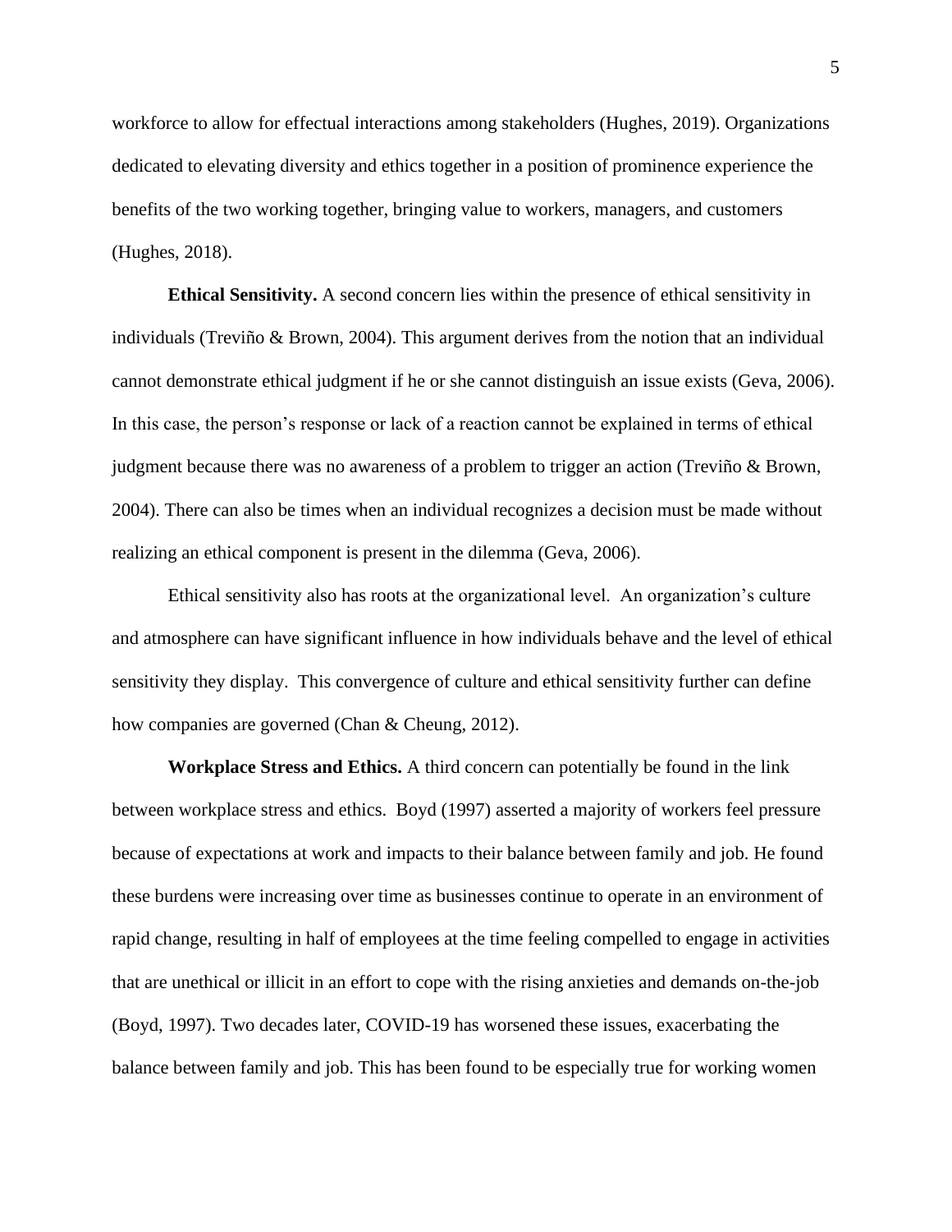workforce to allow for effectual interactions among stakeholders (Hughes, 2019). Organizations dedicated to elevating diversity and ethics together in a position of prominence experience the benefits of the two working together, bringing value to workers, managers, and customers (Hughes, 2018).

**Ethical Sensitivity.** A second concern lies within the presence of ethical sensitivity in individuals (Treviño & Brown, 2004). This argument derives from the notion that an individual cannot demonstrate ethical judgment if he or she cannot distinguish an issue exists (Geva, 2006). In this case, the person's response or lack of a reaction cannot be explained in terms of ethical judgment because there was no awareness of a problem to trigger an action (Treviño & Brown, 2004). There can also be times when an individual recognizes a decision must be made without realizing an ethical component is present in the dilemma (Geva, 2006).

Ethical sensitivity also has roots at the organizational level. An organization's culture and atmosphere can have significant influence in how individuals behave and the level of ethical sensitivity they display. This convergence of culture and ethical sensitivity further can define how companies are governed (Chan & Cheung, 2012).

**Workplace Stress and Ethics.** A third concern can potentially be found in the link between workplace stress and ethics. Boyd (1997) asserted a majority of workers feel pressure because of expectations at work and impacts to their balance between family and job. He found these burdens were increasing over time as businesses continue to operate in an environment of rapid change, resulting in half of employees at the time feeling compelled to engage in activities that are unethical or illicit in an effort to cope with the rising anxieties and demands on-the-job (Boyd, 1997). Two decades later, COVID-19 has worsened these issues, exacerbating the balance between family and job. This has been found to be especially true for working women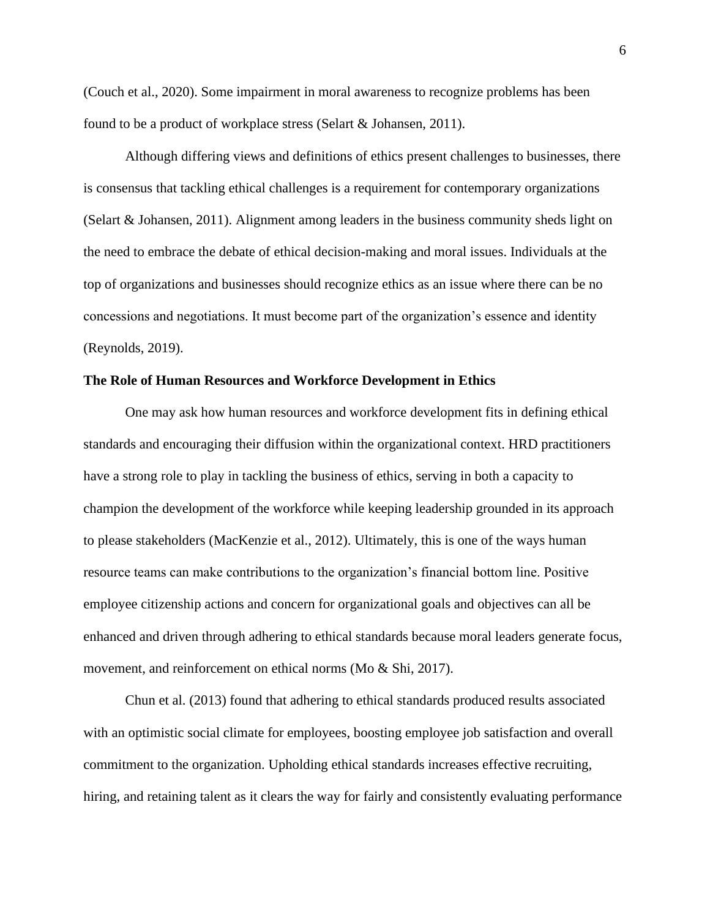(Couch et al., 2020). Some impairment in moral awareness to recognize problems has been found to be a product of workplace stress (Selart & Johansen, 2011).

Although differing views and definitions of ethics present challenges to businesses, there is consensus that tackling ethical challenges is a requirement for contemporary organizations (Selart & Johansen, 2011). Alignment among leaders in the business community sheds light on the need to embrace the debate of ethical decision-making and moral issues. Individuals at the top of organizations and businesses should recognize ethics as an issue where there can be no concessions and negotiations. It must become part of the organization's essence and identity (Reynolds, 2019).

**The Role of Human Resources and Workforce Development in Ethics**

One may ask how human resources and workforce development fits in defining ethical standards and encouraging their diffusion within the organizational context. HRD practitioners have a strong role to play in tackling the business of ethics, serving in both a capacity to champion the development of the workforce while keeping leadership grounded in its approach to please stakeholders (MacKenzie et al., 2012). Ultimately, this is one of the ways human resource teams can make contributions to the organization's financial bottom line. Positive employee citizenship actions and concern for organizational goals and objectives can all be enhanced and driven through adhering to ethical standards because moral leaders generate focus, movement, and reinforcement on ethical norms (Mo & Shi, 2017).

Chun et al. (2013) found that adhering to ethical standards produced results associated with an optimistic social climate for employees, boosting employee job satisfaction and overall commitment to the organization. Upholding ethical standards increases effective recruiting, hiring, and retaining talent as it clears the way for fairly and consistently evaluating performance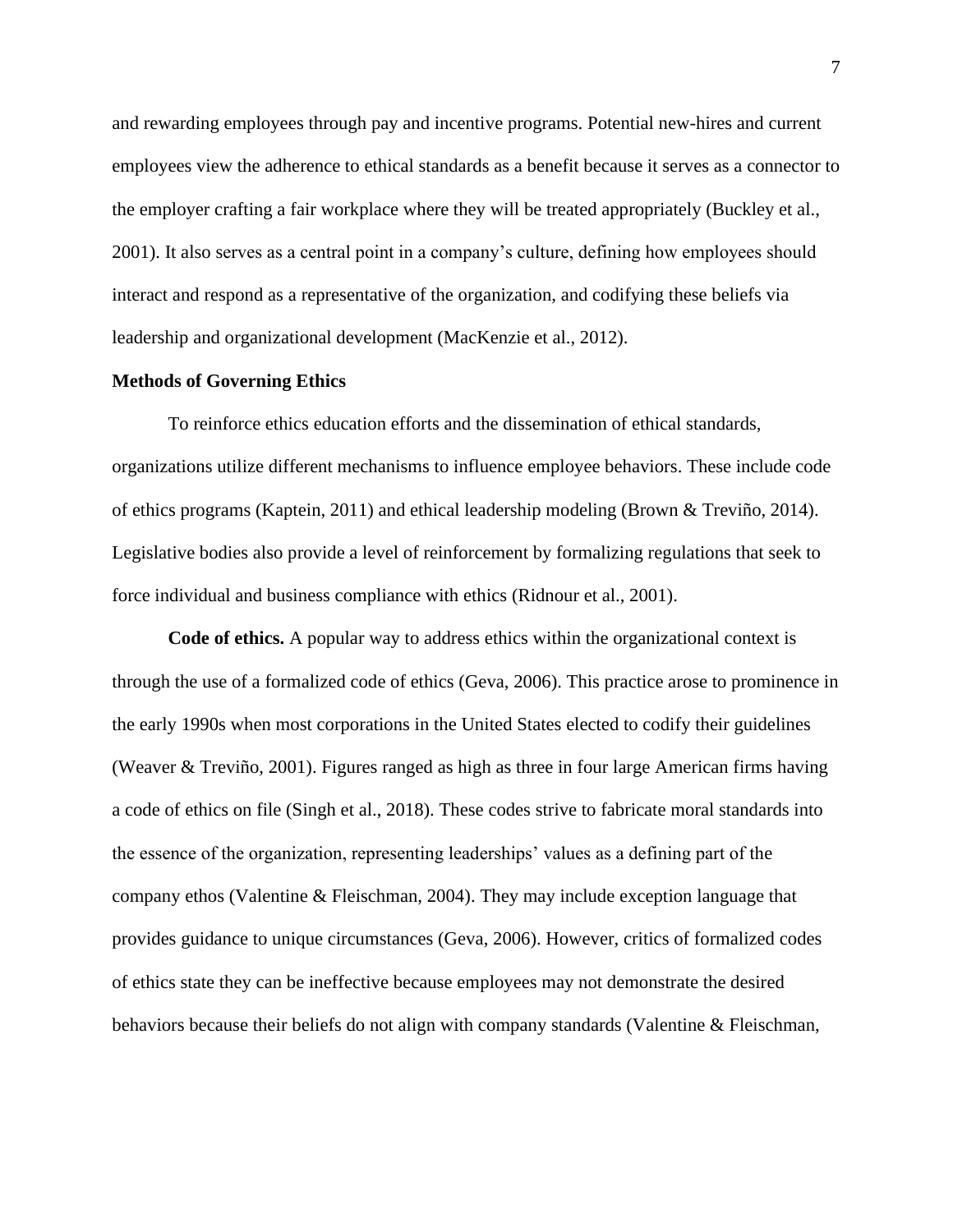and rewarding employees through pay and incentive programs. Potential new-hires and current employees view the adherence to ethical standards as a benefit because it serves as a connector to the employer crafting a fair workplace where they will be treated appropriately (Buckley et al., 2001). It also serves as a central point in a company's culture, defining how employees should interact and respond as a representative of the organization, and codifying these beliefs via leadership and organizational development (MacKenzie et al., 2012).

### Methods of Governing Ethics

To reinforce ethics education efforts and the dissemination of ethical standards, organizations utilize different mechanisms to influence employee behaviors. These include code of ethics programs (Kaptein, 2011) and ethical leadership modeling (Brown & Treviño, 2014). Legislative bodies also provide a level of reinforcement by formalizing regulations that seek to force individual and business compliance with ethics (Ridnour et al., 2001).

**Code of ethics.** A popular way to address ethics within the organizational context is through the use of a formalized code of ethics (Geva, 2006). This practice arose to prominence in the early 1990s when most corporations in the United States elected to codify their guidelines (Weaver & Treviño, 2001). Figures ranged as high as three in four large American firms having a code of ethics on file (Singh et al., 2018). These codes strive to fabricate moral standards into the essence of the organization, representing leaderships' values as a defining part of the company ethos (Valentine & Fleischman, 2004). They may include exception language that provides guidance to unique circumstances (Geva, 2006). However, critics of formalized codes of ethics state they can be ineffective because employees may not demonstrate the desired behaviors because their beliefs do not align with company standards (Valentine & Fleischman,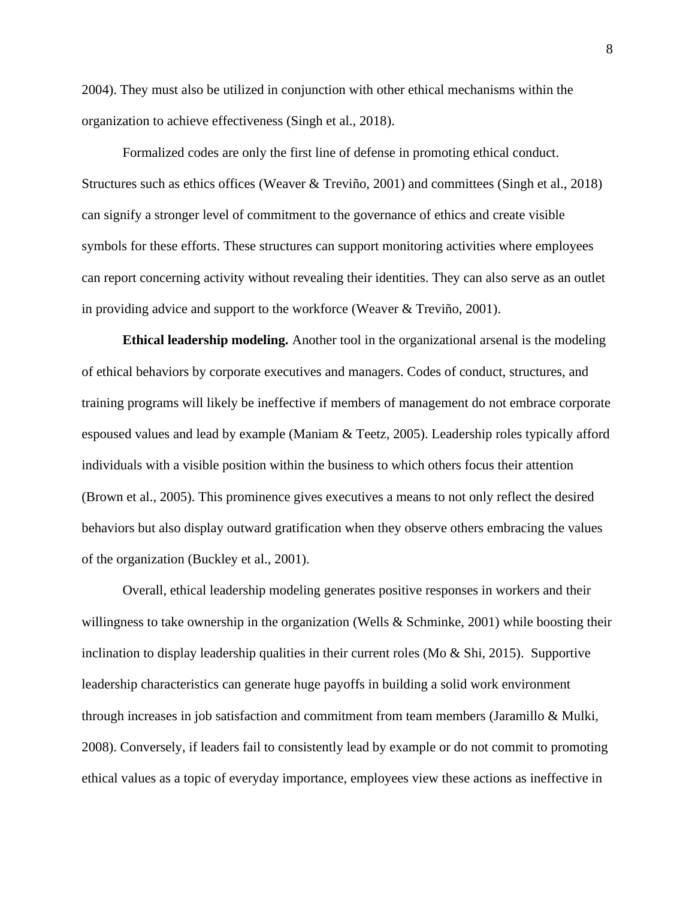2004). They must also be utilized in conjunction with other ethical mechanisms within the organization to achieve effectiveness (Singh et al., 2018).

Formalized codes are only the first line of defense in promoting ethical conduct. Structures such as ethics offices (Weaver & Treviño, 2001) and committees (Singh et al., 2018) can signify a stronger level of commitment to the governance of ethics and create visible symbols for these efforts. These structures can support monitoring activities where employees can report concerning activity without revealing their identities. They can also serve as an outlet in providing advice and support to the workforce (Weaver & Treviño, 2001).

**Ethical leadership modeling.** Another tool in the organizational arsenal is the modeling of ethical behaviors by corporate executives and managers. Codes of conduct, structures, and training programs will likely be ineffective if members of management do not embrace corporate espoused values and lead by example (Maniam & Teetz, 2005). Leadership roles typically afford individuals with a visible position within the business to which others focus their attention (Brown et al., 2005). This prominence gives executives a means to not only reflect the desired behaviors but also display outward gratification when they observe others embracing the values of the organization (Buckley et al., 2001).

Overall, ethical leadership modeling generates positive responses in workers and their willingness to take ownership in the organization (Wells & Schminke, 2001) while boosting their inclination to display leadership qualities in their current roles (Mo & Shi, 2015). Supportive leadership characteristics can generate huge payoffs in building a solid work environment through increases in job satisfaction and commitment from team members (Jaramillo & Mulki, 2008). Conversely, if leaders fail to consistently lead by example or do not commit to promoting ethical values as a topic of everyday importance, employees view these actions as ineffective in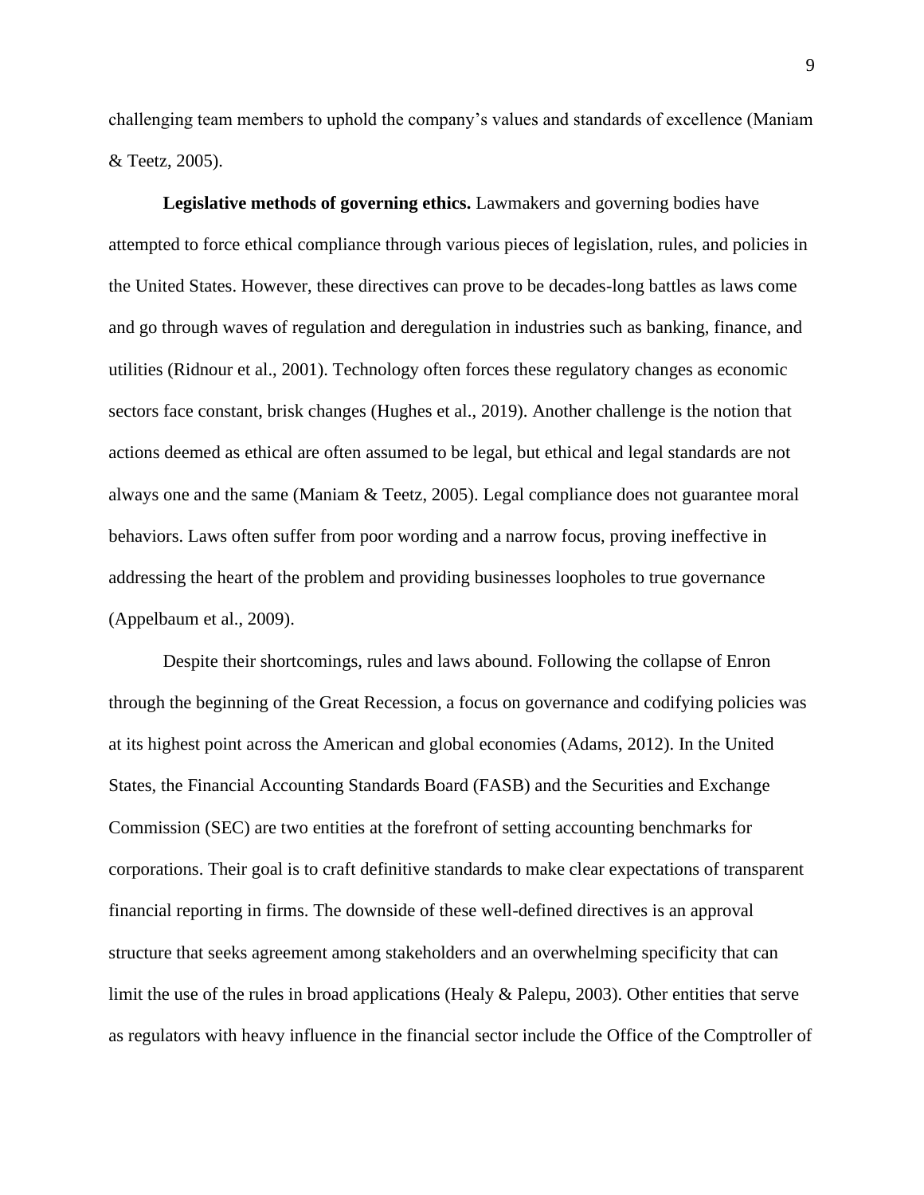challenging team members to uphold the company's values and standards of excellence (Maniam & Teetz, 2005).

**Legislative methods of governing ethics.** Lawmakers and governing bodies have attempted to force ethical compliance through various pieces of legislation, rules, and policies in the United States. However, these directives can prove to be decades-long battles as laws come and go through waves of regulation and deregulation in industries such as banking, finance, and utilities (Ridnour et al., 2001). Technology often forces these regulatory changes as economic sectors face constant, brisk changes (Hughes et al., 2019). Another challenge is the notion that actions deemed as ethical are often assumed to be legal, but ethical and legal standards are not always one and the same (Maniam & Teetz, 2005). Legal compliance does not guarantee moral behaviors. Laws often suffer from poor wording and a narrow focus, proving ineffective in addressing the heart of the problem and providing businesses loopholes to true governance (Appelbaum et al., 2009).

Despite their shortcomings, rules and laws abound. Following the collapse of Enron through the beginning of the Great Recession, a focus on governance and codifying policies was at its highest point across the American and global economies (Adams, 2012). In the United States, the Financial Accounting Standards Board (FASB) and the Securities and Exchange Commission (SEC) are two entities at the forefront of setting accounting benchmarks for corporations. Their goal is to craft definitive standards to make clear expectations of transparent financial reporting in firms. The downside of these well-defined directives is an approval structure that seeks agreement among stakeholders and an overwhelming specificity that can limit the use of the rules in broad applications (Healy & Palepu, 2003). Other entities that serve as regulators with heavy influence in the financial sector include the Office of the Comptroller of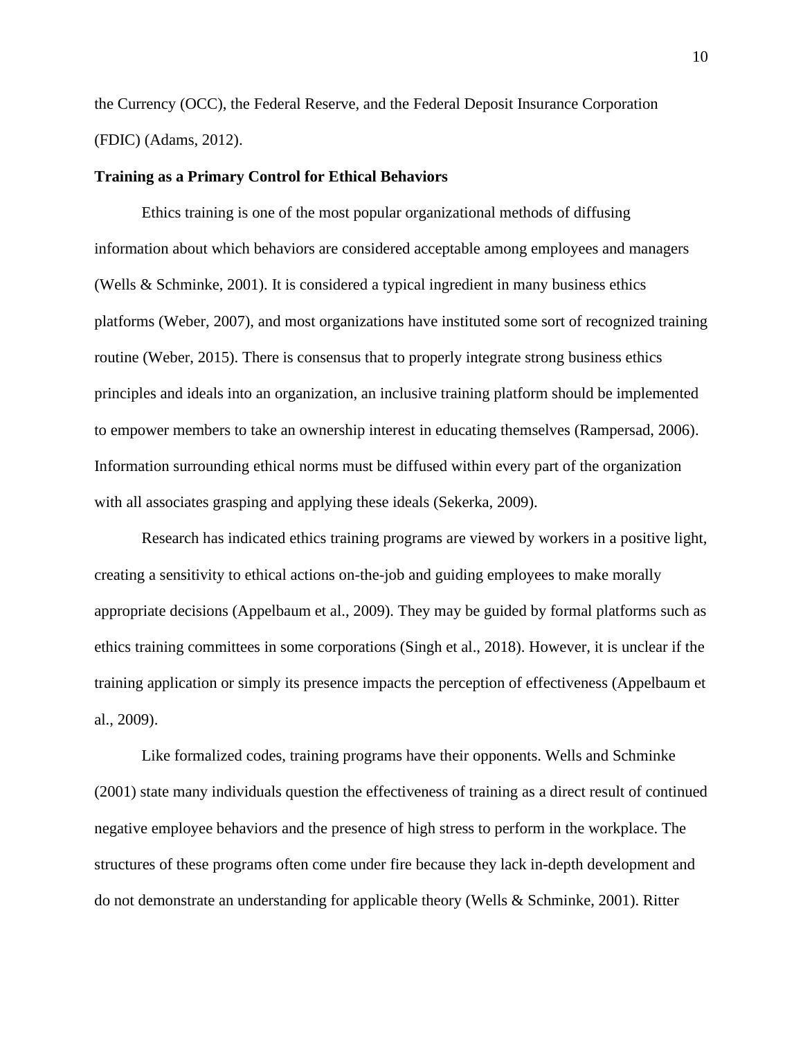the Currency (OCC), the Federal Reserve, and the Federal Deposit Insurance Corporation (FDIC) (Adams, 2012).

**Training as a Primary Control for Ethical Behaviors**

Ethics training is one of the most popular organizational methods of diffusing information about which behaviors are considered acceptable among employees and managers (Wells & Schminke, 2001). It is considered a typical ingredient in many business ethics platforms (Weber, 2007), and most organizations have instituted some sort of recognized training routine (Weber, 2015). There is consensus that to properly integrate strong business ethics principles and ideals into an organization, an inclusive training platform should be implemented to empower members to take an ownership interest in educating themselves (Rampersad, 2006). Information surrounding ethical norms must be diffused within every part of the organization with all associates grasping and applying these ideals (Sekerka, 2009).

Research has indicated ethics training programs are viewed by workers in a positive light, creating a sensitivity to ethical actions on-the-job and guiding employees to make morally appropriate decisions (Appelbaum et al., 2009). They may be guided by formal platforms such as ethics training committees in some corporations (Singh et al., 2018). However, it is unclear if the training application or simply its presence impacts the perception of effectiveness (Appelbaum et al., 2009).

Like formalized codes, training programs have their opponents. Wells and Schminke (2001) state many individuals question the effectiveness of training as a direct result of continued negative employee behaviors and the presence of high stress to perform in the workplace. The structures of these programs often come under fire because they lack in-depth development and do not demonstrate an understanding for applicable theory (Wells & Schminke, 2001). Ritter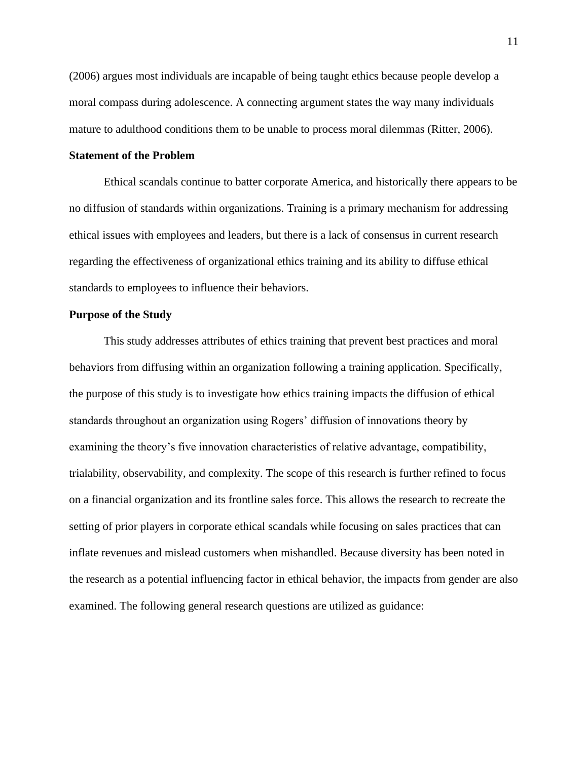(2006) argues most individuals are incapable of being taught ethics because people develop a moral compass during adolescence. A connecting argument states the way many individuals mature to adulthood conditions them to be unable to process moral dilemmas (Ritter, 2006).

## Statement of the Problem

Ethical scandals continue to batter corporate America, and historically there appears to be no diffusion of standards within organizations. Training is a primary mechanism for addressing ethical issues with employees and leaders, but there is a lack of consensus in current research regarding the effectiveness of organizational ethics training and its ability to diffuse ethical standards to employees to influence their behaviors.

## Purpose of the Study

This study addresses attributes of ethics training that prevent best practices and moral behaviors from diffusing within an organization following a training application. Specifically, the purpose of this study is to investigate how ethics training impacts the diffusion of ethical standards throughout an organization using Rogers' diffusion of innovations theory by examining the theory's five innovation characteristics of relative advantage, compatibility, trialability, observability, and complexity. The scope of this research is further refined to focus on a financial organization and its frontline sales force. This allows the research to recreate the setting of prior players in corporate ethical scandals while focusing on sales practices that can inflate revenues and mislead customers when mishandled. Because diversity has been noted in the research as a potential influencing factor in ethical behavior, the impacts from gender are also examined. The following general research questions are utilized as guidance: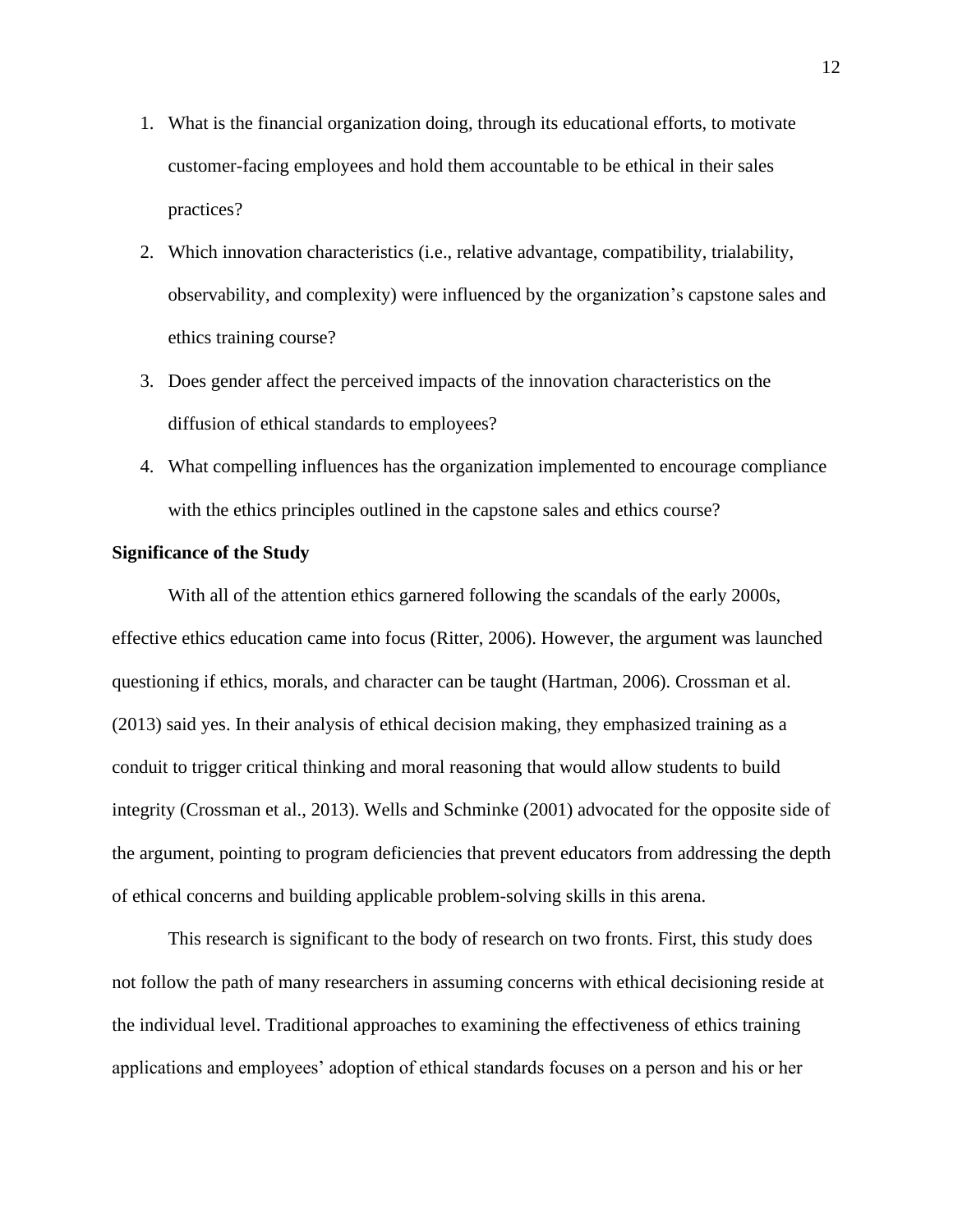1. What is the financial organization doing, through its educational efforts, to motivate customer-facing employees and hold them accountable to be ethical in their sales practices?
2. Which innovation characteristics (i.e., relative advantage, compatibility, trialability, observability, and complexity) were influenced by the organization's capstone sales and ethics training course?
3. Does gender affect the perceived impacts of the innovation characteristics on the diffusion of ethical standards to employees?
4. What compelling influences has the organization implemented to encourage compliance with the ethics principles outlined in the capstone sales and ethics course?

**Significance of the Study**

With all of the attention ethics garnered following the scandals of the early 2000s, effective ethics education came into focus (Ritter, 2006). However, the argument was launched questioning if ethics, morals, and character can be taught (Hartman, 2006). Crossman et al. (2013) said yes. In their analysis of ethical decision making, they emphasized training as a conduit to trigger critical thinking and moral reasoning that would allow students to build integrity (Crossman et al., 2013). Wells and Schminke (2001) advocated for the opposite side of the argument, pointing to program deficiencies that prevent educators from addressing the depth of ethical concerns and building applicable problem-solving skills in this arena.

This research is significant to the body of research on two fronts. First, this study does not follow the path of many researchers in assuming concerns with ethical decisioning reside at the individual level. Traditional approaches to examining the effectiveness of ethics training applications and employees' adoption of ethical standards focuses on a person and his or her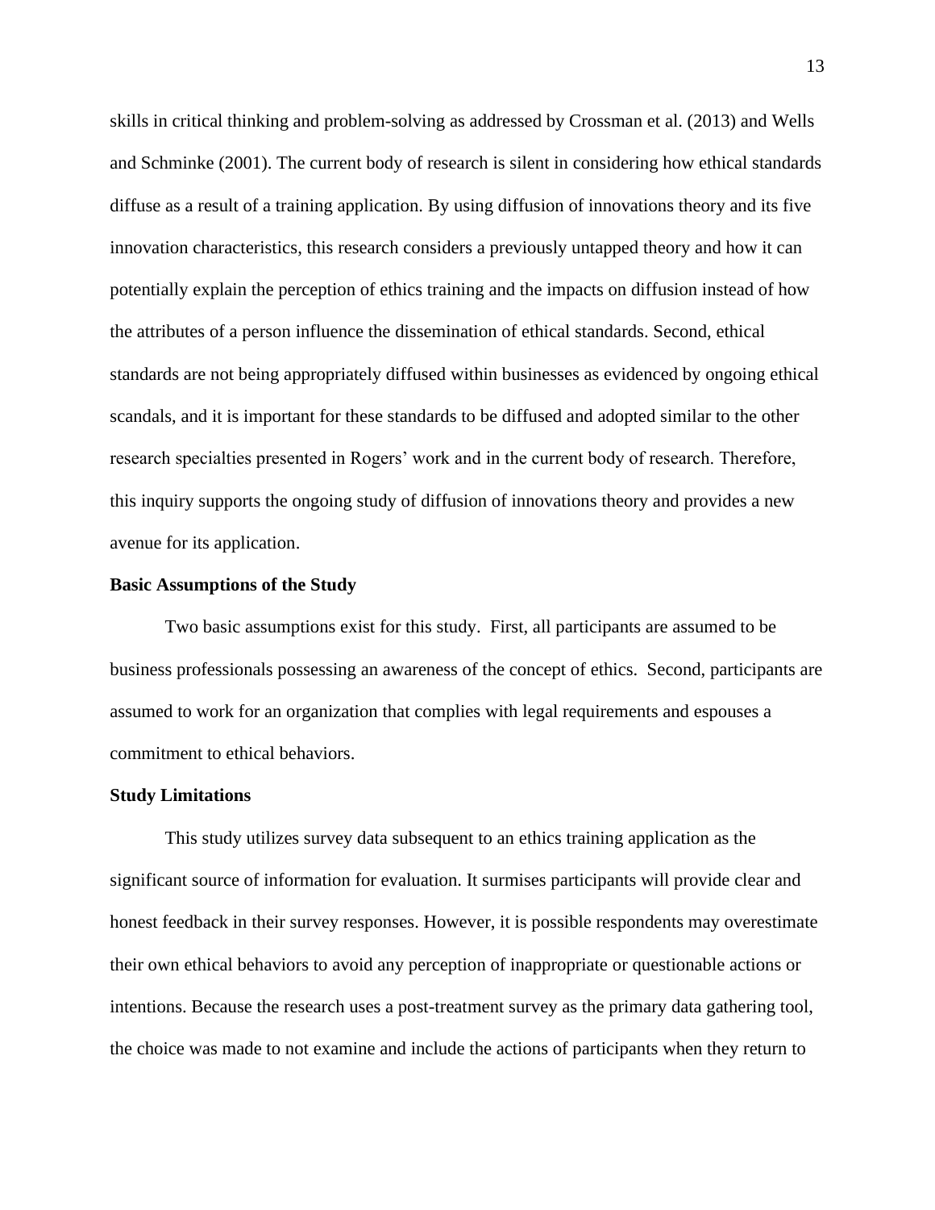skills in critical thinking and problem-solving as addressed by Crossman et al. (2013) and Wells and Schminke (2001). The current body of research is silent in considering how ethical standards diffuse as a result of a training application. By using diffusion of innovations theory and its five innovation characteristics, this research considers a previously untapped theory and how it can potentially explain the perception of ethics training and the impacts on diffusion instead of how the attributes of a person influence the dissemination of ethical standards. Second, ethical standards are not being appropriately diffused within businesses as evidenced by ongoing ethical scandals, and it is important for these standards to be diffused and adopted similar to the other research specialties presented in Rogers' work and in the current body of research. Therefore, this inquiry supports the ongoing study of diffusion of innovations theory and provides a new avenue for its application.

**Basic Assumptions of the Study**

Two basic assumptions exist for this study. First, all participants are assumed to be business professionals possessing an awareness of the concept of ethics. Second, participants are assumed to work for an organization that complies with legal requirements and espouses a commitment to ethical behaviors.

**Study Limitations**

This study utilizes survey data subsequent to an ethics training application as the significant source of information for evaluation. It surmises participants will provide clear and honest feedback in their survey responses. However, it is possible respondents may overestimate their own ethical behaviors to avoid any perception of inappropriate or questionable actions or intentions. Because the research uses a post-treatment survey as the primary data gathering tool, the choice was made to not examine and include the actions of participants when they return to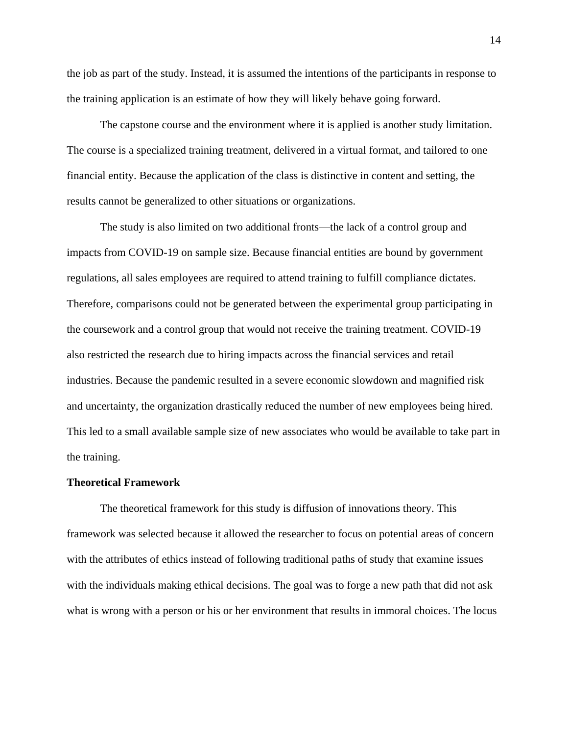the job as part of the study. Instead, it is assumed the intentions of the participants in response to the training application is an estimate of how they will likely behave going forward.

The capstone course and the environment where it is applied is another study limitation. The course is a specialized training treatment, delivered in a virtual format, and tailored to one financial entity. Because the application of the class is distinctive in content and setting, the results cannot be generalized to other situations or organizations.

The study is also limited on two additional fronts—the lack of a control group and impacts from COVID-19 on sample size. Because financial entities are bound by government regulations, all sales employees are required to attend training to fulfill compliance dictates. Therefore, comparisons could not be generated between the experimental group participating in the coursework and a control group that would not receive the training treatment. COVID-19 also restricted the research due to hiring impacts across the financial services and retail industries. Because the pandemic resulted in a severe economic slowdown and magnified risk and uncertainty, the organization drastically reduced the number of new employees being hired. This led to a small available sample size of new associates who would be available to take part in the training.

## Theoretical Framework

The theoretical framework for this study is diffusion of innovations theory. This framework was selected because it allowed the researcher to focus on potential areas of concern with the attributes of ethics instead of following traditional paths of study that examine issues with the individuals making ethical decisions. The goal was to forge a new path that did not ask what is wrong with a person or his or her environment that results in immoral choices. The locus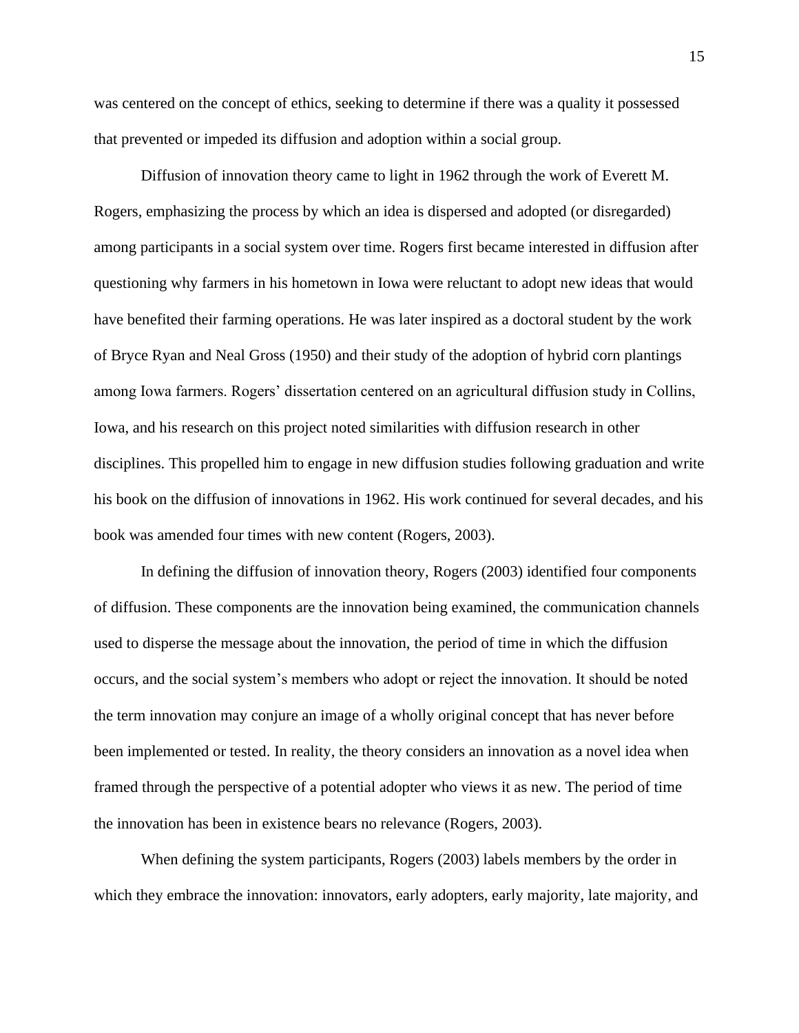was centered on the concept of ethics, seeking to determine if there was a quality it possessed that prevented or impeded its diffusion and adoption within a social group.

Diffusion of innovation theory came to light in 1962 through the work of Everett M. Rogers, emphasizing the process by which an idea is dispersed and adopted (or disregarded) among participants in a social system over time. Rogers first became interested in diffusion after questioning why farmers in his hometown in Iowa were reluctant to adopt new ideas that would have benefited their farming operations. He was later inspired as a doctoral student by the work of Bryce Ryan and Neal Gross (1950) and their study of the adoption of hybrid corn plantings among Iowa farmers. Rogers' dissertation centered on an agricultural diffusion study in Collins, Iowa, and his research on this project noted similarities with diffusion research in other disciplines. This propelled him to engage in new diffusion studies following graduation and write his book on the diffusion of innovations in 1962. His work continued for several decades, and his book was amended four times with new content (Rogers, 2003).

In defining the diffusion of innovation theory, Rogers (2003) identified four components of diffusion. These components are the innovation being examined, the communication channels used to disperse the message about the innovation, the period of time in which the diffusion occurs, and the social system's members who adopt or reject the innovation. It should be noted the term innovation may conjure an image of a wholly original concept that has never before been implemented or tested. In reality, the theory considers an innovation as a novel idea when framed through the perspective of a potential adopter who views it as new. The period of time the innovation has been in existence bears no relevance (Rogers, 2003).

When defining the system participants, Rogers (2003) labels members by the order in which they embrace the innovation: innovators, early adopters, early majority, late majority, and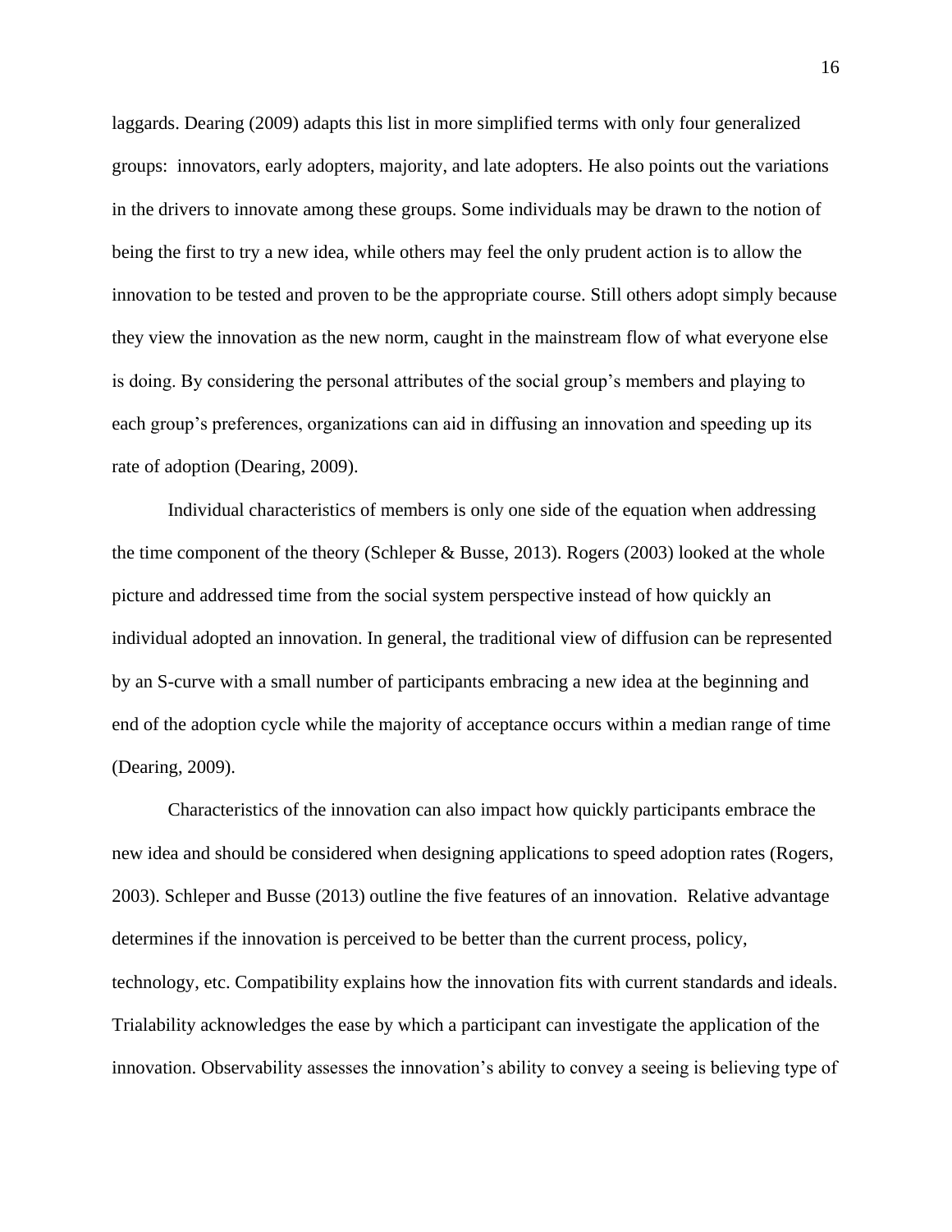laggards. Dearing (2009) adapts this list in more simplified terms with only four generalized groups: innovators, early adopters, majority, and late adopters. He also points out the variations in the drivers to innovate among these groups. Some individuals may be drawn to the notion of being the first to try a new idea, while others may feel the only prudent action is to allow the innovation to be tested and proven to be the appropriate course. Still others adopt simply because they view the innovation as the new norm, caught in the mainstream flow of what everyone else is doing. By considering the personal attributes of the social group's members and playing to each group's preferences, organizations can aid in diffusing an innovation and speeding up its rate of adoption (Dearing, 2009).

Individual characteristics of members is only one side of the equation when addressing the time component of the theory (Schleper & Busse, 2013). Rogers (2003) looked at the whole picture and addressed time from the social system perspective instead of how quickly an individual adopted an innovation. In general, the traditional view of diffusion can be represented by an S-curve with a small number of participants embracing a new idea at the beginning and end of the adoption cycle while the majority of acceptance occurs within a median range of time (Dearing, 2009).

Characteristics of the innovation can also impact how quickly participants embrace the new idea and should be considered when designing applications to speed adoption rates (Rogers, 2003). Schleper and Busse (2013) outline the five features of an innovation. Relative advantage determines if the innovation is perceived to be better than the current process, policy, technology, etc. Compatibility explains how the innovation fits with current standards and ideals. Trialability acknowledges the ease by which a participant can investigate the application of the innovation. Observability assesses the innovation's ability to convey a seeing is believing type of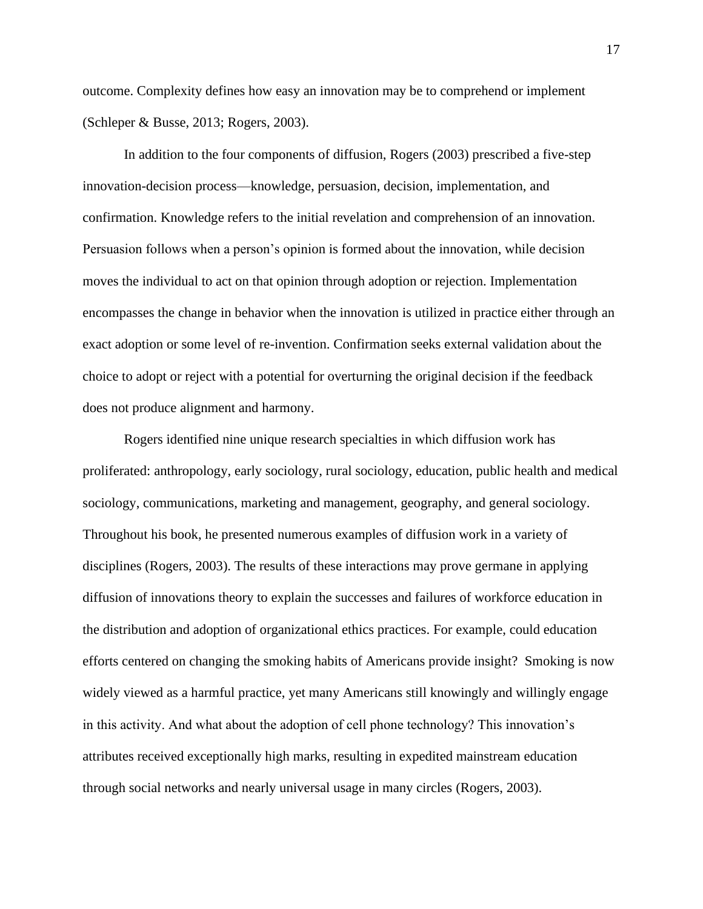outcome. Complexity defines how easy an innovation may be to comprehend or implement (Schleper & Busse, 2013; Rogers, 2003).

In addition to the four components of diffusion, Rogers (2003) prescribed a five-step innovation-decision process—knowledge, persuasion, decision, implementation, and confirmation. Knowledge refers to the initial revelation and comprehension of an innovation. Persuasion follows when a person's opinion is formed about the innovation, while decision moves the individual to act on that opinion through adoption or rejection. Implementation encompasses the change in behavior when the innovation is utilized in practice either through an exact adoption or some level of re-invention. Confirmation seeks external validation about the choice to adopt or reject with a potential for overturning the original decision if the feedback does not produce alignment and harmony.

Rogers identified nine unique research specialties in which diffusion work has proliferated: anthropology, early sociology, rural sociology, education, public health and medical sociology, communications, marketing and management, geography, and general sociology. Throughout his book, he presented numerous examples of diffusion work in a variety of disciplines (Rogers, 2003). The results of these interactions may prove germane in applying diffusion of innovations theory to explain the successes and failures of workforce education in the distribution and adoption of organizational ethics practices. For example, could education efforts centered on changing the smoking habits of Americans provide insight? Smoking is now widely viewed as a harmful practice, yet many Americans still knowingly and willingly engage in this activity. And what about the adoption of cell phone technology? This innovation's attributes received exceptionally high marks, resulting in expedited mainstream education through social networks and nearly universal usage in many circles (Rogers, 2003).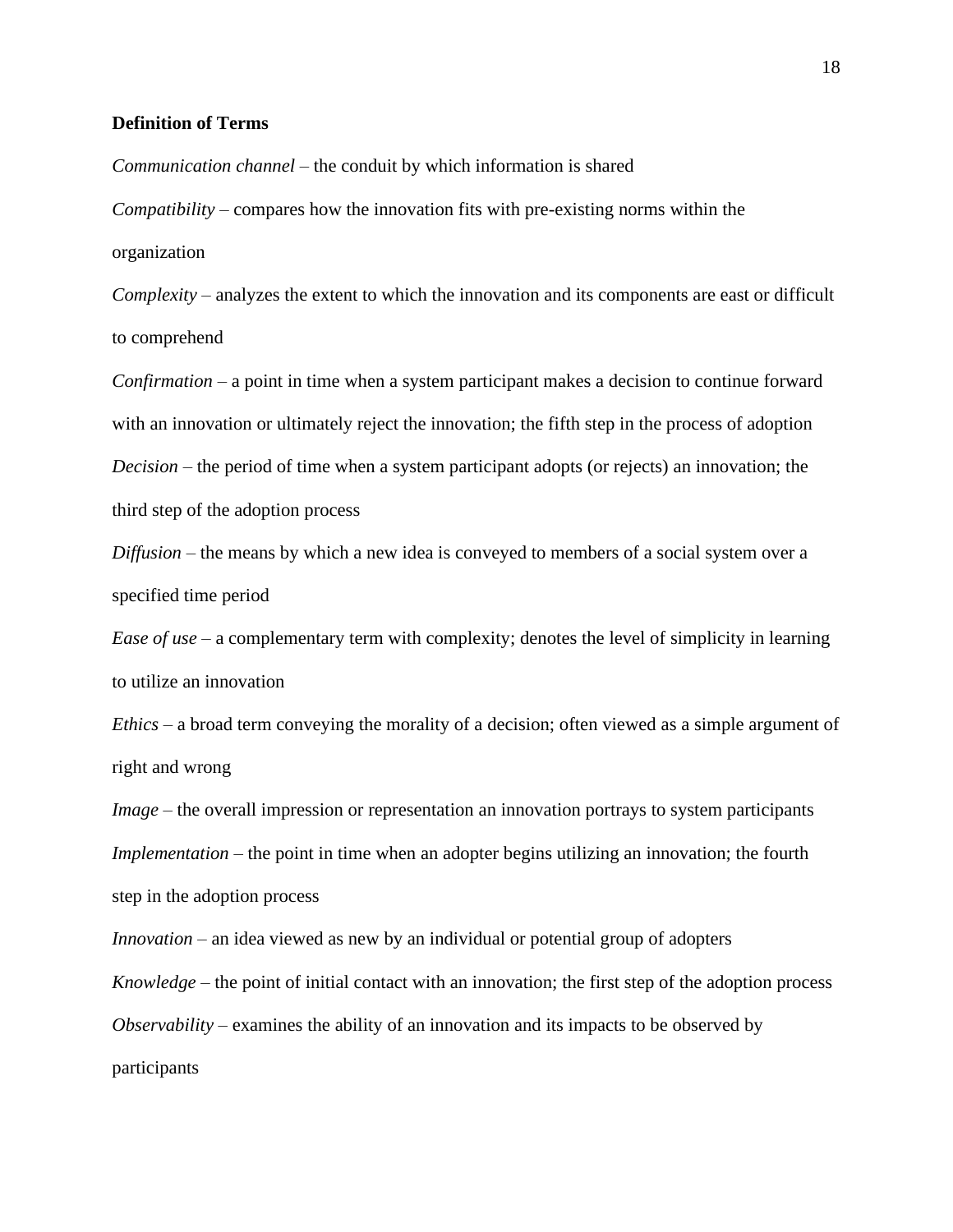**Definition of Terms**

*Communication channel* – the conduit by which information is shared

*Compatibility* – compares how the innovation fits with pre-existing norms within the organization

*Complexity* – analyzes the extent to which the innovation and its components are east or difficult to comprehend

*Confirmation* – a point in time when a system participant makes a decision to continue forward with an innovation or ultimately reject the innovation; the fifth step in the process of adoption

*Decision* – the period of time when a system participant adopts (or rejects) an innovation; the third step of the adoption process

*Diffusion* – the means by which a new idea is conveyed to members of a social system over a specified time period

*Ease of use* – a complementary term with complexity; denotes the level of simplicity in learning to utilize an innovation

*Ethics* – a broad term conveying the morality of a decision; often viewed as a simple argument of right and wrong

*Image* – the overall impression or representation an innovation portrays to system participants

*Implementation* – the point in time when an adopter begins utilizing an innovation; the fourth step in the adoption process

*Innovation* – an idea viewed as new by an individual or potential group of adopters

*Knowledge* – the point of initial contact with an innovation; the first step of the adoption process

*Observability* – examines the ability of an innovation and its impacts to be observed by participants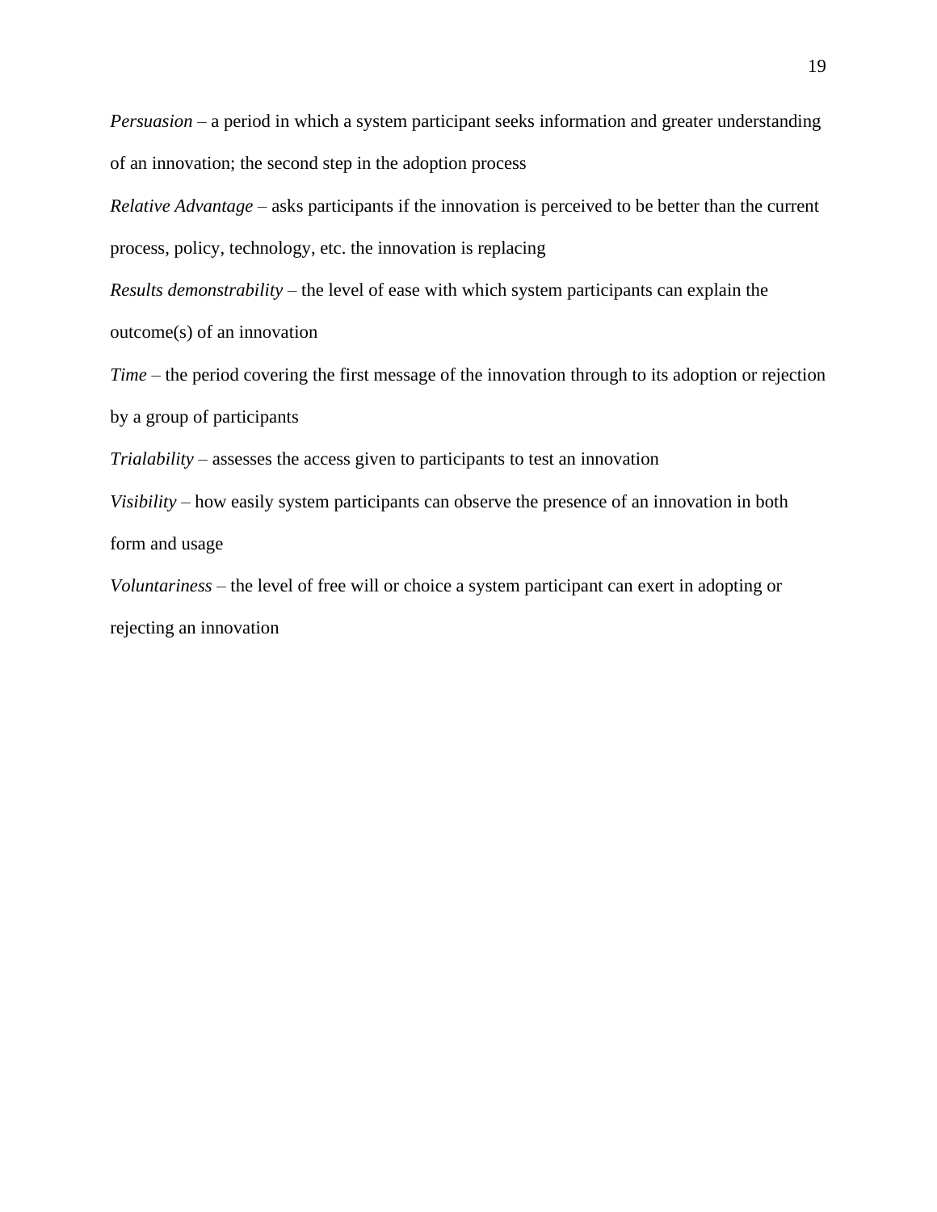*Persuasion* – a period in which a system participant seeks information and greater understanding of an innovation; the second step in the adoption process

*Relative Advantage* – asks participants if the innovation is perceived to be better than the current process, policy, technology, etc. the innovation is replacing

*Results demonstrability* – the level of ease with which system participants can explain the outcome(s) of an innovation

*Time* – the period covering the first message of the innovation through to its adoption or rejection by a group of participants

*Trialability* – assesses the access given to participants to test an innovation

*Visibility* – how easily system participants can observe the presence of an innovation in both form and usage

*Voluntariness* – the level of free will or choice a system participant can exert in adopting or rejecting an innovation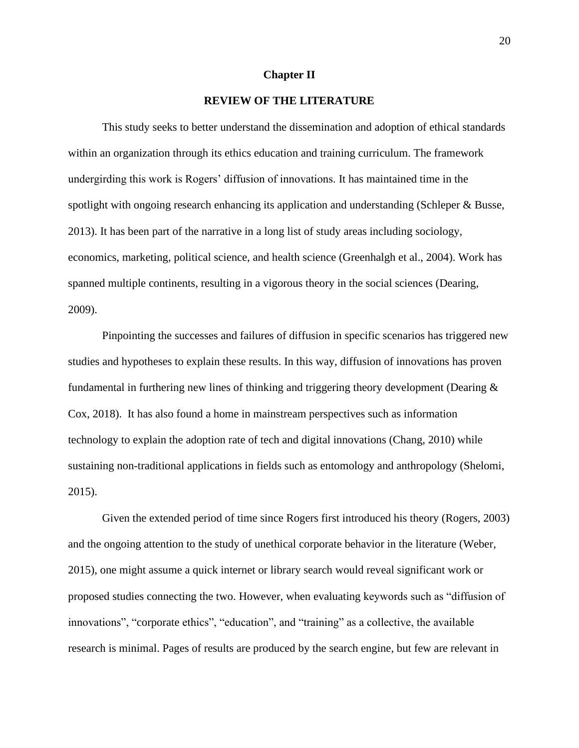# Chapter II

## REVIEW OF THE LITERATURE

This study seeks to better understand the dissemination and adoption of ethical standards within an organization through its ethics education and training curriculum. The framework undergirding this work is Rogers' diffusion of innovations. It has maintained time in the spotlight with ongoing research enhancing its application and understanding (Schleper & Busse, 2013). It has been part of the narrative in a long list of study areas including sociology, economics, marketing, political science, and health science (Greenhalgh et al., 2004). Work has spanned multiple continents, resulting in a vigorous theory in the social sciences (Dearing, 2009).

Pinpointing the successes and failures of diffusion in specific scenarios has triggered new studies and hypotheses to explain these results. In this way, diffusion of innovations has proven fundamental in furthering new lines of thinking and triggering theory development (Dearing & Cox, 2018). It has also found a home in mainstream perspectives such as information technology to explain the adoption rate of tech and digital innovations (Chang, 2010) while sustaining non-traditional applications in fields such as entomology and anthropology (Shelomi, 2015).

Given the extended period of time since Rogers first introduced his theory (Rogers, 2003) and the ongoing attention to the study of unethical corporate behavior in the literature (Weber, 2015), one might assume a quick internet or library search would reveal significant work or proposed studies connecting the two. However, when evaluating keywords such as "diffusion of innovations", "corporate ethics", "education", and "training" as a collective, the available research is minimal. Pages of results are produced by the search engine, but few are relevant in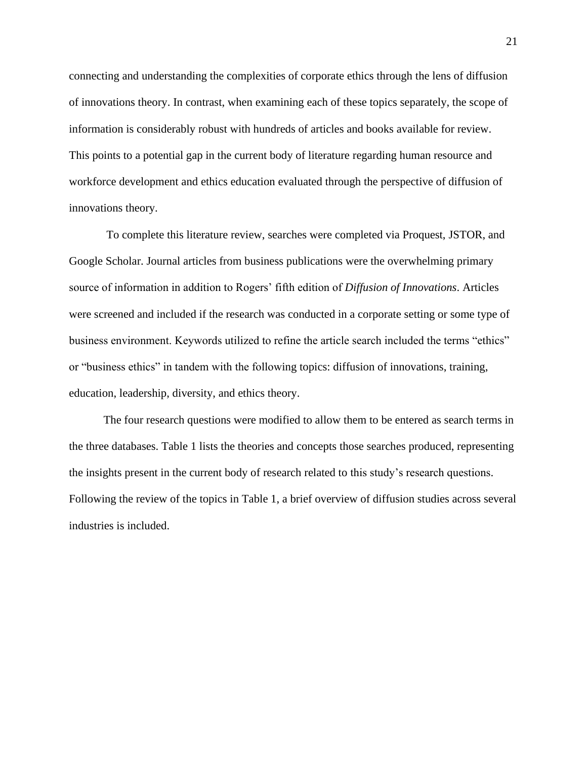connecting and understanding the complexities of corporate ethics through the lens of diffusion of innovations theory. In contrast, when examining each of these topics separately, the scope of information is considerably robust with hundreds of articles and books available for review. This points to a potential gap in the current body of literature regarding human resource and workforce development and ethics education evaluated through the perspective of diffusion of innovations theory.

To complete this literature review, searches were completed via Proquest, JSTOR, and Google Scholar. Journal articles from business publications were the overwhelming primary source of information in addition to Rogers' fifth edition of *Diffusion of Innovations*. Articles were screened and included if the research was conducted in a corporate setting or some type of business environment. Keywords utilized to refine the article search included the terms "ethics" or "business ethics" in tandem with the following topics: diffusion of innovations, training, education, leadership, diversity, and ethics theory.

The four research questions were modified to allow them to be entered as search terms in the three databases. Table 1 lists the theories and concepts those searches produced, representing the insights present in the current body of research related to this study's research questions. Following the review of the topics in Table 1, a brief overview of diffusion studies across several industries is included.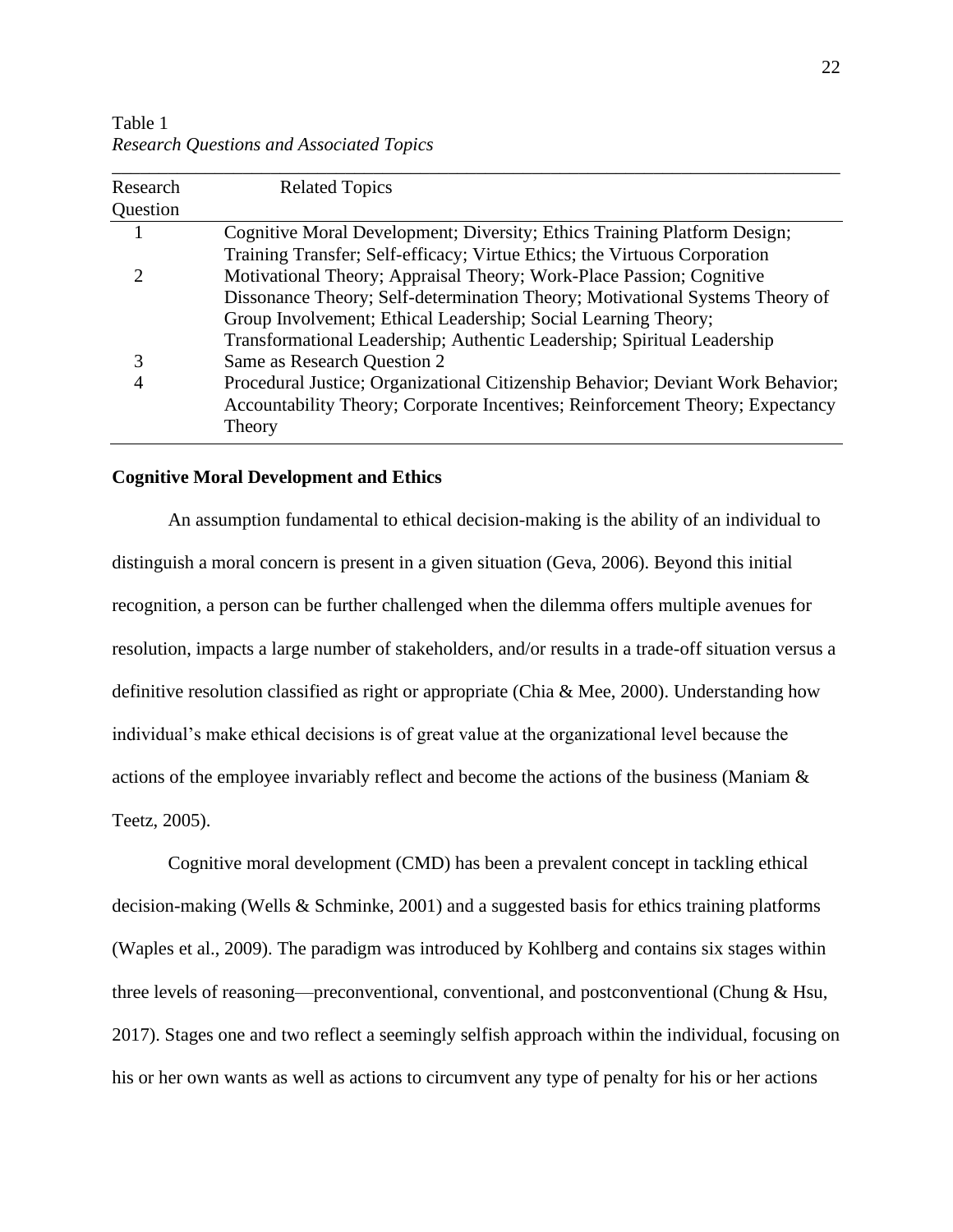Table 1
*Research Questions and Associated Topics*

| Research Question | Related Topics |
|---|---|
| 1 | Cognitive Moral Development; Diversity; Ethics Training Platform Design; Training Transfer; Self-efficacy; Virtue Ethics; the Virtuous Corporation |
| 2 | Motivational Theory; Appraisal Theory; Work-Place Passion; Cognitive Dissonance Theory; Self-determination Theory; Motivational Systems Theory of Group Involvement; Ethical Leadership; Social Learning Theory; Transformational Leadership; Authentic Leadership; Spiritual Leadership |
| 3 | Same as Research Question 2 |
| 4 | Procedural Justice; Organizational Citizenship Behavior; Deviant Work Behavior; Accountability Theory; Corporate Incentives; Reinforcement Theory; Expectancy Theory |

**Cognitive Moral Development and Ethics**

An assumption fundamental to ethical decision-making is the ability of an individual to distinguish a moral concern is present in a given situation (Geva, 2006). Beyond this initial recognition, a person can be further challenged when the dilemma offers multiple avenues for resolution, impacts a large number of stakeholders, and/or results in a trade-off situation versus a definitive resolution classified as right or appropriate (Chia & Mee, 2000). Understanding how individual's make ethical decisions is of great value at the organizational level because the actions of the employee invariably reflect and become the actions of the business (Maniam & Teetz, 2005).

Cognitive moral development (CMD) has been a prevalent concept in tackling ethical decision-making (Wells & Schminke, 2001) and a suggested basis for ethics training platforms (Waples et al., 2009). The paradigm was introduced by Kohlberg and contains six stages within three levels of reasoning—preconventional, conventional, and postconventional (Chung & Hsu, 2017). Stages one and two reflect a seemingly selfish approach within the individual, focusing on his or her own wants as well as actions to circumvent any type of penalty for his or her actions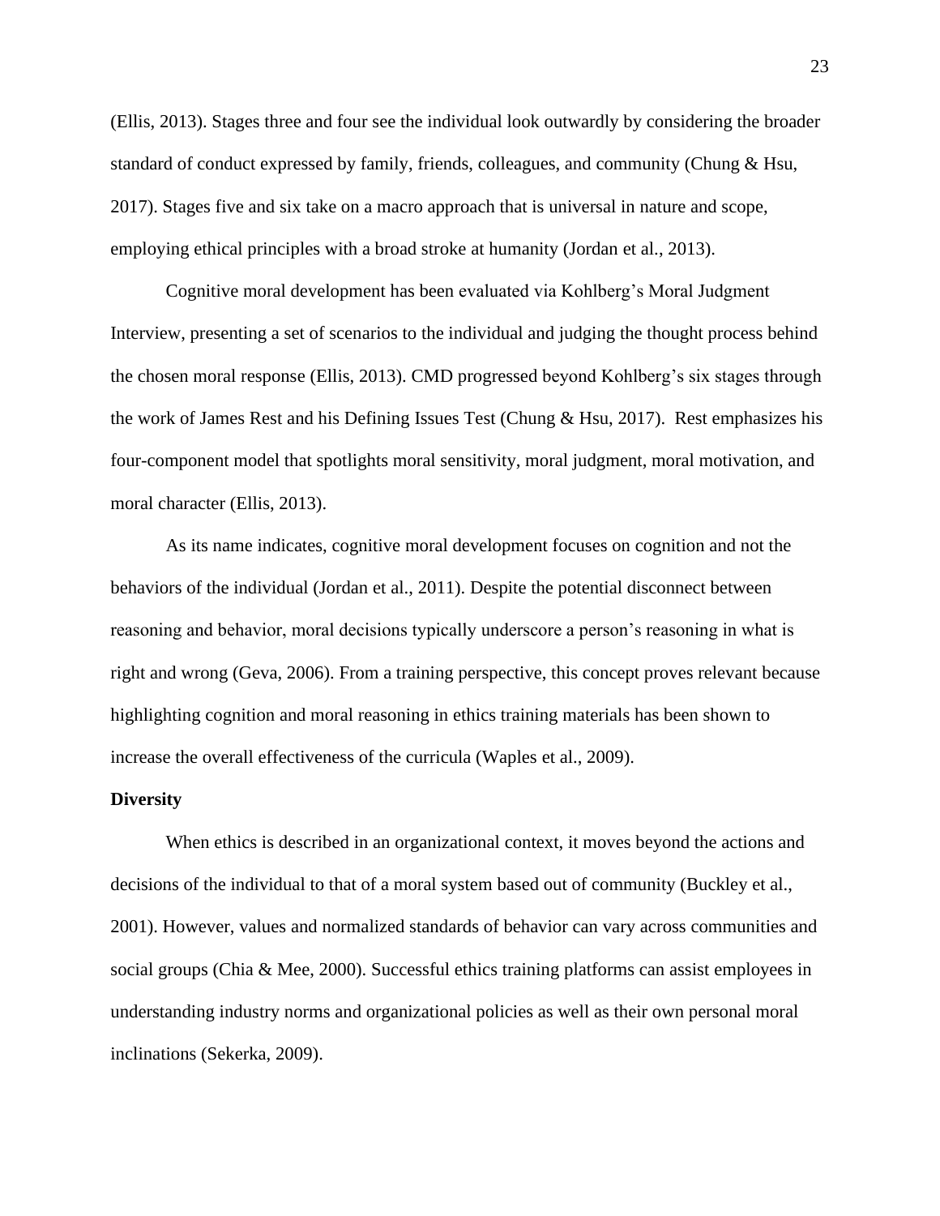(Ellis, 2013). Stages three and four see the individual look outwardly by considering the broader standard of conduct expressed by family, friends, colleagues, and community (Chung & Hsu, 2017). Stages five and six take on a macro approach that is universal in nature and scope, employing ethical principles with a broad stroke at humanity (Jordan et al., 2013).

Cognitive moral development has been evaluated via Kohlberg's Moral Judgment Interview, presenting a set of scenarios to the individual and judging the thought process behind the chosen moral response (Ellis, 2013). CMD progressed beyond Kohlberg's six stages through the work of James Rest and his Defining Issues Test (Chung & Hsu, 2017). Rest emphasizes his four-component model that spotlights moral sensitivity, moral judgment, moral motivation, and moral character (Ellis, 2013).

As its name indicates, cognitive moral development focuses on cognition and not the behaviors of the individual (Jordan et al., 2011). Despite the potential disconnect between reasoning and behavior, moral decisions typically underscore a person's reasoning in what is right and wrong (Geva, 2006). From a training perspective, this concept proves relevant because highlighting cognition and moral reasoning in ethics training materials has been shown to increase the overall effectiveness of the curricula (Waples et al., 2009).

### Diversity

When ethics is described in an organizational context, it moves beyond the actions and decisions of the individual to that of a moral system based out of community (Buckley et al., 2001). However, values and normalized standards of behavior can vary across communities and social groups (Chia & Mee, 2000). Successful ethics training platforms can assist employees in understanding industry norms and organizational policies as well as their own personal moral inclinations (Sekerka, 2009).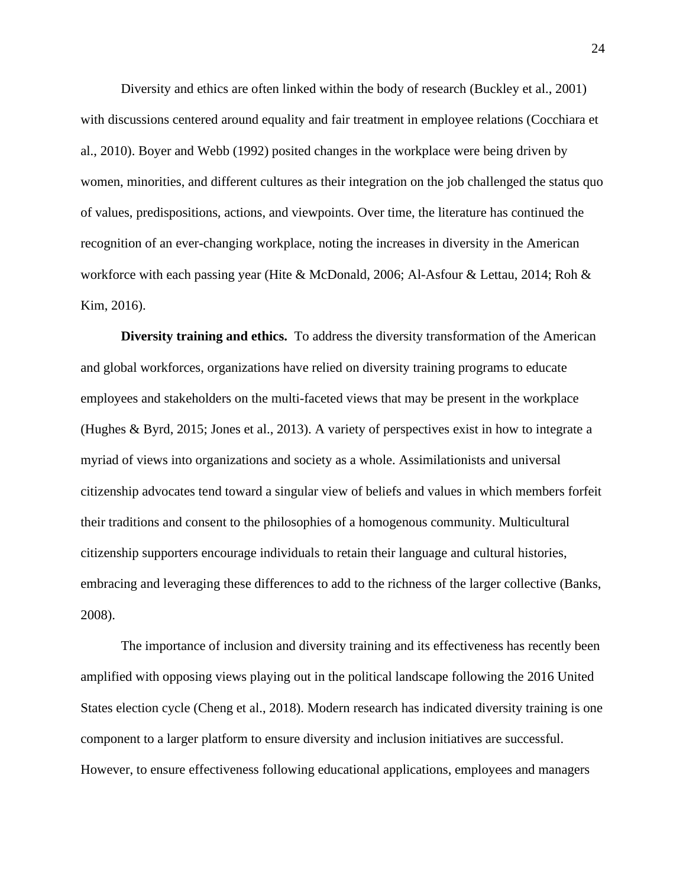Diversity and ethics are often linked within the body of research (Buckley et al., 2001) with discussions centered around equality and fair treatment in employee relations (Cocchiara et al., 2010). Boyer and Webb (1992) posited changes in the workplace were being driven by women, minorities, and different cultures as their integration on the job challenged the status quo of values, predispositions, actions, and viewpoints. Over time, the literature has continued the recognition of an ever-changing workplace, noting the increases in diversity in the American workforce with each passing year (Hite & McDonald, 2006; Al-Asfour & Lettau, 2014; Roh & Kim, 2016).

**Diversity training and ethics.** To address the diversity transformation of the American and global workforces, organizations have relied on diversity training programs to educate employees and stakeholders on the multi-faceted views that may be present in the workplace (Hughes & Byrd, 2015; Jones et al., 2013). A variety of perspectives exist in how to integrate a myriad of views into organizations and society as a whole. Assimilationists and universal citizenship advocates tend toward a singular view of beliefs and values in which members forfeit their traditions and consent to the philosophies of a homogenous community. Multicultural citizenship supporters encourage individuals to retain their language and cultural histories, embracing and leveraging these differences to add to the richness of the larger collective (Banks, 2008).

The importance of inclusion and diversity training and its effectiveness has recently been amplified with opposing views playing out in the political landscape following the 2016 United States election cycle (Cheng et al., 2018). Modern research has indicated diversity training is one component to a larger platform to ensure diversity and inclusion initiatives are successful. However, to ensure effectiveness following educational applications, employees and managers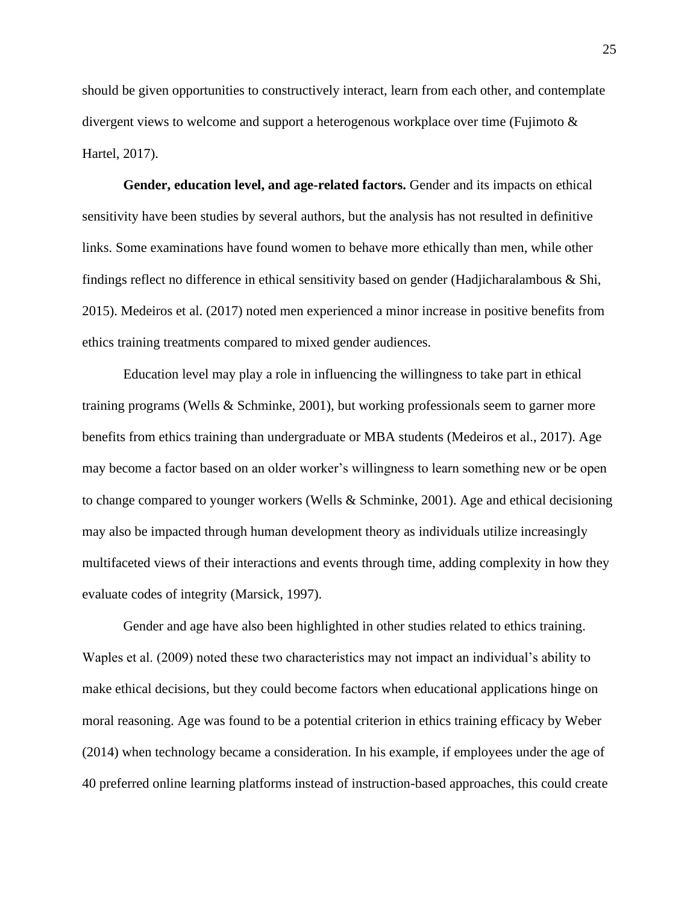should be given opportunities to constructively interact, learn from each other, and contemplate divergent views to welcome and support a heterogenous workplace over time (Fujimoto & Hartel, 2017).

**Gender, education level, and age-related factors.** Gender and its impacts on ethical sensitivity have been studies by several authors, but the analysis has not resulted in definitive links. Some examinations have found women to behave more ethically than men, while other findings reflect no difference in ethical sensitivity based on gender (Hadjicharalambous & Shi, 2015). Medeiros et al. (2017) noted men experienced a minor increase in positive benefits from ethics training treatments compared to mixed gender audiences.

Education level may play a role in influencing the willingness to take part in ethical training programs (Wells & Schminke, 2001), but working professionals seem to garner more benefits from ethics training than undergraduate or MBA students (Medeiros et al., 2017). Age may become a factor based on an older worker's willingness to learn something new or be open to change compared to younger workers (Wells & Schminke, 2001). Age and ethical decisioning may also be impacted through human development theory as individuals utilize increasingly multifaceted views of their interactions and events through time, adding complexity in how they evaluate codes of integrity (Marsick, 1997).

Gender and age have also been highlighted in other studies related to ethics training. Waples et al. (2009) noted these two characteristics may not impact an individual's ability to make ethical decisions, but they could become factors when educational applications hinge on moral reasoning. Age was found to be a potential criterion in ethics training efficacy by Weber (2014) when technology became a consideration. In his example, if employees under the age of 40 preferred online learning platforms instead of instruction-based approaches, this could create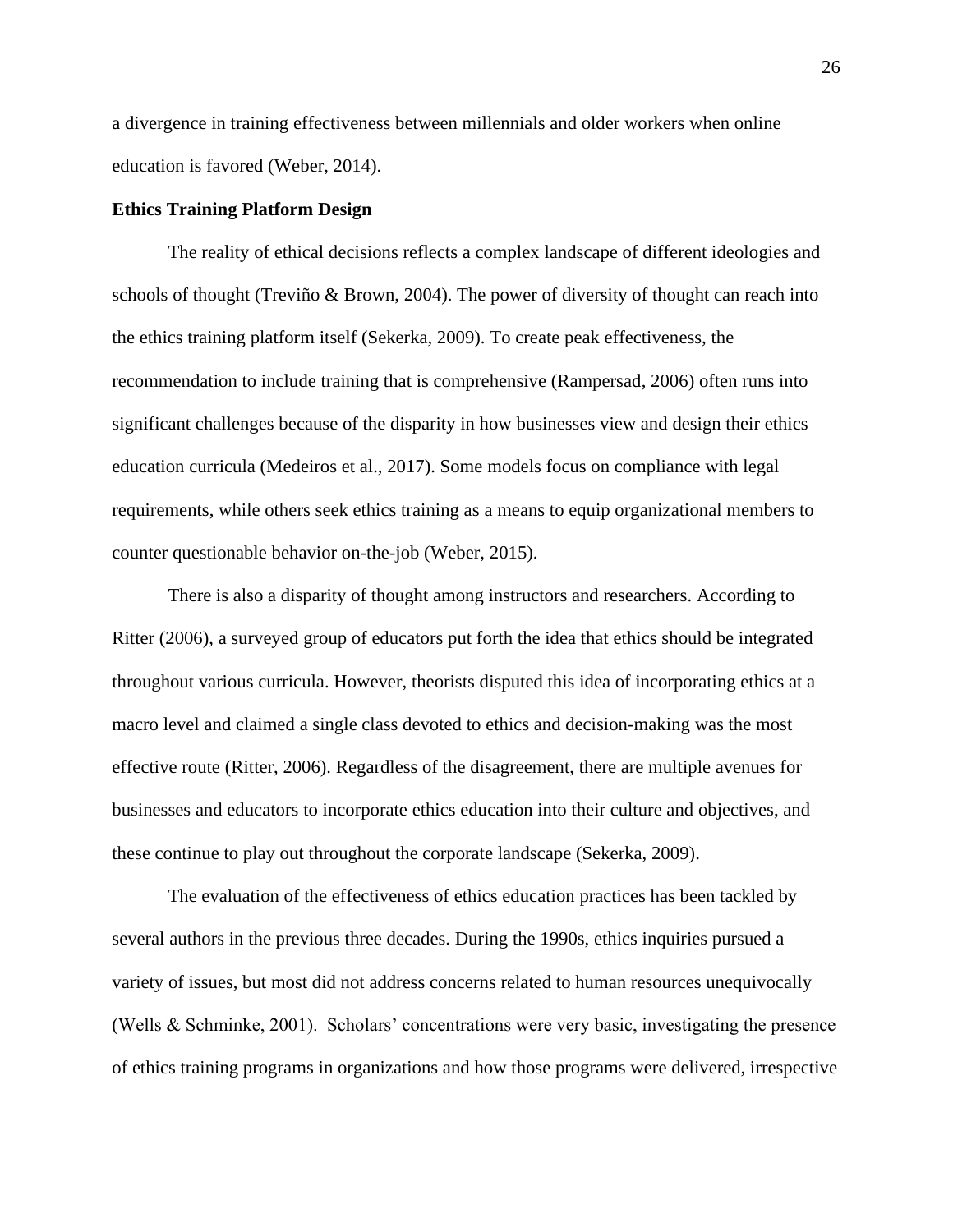a divergence in training effectiveness between millennials and older workers when online education is favored (Weber, 2014).

**Ethics Training Platform Design**

The reality of ethical decisions reflects a complex landscape of different ideologies and schools of thought (Treviño & Brown, 2004). The power of diversity of thought can reach into the ethics training platform itself (Sekerka, 2009). To create peak effectiveness, the recommendation to include training that is comprehensive (Rampersad, 2006) often runs into significant challenges because of the disparity in how businesses view and design their ethics education curricula (Medeiros et al., 2017). Some models focus on compliance with legal requirements, while others seek ethics training as a means to equip organizational members to counter questionable behavior on-the-job (Weber, 2015).

There is also a disparity of thought among instructors and researchers. According to Ritter (2006), a surveyed group of educators put forth the idea that ethics should be integrated throughout various curricula. However, theorists disputed this idea of incorporating ethics at a macro level and claimed a single class devoted to ethics and decision-making was the most effective route (Ritter, 2006). Regardless of the disagreement, there are multiple avenues for businesses and educators to incorporate ethics education into their culture and objectives, and these continue to play out throughout the corporate landscape (Sekerka, 2009).

The evaluation of the effectiveness of ethics education practices has been tackled by several authors in the previous three decades. During the 1990s, ethics inquiries pursued a variety of issues, but most did not address concerns related to human resources unequivocally (Wells & Schminke, 2001). Scholars' concentrations were very basic, investigating the presence of ethics training programs in organizations and how those programs were delivered, irrespective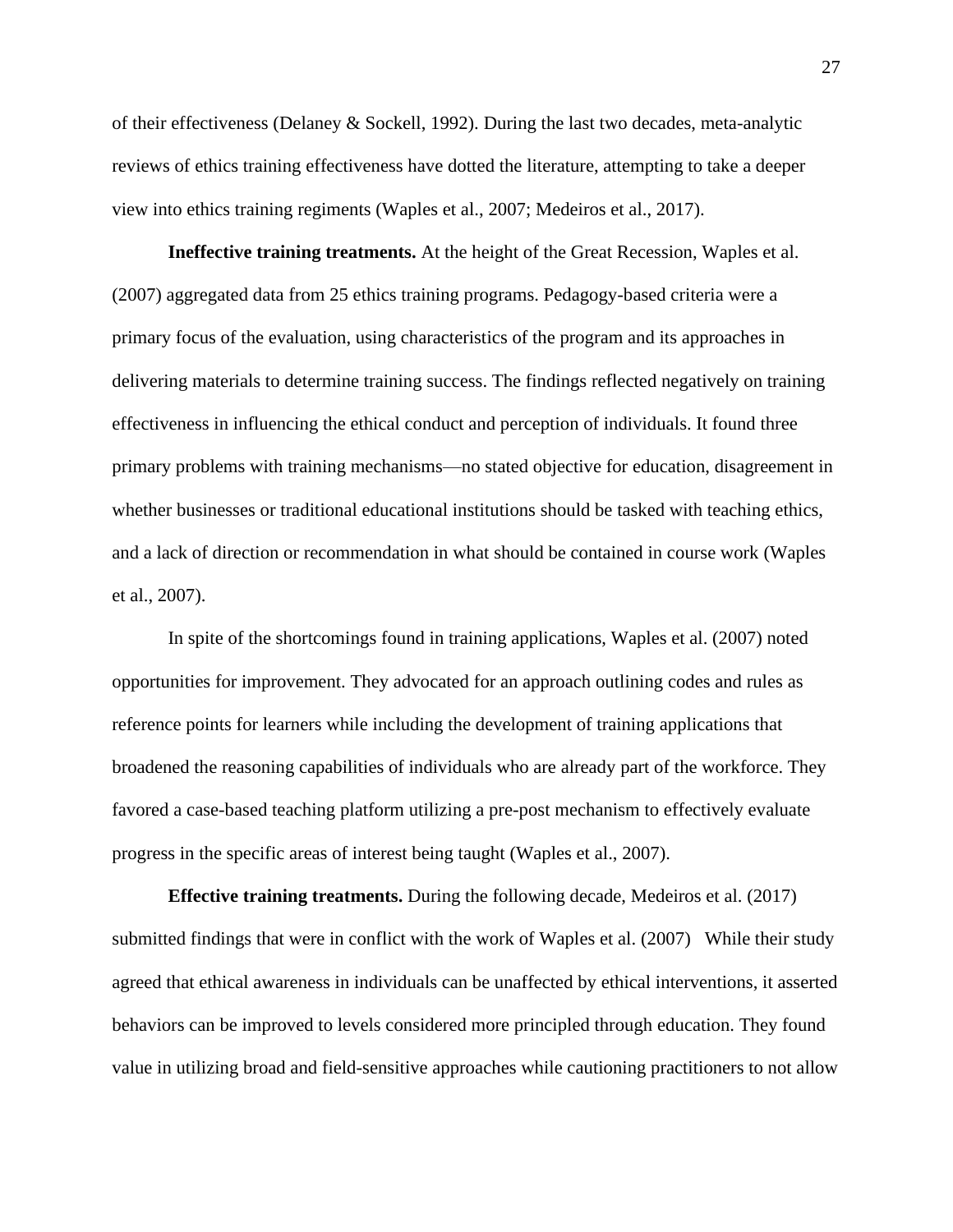of their effectiveness (Delaney & Sockell, 1992). During the last two decades, meta-analytic reviews of ethics training effectiveness have dotted the literature, attempting to take a deeper view into ethics training regiments (Waples et al., 2007; Medeiros et al., 2017).

**Ineffective training treatments.** At the height of the Great Recession, Waples et al. (2007) aggregated data from 25 ethics training programs. Pedagogy-based criteria were a primary focus of the evaluation, using characteristics of the program and its approaches in delivering materials to determine training success. The findings reflected negatively on training effectiveness in influencing the ethical conduct and perception of individuals. It found three primary problems with training mechanisms—no stated objective for education, disagreement in whether businesses or traditional educational institutions should be tasked with teaching ethics, and a lack of direction or recommendation in what should be contained in course work (Waples et al., 2007).

In spite of the shortcomings found in training applications, Waples et al. (2007) noted opportunities for improvement. They advocated for an approach outlining codes and rules as reference points for learners while including the development of training applications that broadened the reasoning capabilities of individuals who are already part of the workforce. They favored a case-based teaching platform utilizing a pre-post mechanism to effectively evaluate progress in the specific areas of interest being taught (Waples et al., 2007).

**Effective training treatments.** During the following decade, Medeiros et al. (2017) submitted findings that were in conflict with the work of Waples et al. (2007) While their study agreed that ethical awareness in individuals can be unaffected by ethical interventions, it asserted behaviors can be improved to levels considered more principled through education. They found value in utilizing broad and field-sensitive approaches while cautioning practitioners to not allow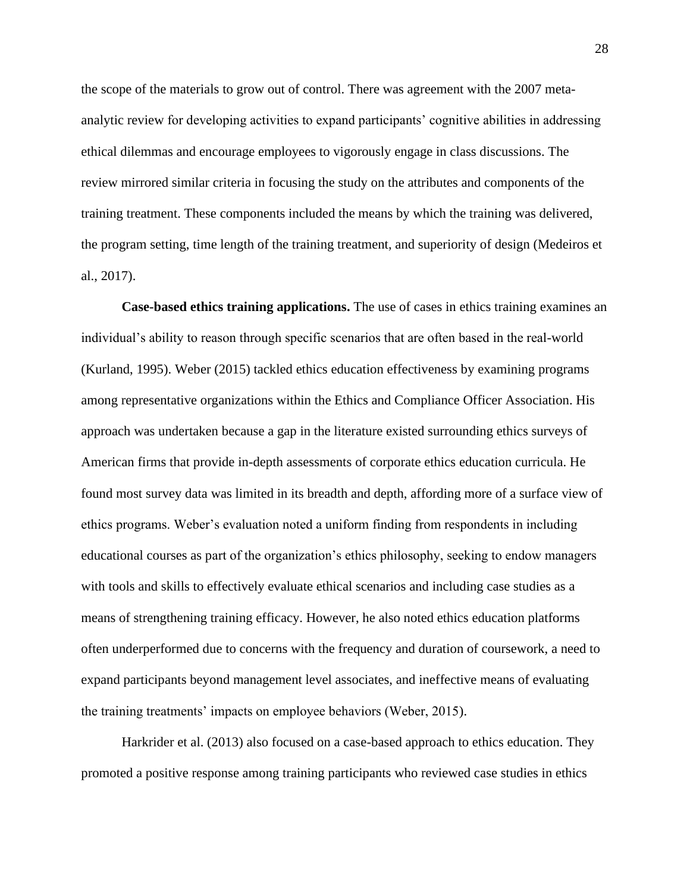the scope of the materials to grow out of control. There was agreement with the 2007 meta-analytic review for developing activities to expand participants' cognitive abilities in addressing ethical dilemmas and encourage employees to vigorously engage in class discussions. The review mirrored similar criteria in focusing the study on the attributes and components of the training treatment. These components included the means by which the training was delivered, the program setting, time length of the training treatment, and superiority of design (Medeiros et al., 2017).

**Case-based ethics training applications.** The use of cases in ethics training examines an individual's ability to reason through specific scenarios that are often based in the real-world (Kurland, 1995). Weber (2015) tackled ethics education effectiveness by examining programs among representative organizations within the Ethics and Compliance Officer Association. His approach was undertaken because a gap in the literature existed surrounding ethics surveys of American firms that provide in-depth assessments of corporate ethics education curricula. He found most survey data was limited in its breadth and depth, affording more of a surface view of ethics programs. Weber's evaluation noted a uniform finding from respondents in including educational courses as part of the organization's ethics philosophy, seeking to endow managers with tools and skills to effectively evaluate ethical scenarios and including case studies as a means of strengthening training efficacy. However, he also noted ethics education platforms often underperformed due to concerns with the frequency and duration of coursework, a need to expand participants beyond management level associates, and ineffective means of evaluating the training treatments' impacts on employee behaviors (Weber, 2015).

Harkrider et al. (2013) also focused on a case-based approach to ethics education. They promoted a positive response among training participants who reviewed case studies in ethics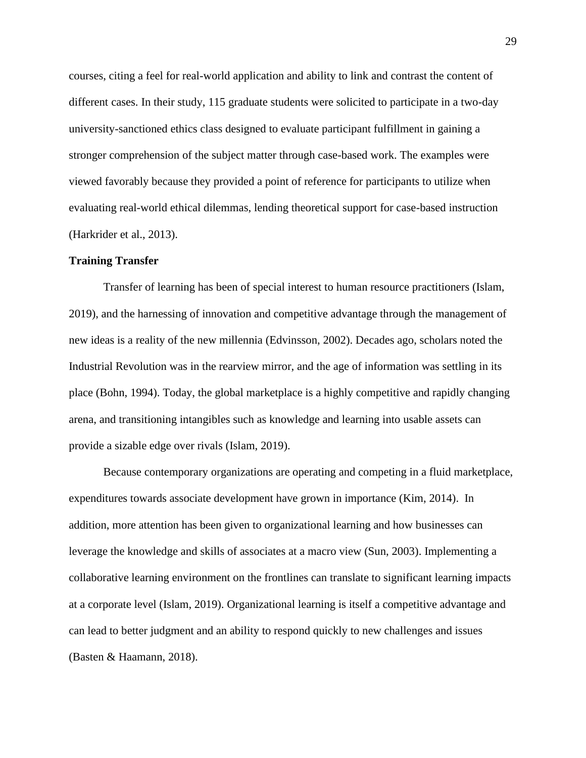courses, citing a feel for real-world application and ability to link and contrast the content of different cases. In their study, 115 graduate students were solicited to participate in a two-day university-sanctioned ethics class designed to evaluate participant fulfillment in gaining a stronger comprehension of the subject matter through case-based work. The examples were viewed favorably because they provided a point of reference for participants to utilize when evaluating real-world ethical dilemmas, lending theoretical support for case-based instruction (Harkrider et al., 2013).

### Training Transfer

Transfer of learning has been of special interest to human resource practitioners (Islam, 2019), and the harnessing of innovation and competitive advantage through the management of new ideas is a reality of the new millennia (Edvinsson, 2002). Decades ago, scholars noted the Industrial Revolution was in the rearview mirror, and the age of information was settling in its place (Bohn, 1994). Today, the global marketplace is a highly competitive and rapidly changing arena, and transitioning intangibles such as knowledge and learning into usable assets can provide a sizable edge over rivals (Islam, 2019).

Because contemporary organizations are operating and competing in a fluid marketplace, expenditures towards associate development have grown in importance (Kim, 2014). In addition, more attention has been given to organizational learning and how businesses can leverage the knowledge and skills of associates at a macro view (Sun, 2003). Implementing a collaborative learning environment on the frontlines can translate to significant learning impacts at a corporate level (Islam, 2019). Organizational learning is itself a competitive advantage and can lead to better judgment and an ability to respond quickly to new challenges and issues (Basten & Haamann, 2018).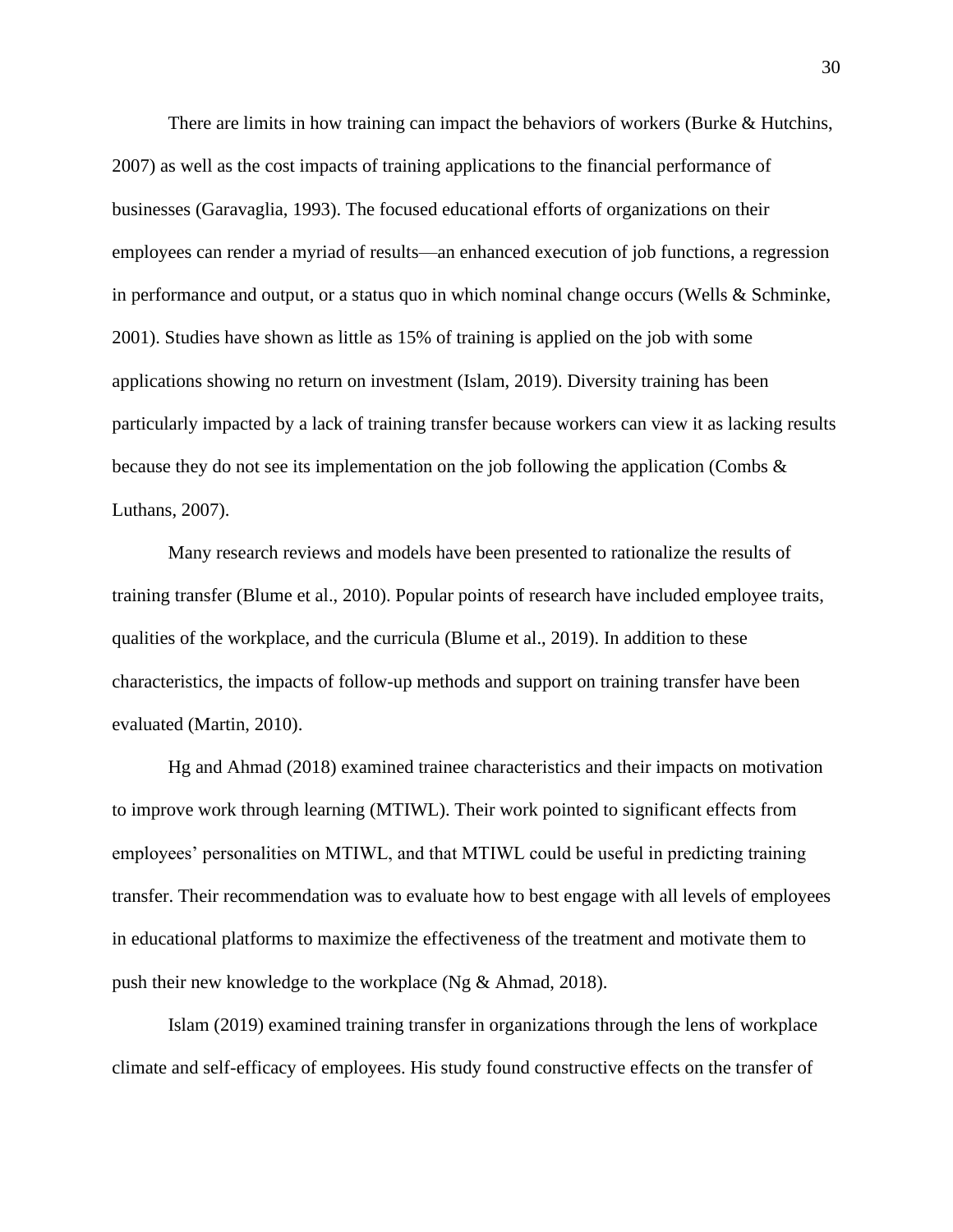There are limits in how training can impact the behaviors of workers (Burke & Hutchins, 2007) as well as the cost impacts of training applications to the financial performance of businesses (Garavaglia, 1993). The focused educational efforts of organizations on their employees can render a myriad of results—an enhanced execution of job functions, a regression in performance and output, or a status quo in which nominal change occurs (Wells & Schminke, 2001). Studies have shown as little as 15% of training is applied on the job with some applications showing no return on investment (Islam, 2019). Diversity training has been particularly impacted by a lack of training transfer because workers can view it as lacking results because they do not see its implementation on the job following the application (Combs & Luthans, 2007).

Many research reviews and models have been presented to rationalize the results of training transfer (Blume et al., 2010). Popular points of research have included employee traits, qualities of the workplace, and the curricula (Blume et al., 2019). In addition to these characteristics, the impacts of follow-up methods and support on training transfer have been evaluated (Martin, 2010).

Hg and Ahmad (2018) examined trainee characteristics and their impacts on motivation to improve work through learning (MTIWL). Their work pointed to significant effects from employees' personalities on MTIWL, and that MTIWL could be useful in predicting training transfer. Their recommendation was to evaluate how to best engage with all levels of employees in educational platforms to maximize the effectiveness of the treatment and motivate them to push their new knowledge to the workplace (Ng & Ahmad, 2018).

Islam (2019) examined training transfer in organizations through the lens of workplace climate and self-efficacy of employees. His study found constructive effects on the transfer of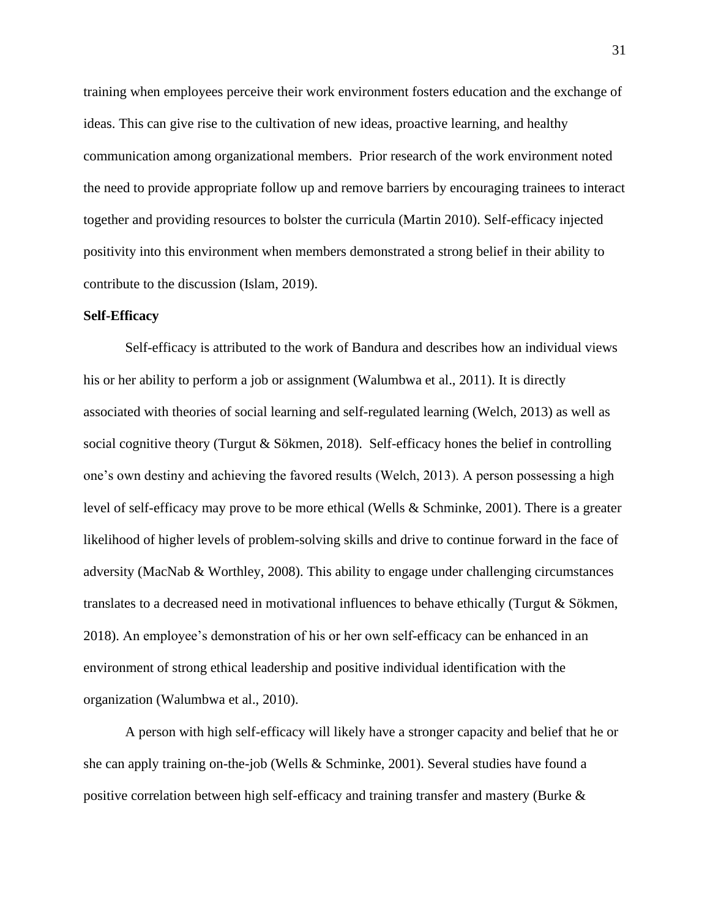training when employees perceive their work environment fosters education and the exchange of ideas. This can give rise to the cultivation of new ideas, proactive learning, and healthy communication among organizational members. Prior research of the work environment noted the need to provide appropriate follow up and remove barriers by encouraging trainees to interact together and providing resources to bolster the curricula (Martin 2010). Self-efficacy injected positivity into this environment when members demonstrated a strong belief in their ability to contribute to the discussion (Islam, 2019).

**Self-Efficacy**

Self-efficacy is attributed to the work of Bandura and describes how an individual views his or her ability to perform a job or assignment (Walumbwa et al., 2011). It is directly associated with theories of social learning and self-regulated learning (Welch, 2013) as well as social cognitive theory (Turgut & Sökmen, 2018). Self-efficacy hones the belief in controlling one's own destiny and achieving the favored results (Welch, 2013). A person possessing a high level of self-efficacy may prove to be more ethical (Wells & Schminke, 2001). There is a greater likelihood of higher levels of problem-solving skills and drive to continue forward in the face of adversity (MacNab & Worthley, 2008). This ability to engage under challenging circumstances translates to a decreased need in motivational influences to behave ethically (Turgut & Sökmen, 2018). An employee's demonstration of his or her own self-efficacy can be enhanced in an environment of strong ethical leadership and positive individual identification with the organization (Walumbwa et al., 2010).

A person with high self-efficacy will likely have a stronger capacity and belief that he or she can apply training on-the-job (Wells & Schminke, 2001). Several studies have found a positive correlation between high self-efficacy and training transfer and mastery (Burke &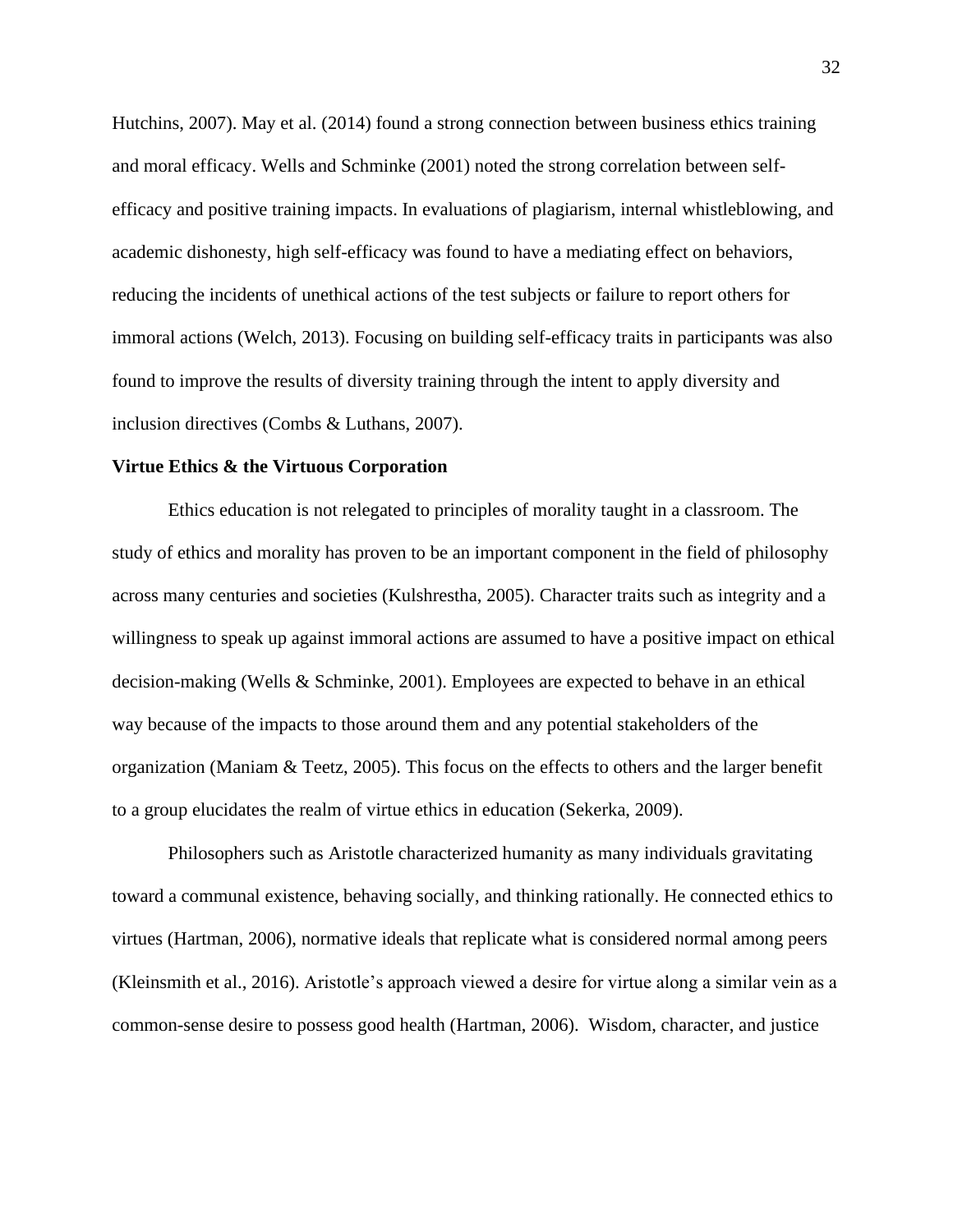Hutchins, 2007). May et al. (2014) found a strong connection between business ethics training and moral efficacy. Wells and Schminke (2001) noted the strong correlation between self-efficacy and positive training impacts. In evaluations of plagiarism, internal whistleblowing, and academic dishonesty, high self-efficacy was found to have a mediating effect on behaviors, reducing the incidents of unethical actions of the test subjects or failure to report others for immoral actions (Welch, 2013). Focusing on building self-efficacy traits in participants was also found to improve the results of diversity training through the intent to apply diversity and inclusion directives (Combs & Luthans, 2007).

### Virtue Ethics & the Virtuous Corporation

Ethics education is not relegated to principles of morality taught in a classroom. The study of ethics and morality has proven to be an important component in the field of philosophy across many centuries and societies (Kulshrestha, 2005). Character traits such as integrity and a willingness to speak up against immoral actions are assumed to have a positive impact on ethical decision-making (Wells & Schminke, 2001). Employees are expected to behave in an ethical way because of the impacts to those around them and any potential stakeholders of the organization (Maniam & Teetz, 2005). This focus on the effects to others and the larger benefit to a group elucidates the realm of virtue ethics in education (Sekerka, 2009).

Philosophers such as Aristotle characterized humanity as many individuals gravitating toward a communal existence, behaving socially, and thinking rationally. He connected ethics to virtues (Hartman, 2006), normative ideals that replicate what is considered normal among peers (Kleinsmith et al., 2016). Aristotle's approach viewed a desire for virtue along a similar vein as a common-sense desire to possess good health (Hartman, 2006). Wisdom, character, and justice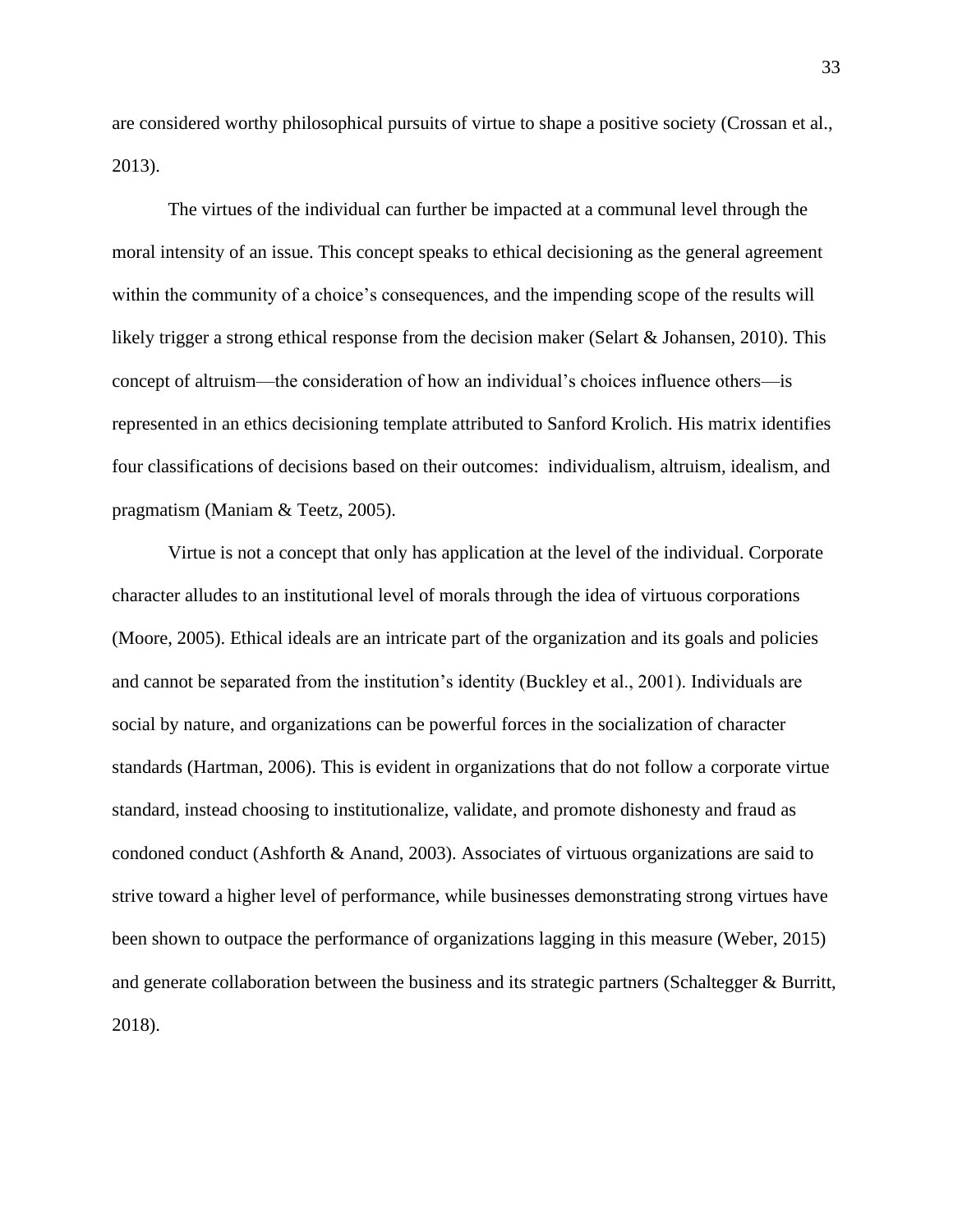are considered worthy philosophical pursuits of virtue to shape a positive society (Crossan et al., 2013).

The virtues of the individual can further be impacted at a communal level through the moral intensity of an issue. This concept speaks to ethical decisioning as the general agreement within the community of a choice's consequences, and the impending scope of the results will likely trigger a strong ethical response from the decision maker (Selart & Johansen, 2010). This concept of altruism—the consideration of how an individual's choices influence others—is represented in an ethics decisioning template attributed to Sanford Krolich. His matrix identifies four classifications of decisions based on their outcomes: individualism, altruism, idealism, and pragmatism (Maniam & Teetz, 2005).

Virtue is not a concept that only has application at the level of the individual. Corporate character alludes to an institutional level of morals through the idea of virtuous corporations (Moore, 2005). Ethical ideals are an intricate part of the organization and its goals and policies and cannot be separated from the institution's identity (Buckley et al., 2001). Individuals are social by nature, and organizations can be powerful forces in the socialization of character standards (Hartman, 2006). This is evident in organizations that do not follow a corporate virtue standard, instead choosing to institutionalize, validate, and promote dishonesty and fraud as condoned conduct (Ashforth & Anand, 2003). Associates of virtuous organizations are said to strive toward a higher level of performance, while businesses demonstrating strong virtues have been shown to outpace the performance of organizations lagging in this measure (Weber, 2015) and generate collaboration between the business and its strategic partners (Schaltegger & Burritt, 2018).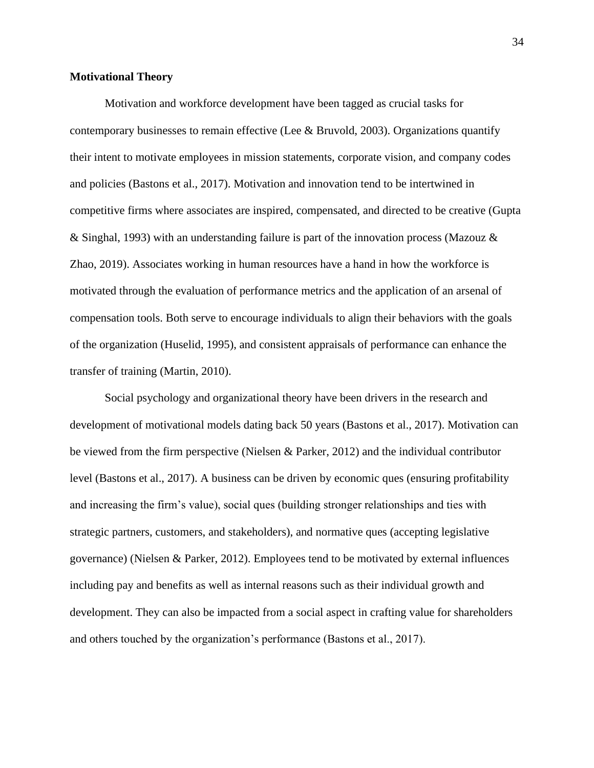**Motivational Theory**

Motivation and workforce development have been tagged as crucial tasks for contemporary businesses to remain effective (Lee & Bruvold, 2003). Organizations quantify their intent to motivate employees in mission statements, corporate vision, and company codes and policies (Bastons et al., 2017). Motivation and innovation tend to be intertwined in competitive firms where associates are inspired, compensated, and directed to be creative (Gupta & Singhal, 1993) with an understanding failure is part of the innovation process (Mazouz & Zhao, 2019). Associates working in human resources have a hand in how the workforce is motivated through the evaluation of performance metrics and the application of an arsenal of compensation tools. Both serve to encourage individuals to align their behaviors with the goals of the organization (Huselid, 1995), and consistent appraisals of performance can enhance the transfer of training (Martin, 2010).

Social psychology and organizational theory have been drivers in the research and development of motivational models dating back 50 years (Bastons et al., 2017). Motivation can be viewed from the firm perspective (Nielsen & Parker, 2012) and the individual contributor level (Bastons et al., 2017). A business can be driven by economic ques (ensuring profitability and increasing the firm's value), social ques (building stronger relationships and ties with strategic partners, customers, and stakeholders), and normative ques (accepting legislative governance) (Nielsen & Parker, 2012). Employees tend to be motivated by external influences including pay and benefits as well as internal reasons such as their individual growth and development. They can also be impacted from a social aspect in crafting value for shareholders and others touched by the organization's performance (Bastons et al., 2017).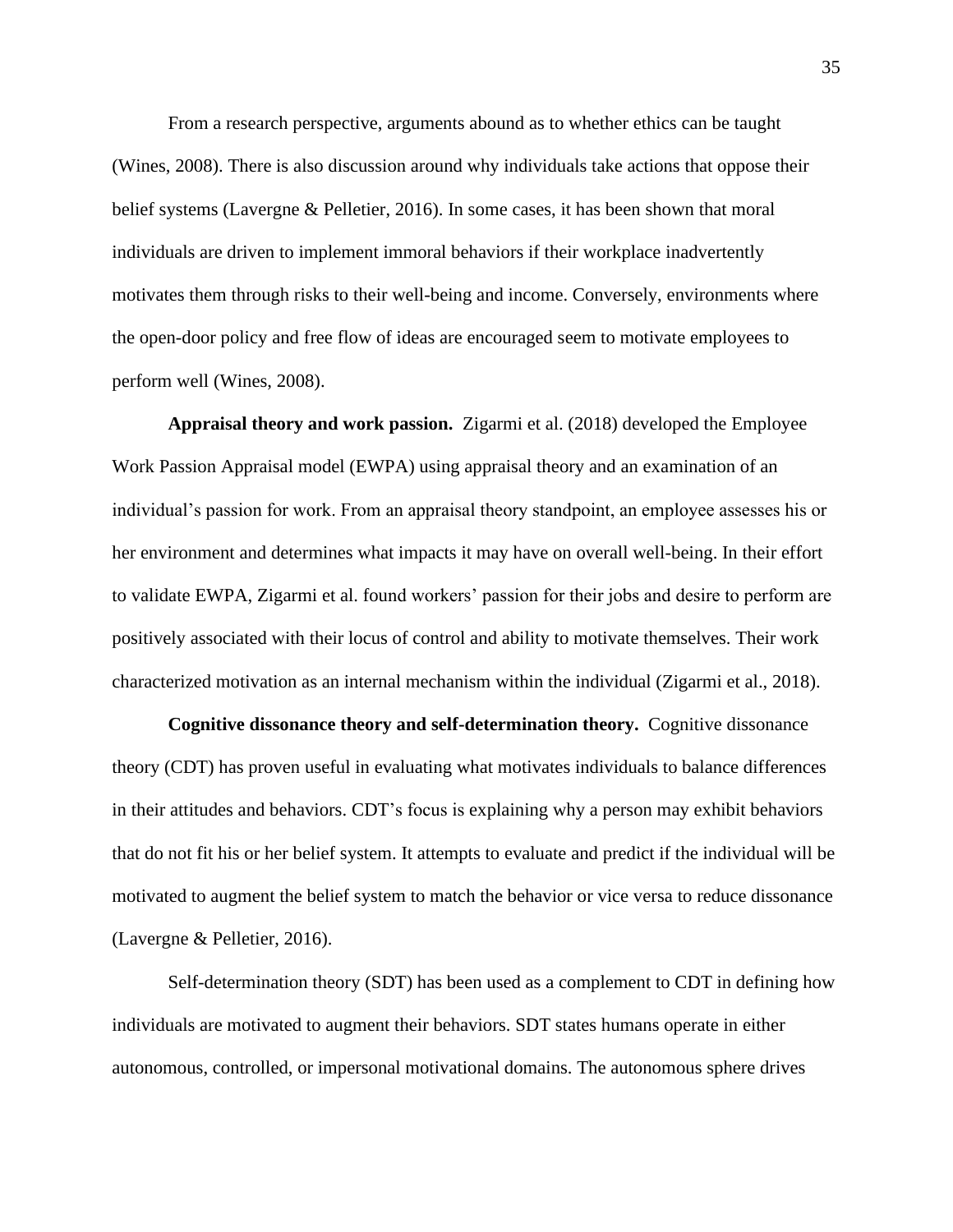From a research perspective, arguments abound as to whether ethics can be taught (Wines, 2008). There is also discussion around why individuals take actions that oppose their belief systems (Lavergne & Pelletier, 2016). In some cases, it has been shown that moral individuals are driven to implement immoral behaviors if their workplace inadvertently motivates them through risks to their well-being and income. Conversely, environments where the open-door policy and free flow of ideas are encouraged seem to motivate employees to perform well (Wines, 2008).

**Appraisal theory and work passion.** Zigarmi et al. (2018) developed the Employee Work Passion Appraisal model (EWPA) using appraisal theory and an examination of an individual's passion for work. From an appraisal theory standpoint, an employee assesses his or her environment and determines what impacts it may have on overall well-being. In their effort to validate EWPA, Zigarmi et al. found workers' passion for their jobs and desire to perform are positively associated with their locus of control and ability to motivate themselves. Their work characterized motivation as an internal mechanism within the individual (Zigarmi et al., 2018).

**Cognitive dissonance theory and self-determination theory.** Cognitive dissonance theory (CDT) has proven useful in evaluating what motivates individuals to balance differences in their attitudes and behaviors. CDT's focus is explaining why a person may exhibit behaviors that do not fit his or her belief system. It attempts to evaluate and predict if the individual will be motivated to augment the belief system to match the behavior or vice versa to reduce dissonance (Lavergne & Pelletier, 2016).

Self-determination theory (SDT) has been used as a complement to CDT in defining how individuals are motivated to augment their behaviors. SDT states humans operate in either autonomous, controlled, or impersonal motivational domains. The autonomous sphere drives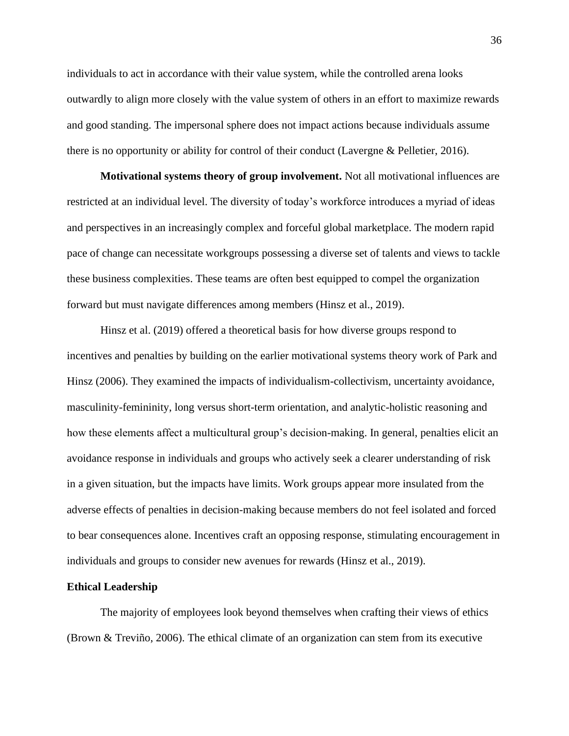individuals to act in accordance with their value system, while the controlled arena looks outwardly to align more closely with the value system of others in an effort to maximize rewards and good standing. The impersonal sphere does not impact actions because individuals assume there is no opportunity or ability for control of their conduct (Lavergne & Pelletier, 2016).

**Motivational systems theory of group involvement.** Not all motivational influences are restricted at an individual level. The diversity of today's workforce introduces a myriad of ideas and perspectives in an increasingly complex and forceful global marketplace. The modern rapid pace of change can necessitate workgroups possessing a diverse set of talents and views to tackle these business complexities. These teams are often best equipped to compel the organization forward but must navigate differences among members (Hinsz et al., 2019).

Hinsz et al. (2019) offered a theoretical basis for how diverse groups respond to incentives and penalties by building on the earlier motivational systems theory work of Park and Hinsz (2006). They examined the impacts of individualism-collectivism, uncertainty avoidance, masculinity-femininity, long versus short-term orientation, and analytic-holistic reasoning and how these elements affect a multicultural group's decision-making. In general, penalties elicit an avoidance response in individuals and groups who actively seek a clearer understanding of risk in a given situation, but the impacts have limits. Work groups appear more insulated from the adverse effects of penalties in decision-making because members do not feel isolated and forced to bear consequences alone. Incentives craft an opposing response, stimulating encouragement in individuals and groups to consider new avenues for rewards (Hinsz et al., 2019).

### Ethical Leadership

The majority of employees look beyond themselves when crafting their views of ethics (Brown & Treviño, 2006). The ethical climate of an organization can stem from its executive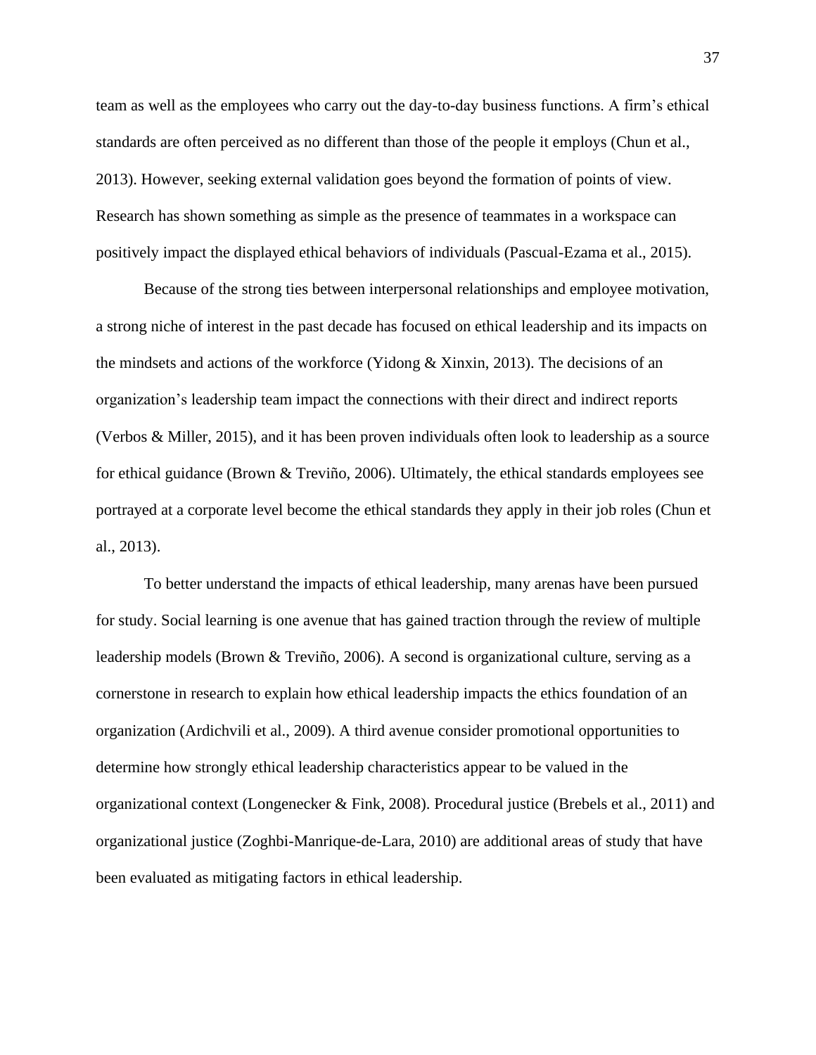team as well as the employees who carry out the day-to-day business functions. A firm's ethical standards are often perceived as no different than those of the people it employs (Chun et al., 2013). However, seeking external validation goes beyond the formation of points of view. Research has shown something as simple as the presence of teammates in a workspace can positively impact the displayed ethical behaviors of individuals (Pascual-Ezama et al., 2015).

Because of the strong ties between interpersonal relationships and employee motivation, a strong niche of interest in the past decade has focused on ethical leadership and its impacts on the mindsets and actions of the workforce (Yidong & Xinxin, 2013). The decisions of an organization's leadership team impact the connections with their direct and indirect reports (Verbos & Miller, 2015), and it has been proven individuals often look to leadership as a source for ethical guidance (Brown & Treviño, 2006). Ultimately, the ethical standards employees see portrayed at a corporate level become the ethical standards they apply in their job roles (Chun et al., 2013).

To better understand the impacts of ethical leadership, many arenas have been pursued for study. Social learning is one avenue that has gained traction through the review of multiple leadership models (Brown & Treviño, 2006). A second is organizational culture, serving as a cornerstone in research to explain how ethical leadership impacts the ethics foundation of an organization (Ardichvili et al., 2009). A third avenue consider promotional opportunities to determine how strongly ethical leadership characteristics appear to be valued in the organizational context (Longenecker & Fink, 2008). Procedural justice (Brebels et al., 2011) and organizational justice (Zoghbi-Manrique-de-Lara, 2010) are additional areas of study that have been evaluated as mitigating factors in ethical leadership.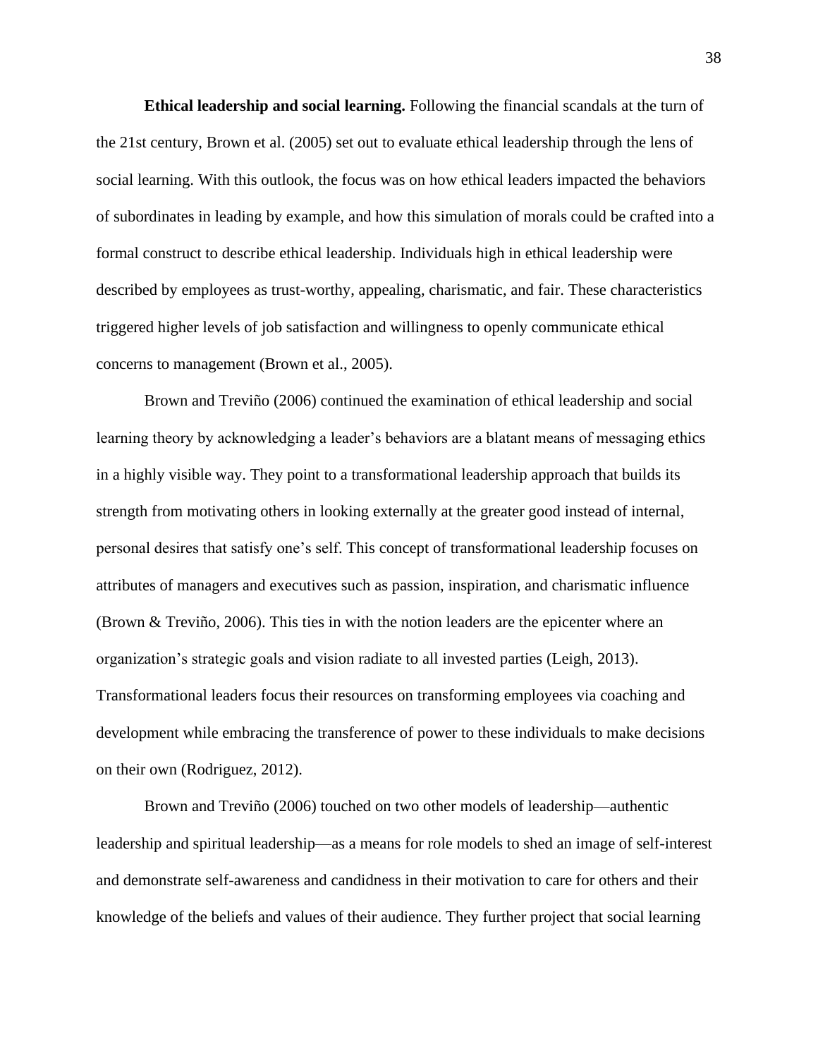**Ethical leadership and social learning.** Following the financial scandals at the turn of the 21st century, Brown et al. (2005) set out to evaluate ethical leadership through the lens of social learning. With this outlook, the focus was on how ethical leaders impacted the behaviors of subordinates in leading by example, and how this simulation of morals could be crafted into a formal construct to describe ethical leadership. Individuals high in ethical leadership were described by employees as trust-worthy, appealing, charismatic, and fair. These characteristics triggered higher levels of job satisfaction and willingness to openly communicate ethical concerns to management (Brown et al., 2005).

Brown and Treviño (2006) continued the examination of ethical leadership and social learning theory by acknowledging a leader's behaviors are a blatant means of messaging ethics in a highly visible way. They point to a transformational leadership approach that builds its strength from motivating others in looking externally at the greater good instead of internal, personal desires that satisfy one's self. This concept of transformational leadership focuses on attributes of managers and executives such as passion, inspiration, and charismatic influence (Brown & Treviño, 2006). This ties in with the notion leaders are the epicenter where an organization's strategic goals and vision radiate to all invested parties (Leigh, 2013). Transformational leaders focus their resources on transforming employees via coaching and development while embracing the transference of power to these individuals to make decisions on their own (Rodriguez, 2012).

Brown and Treviño (2006) touched on two other models of leadership—authentic leadership and spiritual leadership—as a means for role models to shed an image of self-interest and demonstrate self-awareness and candidness in their motivation to care for others and their knowledge of the beliefs and values of their audience. They further project that social learning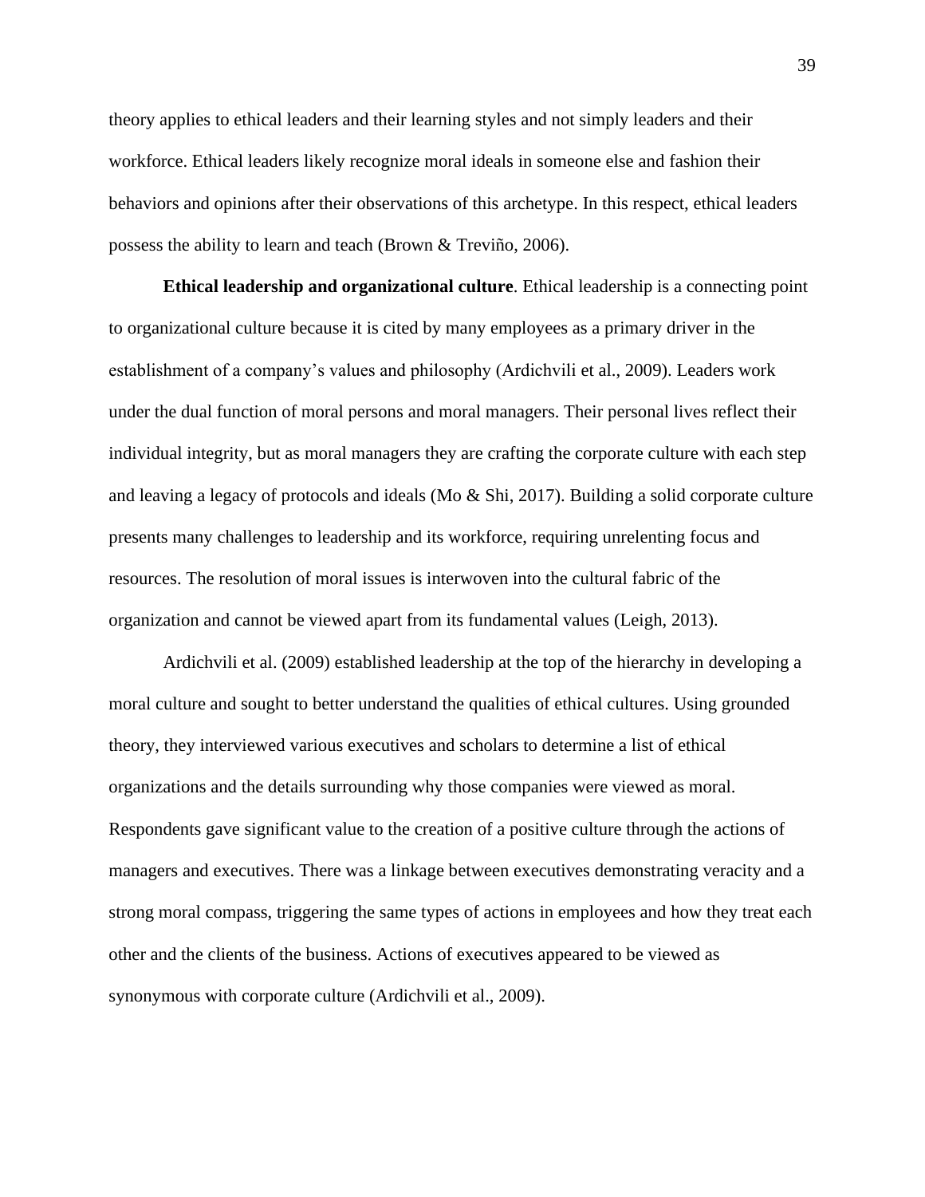theory applies to ethical leaders and their learning styles and not simply leaders and their workforce. Ethical leaders likely recognize moral ideals in someone else and fashion their behaviors and opinions after their observations of this archetype. In this respect, ethical leaders possess the ability to learn and teach (Brown & Treviño, 2006).

**Ethical leadership and organizational culture**. Ethical leadership is a connecting point to organizational culture because it is cited by many employees as a primary driver in the establishment of a company's values and philosophy (Ardichvili et al., 2009). Leaders work under the dual function of moral persons and moral managers. Their personal lives reflect their individual integrity, but as moral managers they are crafting the corporate culture with each step and leaving a legacy of protocols and ideals (Mo & Shi, 2017). Building a solid corporate culture presents many challenges to leadership and its workforce, requiring unrelenting focus and resources. The resolution of moral issues is interwoven into the cultural fabric of the organization and cannot be viewed apart from its fundamental values (Leigh, 2013).

Ardichvili et al. (2009) established leadership at the top of the hierarchy in developing a moral culture and sought to better understand the qualities of ethical cultures. Using grounded theory, they interviewed various executives and scholars to determine a list of ethical organizations and the details surrounding why those companies were viewed as moral. Respondents gave significant value to the creation of a positive culture through the actions of managers and executives. There was a linkage between executives demonstrating veracity and a strong moral compass, triggering the same types of actions in employees and how they treat each other and the clients of the business. Actions of executives appeared to be viewed as synonymous with corporate culture (Ardichvili et al., 2009).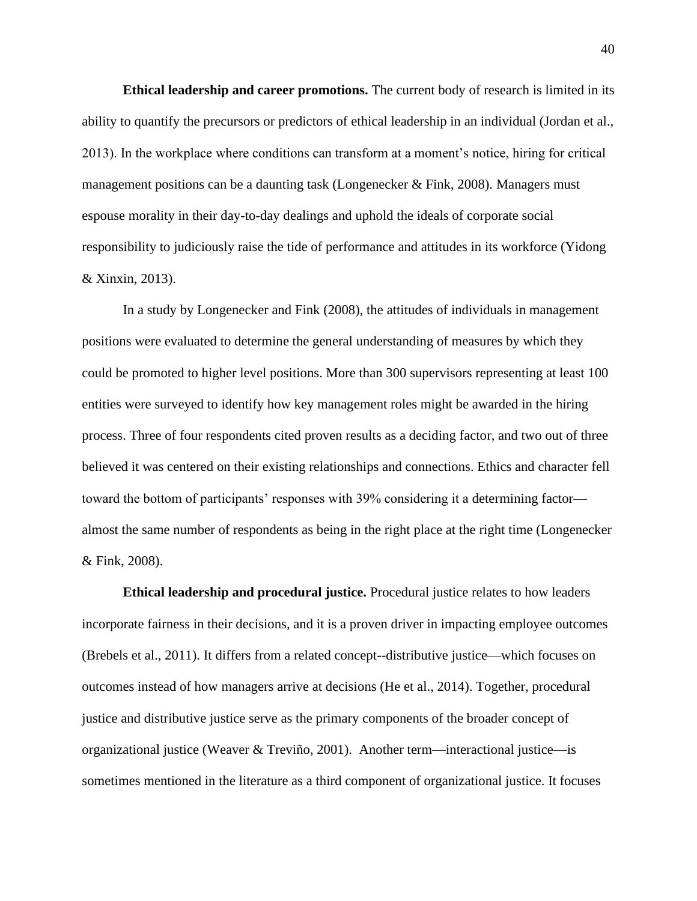**Ethical leadership and career promotions.** The current body of research is limited in its ability to quantify the precursors or predictors of ethical leadership in an individual (Jordan et al., 2013). In the workplace where conditions can transform at a moment's notice, hiring for critical management positions can be a daunting task (Longenecker & Fink, 2008). Managers must espouse morality in their day-to-day dealings and uphold the ideals of corporate social responsibility to judiciously raise the tide of performance and attitudes in its workforce (Yidong & Xinxin, 2013).

In a study by Longenecker and Fink (2008), the attitudes of individuals in management positions were evaluated to determine the general understanding of measures by which they could be promoted to higher level positions. More than 300 supervisors representing at least 100 entities were surveyed to identify how key management roles might be awarded in the hiring process. Three of four respondents cited proven results as a deciding factor, and two out of three believed it was centered on their existing relationships and connections. Ethics and character fell toward the bottom of participants' responses with 39% considering it a determining factor—almost the same number of respondents as being in the right place at the right time (Longenecker & Fink, 2008).

**Ethical leadership and procedural justice.** Procedural justice relates to how leaders incorporate fairness in their decisions, and it is a proven driver in impacting employee outcomes (Brebels et al., 2011). It differs from a related concept--distributive justice—which focuses on outcomes instead of how managers arrive at decisions (He et al., 2014). Together, procedural justice and distributive justice serve as the primary components of the broader concept of organizational justice (Weaver & Treviño, 2001). Another term—interactional justice—is sometimes mentioned in the literature as a third component of organizational justice. It focuses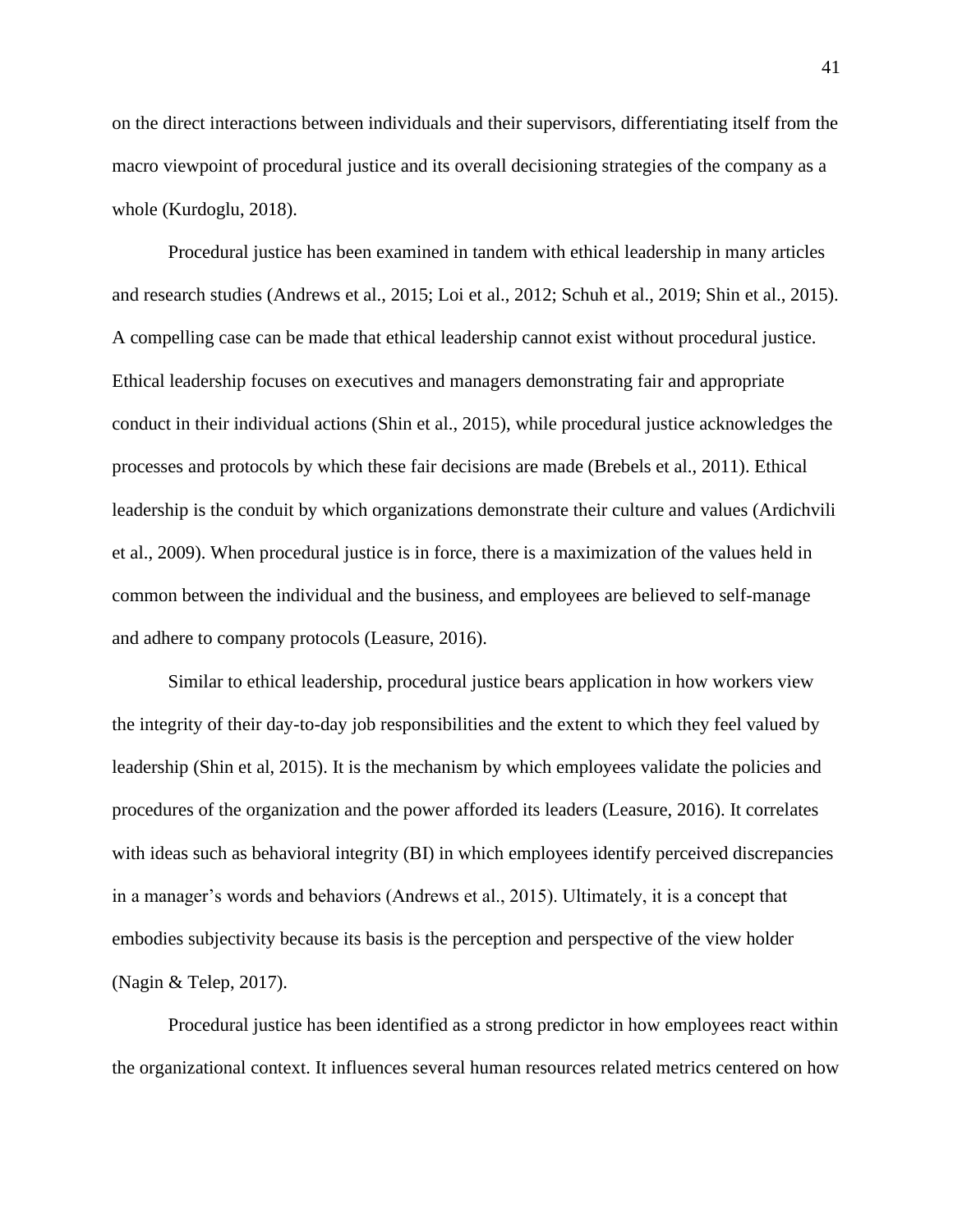on the direct interactions between individuals and their supervisors, differentiating itself from the macro viewpoint of procedural justice and its overall decisioning strategies of the company as a whole (Kurdoglu, 2018).

Procedural justice has been examined in tandem with ethical leadership in many articles and research studies (Andrews et al., 2015; Loi et al., 2012; Schuh et al., 2019; Shin et al., 2015). A compelling case can be made that ethical leadership cannot exist without procedural justice. Ethical leadership focuses on executives and managers demonstrating fair and appropriate conduct in their individual actions (Shin et al., 2015), while procedural justice acknowledges the processes and protocols by which these fair decisions are made (Brebels et al., 2011). Ethical leadership is the conduit by which organizations demonstrate their culture and values (Ardichvili et al., 2009). When procedural justice is in force, there is a maximization of the values held in common between the individual and the business, and employees are believed to self-manage and adhere to company protocols (Leasure, 2016).

Similar to ethical leadership, procedural justice bears application in how workers view the integrity of their day-to-day job responsibilities and the extent to which they feel valued by leadership (Shin et al, 2015). It is the mechanism by which employees validate the policies and procedures of the organization and the power afforded its leaders (Leasure, 2016). It correlates with ideas such as behavioral integrity (BI) in which employees identify perceived discrepancies in a manager's words and behaviors (Andrews et al., 2015). Ultimately, it is a concept that embodies subjectivity because its basis is the perception and perspective of the view holder (Nagin & Telep, 2017).

Procedural justice has been identified as a strong predictor in how employees react within the organizational context. It influences several human resources related metrics centered on how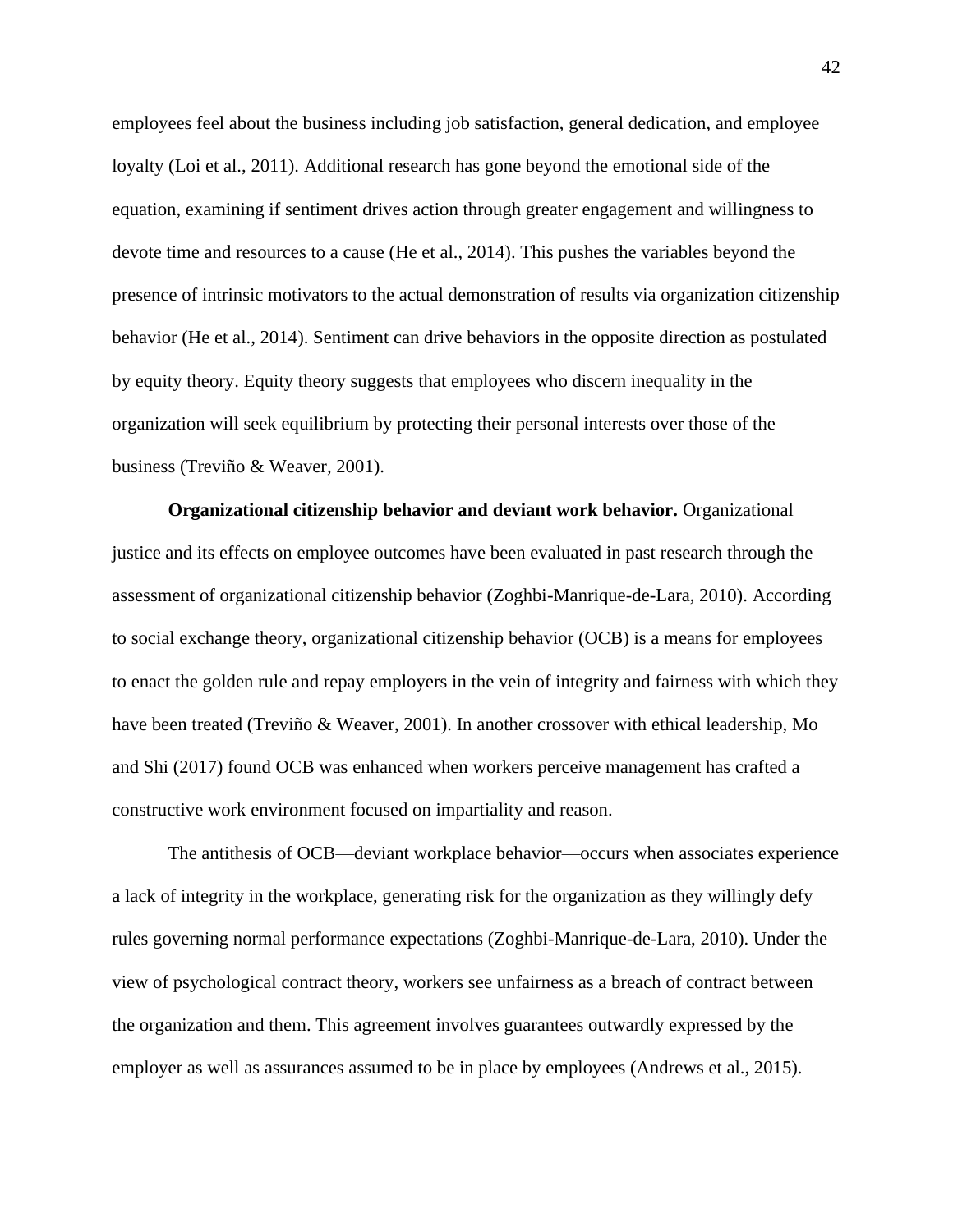employees feel about the business including job satisfaction, general dedication, and employee loyalty (Loi et al., 2011). Additional research has gone beyond the emotional side of the equation, examining if sentiment drives action through greater engagement and willingness to devote time and resources to a cause (He et al., 2014). This pushes the variables beyond the presence of intrinsic motivators to the actual demonstration of results via organization citizenship behavior (He et al., 2014). Sentiment can drive behaviors in the opposite direction as postulated by equity theory. Equity theory suggests that employees who discern inequality in the organization will seek equilibrium by protecting their personal interests over those of the business (Treviño & Weaver, 2001).

**Organizational citizenship behavior and deviant work behavior.** Organizational justice and its effects on employee outcomes have been evaluated in past research through the assessment of organizational citizenship behavior (Zoghbi-Manrique-de-Lara, 2010). According to social exchange theory, organizational citizenship behavior (OCB) is a means for employees to enact the golden rule and repay employers in the vein of integrity and fairness with which they have been treated (Treviño & Weaver, 2001). In another crossover with ethical leadership, Mo and Shi (2017) found OCB was enhanced when workers perceive management has crafted a constructive work environment focused on impartiality and reason.

The antithesis of OCB—deviant workplace behavior—occurs when associates experience a lack of integrity in the workplace, generating risk for the organization as they willingly defy rules governing normal performance expectations (Zoghbi-Manrique-de-Lara, 2010). Under the view of psychological contract theory, workers see unfairness as a breach of contract between the organization and them. This agreement involves guarantees outwardly expressed by the employer as well as assurances assumed to be in place by employees (Andrews et al., 2015).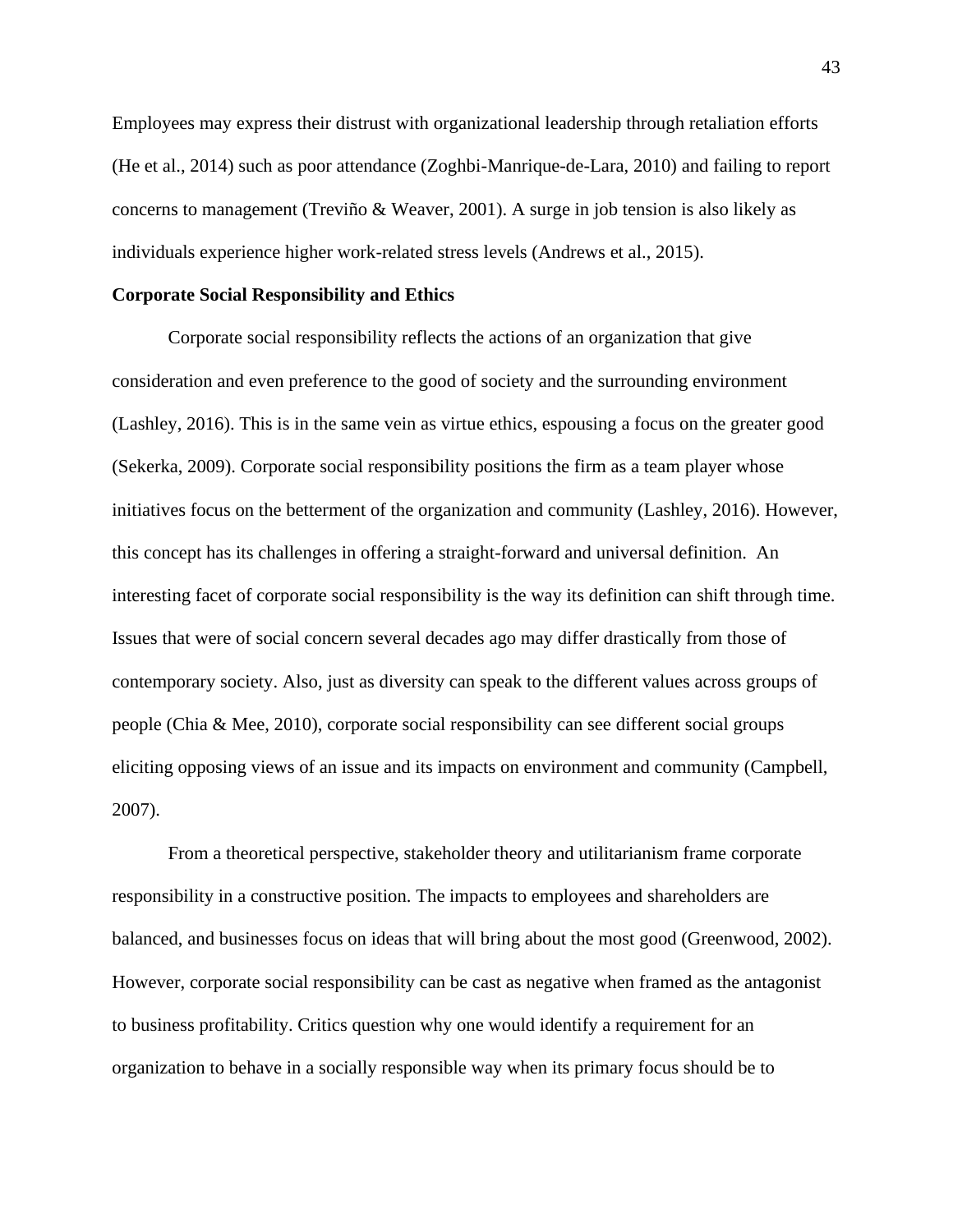Employees may express their distrust with organizational leadership through retaliation efforts (He et al., 2014) such as poor attendance (Zoghbi-Manrique-de-Lara, 2010) and failing to report concerns to management (Treviño & Weaver, 2001). A surge in job tension is also likely as individuals experience higher work-related stress levels (Andrews et al., 2015).

**Corporate Social Responsibility and Ethics**

Corporate social responsibility reflects the actions of an organization that give consideration and even preference to the good of society and the surrounding environment (Lashley, 2016). This is in the same vein as virtue ethics, espousing a focus on the greater good (Sekerka, 2009). Corporate social responsibility positions the firm as a team player whose initiatives focus on the betterment of the organization and community (Lashley, 2016). However, this concept has its challenges in offering a straight-forward and universal definition. An interesting facet of corporate social responsibility is the way its definition can shift through time. Issues that were of social concern several decades ago may differ drastically from those of contemporary society. Also, just as diversity can speak to the different values across groups of people (Chia & Mee, 2010), corporate social responsibility can see different social groups eliciting opposing views of an issue and its impacts on environment and community (Campbell, 2007).

From a theoretical perspective, stakeholder theory and utilitarianism frame corporate responsibility in a constructive position. The impacts to employees and shareholders are balanced, and businesses focus on ideas that will bring about the most good (Greenwood, 2002). However, corporate social responsibility can be cast as negative when framed as the antagonist to business profitability. Critics question why one would identify a requirement for an organization to behave in a socially responsible way when its primary focus should be to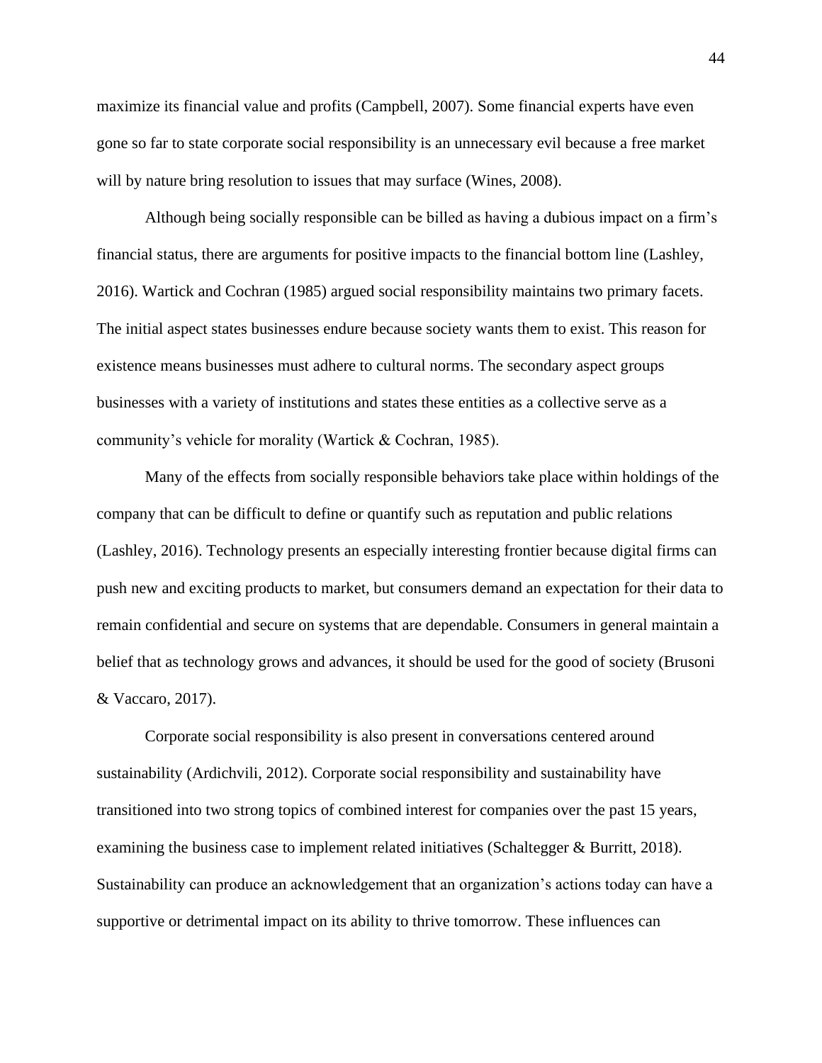maximize its financial value and profits (Campbell, 2007). Some financial experts have even gone so far to state corporate social responsibility is an unnecessary evil because a free market will by nature bring resolution to issues that may surface (Wines, 2008).

Although being socially responsible can be billed as having a dubious impact on a firm's financial status, there are arguments for positive impacts to the financial bottom line (Lashley, 2016). Wartick and Cochran (1985) argued social responsibility maintains two primary facets. The initial aspect states businesses endure because society wants them to exist. This reason for existence means businesses must adhere to cultural norms. The secondary aspect groups businesses with a variety of institutions and states these entities as a collective serve as a community's vehicle for morality (Wartick & Cochran, 1985).

Many of the effects from socially responsible behaviors take place within holdings of the company that can be difficult to define or quantify such as reputation and public relations (Lashley, 2016). Technology presents an especially interesting frontier because digital firms can push new and exciting products to market, but consumers demand an expectation for their data to remain confidential and secure on systems that are dependable. Consumers in general maintain a belief that as technology grows and advances, it should be used for the good of society (Brusoni & Vaccaro, 2017).

Corporate social responsibility is also present in conversations centered around sustainability (Ardichvili, 2012). Corporate social responsibility and sustainability have transitioned into two strong topics of combined interest for companies over the past 15 years, examining the business case to implement related initiatives (Schaltegger & Burritt, 2018). Sustainability can produce an acknowledgement that an organization's actions today can have a supportive or detrimental impact on its ability to thrive tomorrow. These influences can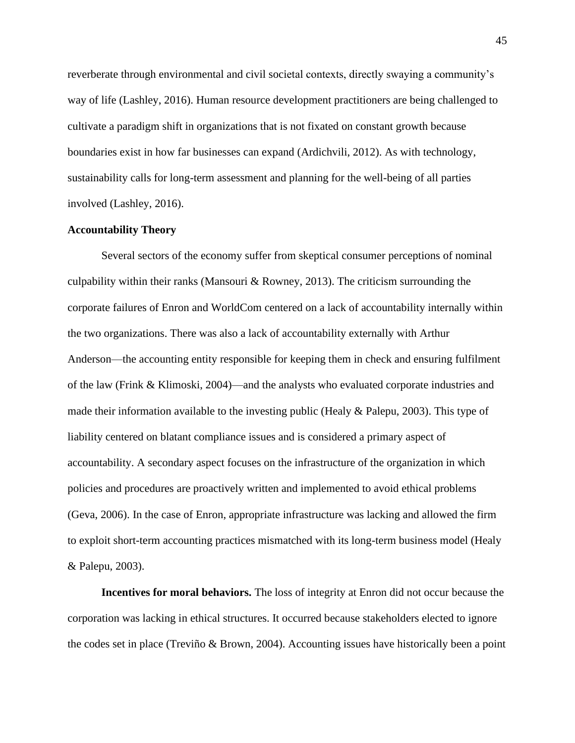reverberate through environmental and civil societal contexts, directly swaying a community's way of life (Lashley, 2016). Human resource development practitioners are being challenged to cultivate a paradigm shift in organizations that is not fixated on constant growth because boundaries exist in how far businesses can expand (Ardichvili, 2012). As with technology, sustainability calls for long-term assessment and planning for the well-being of all parties involved (Lashley, 2016).

## Accountability Theory

Several sectors of the economy suffer from skeptical consumer perceptions of nominal culpability within their ranks (Mansouri & Rowney, 2013). The criticism surrounding the corporate failures of Enron and WorldCom centered on a lack of accountability internally within the two organizations. There was also a lack of accountability externally with Arthur Anderson—the accounting entity responsible for keeping them in check and ensuring fulfilment of the law (Frink & Klimoski, 2004)—and the analysts who evaluated corporate industries and made their information available to the investing public (Healy & Palepu, 2003). This type of liability centered on blatant compliance issues and is considered a primary aspect of accountability. A secondary aspect focuses on the infrastructure of the organization in which policies and procedures are proactively written and implemented to avoid ethical problems (Geva, 2006). In the case of Enron, appropriate infrastructure was lacking and allowed the firm to exploit short-term accounting practices mismatched with its long-term business model (Healy & Palepu, 2003).

**Incentives for moral behaviors.** The loss of integrity at Enron did not occur because the corporation was lacking in ethical structures. It occurred because stakeholders elected to ignore the codes set in place (Treviño & Brown, 2004). Accounting issues have historically been a point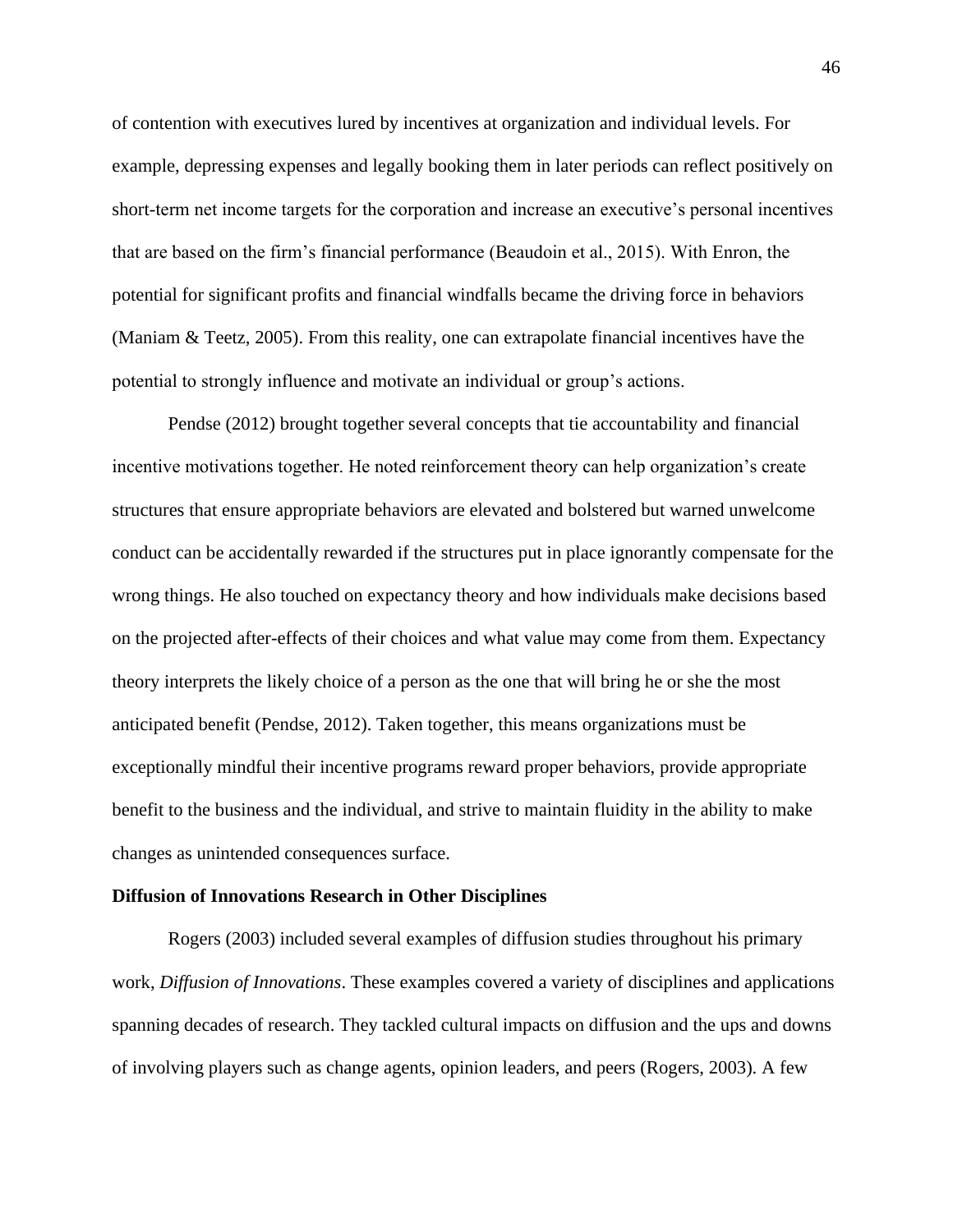of contention with executives lured by incentives at organization and individual levels. For example, depressing expenses and legally booking them in later periods can reflect positively on short-term net income targets for the corporation and increase an executive's personal incentives that are based on the firm's financial performance (Beaudoin et al., 2015). With Enron, the potential for significant profits and financial windfalls became the driving force in behaviors (Maniam & Teetz, 2005). From this reality, one can extrapolate financial incentives have the potential to strongly influence and motivate an individual or group's actions.

Pendse (2012) brought together several concepts that tie accountability and financial incentive motivations together. He noted reinforcement theory can help organization's create structures that ensure appropriate behaviors are elevated and bolstered but warned unwelcome conduct can be accidentally rewarded if the structures put in place ignorantly compensate for the wrong things. He also touched on expectancy theory and how individuals make decisions based on the projected after-effects of their choices and what value may come from them. Expectancy theory interprets the likely choice of a person as the one that will bring he or she the most anticipated benefit (Pendse, 2012). Taken together, this means organizations must be exceptionally mindful their incentive programs reward proper behaviors, provide appropriate benefit to the business and the individual, and strive to maintain fluidity in the ability to make changes as unintended consequences surface.

**Diffusion of Innovations Research in Other Disciplines**

Rogers (2003) included several examples of diffusion studies throughout his primary work, *Diffusion of Innovations*. These examples covered a variety of disciplines and applications spanning decades of research. They tackled cultural impacts on diffusion and the ups and downs of involving players such as change agents, opinion leaders, and peers (Rogers, 2003). A few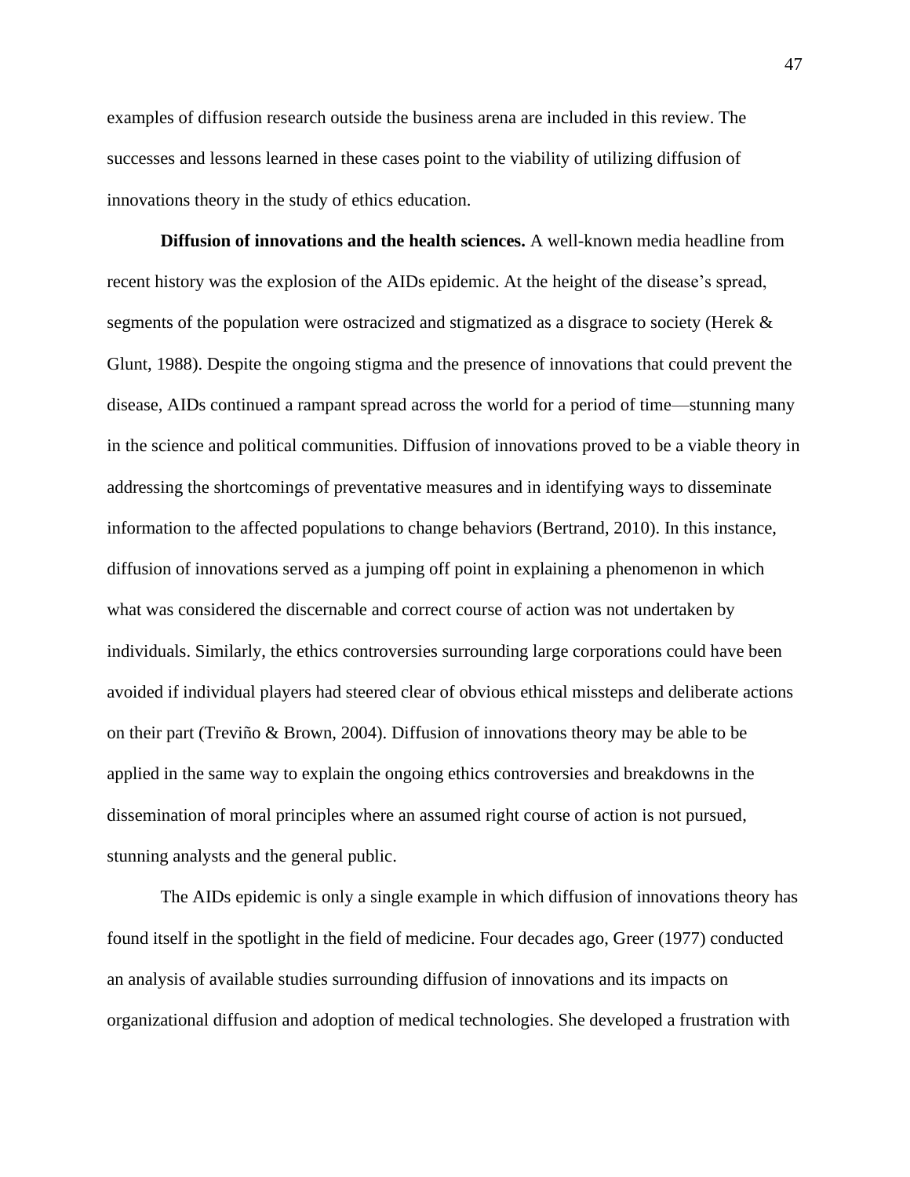examples of diffusion research outside the business arena are included in this review. The successes and lessons learned in these cases point to the viability of utilizing diffusion of innovations theory in the study of ethics education.

**Diffusion of innovations and the health sciences.** A well-known media headline from recent history was the explosion of the AIDs epidemic. At the height of the disease's spread, segments of the population were ostracized and stigmatized as a disgrace to society (Herek & Glunt, 1988). Despite the ongoing stigma and the presence of innovations that could prevent the disease, AIDs continued a rampant spread across the world for a period of time—stunning many in the science and political communities. Diffusion of innovations proved to be a viable theory in addressing the shortcomings of preventative measures and in identifying ways to disseminate information to the affected populations to change behaviors (Bertrand, 2010). In this instance, diffusion of innovations served as a jumping off point in explaining a phenomenon in which what was considered the discernable and correct course of action was not undertaken by individuals. Similarly, the ethics controversies surrounding large corporations could have been avoided if individual players had steered clear of obvious ethical missteps and deliberate actions on their part (Treviño & Brown, 2004). Diffusion of innovations theory may be able to be applied in the same way to explain the ongoing ethics controversies and breakdowns in the dissemination of moral principles where an assumed right course of action is not pursued, stunning analysts and the general public.

The AIDs epidemic is only a single example in which diffusion of innovations theory has found itself in the spotlight in the field of medicine. Four decades ago, Greer (1977) conducted an analysis of available studies surrounding diffusion of innovations and its impacts on organizational diffusion and adoption of medical technologies. She developed a frustration with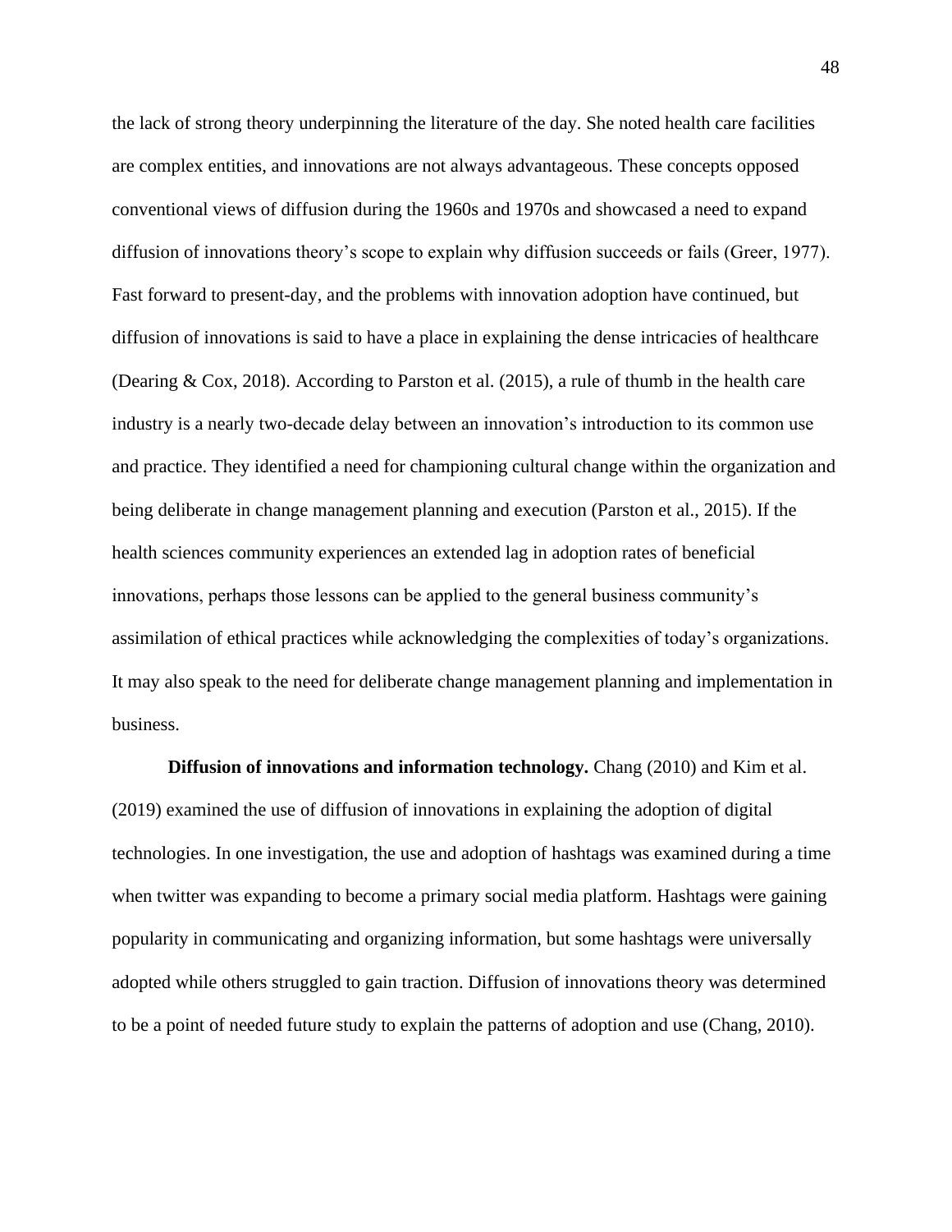the lack of strong theory underpinning the literature of the day. She noted health care facilities are complex entities, and innovations are not always advantageous. These concepts opposed conventional views of diffusion during the 1960s and 1970s and showcased a need to expand diffusion of innovations theory's scope to explain why diffusion succeeds or fails (Greer, 1977). Fast forward to present-day, and the problems with innovation adoption have continued, but diffusion of innovations is said to have a place in explaining the dense intricacies of healthcare (Dearing & Cox, 2018). According to Parston et al. (2015), a rule of thumb in the health care industry is a nearly two-decade delay between an innovation's introduction to its common use and practice. They identified a need for championing cultural change within the organization and being deliberate in change management planning and execution (Parston et al., 2015). If the health sciences community experiences an extended lag in adoption rates of beneficial innovations, perhaps those lessons can be applied to the general business community's assimilation of ethical practices while acknowledging the complexities of today's organizations. It may also speak to the need for deliberate change management planning and implementation in business.

**Diffusion of innovations and information technology.** Chang (2010) and Kim et al. (2019) examined the use of diffusion of innovations in explaining the adoption of digital technologies. In one investigation, the use and adoption of hashtags was examined during a time when twitter was expanding to become a primary social media platform. Hashtags were gaining popularity in communicating and organizing information, but some hashtags were universally adopted while others struggled to gain traction. Diffusion of innovations theory was determined to be a point of needed future study to explain the patterns of adoption and use (Chang, 2010).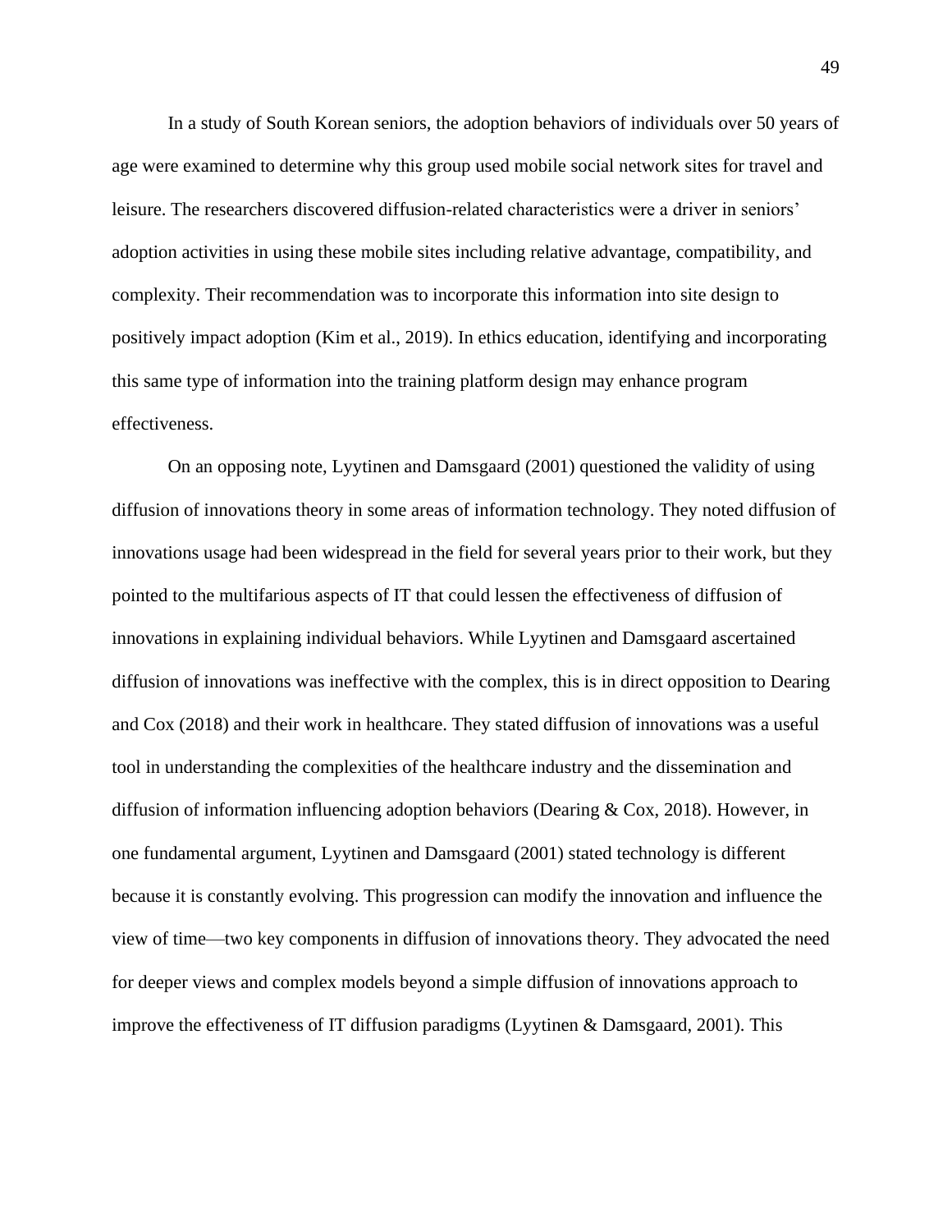In a study of South Korean seniors, the adoption behaviors of individuals over 50 years of age were examined to determine why this group used mobile social network sites for travel and leisure. The researchers discovered diffusion-related characteristics were a driver in seniors' adoption activities in using these mobile sites including relative advantage, compatibility, and complexity. Their recommendation was to incorporate this information into site design to positively impact adoption (Kim et al., 2019). In ethics education, identifying and incorporating this same type of information into the training platform design may enhance program effectiveness.

On an opposing note, Lyytinen and Damsgaard (2001) questioned the validity of using diffusion of innovations theory in some areas of information technology. They noted diffusion of innovations usage had been widespread in the field for several years prior to their work, but they pointed to the multifarious aspects of IT that could lessen the effectiveness of diffusion of innovations in explaining individual behaviors. While Lyytinen and Damsgaard ascertained diffusion of innovations was ineffective with the complex, this is in direct opposition to Dearing and Cox (2018) and their work in healthcare. They stated diffusion of innovations was a useful tool in understanding the complexities of the healthcare industry and the dissemination and diffusion of information influencing adoption behaviors (Dearing & Cox, 2018). However, in one fundamental argument, Lyytinen and Damsgaard (2001) stated technology is different because it is constantly evolving. This progression can modify the innovation and influence the view of time—two key components in diffusion of innovations theory. They advocated the need for deeper views and complex models beyond a simple diffusion of innovations approach to improve the effectiveness of IT diffusion paradigms (Lyytinen & Damsgaard, 2001). This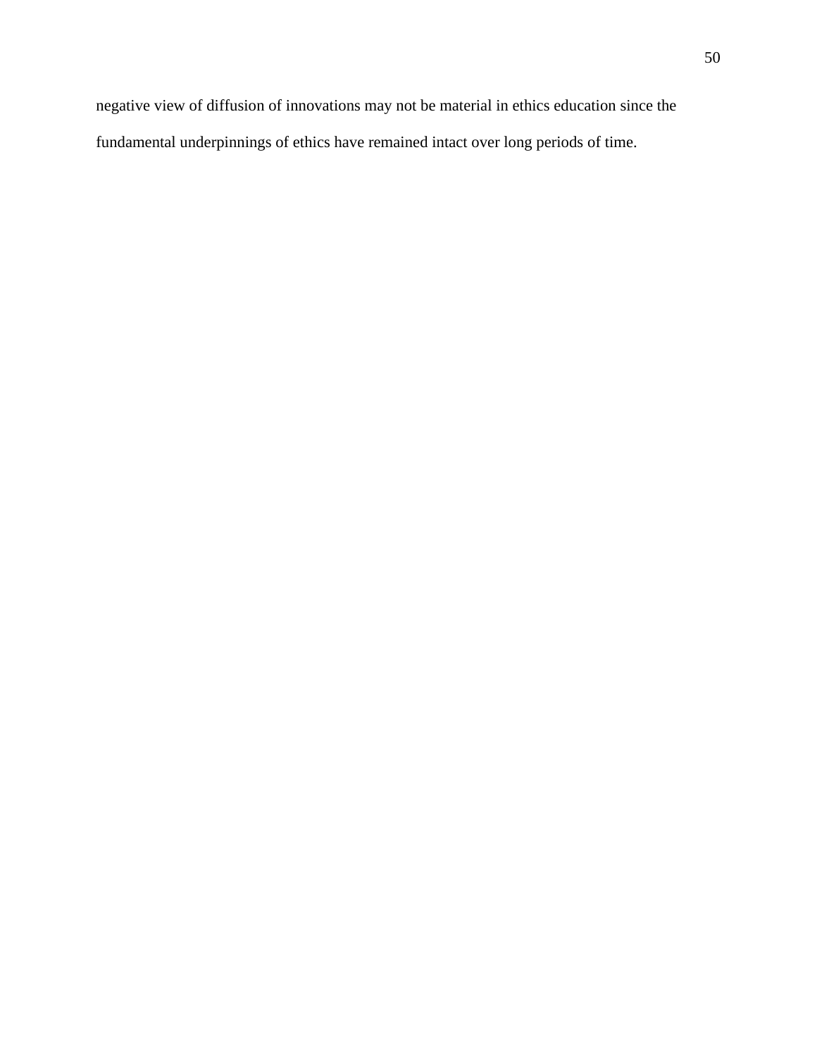negative view of diffusion of innovations may not be material in ethics education since the fundamental underpinnings of ethics have remained intact over long periods of time.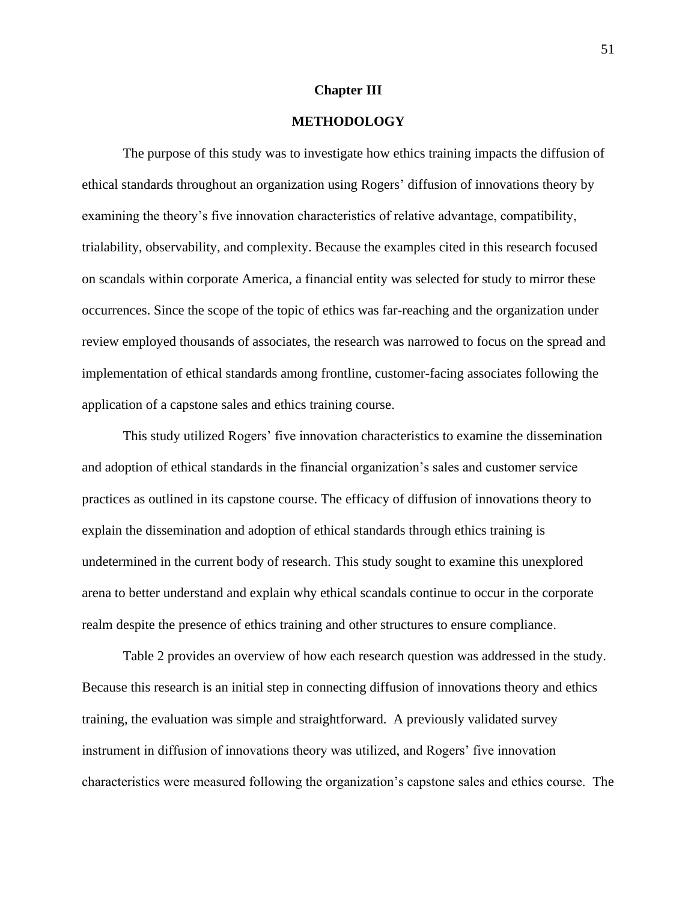# Chapter III

## METHODOLOGY

The purpose of this study was to investigate how ethics training impacts the diffusion of ethical standards throughout an organization using Rogers' diffusion of innovations theory by examining the theory's five innovation characteristics of relative advantage, compatibility, trialability, observability, and complexity. Because the examples cited in this research focused on scandals within corporate America, a financial entity was selected for study to mirror these occurrences. Since the scope of the topic of ethics was far-reaching and the organization under review employed thousands of associates, the research was narrowed to focus on the spread and implementation of ethical standards among frontline, customer-facing associates following the application of a capstone sales and ethics training course.

This study utilized Rogers' five innovation characteristics to examine the dissemination and adoption of ethical standards in the financial organization's sales and customer service practices as outlined in its capstone course. The efficacy of diffusion of innovations theory to explain the dissemination and adoption of ethical standards through ethics training is undetermined in the current body of research. This study sought to examine this unexplored arena to better understand and explain why ethical scandals continue to occur in the corporate realm despite the presence of ethics training and other structures to ensure compliance.

Table 2 provides an overview of how each research question was addressed in the study. Because this research is an initial step in connecting diffusion of innovations theory and ethics training, the evaluation was simple and straightforward. A previously validated survey instrument in diffusion of innovations theory was utilized, and Rogers' five innovation characteristics were measured following the organization's capstone sales and ethics course. The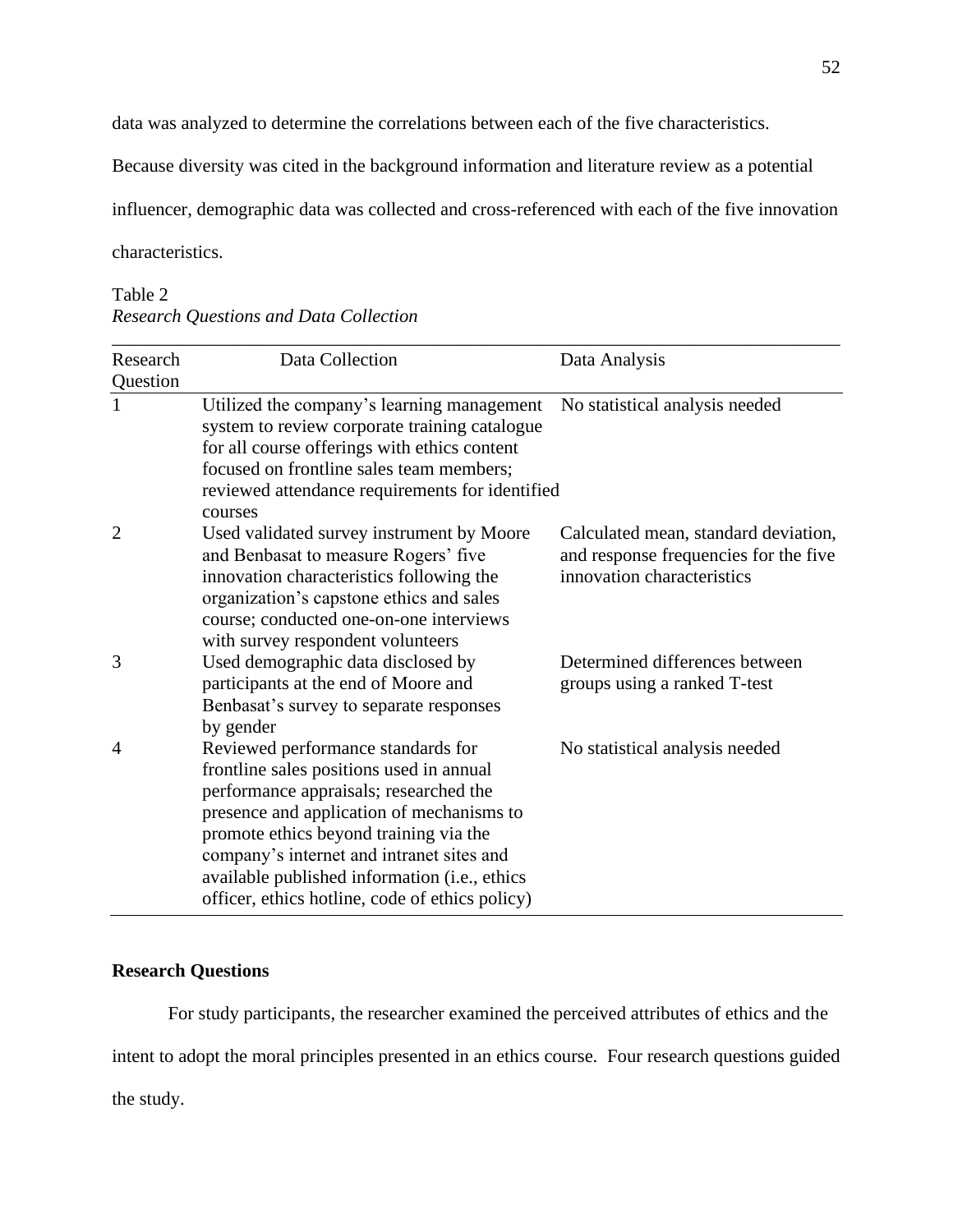data was analyzed to determine the correlations between each of the five characteristics. Because diversity was cited in the background information and literature review as a potential influencer, demographic data was collected and cross-referenced with each of the five innovation characteristics.

Table 2
*Research Questions and Data Collection*

| Research Question | Data Collection | Data Analysis |
|---|---|---|
| 1 | Utilized the company's learning management system to review corporate training catalogue for all course offerings with ethics content focused on frontline sales team members; reviewed attendance requirements for identified courses | No statistical analysis needed |
| 2 | Used validated survey instrument by Moore and Benbasat to measure Rogers' five innovation characteristics following the organization's capstone ethics and sales course; conducted one-on-one interviews with survey respondent volunteers | Calculated mean, standard deviation, and response frequencies for the five innovation characteristics |
| 3 | Used demographic data disclosed by participants at the end of Moore and Benbasat's survey to separate responses by gender | Determined differences between groups using a ranked T-test |
| 4 | Reviewed performance standards for frontline sales positions used in annual performance appraisals; researched the presence and application of mechanisms to promote ethics beyond training via the company's internet and intranet sites and available published information (i.e., ethics officer, ethics hotline, code of ethics policy) | No statistical analysis needed |

**Research Questions**

For study participants, the researcher examined the perceived attributes of ethics and the intent to adopt the moral principles presented in an ethics course. Four research questions guided the study.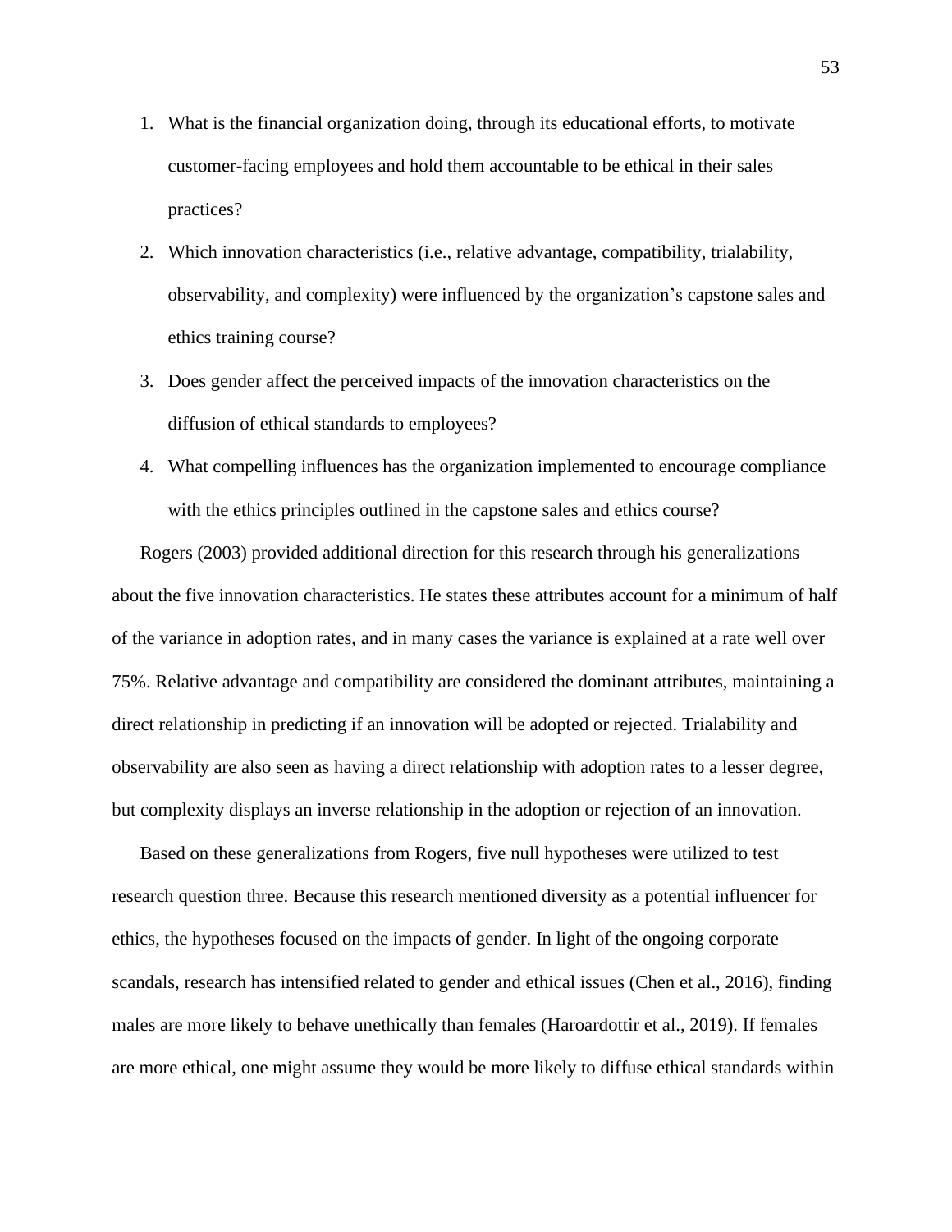1. What is the financial organization doing, through its educational efforts, to motivate customer-facing employees and hold them accountable to be ethical in their sales practices?
2. Which innovation characteristics (i.e., relative advantage, compatibility, trialability, observability, and complexity) were influenced by the organization's capstone sales and ethics training course?
3. Does gender affect the perceived impacts of the innovation characteristics on the diffusion of ethical standards to employees?
4. What compelling influences has the organization implemented to encourage compliance with the ethics principles outlined in the capstone sales and ethics course?

Rogers (2003) provided additional direction for this research through his generalizations about the five innovation characteristics. He states these attributes account for a minimum of half of the variance in adoption rates, and in many cases the variance is explained at a rate well over 75%. Relative advantage and compatibility are considered the dominant attributes, maintaining a direct relationship in predicting if an innovation will be adopted or rejected. Trialability and observability are also seen as having a direct relationship with adoption rates to a lesser degree, but complexity displays an inverse relationship in the adoption or rejection of an innovation.

Based on these generalizations from Rogers, five null hypotheses were utilized to test research question three. Because this research mentioned diversity as a potential influencer for ethics, the hypotheses focused on the impacts of gender. In light of the ongoing corporate scandals, research has intensified related to gender and ethical issues (Chen et al., 2016), finding males are more likely to behave unethically than females (Haroardottir et al., 2019). If females are more ethical, one might assume they would be more likely to diffuse ethical standards within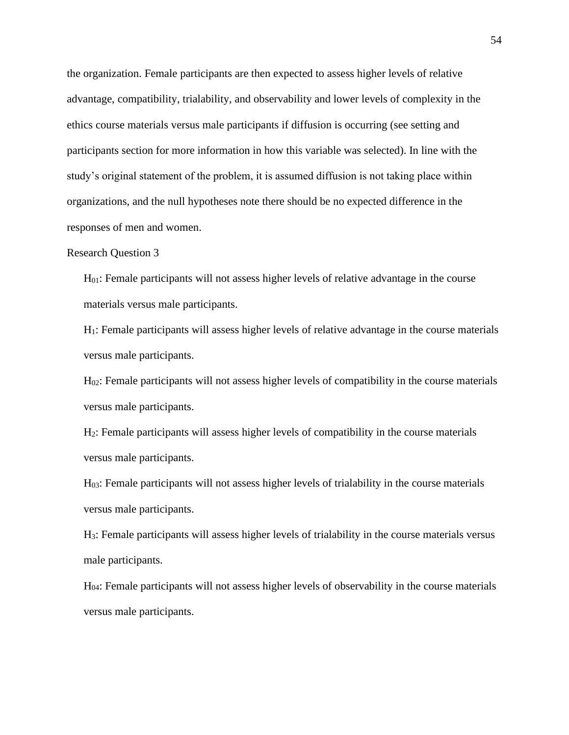the organization. Female participants are then expected to assess higher levels of relative advantage, compatibility, trialability, and observability and lower levels of complexity in the ethics course materials versus male participants if diffusion is occurring (see setting and participants section for more information in how this variable was selected). In line with the study's original statement of the problem, it is assumed diffusion is not taking place within organizations, and the null hypotheses note there should be no expected difference in the responses of men and women.

Research Question 3

$H_{01}$: Female participants will not assess higher levels of relative advantage in the course materials versus male participants.

$H_1$: Female participants will assess higher levels of relative advantage in the course materials versus male participants.

$H_{02}$: Female participants will not assess higher levels of compatibility in the course materials versus male participants.

$H_2$: Female participants will assess higher levels of compatibility in the course materials versus male participants.

$H_{03}$: Female participants will not assess higher levels of trialability in the course materials versus male participants.

$H_3$: Female participants will assess higher levels of trialability in the course materials versus male participants.

$H_{04}$: Female participants will not assess higher levels of observability in the course materials versus male participants.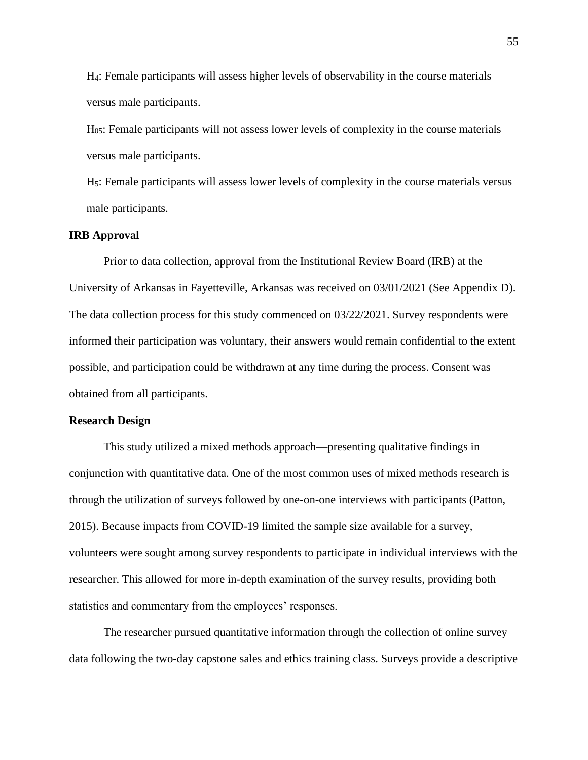$H_4$: Female participants will assess higher levels of observability in the course materials versus male participants.

$H_{05}$: Female participants will not assess lower levels of complexity in the course materials versus male participants.

$H_5$: Female participants will assess lower levels of complexity in the course materials versus male participants.

**IRB Approval**

Prior to data collection, approval from the Institutional Review Board (IRB) at the University of Arkansas in Fayetteville, Arkansas was received on 03/01/2021 (See Appendix D). The data collection process for this study commenced on 03/22/2021. Survey respondents were informed their participation was voluntary, their answers would remain confidential to the extent possible, and participation could be withdrawn at any time during the process. Consent was obtained from all participants.

**Research Design**

This study utilized a mixed methods approach—presenting qualitative findings in conjunction with quantitative data. One of the most common uses of mixed methods research is through the utilization of surveys followed by one-on-one interviews with participants (Patton, 2015). Because impacts from COVID-19 limited the sample size available for a survey, volunteers were sought among survey respondents to participate in individual interviews with the researcher. This allowed for more in-depth examination of the survey results, providing both statistics and commentary from the employees' responses.

The researcher pursued quantitative information through the collection of online survey data following the two-day capstone sales and ethics training class. Surveys provide a descriptive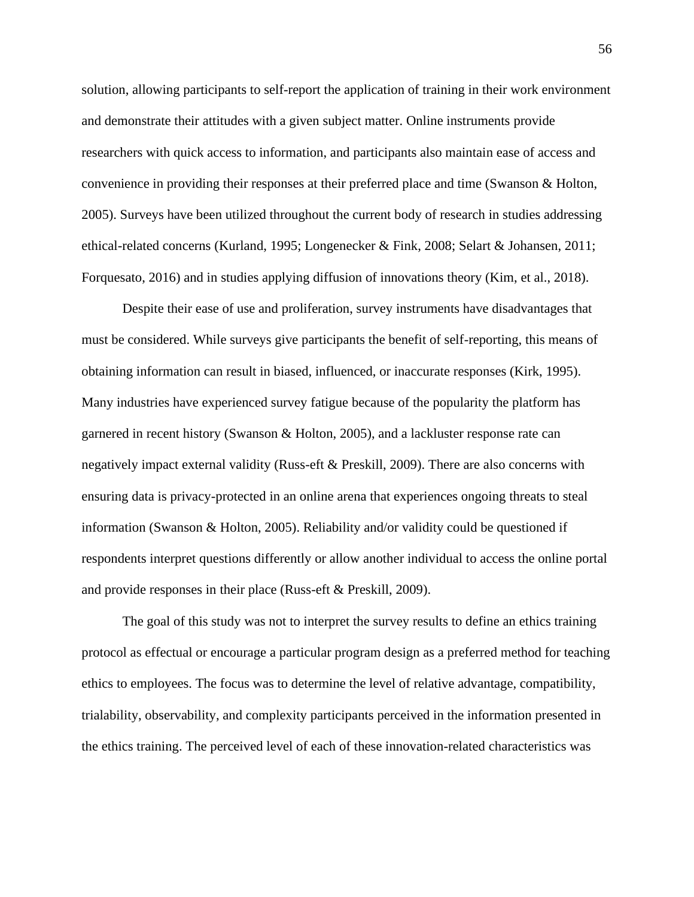solution, allowing participants to self-report the application of training in their work environment and demonstrate their attitudes with a given subject matter. Online instruments provide researchers with quick access to information, and participants also maintain ease of access and convenience in providing their responses at their preferred place and time (Swanson & Holton, 2005). Surveys have been utilized throughout the current body of research in studies addressing ethical-related concerns (Kurland, 1995; Longenecker & Fink, 2008; Selart & Johansen, 2011; Forquesato, 2016) and in studies applying diffusion of innovations theory (Kim, et al., 2018).

Despite their ease of use and proliferation, survey instruments have disadvantages that must be considered. While surveys give participants the benefit of self-reporting, this means of obtaining information can result in biased, influenced, or inaccurate responses (Kirk, 1995). Many industries have experienced survey fatigue because of the popularity the platform has garnered in recent history (Swanson & Holton, 2005), and a lackluster response rate can negatively impact external validity (Russ-eft & Preskill, 2009). There are also concerns with ensuring data is privacy-protected in an online arena that experiences ongoing threats to steal information (Swanson & Holton, 2005). Reliability and/or validity could be questioned if respondents interpret questions differently or allow another individual to access the online portal and provide responses in their place (Russ-eft & Preskill, 2009).

The goal of this study was not to interpret the survey results to define an ethics training protocol as effectual or encourage a particular program design as a preferred method for teaching ethics to employees. The focus was to determine the level of relative advantage, compatibility, trialability, observability, and complexity participants perceived in the information presented in the ethics training. The perceived level of each of these innovation-related characteristics was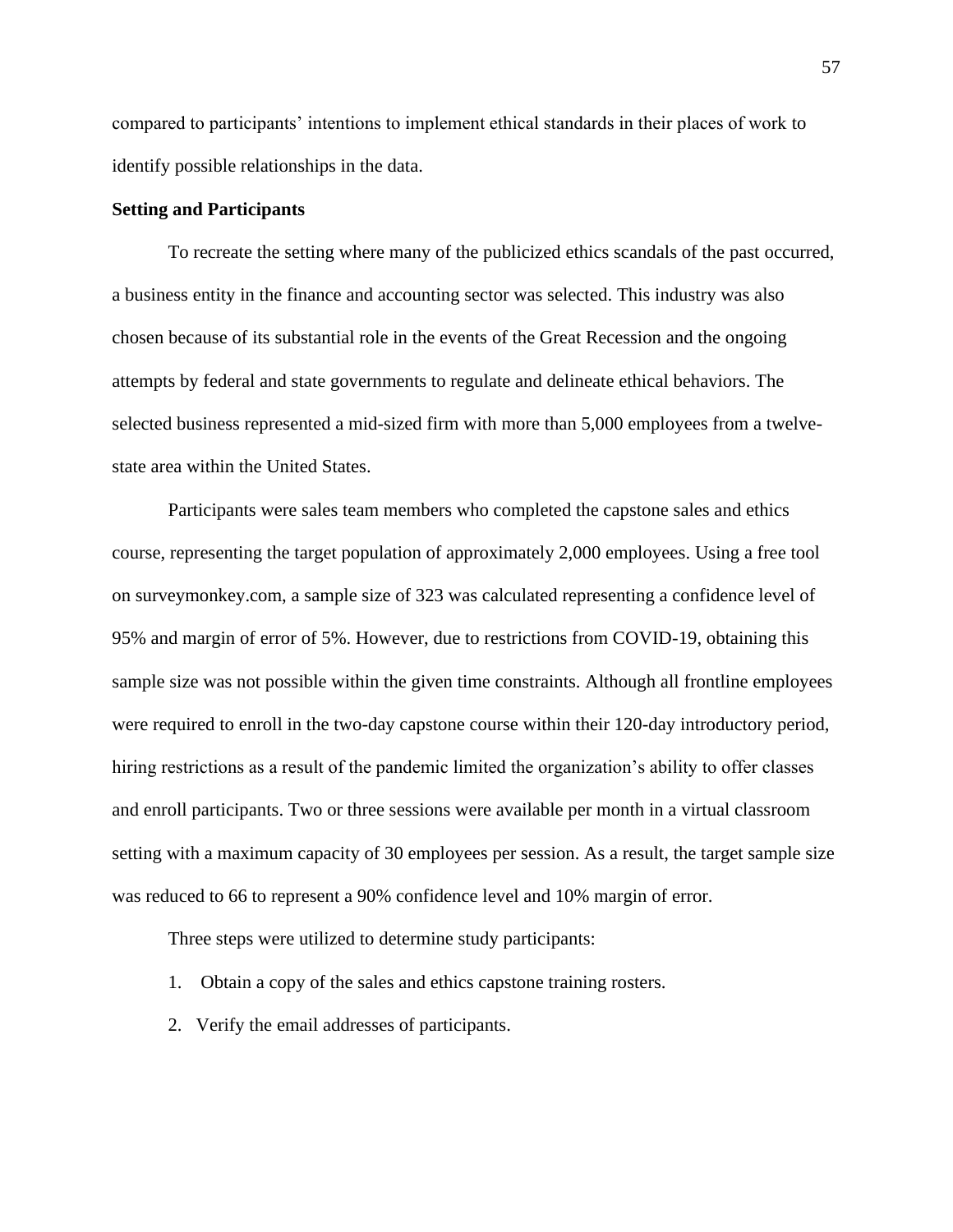compared to participants' intentions to implement ethical standards in their places of work to identify possible relationships in the data.

**Setting and Participants**

To recreate the setting where many of the publicized ethics scandals of the past occurred, a business entity in the finance and accounting sector was selected. This industry was also chosen because of its substantial role in the events of the Great Recession and the ongoing attempts by federal and state governments to regulate and delineate ethical behaviors. The selected business represented a mid-sized firm with more than 5,000 employees from a twelve-state area within the United States.

Participants were sales team members who completed the capstone sales and ethics course, representing the target population of approximately 2,000 employees. Using a free tool on surveymonkey.com, a sample size of 323 was calculated representing a confidence level of 95% and margin of error of 5%. However, due to restrictions from COVID-19, obtaining this sample size was not possible within the given time constraints. Although all frontline employees were required to enroll in the two-day capstone course within their 120-day introductory period, hiring restrictions as a result of the pandemic limited the organization's ability to offer classes and enroll participants. Two or three sessions were available per month in a virtual classroom setting with a maximum capacity of 30 employees per session. As a result, the target sample size was reduced to 66 to represent a 90% confidence level and 10% margin of error.

Three steps were utilized to determine study participants:

1. Obtain a copy of the sales and ethics capstone training rosters.
2. Verify the email addresses of participants.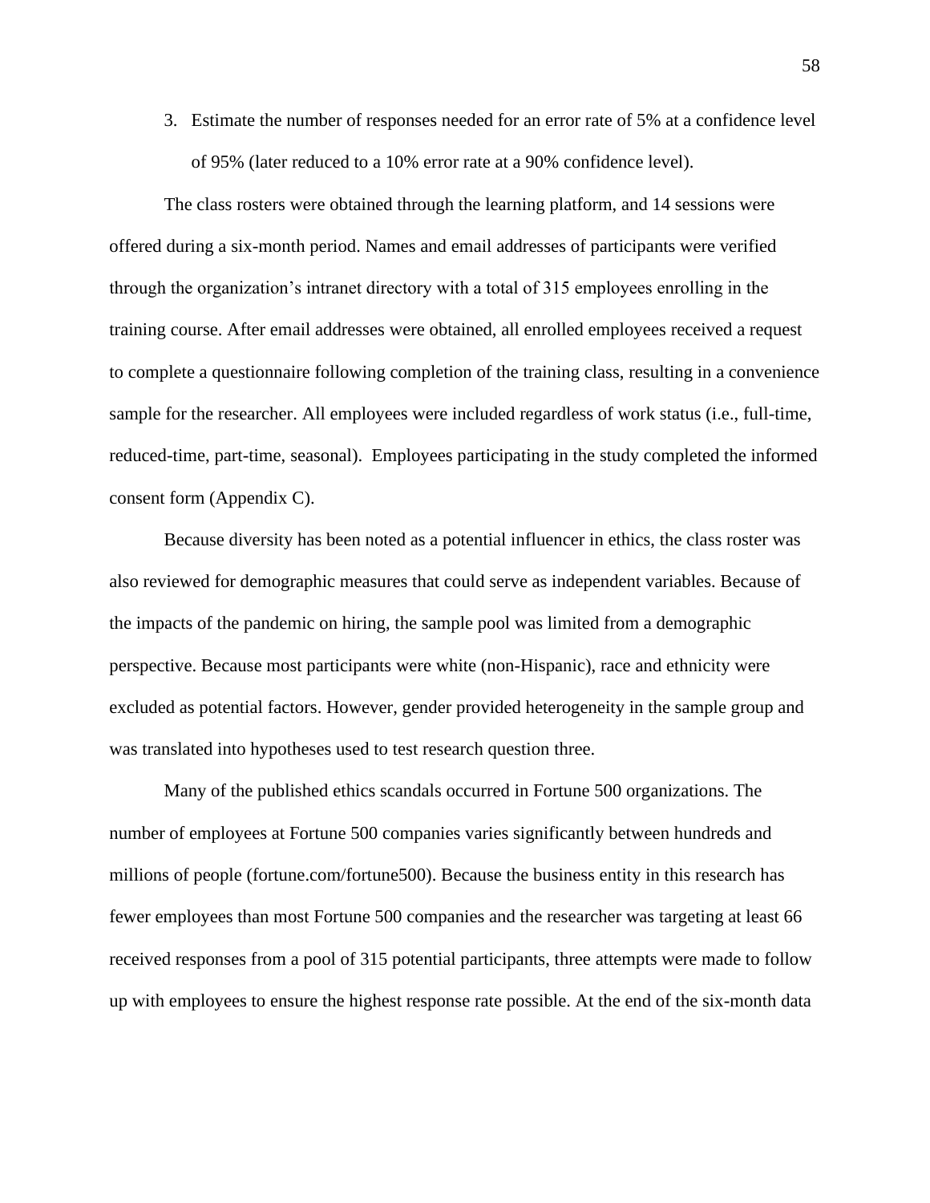3. Estimate the number of responses needed for an error rate of 5% at a confidence level of 95% (later reduced to a 10% error rate at a 90% confidence level).

The class rosters were obtained through the learning platform, and 14 sessions were offered during a six-month period. Names and email addresses of participants were verified through the organization's intranet directory with a total of 315 employees enrolling in the training course. After email addresses were obtained, all enrolled employees received a request to complete a questionnaire following completion of the training class, resulting in a convenience sample for the researcher. All employees were included regardless of work status (i.e., full-time, reduced-time, part-time, seasonal). Employees participating in the study completed the informed consent form (Appendix C).

Because diversity has been noted as a potential influencer in ethics, the class roster was also reviewed for demographic measures that could serve as independent variables. Because of the impacts of the pandemic on hiring, the sample pool was limited from a demographic perspective. Because most participants were white (non-Hispanic), race and ethnicity were excluded as potential factors. However, gender provided heterogeneity in the sample group and was translated into hypotheses used to test research question three.

Many of the published ethics scandals occurred in Fortune 500 organizations. The number of employees at Fortune 500 companies varies significantly between hundreds and millions of people (fortune.com/fortune500). Because the business entity in this research has fewer employees than most Fortune 500 companies and the researcher was targeting at least 66 received responses from a pool of 315 potential participants, three attempts were made to follow up with employees to ensure the highest response rate possible. At the end of the six-month data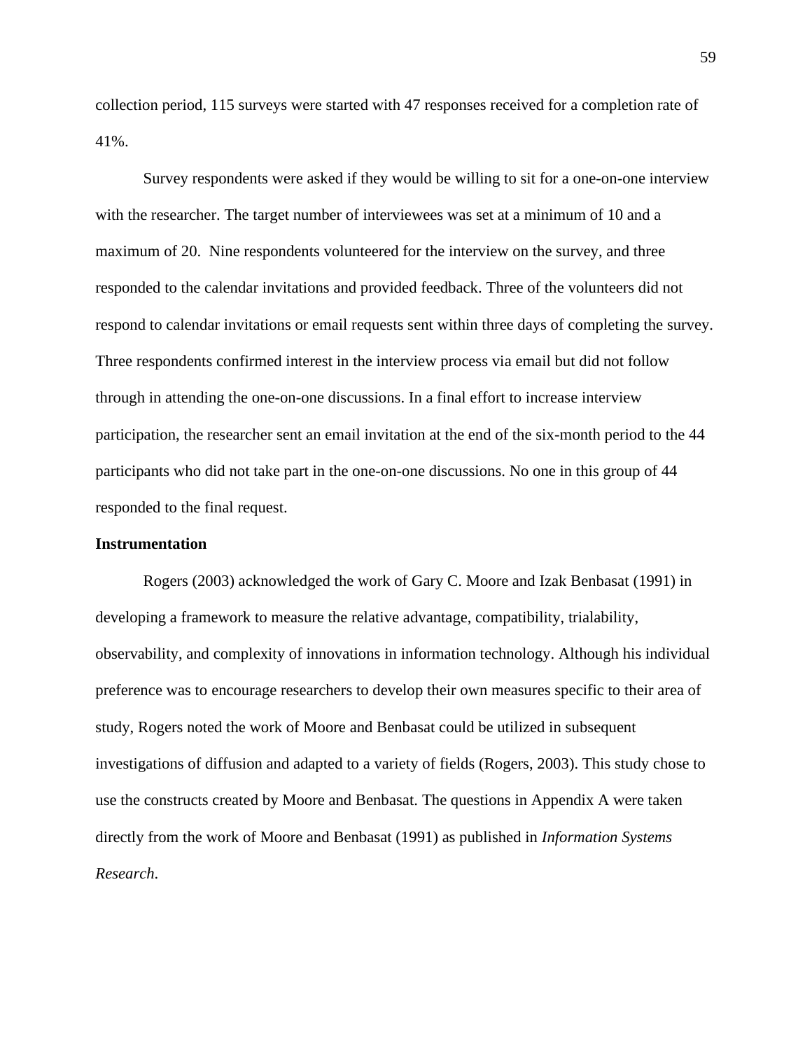collection period, 115 surveys were started with 47 responses received for a completion rate of 41%.

Survey respondents were asked if they would be willing to sit for a one-on-one interview with the researcher. The target number of interviewees was set at a minimum of 10 and a maximum of 20. Nine respondents volunteered for the interview on the survey, and three responded to the calendar invitations and provided feedback. Three of the volunteers did not respond to calendar invitations or email requests sent within three days of completing the survey. Three respondents confirmed interest in the interview process via email but did not follow through in attending the one-on-one discussions. In a final effort to increase interview participation, the researcher sent an email invitation at the end of the six-month period to the 44 participants who did not take part in the one-on-one discussions. No one in this group of 44 responded to the final request.

**Instrumentation**

Rogers (2003) acknowledged the work of Gary C. Moore and Izak Benbasat (1991) in developing a framework to measure the relative advantage, compatibility, trialability, observability, and complexity of innovations in information technology. Although his individual preference was to encourage researchers to develop their own measures specific to their area of study, Rogers noted the work of Moore and Benbasat could be utilized in subsequent investigations of diffusion and adapted to a variety of fields (Rogers, 2003). This study chose to use the constructs created by Moore and Benbasat. The questions in Appendix A were taken directly from the work of Moore and Benbasat (1991) as published in *Information Systems Research*.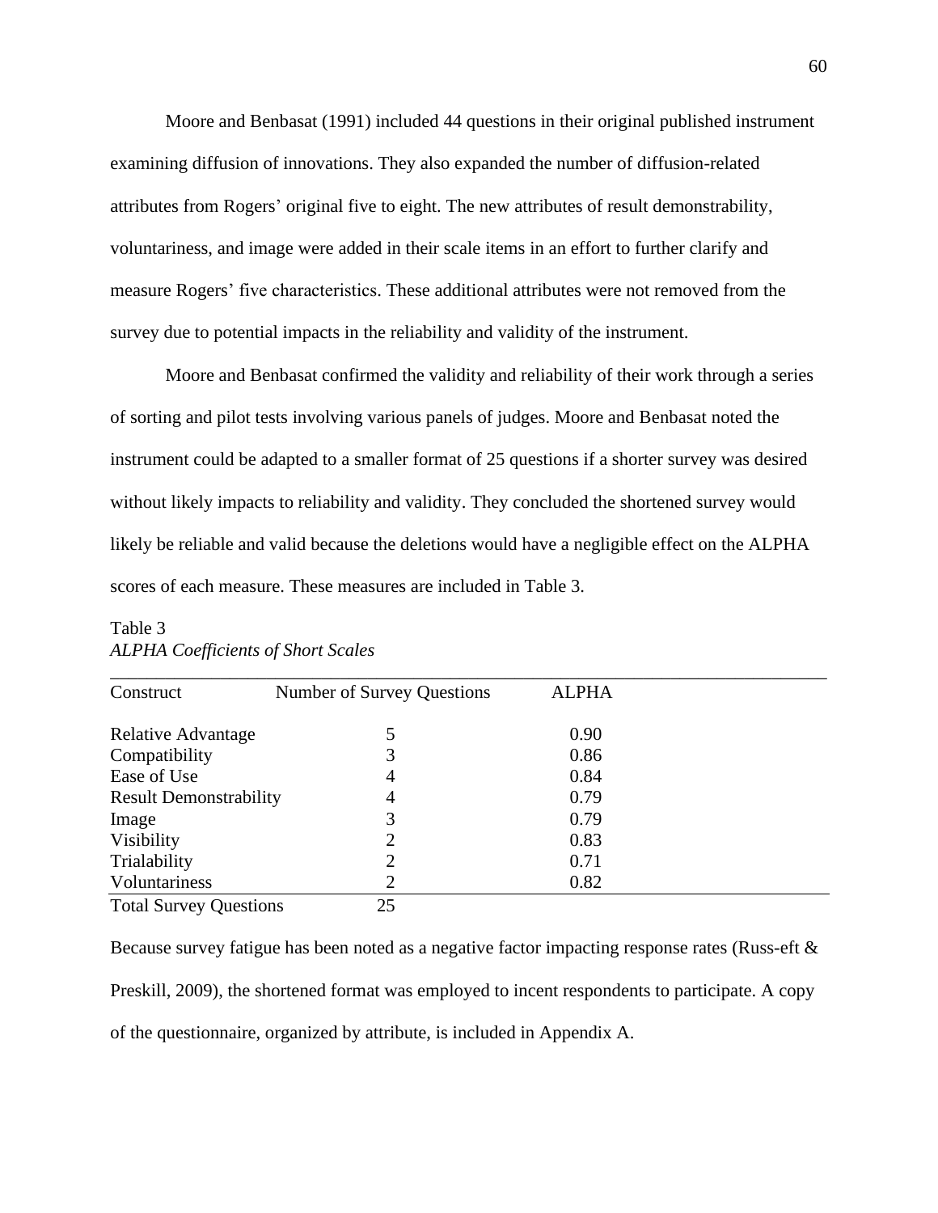Moore and Benbasat (1991) included 44 questions in their original published instrument examining diffusion of innovations. They also expanded the number of diffusion-related attributes from Rogers' original five to eight. The new attributes of result demonstrability, voluntariness, and image were added in their scale items in an effort to further clarify and measure Rogers' five characteristics. These additional attributes were not removed from the survey due to potential impacts in the reliability and validity of the instrument.

Moore and Benbasat confirmed the validity and reliability of their work through a series of sorting and pilot tests involving various panels of judges. Moore and Benbasat noted the instrument could be adapted to a smaller format of 25 questions if a shorter survey was desired without likely impacts to reliability and validity. They concluded the shortened survey would likely be reliable and valid because the deletions would have a negligible effect on the ALPHA scores of each measure. These measures are included in Table 3.

Table 3
*ALPHA Coefficients of Short Scales*

| Construct | Number of Survey Questions | ALPHA |
|---|---|---|
| Relative Advantage | 5 | 0.90 |
| Compatibility | 3 | 0.86 |
| Ease of Use | 4 | 0.84 |
| Result Demonstrability | 4 | 0.79 |
| Image | 3 | 0.79 |
| Visibility | 2 | 0.83 |
| Trialability | 2 | 0.71 |
| Voluntariness | 2 | 0.82 |
| Total Survey Questions | 25 | |

Because survey fatigue has been noted as a negative factor impacting response rates (Russ-eft & Preskill, 2009), the shortened format was employed to incent respondents to participate. A copy of the questionnaire, organized by attribute, is included in Appendix A.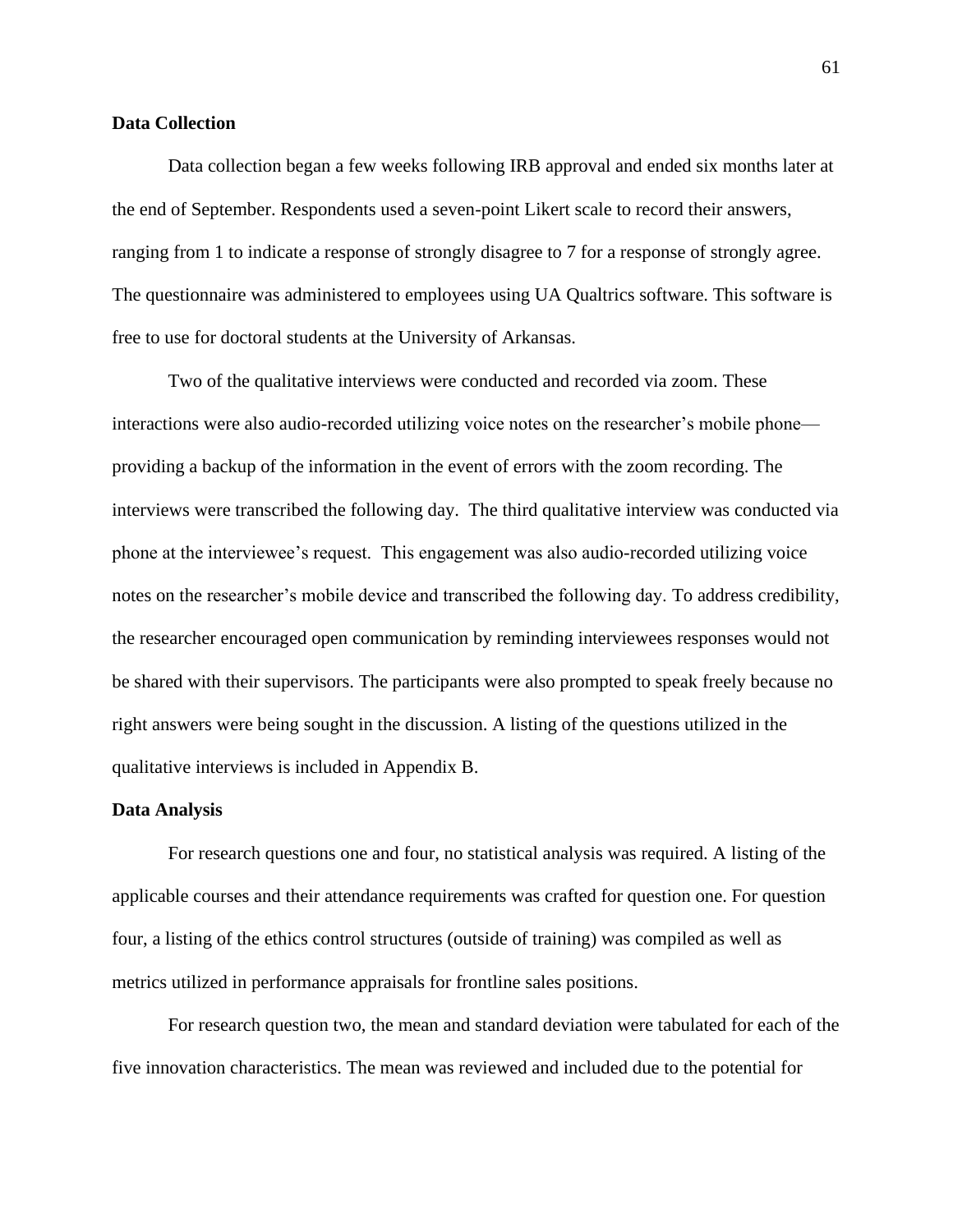### Data Collection

Data collection began a few weeks following IRB approval and ended six months later at the end of September. Respondents used a seven-point Likert scale to record their answers, ranging from 1 to indicate a response of strongly disagree to 7 for a response of strongly agree. The questionnaire was administered to employees using UA Qualtrics software. This software is free to use for doctoral students at the University of Arkansas.

Two of the qualitative interviews were conducted and recorded via zoom. These interactions were also audio-recorded utilizing voice notes on the researcher's mobile phone—providing a backup of the information in the event of errors with the zoom recording. The interviews were transcribed the following day. The third qualitative interview was conducted via phone at the interviewee's request. This engagement was also audio-recorded utilizing voice notes on the researcher's mobile device and transcribed the following day. To address credibility, the researcher encouraged open communication by reminding interviewees responses would not be shared with their supervisors. The participants were also prompted to speak freely because no right answers were being sought in the discussion. A listing of the questions utilized in the qualitative interviews is included in Appendix B.

### Data Analysis

For research questions one and four, no statistical analysis was required. A listing of the applicable courses and their attendance requirements was crafted for question one. For question four, a listing of the ethics control structures (outside of training) was compiled as well as metrics utilized in performance appraisals for frontline sales positions.

For research question two, the mean and standard deviation were tabulated for each of the five innovation characteristics. The mean was reviewed and included due to the potential for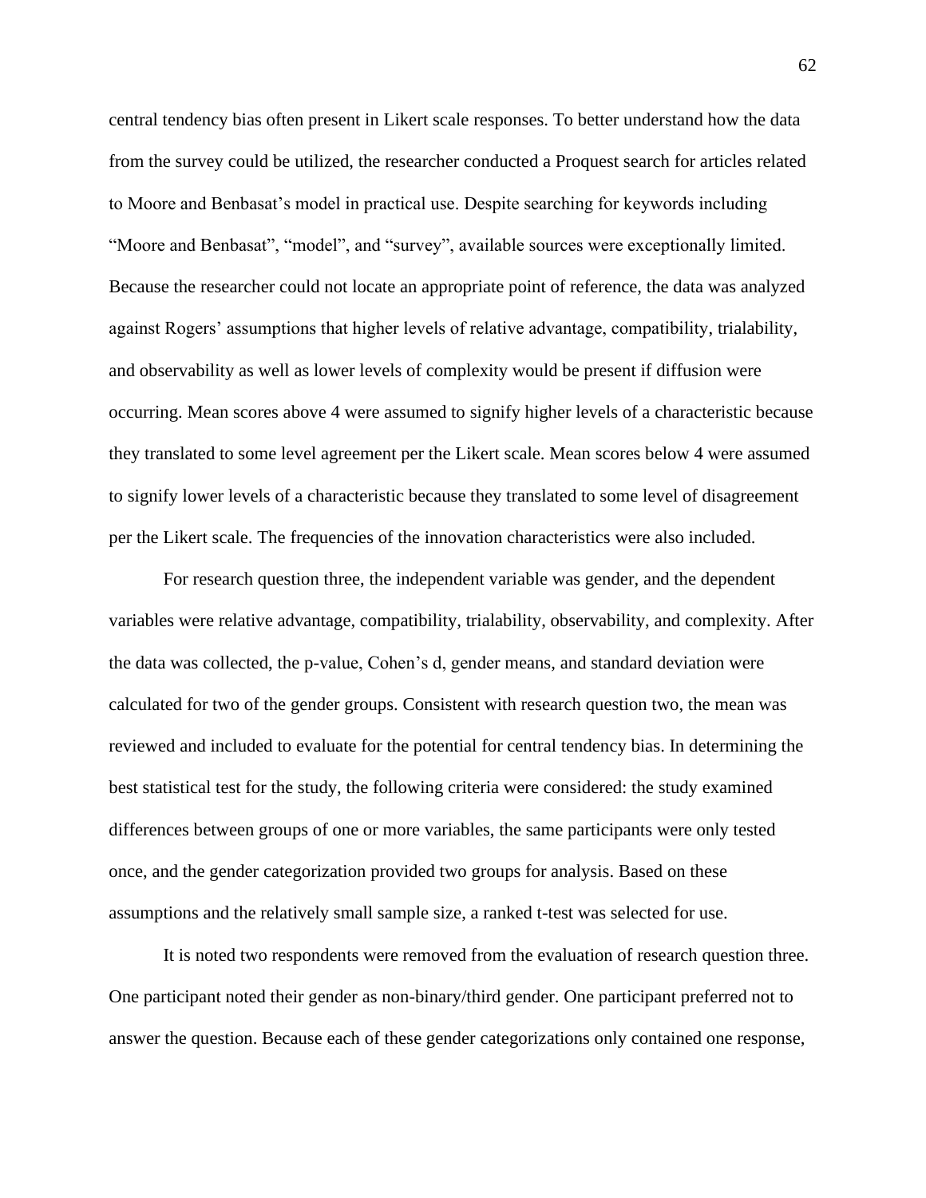central tendency bias often present in Likert scale responses. To better understand how the data from the survey could be utilized, the researcher conducted a Proquest search for articles related to Moore and Benbasat's model in practical use. Despite searching for keywords including "Moore and Benbasat", "model", and "survey", available sources were exceptionally limited. Because the researcher could not locate an appropriate point of reference, the data was analyzed against Rogers' assumptions that higher levels of relative advantage, compatibility, trialability, and observability as well as lower levels of complexity would be present if diffusion were occurring. Mean scores above 4 were assumed to signify higher levels of a characteristic because they translated to some level agreement per the Likert scale. Mean scores below 4 were assumed to signify lower levels of a characteristic because they translated to some level of disagreement per the Likert scale. The frequencies of the innovation characteristics were also included.

For research question three, the independent variable was gender, and the dependent variables were relative advantage, compatibility, trialability, observability, and complexity. After the data was collected, the p-value, Cohen's d, gender means, and standard deviation were calculated for two of the gender groups. Consistent with research question two, the mean was reviewed and included to evaluate for the potential for central tendency bias. In determining the best statistical test for the study, the following criteria were considered: the study examined differences between groups of one or more variables, the same participants were only tested once, and the gender categorization provided two groups for analysis. Based on these assumptions and the relatively small sample size, a ranked t-test was selected for use.

It is noted two respondents were removed from the evaluation of research question three. One participant noted their gender as non-binary/third gender. One participant preferred not to answer the question. Because each of these gender categorizations only contained one response,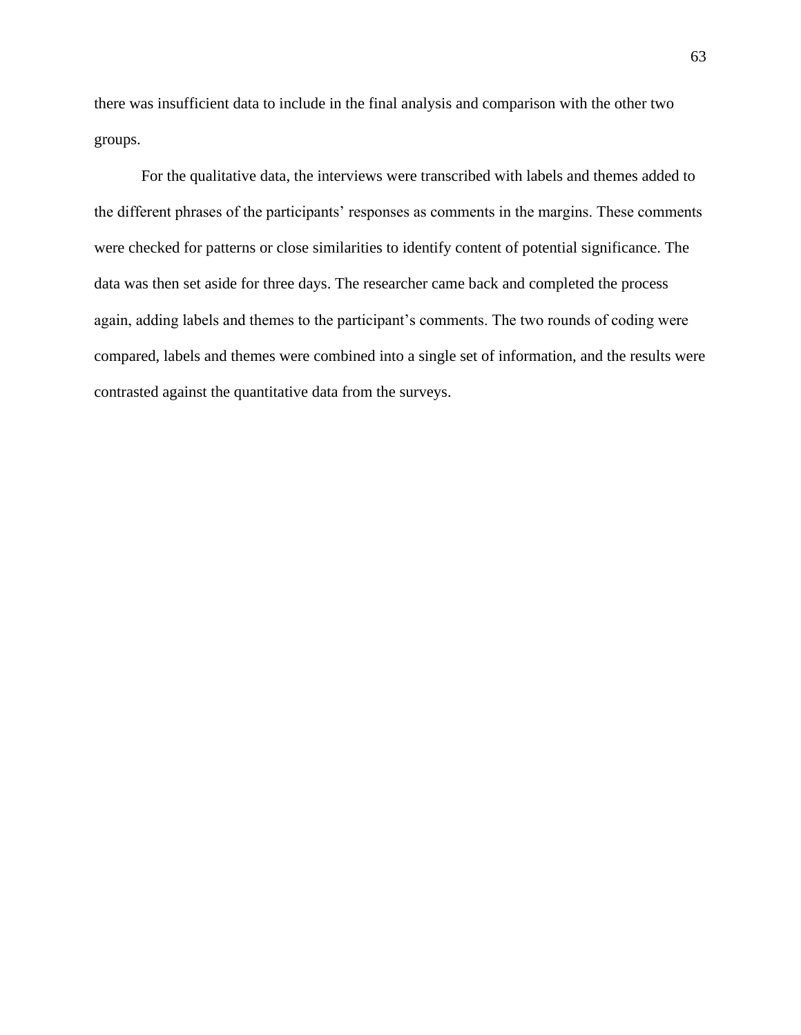there was insufficient data to include in the final analysis and comparison with the other two groups.

For the qualitative data, the interviews were transcribed with labels and themes added to the different phrases of the participants' responses as comments in the margins. These comments were checked for patterns or close similarities to identify content of potential significance. The data was then set aside for three days. The researcher came back and completed the process again, adding labels and themes to the participant's comments. The two rounds of coding were compared, labels and themes were combined into a single set of information, and the results were contrasted against the quantitative data from the surveys.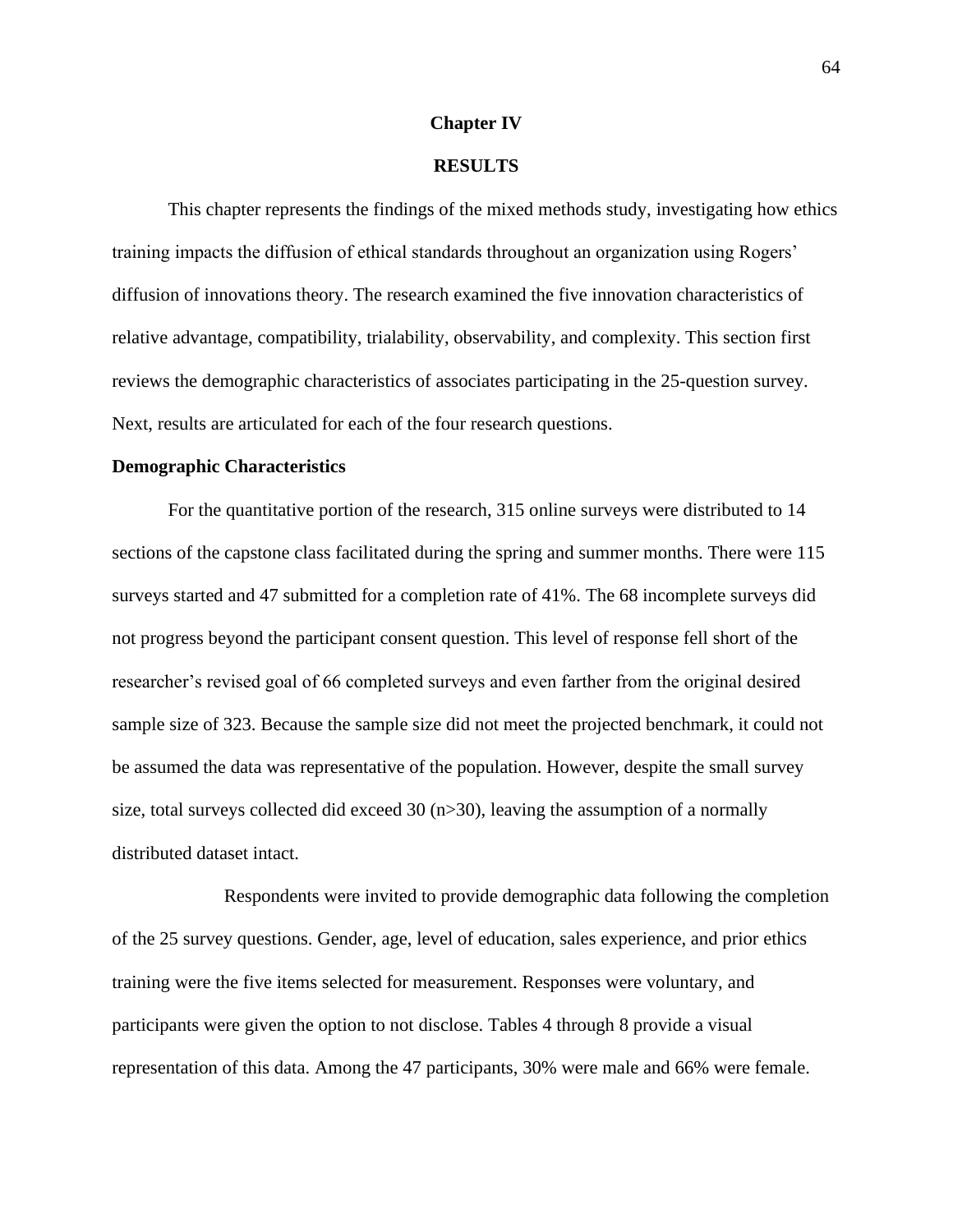# Chapter IV

# RESULTS

This chapter represents the findings of the mixed methods study, investigating how ethics training impacts the diffusion of ethical standards throughout an organization using Rogers' diffusion of innovations theory. The research examined the five innovation characteristics of relative advantage, compatibility, trialability, observability, and complexity. This section first reviews the demographic characteristics of associates participating in the 25-question survey. Next, results are articulated for each of the four research questions.

## Demographic Characteristics

For the quantitative portion of the research, 315 online surveys were distributed to 14 sections of the capstone class facilitated during the spring and summer months. There were 115 surveys started and 47 submitted for a completion rate of 41%. The 68 incomplete surveys did not progress beyond the participant consent question. This level of response fell short of the researcher's revised goal of 66 completed surveys and even farther from the original desired sample size of 323. Because the sample size did not meet the projected benchmark, it could not be assumed the data was representative of the population. However, despite the small survey size, total surveys collected did exceed 30 ($n>30$), leaving the assumption of a normally distributed dataset intact.

Respondents were invited to provide demographic data following the completion of the 25 survey questions. Gender, age, level of education, sales experience, and prior ethics training were the five items selected for measurement. Responses were voluntary, and participants were given the option to not disclose. Tables 4 through 8 provide a visual representation of this data. Among the 47 participants, 30% were male and 66% were female.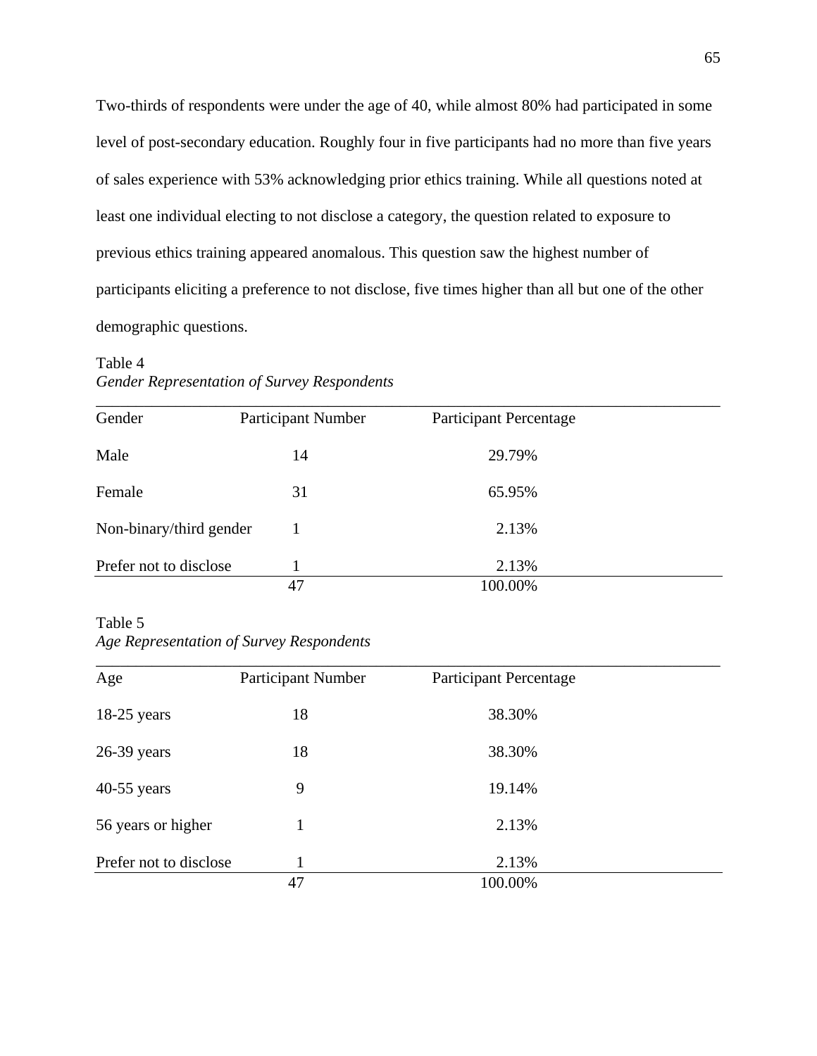Two-thirds of respondents were under the age of 40, while almost 80% had participated in some level of post-secondary education. Roughly four in five participants had no more than five years of sales experience with 53% acknowledging prior ethics training. While all questions noted at least one individual electing to not disclose a category, the question related to exposure to previous ethics training appeared anomalous. This question saw the highest number of participants eliciting a preference to not disclose, five times higher than all but one of the other demographic questions.

Table 4
*Gender Representation of Survey Respondents*

| Gender | Participant Number | Participant Percentage |
|---|---|---|
| Male | 14 | 29.79% |
| Female | 31 | 65.95% |
| Non-binary/third gender | 1 | 2.13% |
| Prefer not to disclose | 1 | 2.13% |
| | 47 | 100.00% |

Table 5
*Age Representation of Survey Respondents*

| Age | Participant Number | Participant Percentage |
|---|---|---|
| 18-25 years | 18 | 38.30% |
| 26-39 years | 18 | 38.30% |
| 40-55 years | 9 | 19.14% |
| 56 years or higher | 1 | 2.13% |
| Prefer not to disclose | 1 | 2.13% |
| | 47 | 100.00% |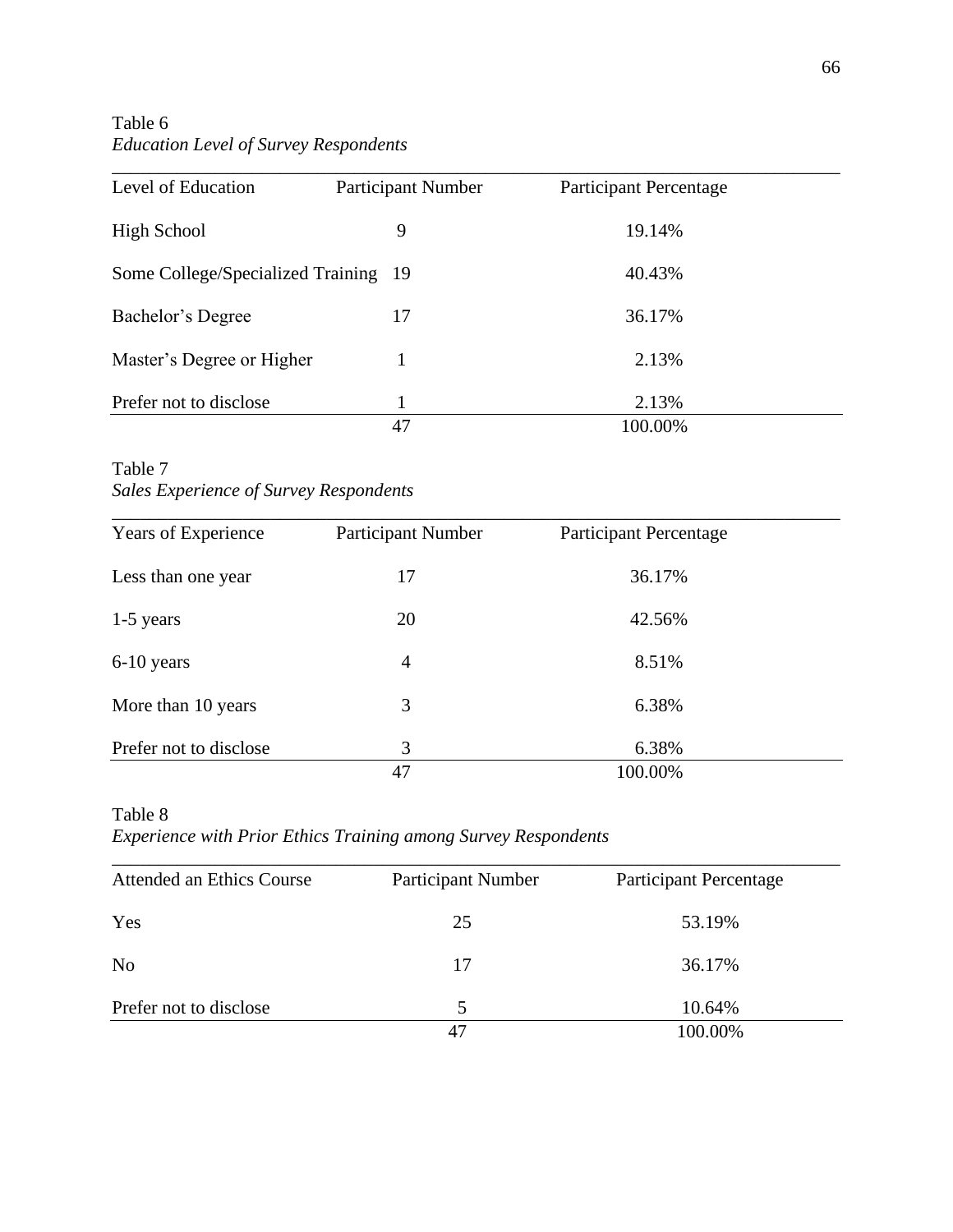Table 6
*Education Level of Survey Respondents*

| Level of Education | Participant Number | Participant Percentage |
|---|---|---|
| High School | 9 | 19.14% |
| Some College/Specialized Training | 19 | 40.43% |
| Bachelor's Degree | 17 | 36.17% |
| Master's Degree or Higher | 1 | 2.13% |
| Prefer not to disclose | 1 | 2.13% |
| | 47 | 100.00% |

Table 7
*Sales Experience of Survey Respondents*

| Years of Experience | Participant Number | Participant Percentage |
|---|---|---|
| Less than one year | 17 | 36.17% |
| 1-5 years | 20 | 42.56% |
| 6-10 years | 4 | 8.51% |
| More than 10 years | 3 | 6.38% |
| Prefer not to disclose | 3 | 6.38% |
| | 47 | 100.00% |

Table 8
*Experience with Prior Ethics Training among Survey Respondents*

| Attended an Ethics Course | Participant Number | Participant Percentage |
|---|---|---|
| Yes | 25 | 53.19% |
| No | 17 | 36.17% |
| Prefer not to disclose | 5 | 10.64% |
| | 47 | 100.00% |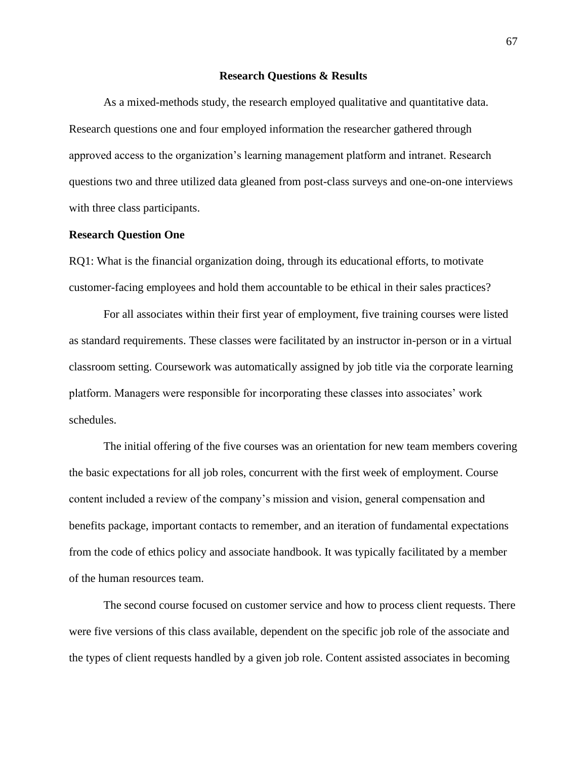## Research Questions & Results

As a mixed-methods study, the research employed qualitative and quantitative data. Research questions one and four employed information the researcher gathered through approved access to the organization's learning management platform and intranet. Research questions two and three utilized data gleaned from post-class surveys and one-on-one interviews with three class participants.

### Research Question One

RQ1: What is the financial organization doing, through its educational efforts, to motivate customer-facing employees and hold them accountable to be ethical in their sales practices?

For all associates within their first year of employment, five training courses were listed as standard requirements. These classes were facilitated by an instructor in-person or in a virtual classroom setting. Coursework was automatically assigned by job title via the corporate learning platform. Managers were responsible for incorporating these classes into associates' work schedules.

The initial offering of the five courses was an orientation for new team members covering the basic expectations for all job roles, concurrent with the first week of employment. Course content included a review of the company's mission and vision, general compensation and benefits package, important contacts to remember, and an iteration of fundamental expectations from the code of ethics policy and associate handbook. It was typically facilitated by a member of the human resources team.

The second course focused on customer service and how to process client requests. There were five versions of this class available, dependent on the specific job role of the associate and the types of client requests handled by a given job role. Content assisted associates in becoming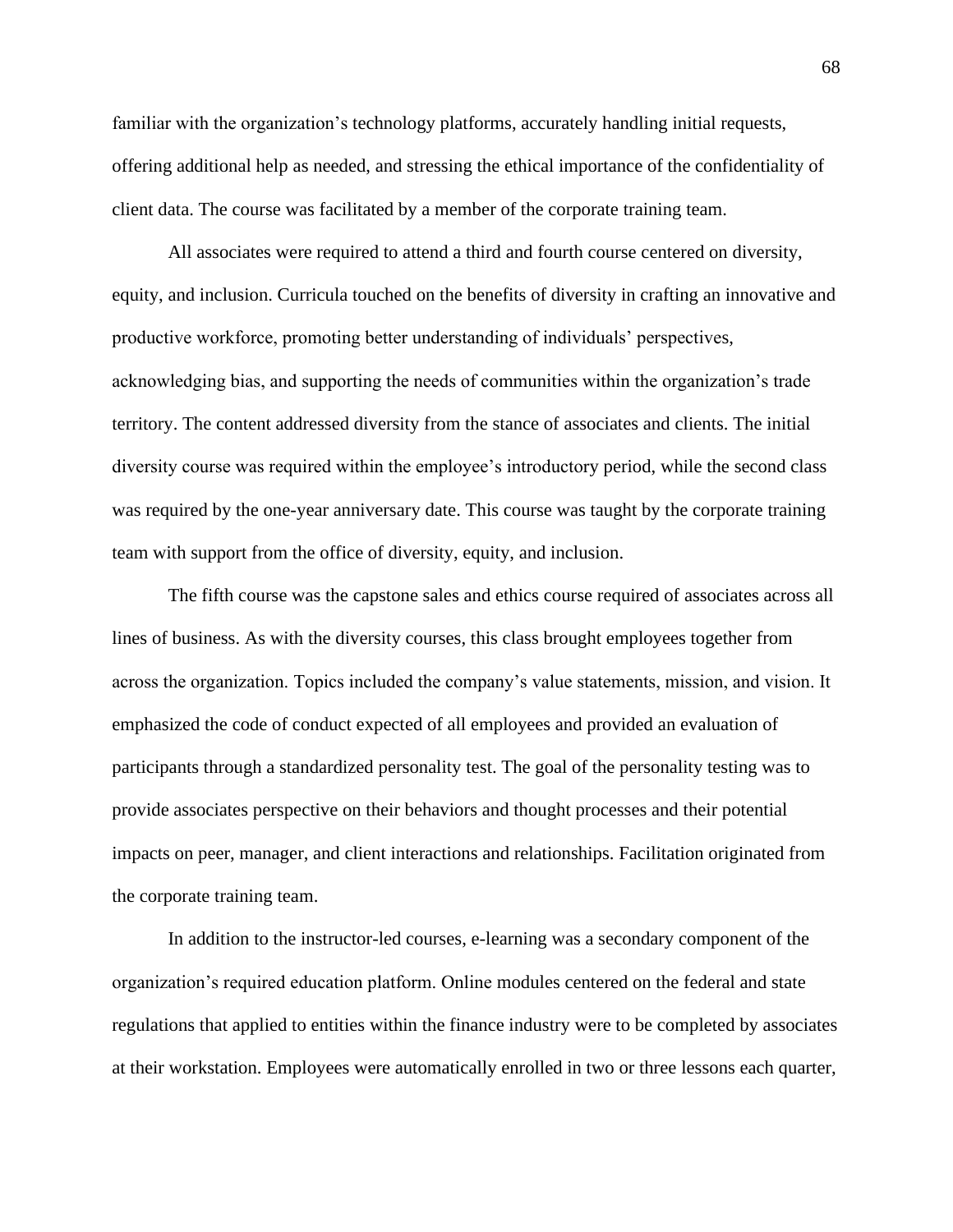familiar with the organization's technology platforms, accurately handling initial requests, offering additional help as needed, and stressing the ethical importance of the confidentiality of client data. The course was facilitated by a member of the corporate training team.

All associates were required to attend a third and fourth course centered on diversity, equity, and inclusion. Curricula touched on the benefits of diversity in crafting an innovative and productive workforce, promoting better understanding of individuals' perspectives, acknowledging bias, and supporting the needs of communities within the organization's trade territory. The content addressed diversity from the stance of associates and clients. The initial diversity course was required within the employee's introductory period, while the second class was required by the one-year anniversary date. This course was taught by the corporate training team with support from the office of diversity, equity, and inclusion.

The fifth course was the capstone sales and ethics course required of associates across all lines of business. As with the diversity courses, this class brought employees together from across the organization. Topics included the company's value statements, mission, and vision. It emphasized the code of conduct expected of all employees and provided an evaluation of participants through a standardized personality test. The goal of the personality testing was to provide associates perspective on their behaviors and thought processes and their potential impacts on peer, manager, and client interactions and relationships. Facilitation originated from the corporate training team.

In addition to the instructor-led courses, e-learning was a secondary component of the organization's required education platform. Online modules centered on the federal and state regulations that applied to entities within the finance industry were to be completed by associates at their workstation. Employees were automatically enrolled in two or three lessons each quarter,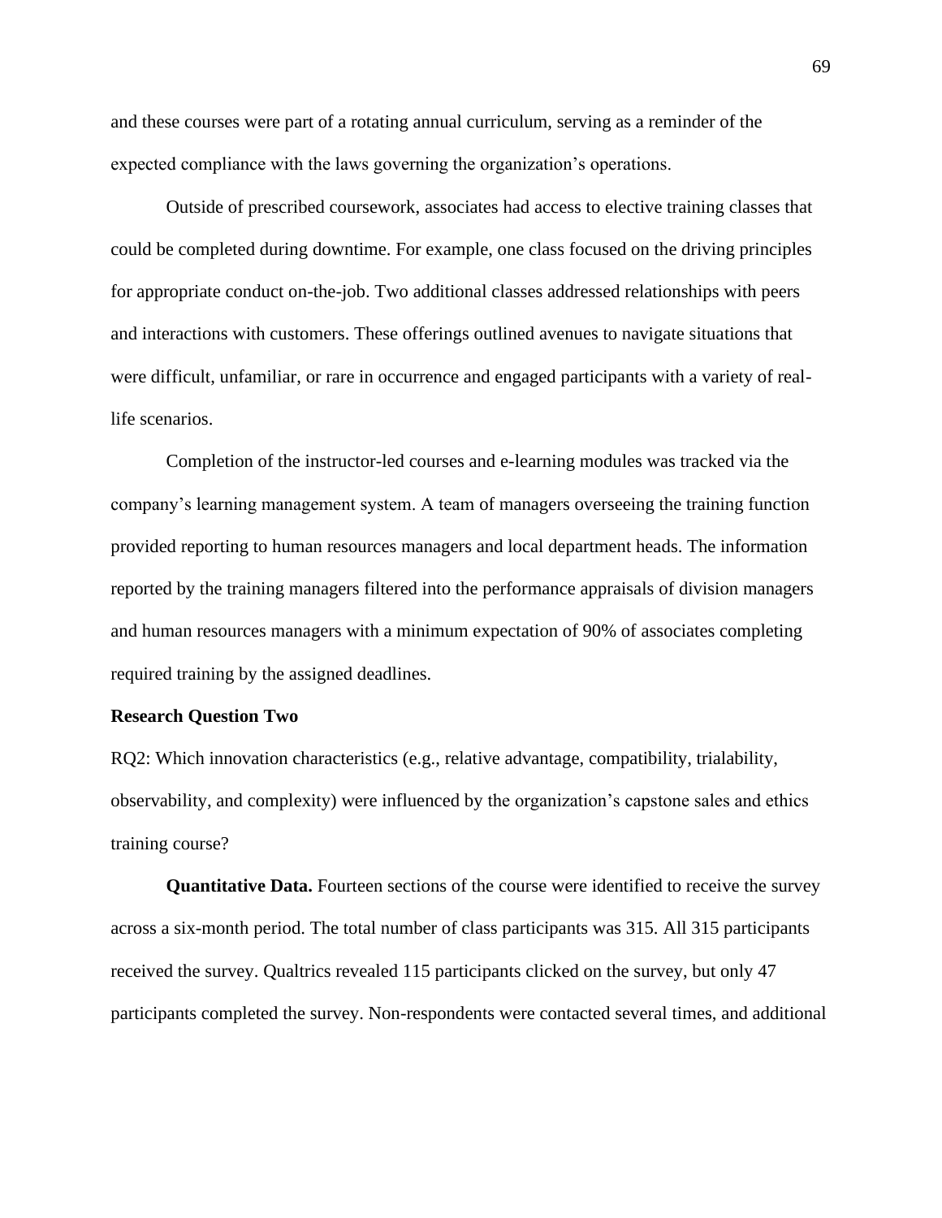and these courses were part of a rotating annual curriculum, serving as a reminder of the expected compliance with the laws governing the organization's operations.

Outside of prescribed coursework, associates had access to elective training classes that could be completed during downtime. For example, one class focused on the driving principles for appropriate conduct on-the-job. Two additional classes addressed relationships with peers and interactions with customers. These offerings outlined avenues to navigate situations that were difficult, unfamiliar, or rare in occurrence and engaged participants with a variety of real-life scenarios.

Completion of the instructor-led courses and e-learning modules was tracked via the company's learning management system. A team of managers overseeing the training function provided reporting to human resources managers and local department heads. The information reported by the training managers filtered into the performance appraisals of division managers and human resources managers with a minimum expectation of 90% of associates completing required training by the assigned deadlines.

### Research Question Two

RQ2: Which innovation characteristics (e.g., relative advantage, compatibility, trialability, observability, and complexity) were influenced by the organization's capstone sales and ethics training course?

**Quantitative Data.** Fourteen sections of the course were identified to receive the survey across a six-month period. The total number of class participants was 315. All 315 participants received the survey. Qualtrics revealed 115 participants clicked on the survey, but only 47 participants completed the survey. Non-respondents were contacted several times, and additional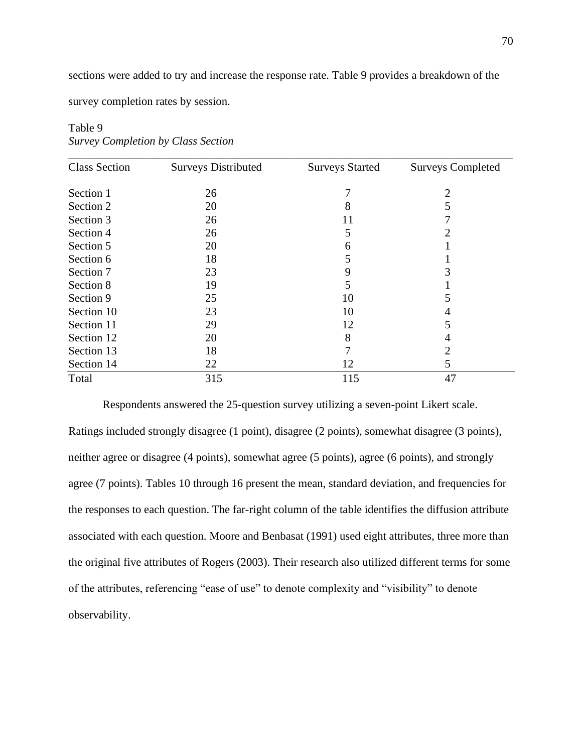sections were added to try and increase the response rate. Table 9 provides a breakdown of the survey completion rates by session.

Table 9
*Survey Completion by Class Section*

| Class Section | Surveys Distributed | Surveys Started | Surveys Completed |
|---|---|---|---|
| Section 1 | 26 | 7 | 2 |
| Section 2 | 20 | 8 | 5 |
| Section 3 | 26 | 11 | 7 |
| Section 4 | 26 | 5 | 2 |
| Section 5 | 20 | 6 | 1 |
| Section 6 | 18 | 5 | 1 |
| Section 7 | 23 | 9 | 3 |
| Section 8 | 19 | 5 | 1 |
| Section 9 | 25 | 10 | 5 |
| Section 10 | 23 | 10 | 4 |
| Section 11 | 29 | 12 | 5 |
| Section 12 | 20 | 8 | 4 |
| Section 13 | 18 | 7 | 2 |
| Section 14 | 22 | 12 | 5 |
| Total | 315 | 115 | 47 |

Respondents answered the 25-question survey utilizing a seven-point Likert scale. Ratings included strongly disagree (1 point), disagree (2 points), somewhat disagree (3 points), neither agree or disagree (4 points), somewhat agree (5 points), agree (6 points), and strongly agree (7 points). Tables 10 through 16 present the mean, standard deviation, and frequencies for the responses to each question. The far-right column of the table identifies the diffusion attribute associated with each question. Moore and Benbasat (1991) used eight attributes, three more than the original five attributes of Rogers (2003). Their research also utilized different terms for some of the attributes, referencing "ease of use" to denote complexity and "visibility" to denote observability.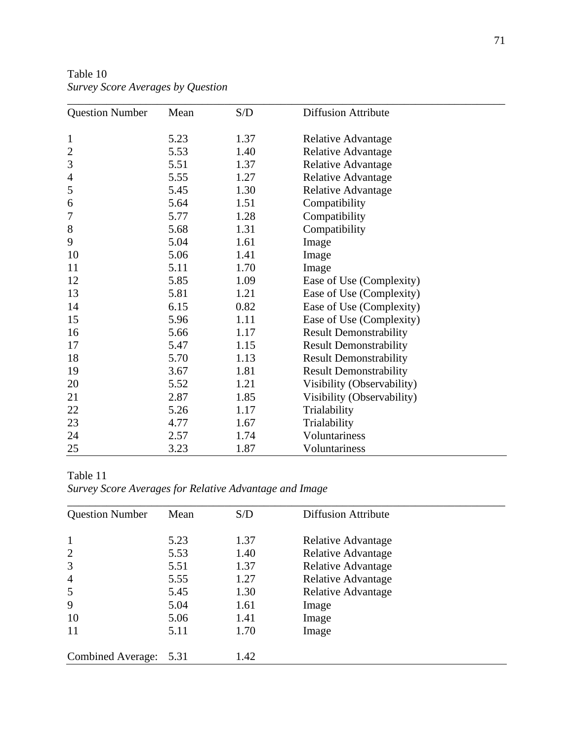Table 10
*Survey Score Averages by Question*

| Question Number | Mean | S/D | Diffusion Attribute |
|---|---|---|---|
| 1 | 5.23 | 1.37 | Relative Advantage |
| 2 | 5.53 | 1.40 | Relative Advantage |
| 3 | 5.51 | 1.37 | Relative Advantage |
| 4 | 5.55 | 1.27 | Relative Advantage |
| 5 | 5.45 | 1.30 | Relative Advantage |
| 6 | 5.64 | 1.51 | Compatibility |
| 7 | 5.77 | 1.28 | Compatibility |
| 8 | 5.68 | 1.31 | Compatibility |
| 9 | 5.04 | 1.61 | Image |
| 10 | 5.06 | 1.41 | Image |
| 11 | 5.11 | 1.70 | Image |
| 12 | 5.85 | 1.09 | Ease of Use (Complexity) |
| 13 | 5.81 | 1.21 | Ease of Use (Complexity) |
| 14 | 6.15 | 0.82 | Ease of Use (Complexity) |
| 15 | 5.96 | 1.11 | Ease of Use (Complexity) |
| 16 | 5.66 | 1.17 | Result Demonstrability |
| 17 | 5.47 | 1.15 | Result Demonstrability |
| 18 | 5.70 | 1.13 | Result Demonstrability |
| 19 | 3.67 | 1.81 | Result Demonstrability |
| 20 | 5.52 | 1.21 | Visibility (Observability) |
| 21 | 2.87 | 1.85 | Visibility (Observability) |
| 22 | 5.26 | 1.17 | Trialability |
| 23 | 4.77 | 1.67 | Trialability |
| 24 | 2.57 | 1.74 | Voluntariness |
| 25 | 3.23 | 1.87 | Voluntariness |

Table 11
*Survey Score Averages for Relative Advantage and Image*

| Question Number | Mean | S/D | Diffusion Attribute |
|---|---|---|---|
| 1 | 5.23 | 1.37 | Relative Advantage |
| 2 | 5.53 | 1.40 | Relative Advantage |
| 3 | 5.51 | 1.37 | Relative Advantage |
| 4 | 5.55 | 1.27 | Relative Advantage |
| 5 | 5.45 | 1.30 | Relative Advantage |
| 9 | 5.04 | 1.61 | Image |
| 10 | 5.06 | 1.41 | Image |
| 11 | 5.11 | 1.70 | Image |
| Combined Average: | 5.31 | 1.42 | |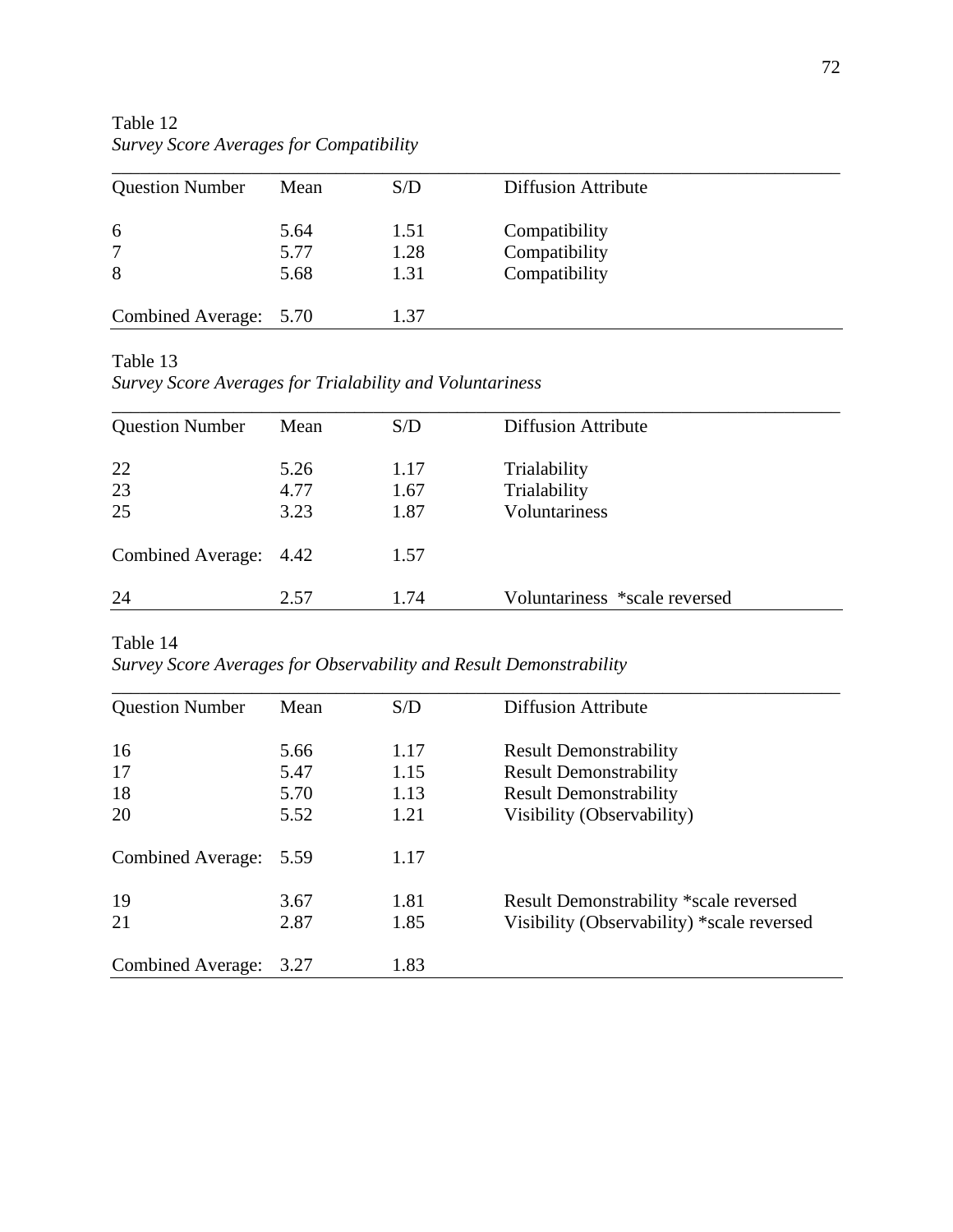Table 12
*Survey Score Averages for Compatibility*

| Question Number | Mean | S/D | Diffusion Attribute |
|---|---|---|---|
| 6 | 5.64 | 1.51 | Compatibility |
| 7 | 5.77 | 1.28 | Compatibility |
| 8 | 5.68 | 1.31 | Compatibility |
| Combined Average: | 5.70 | 1.37 | |

Table 13
*Survey Score Averages for Trialability and Voluntariness*

| Question Number | Mean | S/D | Diffusion Attribute |
|---|---|---|---|
| 22 | 5.26 | 1.17 | Trialability |
| 23 | 4.77 | 1.67 | Trialability |
| 25 | 3.23 | 1.87 | Voluntariness |
| Combined Average: | 4.42 | 1.57 | |
| 24 | 2.57 | 1.74 | Voluntariness *scale reversed |

Table 14
*Survey Score Averages for Observability and Result Demonstrability*

| Question Number | Mean | S/D | Diffusion Attribute |
|---|---|---|---|
| 16 | 5.66 | 1.17 | Result Demonstrability |
| 17 | 5.47 | 1.15 | Result Demonstrability |
| 18 | 5.70 | 1.13 | Result Demonstrability |
| 20 | 5.52 | 1.21 | Visibility (Observability) |
| Combined Average: | 5.59 | 1.17 | |
| 19 | 3.67 | 1.81 | Result Demonstrability *scale reversed |
| 21 | 2.87 | 1.85 | Visibility (Observability) *scale reversed |
| Combined Average: | 3.27 | 1.83 | |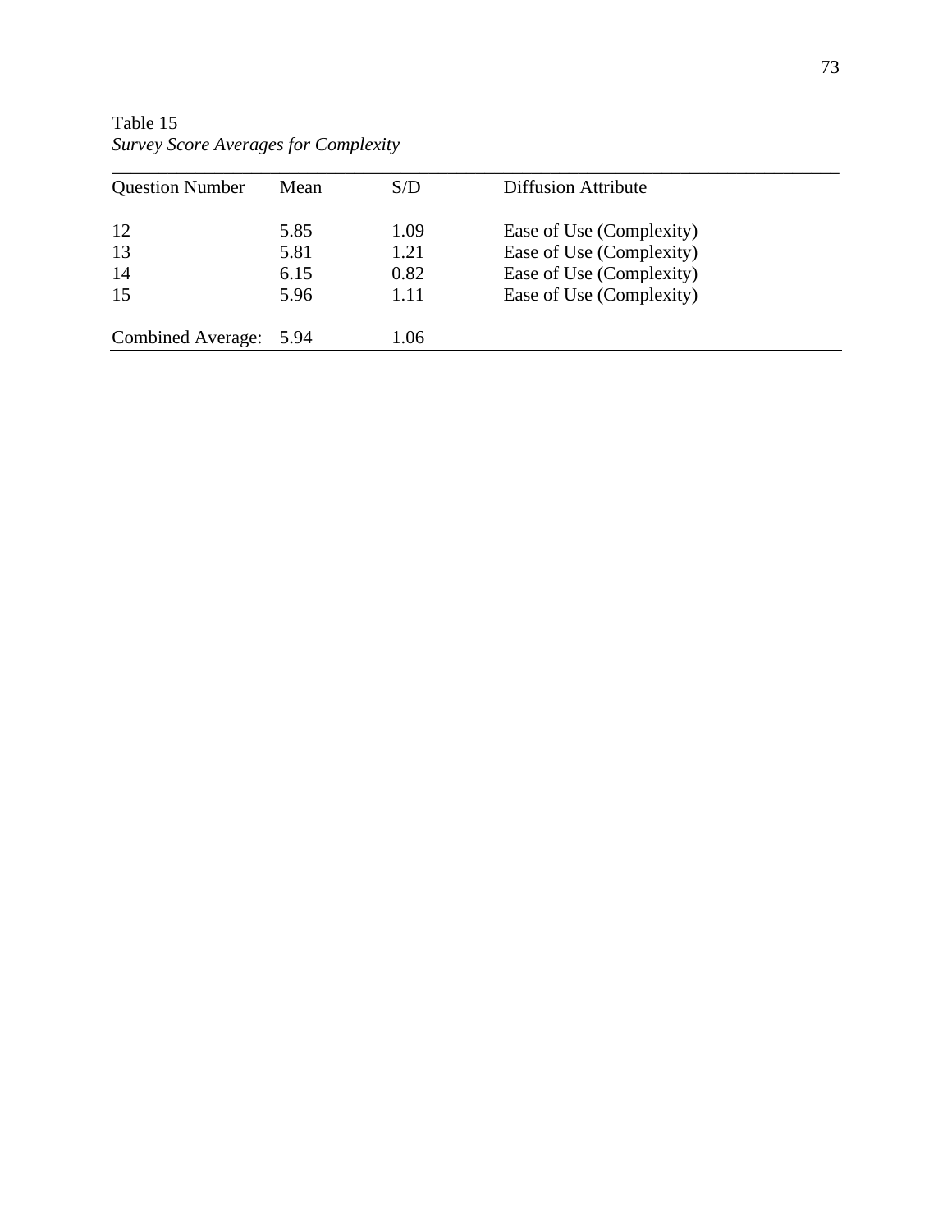Table 15
*Survey Score Averages for Complexity*

| Question Number | Mean | S/D | Diffusion Attribute |
| --- | --- | --- | --- |
| 12 | 5.85 | 1.09 | Ease of Use (Complexity) |
| 13 | 5.81 | 1.21 | Ease of Use (Complexity) |
| 14 | 6.15 | 0.82 | Ease of Use (Complexity) |
| 15 | 5.96 | 1.11 | Ease of Use (Complexity) |
| Combined Average: | 5.94 | 1.06 | |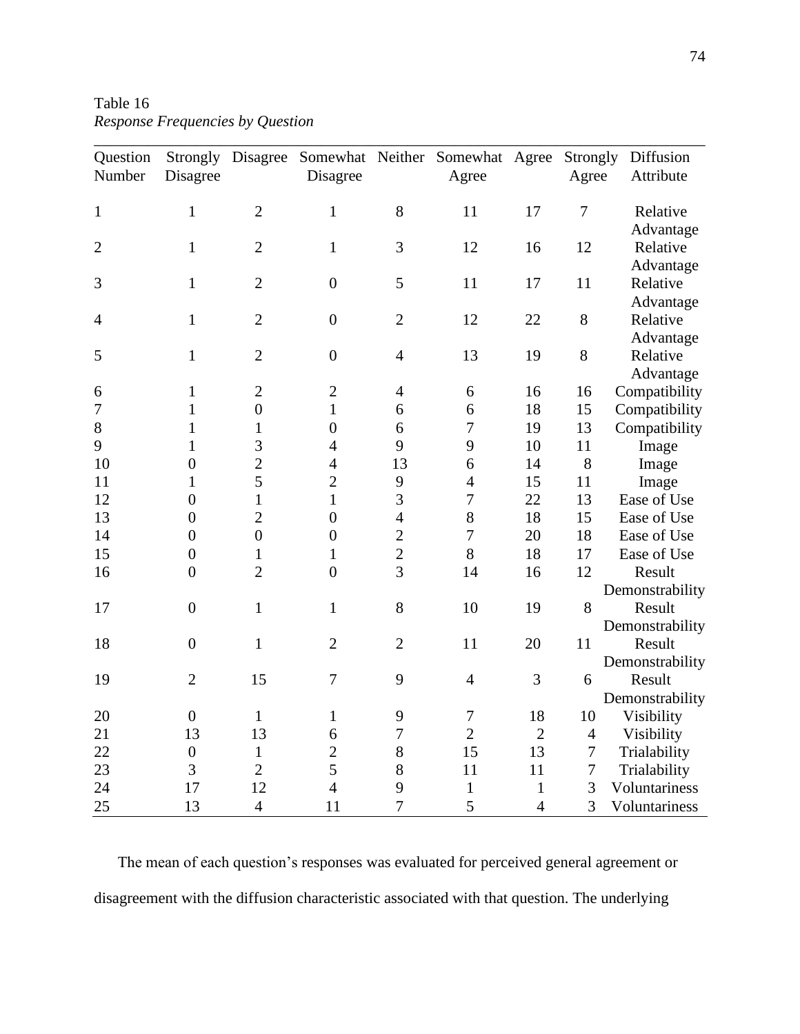Table 16
*Response Frequencies by Question*

| Question Number | Strongly Disagree | Disagree | Somewhat Disagree | Neither | Somewhat Agree | Agree | Strongly Agree | Diffusion Attribute |
|---|---|---|---|---|---|---|---|---|
| 1 | 1 | 2 | 1 | 8 | 11 | 17 | 7 | Relative Advantage |
| 2 | 1 | 2 | 1 | 3 | 12 | 16 | 12 | Relative Advantage |
| 3 | 1 | 2 | 0 | 5 | 11 | 17 | 11 | Relative Advantage |
| 4 | 1 | 2 | 0 | 2 | 12 | 22 | 8 | Relative Advantage |
| 5 | 1 | 2 | 0 | 4 | 13 | 19 | 8 | Relative Advantage |
| 6 | 1 | 2 | 2 | 4 | 6 | 16 | 16 | Compatibility |
| 7 | 1 | 0 | 1 | 6 | 6 | 18 | 15 | Compatibility |
| 8 | 1 | 1 | 0 | 6 | 7 | 19 | 13 | Compatibility |
| 9 | 1 | 3 | 4 | 9 | 9 | 10 | 11 | Image |
| 10 | 0 | 2 | 4 | 13 | 6 | 14 | 8 | Image |
| 11 | 1 | 5 | 2 | 9 | 4 | 15 | 11 | Image |
| 12 | 0 | 1 | 1 | 3 | 7 | 22 | 13 | Ease of Use |
| 13 | 0 | 2 | 0 | 4 | 8 | 18 | 15 | Ease of Use |
| 14 | 0 | 0 | 0 | 2 | 7 | 20 | 18 | Ease of Use |
| 15 | 0 | 1 | 1 | 2 | 8 | 18 | 17 | Ease of Use |
| 16 | 0 | 2 | 0 | 3 | 14 | 16 | 12 | Result Demonstrability |
| 17 | 0 | 1 | 1 | 8 | 10 | 19 | 8 | Result Demonstrability |
| 18 | 0 | 1 | 2 | 2 | 11 | 20 | 11 | Result Demonstrability |
| 19 | 2 | 15 | 7 | 9 | 4 | 3 | 6 | Result Demonstrability |
| 20 | 0 | 1 | 1 | 9 | 7 | 18 | 10 | Visibility |
| 21 | 13 | 13 | 6 | 7 | 2 | 2 | 4 | Visibility |
| 22 | 0 | 1 | 2 | 8 | 15 | 13 | 7 | Trialability |
| 23 | 3 | 2 | 5 | 8 | 11 | 11 | 7 | Trialability |
| 24 | 17 | 12 | 4 | 9 | 1 | 1 | 3 | Voluntariness |
| 25 | 13 | 4 | 11 | 7 | 5 | 4 | 3 | Voluntariness |

The mean of each question's responses was evaluated for perceived general agreement or disagreement with the diffusion characteristic associated with that question. The underlying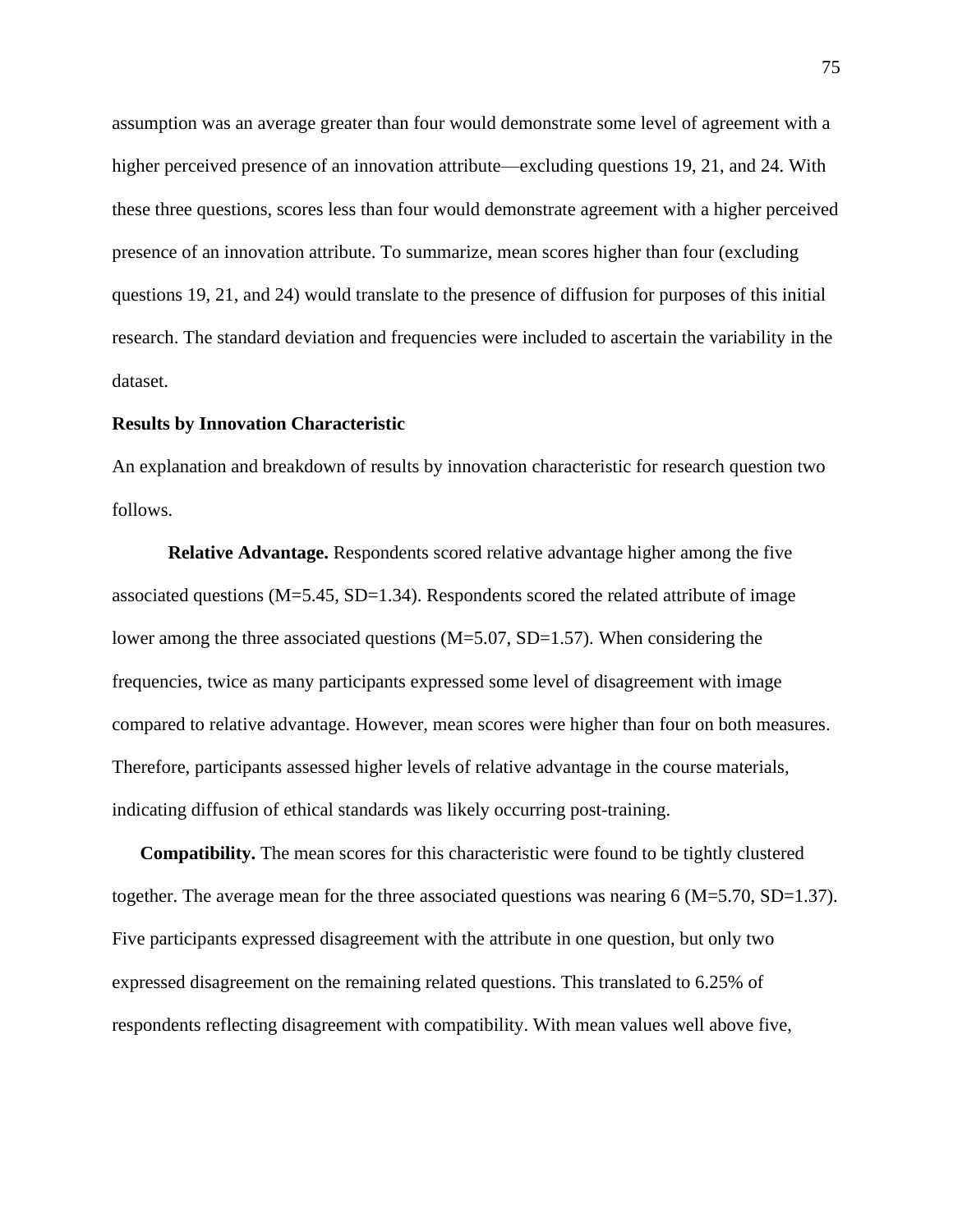assumption was an average greater than four would demonstrate some level of agreement with a higher perceived presence of an innovation attribute—excluding questions 19, 21, and 24. With these three questions, scores less than four would demonstrate agreement with a higher perceived presence of an innovation attribute. To summarize, mean scores higher than four (excluding questions 19, 21, and 24) would translate to the presence of diffusion for purposes of this initial research. The standard deviation and frequencies were included to ascertain the variability in the dataset.

### Results by Innovation Characteristic

An explanation and breakdown of results by innovation characteristic for research question two follows.

**Relative Advantage.** Respondents scored relative advantage higher among the five associated questions (M=5.45, SD=1.34). Respondents scored the related attribute of image lower among the three associated questions (M=5.07, SD=1.57). When considering the frequencies, twice as many participants expressed some level of disagreement with image compared to relative advantage. However, mean scores were higher than four on both measures. Therefore, participants assessed higher levels of relative advantage in the course materials, indicating diffusion of ethical standards was likely occurring post-training.

**Compatibility.** The mean scores for this characteristic were found to be tightly clustered together. The average mean for the three associated questions was nearing 6 (M=5.70, SD=1.37). Five participants expressed disagreement with the attribute in one question, but only two expressed disagreement on the remaining related questions. This translated to 6.25% of respondents reflecting disagreement with compatibility. With mean values well above five,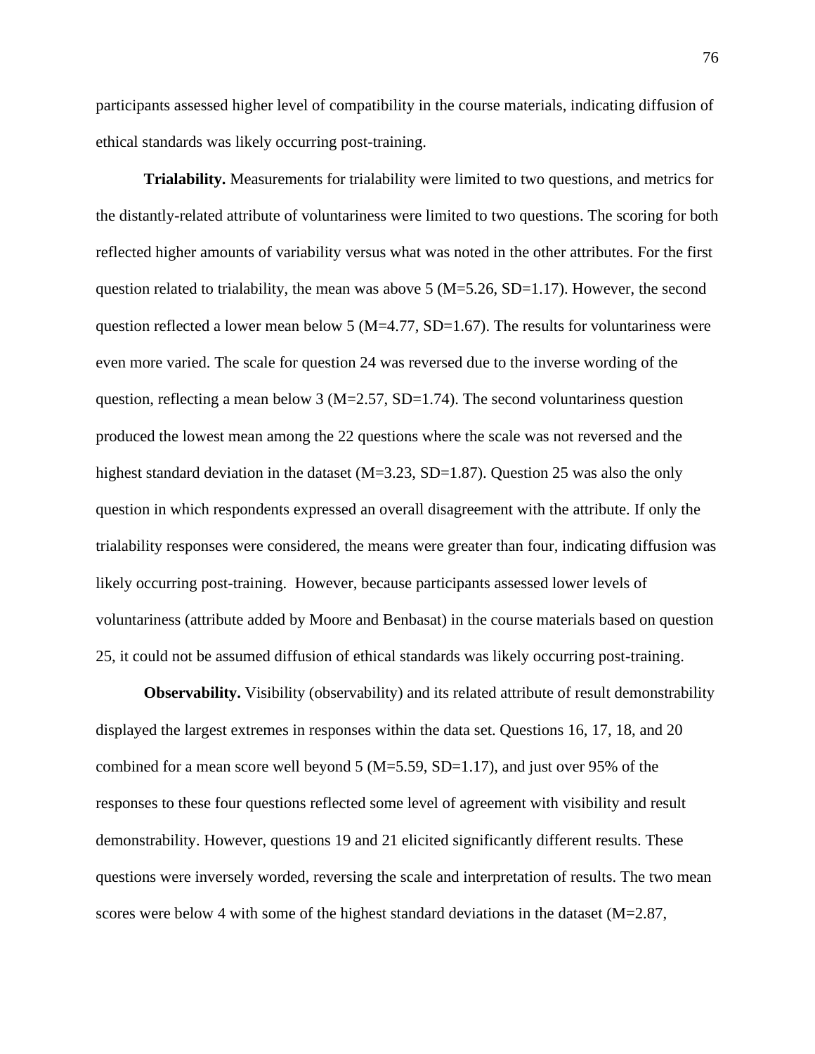participants assessed higher level of compatibility in the course materials, indicating diffusion of ethical standards was likely occurring post-training.

**Trialability.** Measurements for trialability were limited to two questions, and metrics for the distantly-related attribute of voluntariness were limited to two questions. The scoring for both reflected higher amounts of variability versus what was noted in the other attributes. For the first question related to trialability, the mean was above 5 (M=5.26, SD=1.17). However, the second question reflected a lower mean below 5 (M=4.77, SD=1.67). The results for voluntariness were even more varied. The scale for question 24 was reversed due to the inverse wording of the question, reflecting a mean below 3 (M=2.57, SD=1.74). The second voluntariness question produced the lowest mean among the 22 questions where the scale was not reversed and the highest standard deviation in the dataset (M=3.23, SD=1.87). Question 25 was also the only question in which respondents expressed an overall disagreement with the attribute. If only the trialability responses were considered, the means were greater than four, indicating diffusion was likely occurring post-training. However, because participants assessed lower levels of voluntariness (attribute added by Moore and Benbasat) in the course materials based on question 25, it could not be assumed diffusion of ethical standards was likely occurring post-training.

**Observability.** Visibility (observability) and its related attribute of result demonstrability displayed the largest extremes in responses within the data set. Questions 16, 17, 18, and 20 combined for a mean score well beyond 5 (M=5.59, SD=1.17), and just over 95% of the responses to these four questions reflected some level of agreement with visibility and result demonstrability. However, questions 19 and 21 elicited significantly different results. These questions were inversely worded, reversing the scale and interpretation of results. The two mean scores were below 4 with some of the highest standard deviations in the dataset (M=2.87,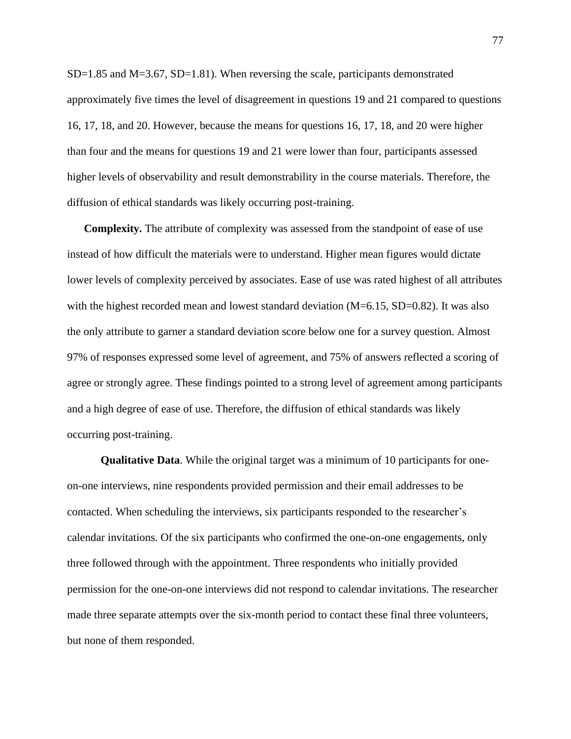SD=1.85 and M=3.67, SD=1.81). When reversing the scale, participants demonstrated approximately five times the level of disagreement in questions 19 and 21 compared to questions 16, 17, 18, and 20. However, because the means for questions 16, 17, 18, and 20 were higher than four and the means for questions 19 and 21 were lower than four, participants assessed higher levels of observability and result demonstrability in the course materials. Therefore, the diffusion of ethical standards was likely occurring post-training.

**Complexity.** The attribute of complexity was assessed from the standpoint of ease of use instead of how difficult the materials were to understand. Higher mean figures would dictate lower levels of complexity perceived by associates. Ease of use was rated highest of all attributes with the highest recorded mean and lowest standard deviation (M=6.15, SD=0.82). It was also the only attribute to garner a standard deviation score below one for a survey question. Almost 97% of responses expressed some level of agreement, and 75% of answers reflected a scoring of agree or strongly agree. These findings pointed to a strong level of agreement among participants and a high degree of ease of use. Therefore, the diffusion of ethical standards was likely occurring post-training.

**Qualitative Data**. While the original target was a minimum of 10 participants for one-on-one interviews, nine respondents provided permission and their email addresses to be contacted. When scheduling the interviews, six participants responded to the researcher's calendar invitations. Of the six participants who confirmed the one-on-one engagements, only three followed through with the appointment. Three respondents who initially provided permission for the one-on-one interviews did not respond to calendar invitations. The researcher made three separate attempts over the six-month period to contact these final three volunteers, but none of them responded.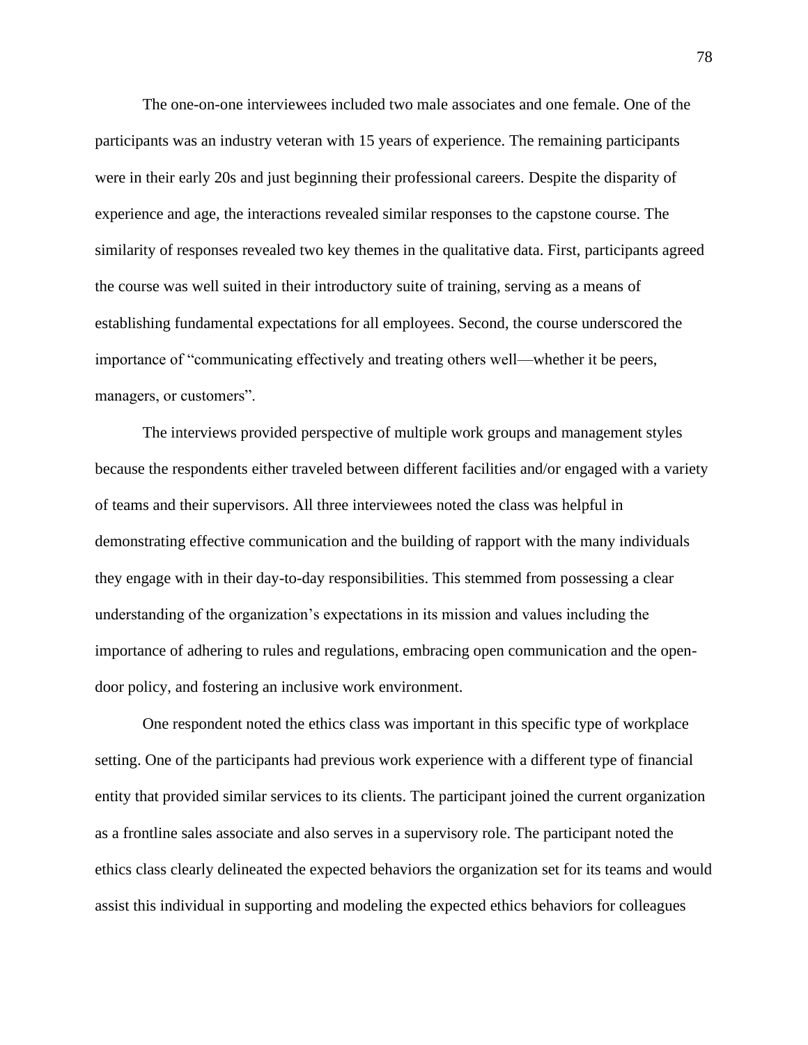The one-on-one interviewees included two male associates and one female. One of the participants was an industry veteran with 15 years of experience. The remaining participants were in their early 20s and just beginning their professional careers. Despite the disparity of experience and age, the interactions revealed similar responses to the capstone course. The similarity of responses revealed two key themes in the qualitative data. First, participants agreed the course was well suited in their introductory suite of training, serving as a means of establishing fundamental expectations for all employees. Second, the course underscored the importance of "communicating effectively and treating others well—whether it be peers, managers, or customers".

The interviews provided perspective of multiple work groups and management styles because the respondents either traveled between different facilities and/or engaged with a variety of teams and their supervisors. All three interviewees noted the class was helpful in demonstrating effective communication and the building of rapport with the many individuals they engage with in their day-to-day responsibilities. This stemmed from possessing a clear understanding of the organization's expectations in its mission and values including the importance of adhering to rules and regulations, embracing open communication and the open-door policy, and fostering an inclusive work environment.

One respondent noted the ethics class was important in this specific type of workplace setting. One of the participants had previous work experience with a different type of financial entity that provided similar services to its clients. The participant joined the current organization as a frontline sales associate and also serves in a supervisory role. The participant noted the ethics class clearly delineated the expected behaviors the organization set for its teams and would assist this individual in supporting and modeling the expected ethics behaviors for colleagues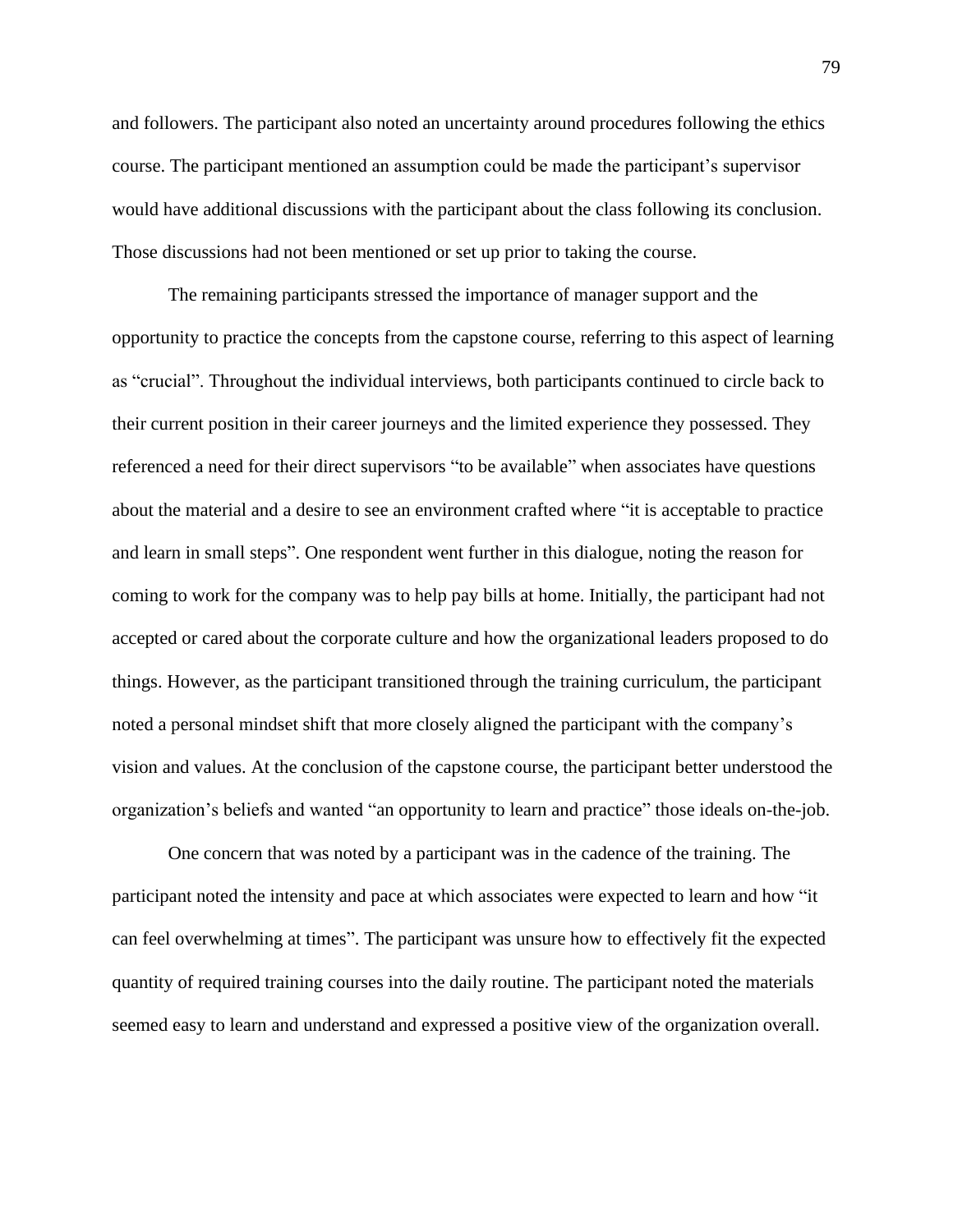and followers. The participant also noted an uncertainty around procedures following the ethics course. The participant mentioned an assumption could be made the participant's supervisor would have additional discussions with the participant about the class following its conclusion. Those discussions had not been mentioned or set up prior to taking the course.

The remaining participants stressed the importance of manager support and the opportunity to practice the concepts from the capstone course, referring to this aspect of learning as "crucial". Throughout the individual interviews, both participants continued to circle back to their current position in their career journeys and the limited experience they possessed. They referenced a need for their direct supervisors "to be available" when associates have questions about the material and a desire to see an environment crafted where "it is acceptable to practice and learn in small steps". One respondent went further in this dialogue, noting the reason for coming to work for the company was to help pay bills at home. Initially, the participant had not accepted or cared about the corporate culture and how the organizational leaders proposed to do things. However, as the participant transitioned through the training curriculum, the participant noted a personal mindset shift that more closely aligned the participant with the company's vision and values. At the conclusion of the capstone course, the participant better understood the organization's beliefs and wanted "an opportunity to learn and practice" those ideals on-the-job.

One concern that was noted by a participant was in the cadence of the training. The participant noted the intensity and pace at which associates were expected to learn and how "it can feel overwhelming at times". The participant was unsure how to effectively fit the expected quantity of required training courses into the daily routine. The participant noted the materials seemed easy to learn and understand and expressed a positive view of the organization overall.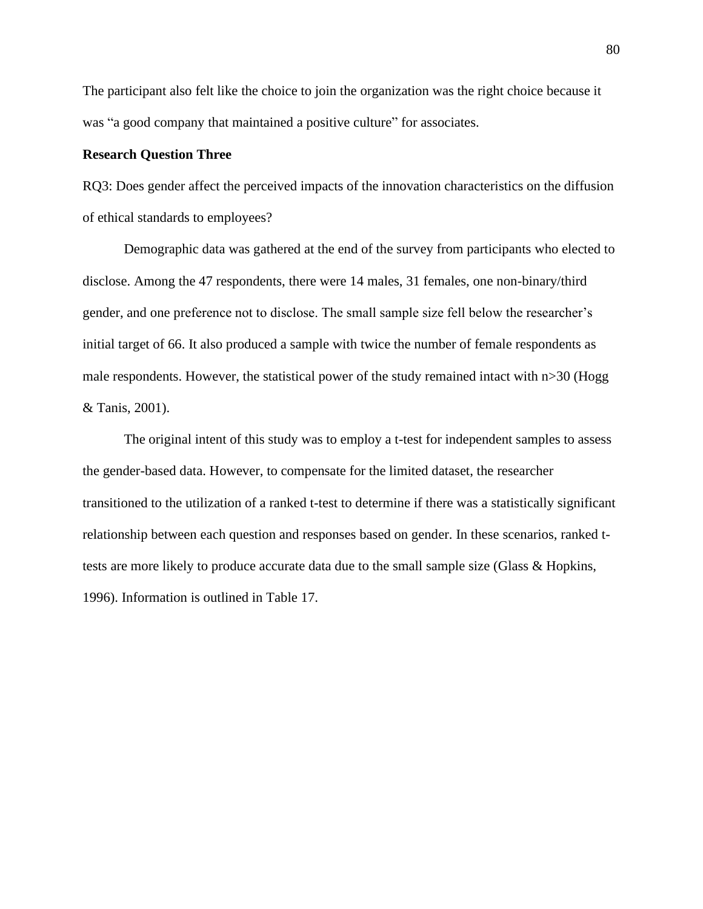The participant also felt like the choice to join the organization was the right choice because it was "a good company that maintained a positive culture" for associates.

**Research Question Three**

RQ3: Does gender affect the perceived impacts of the innovation characteristics on the diffusion of ethical standards to employees?

Demographic data was gathered at the end of the survey from participants who elected to disclose. Among the 47 respondents, there were 14 males, 31 females, one non-binary/third gender, and one preference not to disclose. The small sample size fell below the researcher's initial target of 66. It also produced a sample with twice the number of female respondents as male respondents. However, the statistical power of the study remained intact with $n>30$ (Hogg & Tanis, 2001).

The original intent of this study was to employ a t-test for independent samples to assess the gender-based data. However, to compensate for the limited dataset, the researcher transitioned to the utilization of a ranked t-test to determine if there was a statistically significant relationship between each question and responses based on gender. In these scenarios, ranked t-tests are more likely to produce accurate data due to the small sample size (Glass & Hopkins, 1996). Information is outlined in Table 17.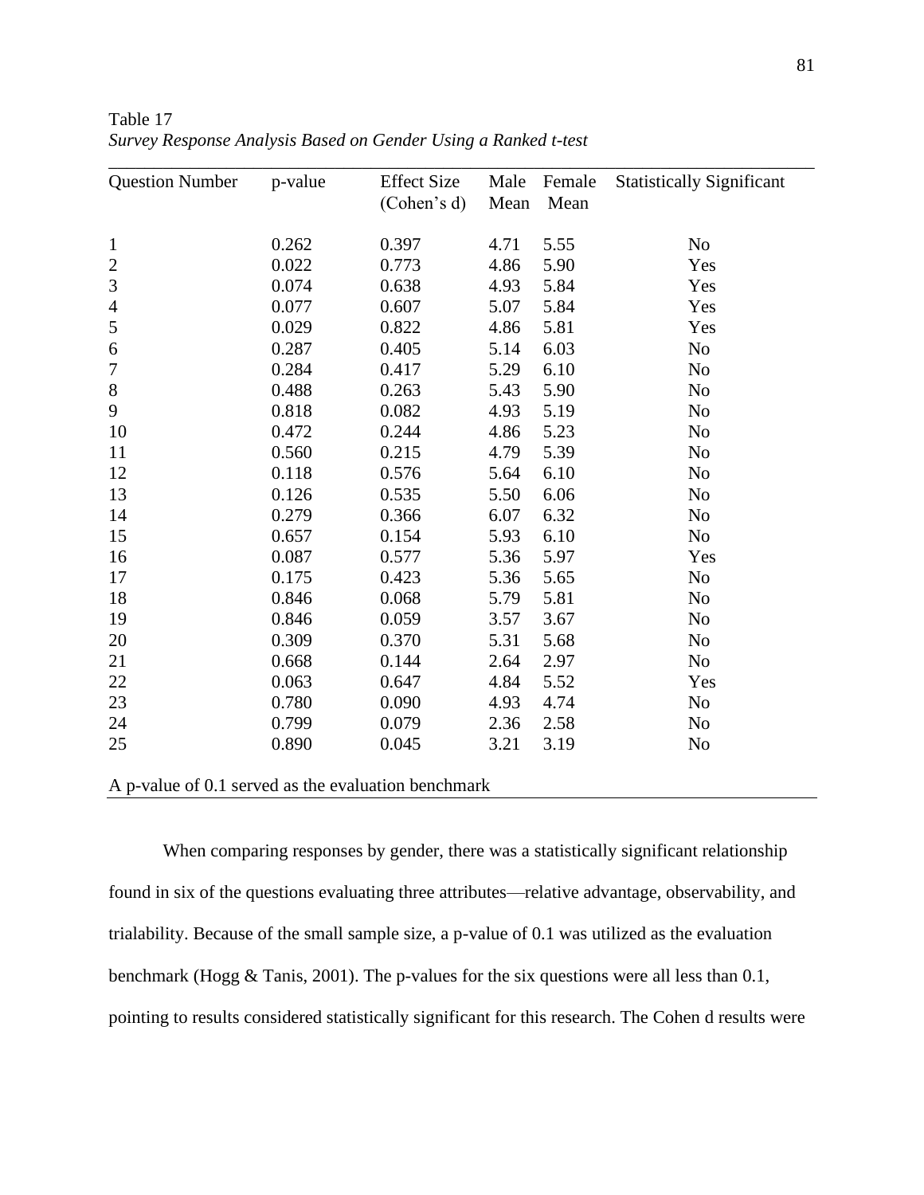Table 17

*Survey Response Analysis Based on Gender Using a Ranked t-test*

| Question Number | p-value | Effect Size (Cohen's d) | Male Mean | Female Mean | Statistically Significant |
|---|---|---|---|---|---|
| 1 | 0.262 | 0.397 | 4.71 | 5.55 | No |
| 2 | 0.022 | 0.773 | 4.86 | 5.90 | Yes |
| 3 | 0.074 | 0.638 | 4.93 | 5.84 | Yes |
| 4 | 0.077 | 0.607 | 5.07 | 5.84 | Yes |
| 5 | 0.029 | 0.822 | 4.86 | 5.81 | Yes |
| 6 | 0.287 | 0.405 | 5.14 | 6.03 | No |
| 7 | 0.284 | 0.417 | 5.29 | 6.10 | No |
| 8 | 0.488 | 0.263 | 5.43 | 5.90 | No |
| 9 | 0.818 | 0.082 | 4.93 | 5.19 | No |
| 10 | 0.472 | 0.244 | 4.86 | 5.23 | No |
| 11 | 0.560 | 0.215 | 4.79 | 5.39 | No |
| 12 | 0.118 | 0.576 | 5.64 | 6.10 | No |
| 13 | 0.126 | 0.535 | 5.50 | 6.06 | No |
| 14 | 0.279 | 0.366 | 6.07 | 6.32 | No |
| 15 | 0.657 | 0.154 | 5.93 | 6.10 | No |
| 16 | 0.087 | 0.577 | 5.36 | 5.97 | Yes |
| 17 | 0.175 | 0.423 | 5.36 | 5.65 | No |
| 18 | 0.846 | 0.068 | 5.79 | 5.81 | No |
| 19 | 0.846 | 0.059 | 3.57 | 3.67 | No |
| 20 | 0.309 | 0.370 | 5.31 | 5.68 | No |
| 21 | 0.668 | 0.144 | 2.64 | 2.97 | No |
| 22 | 0.063 | 0.647 | 4.84 | 5.52 | Yes |
| 23 | 0.780 | 0.090 | 4.93 | 4.74 | No |
| 24 | 0.799 | 0.079 | 2.36 | 2.58 | No |
| 25 | 0.890 | 0.045 | 3.21 | 3.19 | No |

A p-value of 0.1 served as the evaluation benchmark

When comparing responses by gender, there was a statistically significant relationship found in six of the questions evaluating three attributes—relative advantage, observability, and trialability. Because of the small sample size, a p-value of 0.1 was utilized as the evaluation benchmark (Hogg & Tanis, 2001). The p-values for the six questions were all less than 0.1, pointing to results considered statistically significant for this research. The Cohen d results were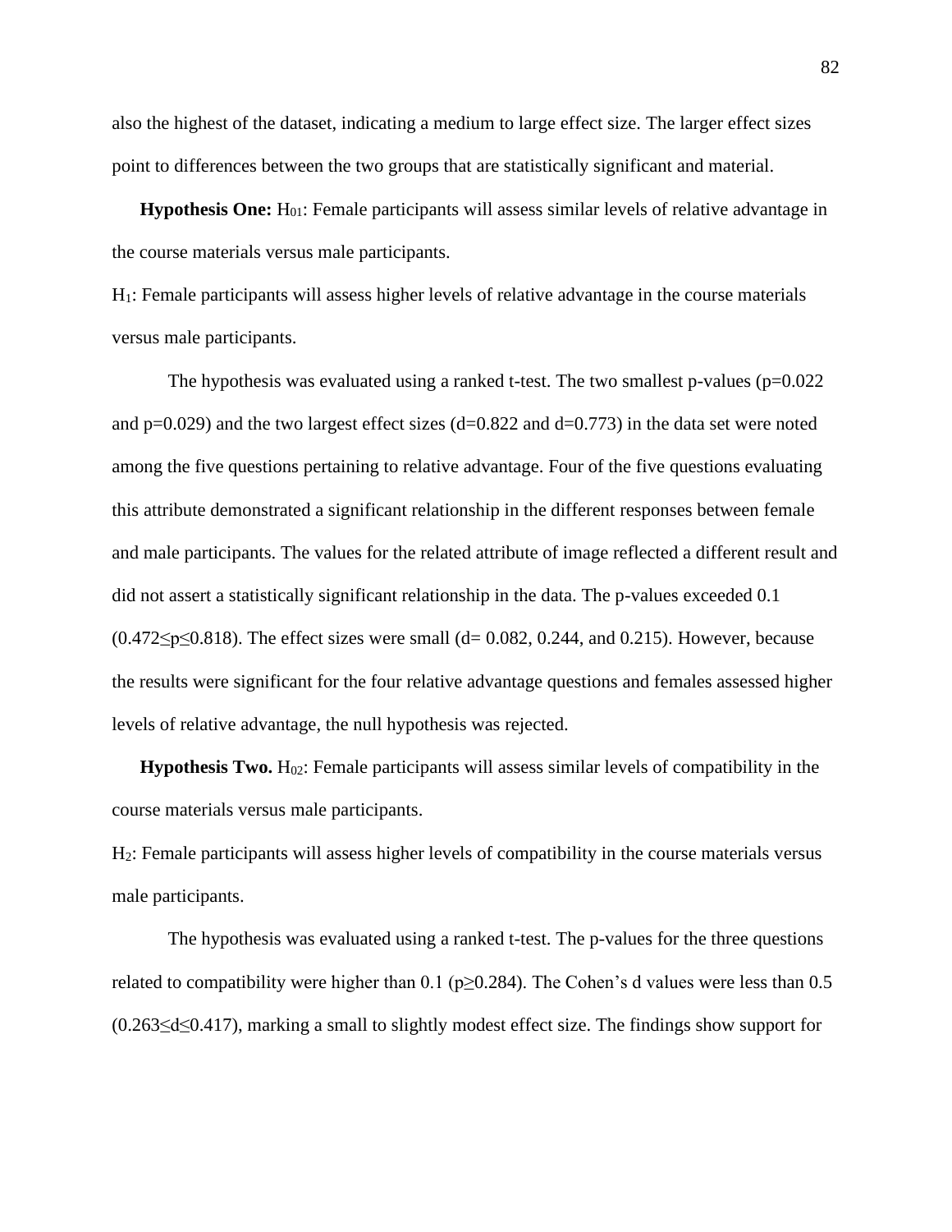also the highest of the dataset, indicating a medium to large effect size. The larger effect sizes point to differences between the two groups that are statistically significant and material.

**Hypothesis One:** $H_{01}$: Female participants will assess similar levels of relative advantage in the course materials versus male participants.

$H_1$: Female participants will assess higher levels of relative advantage in the course materials versus male participants.

The hypothesis was evaluated using a ranked t-test. The two smallest p-values ($p=0.022$ and $p=0.029$) and the two largest effect sizes ($d=0.822$ and $d=0.773$) in the data set were noted among the five questions pertaining to relative advantage. Four of the five questions evaluating this attribute demonstrated a significant relationship in the different responses between female and male participants. The values for the related attribute of image reflected a different result and did not assert a statistically significant relationship in the data. The p-values exceeded 0.1 ($0.472 \leq p \leq 0.818$). The effect sizes were small ($d= 0.082$, 0.244, and 0.215). However, because the results were significant for the four relative advantage questions and females assessed higher levels of relative advantage, the null hypothesis was rejected.

**Hypothesis Two.** $H_{02}$: Female participants will assess similar levels of compatibility in the course materials versus male participants.

$H_2$: Female participants will assess higher levels of compatibility in the course materials versus male participants.

The hypothesis was evaluated using a ranked t-test. The p-values for the three questions related to compatibility were higher than 0.1 ($p \geq 0.284$). The Cohen's d values were less than 0.5 ($0.263 \leq d \leq 0.417$), marking a small to slightly modest effect size. The findings show support for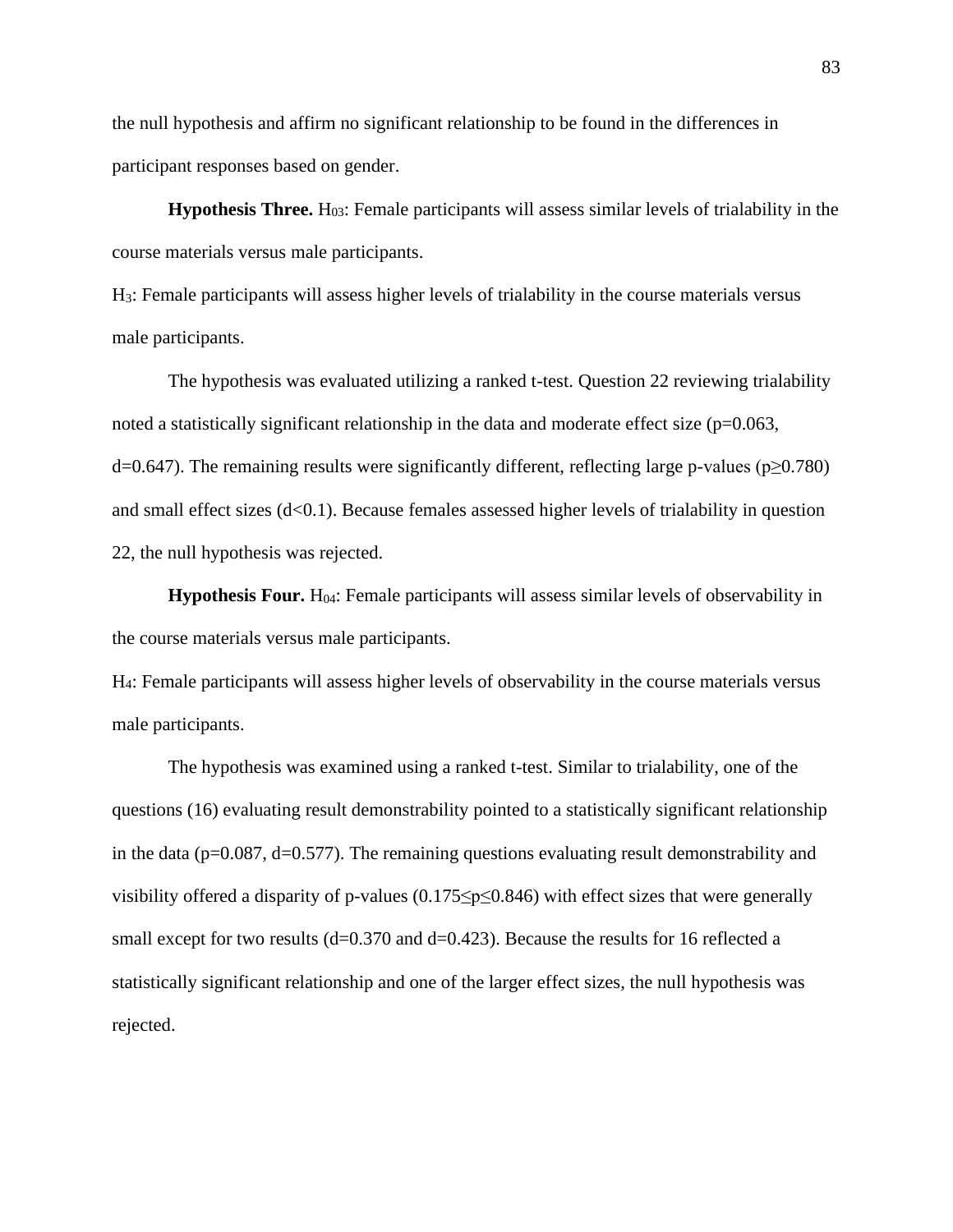the null hypothesis and affirm no significant relationship to be found in the differences in participant responses based on gender.

**Hypothesis Three.** $H_{03}$: Female participants will assess similar levels of trialability in the course materials versus male participants.

$H_3$: Female participants will assess higher levels of trialability in the course materials versus male participants.

The hypothesis was evaluated utilizing a ranked t-test. Question 22 reviewing trialability noted a statistically significant relationship in the data and moderate effect size ($p=0.063$, $d=0.647$). The remaining results were significantly different, reflecting large p-values ($p \geq 0.780$) and small effect sizes ($d<0.1$). Because females assessed higher levels of trialability in question 22, the null hypothesis was rejected.

**Hypothesis Four.** $H_{04}$: Female participants will assess similar levels of observability in the course materials versus male participants.

$H_4$: Female participants will assess higher levels of observability in the course materials versus male participants.

The hypothesis was examined using a ranked t-test. Similar to trialability, one of the questions (16) evaluating result demonstrability pointed to a statistically significant relationship in the data ($p=0.087$, $d=0.577$). The remaining questions evaluating result demonstrability and visibility offered a disparity of p-values ($0.175 \leq p \leq 0.846$) with effect sizes that were generally small except for two results ($d=0.370$ and $d=0.423$). Because the results for 16 reflected a statistically significant relationship and one of the larger effect sizes, the null hypothesis was rejected.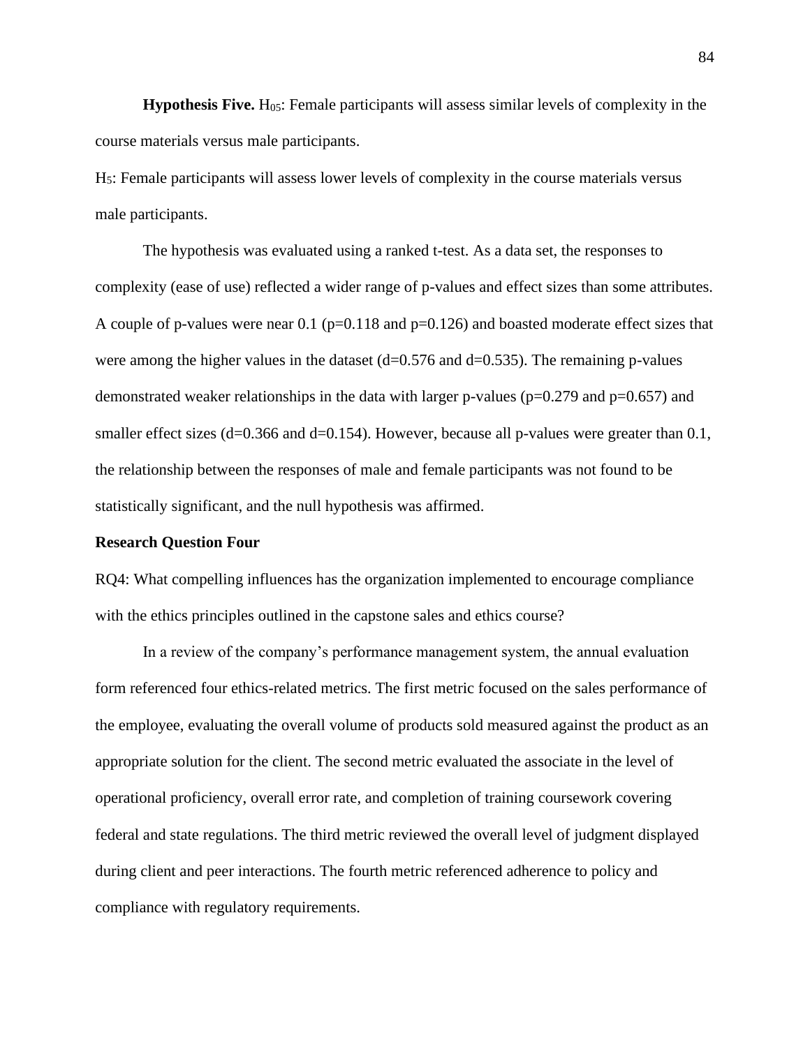**Hypothesis Five.** $H_{05}$: Female participants will assess similar levels of complexity in the course materials versus male participants.

$H_5$: Female participants will assess lower levels of complexity in the course materials versus male participants.

The hypothesis was evaluated using a ranked t-test. As a data set, the responses to complexity (ease of use) reflected a wider range of p-values and effect sizes than some attributes. A couple of p-values were near 0.1 ($p=0.118$ and $p=0.126$) and boasted moderate effect sizes that were among the higher values in the dataset ($d=0.576$ and $d=0.535$). The remaining p-values demonstrated weaker relationships in the data with larger p-values ($p=0.279$ and $p=0.657$) and smaller effect sizes ($d=0.366$ and $d=0.154$). However, because all p-values were greater than 0.1, the relationship between the responses of male and female participants was not found to be statistically significant, and the null hypothesis was affirmed.

### Research Question Four

RQ4: What compelling influences has the organization implemented to encourage compliance with the ethics principles outlined in the capstone sales and ethics course?

In a review of the company's performance management system, the annual evaluation form referenced four ethics-related metrics. The first metric focused on the sales performance of the employee, evaluating the overall volume of products sold measured against the product as an appropriate solution for the client. The second metric evaluated the associate in the level of operational proficiency, overall error rate, and completion of training coursework covering federal and state regulations. The third metric reviewed the overall level of judgment displayed during client and peer interactions. The fourth metric referenced adherence to policy and compliance with regulatory requirements.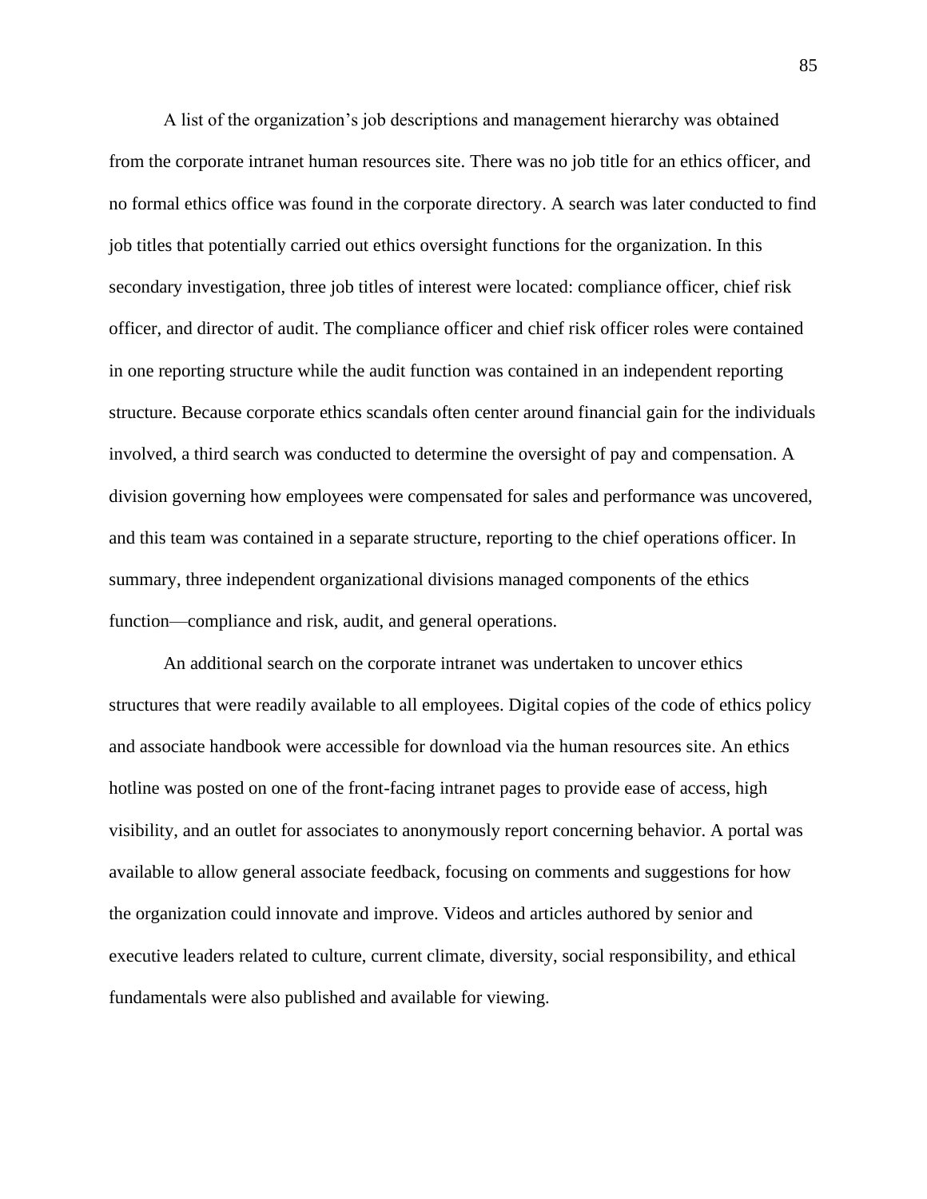A list of the organization's job descriptions and management hierarchy was obtained from the corporate intranet human resources site. There was no job title for an ethics officer, and no formal ethics office was found in the corporate directory. A search was later conducted to find job titles that potentially carried out ethics oversight functions for the organization. In this secondary investigation, three job titles of interest were located: compliance officer, chief risk officer, and director of audit. The compliance officer and chief risk officer roles were contained in one reporting structure while the audit function was contained in an independent reporting structure. Because corporate ethics scandals often center around financial gain for the individuals involved, a third search was conducted to determine the oversight of pay and compensation. A division governing how employees were compensated for sales and performance was uncovered, and this team was contained in a separate structure, reporting to the chief operations officer. In summary, three independent organizational divisions managed components of the ethics function—compliance and risk, audit, and general operations.

An additional search on the corporate intranet was undertaken to uncover ethics structures that were readily available to all employees. Digital copies of the code of ethics policy and associate handbook were accessible for download via the human resources site. An ethics hotline was posted on one of the front-facing intranet pages to provide ease of access, high visibility, and an outlet for associates to anonymously report concerning behavior. A portal was available to allow general associate feedback, focusing on comments and suggestions for how the organization could innovate and improve. Videos and articles authored by senior and executive leaders related to culture, current climate, diversity, social responsibility, and ethical fundamentals were also published and available for viewing.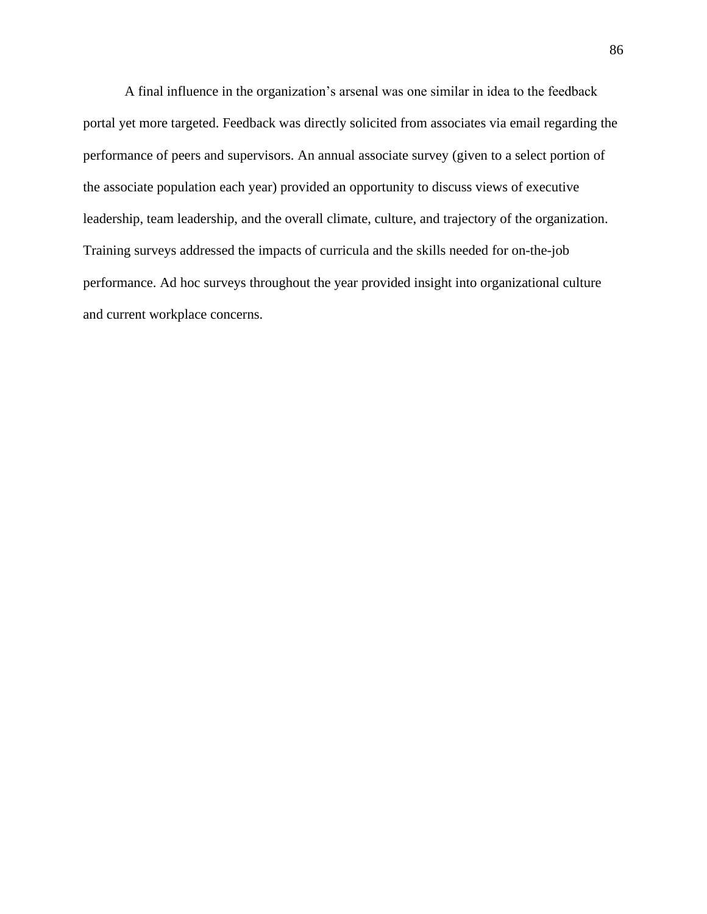A final influence in the organization's arsenal was one similar in idea to the feedback portal yet more targeted. Feedback was directly solicited from associates via email regarding the performance of peers and supervisors. An annual associate survey (given to a select portion of the associate population each year) provided an opportunity to discuss views of executive leadership, team leadership, and the overall climate, culture, and trajectory of the organization. Training surveys addressed the impacts of curricula and the skills needed for on-the-job performance. Ad hoc surveys throughout the year provided insight into organizational culture and current workplace concerns.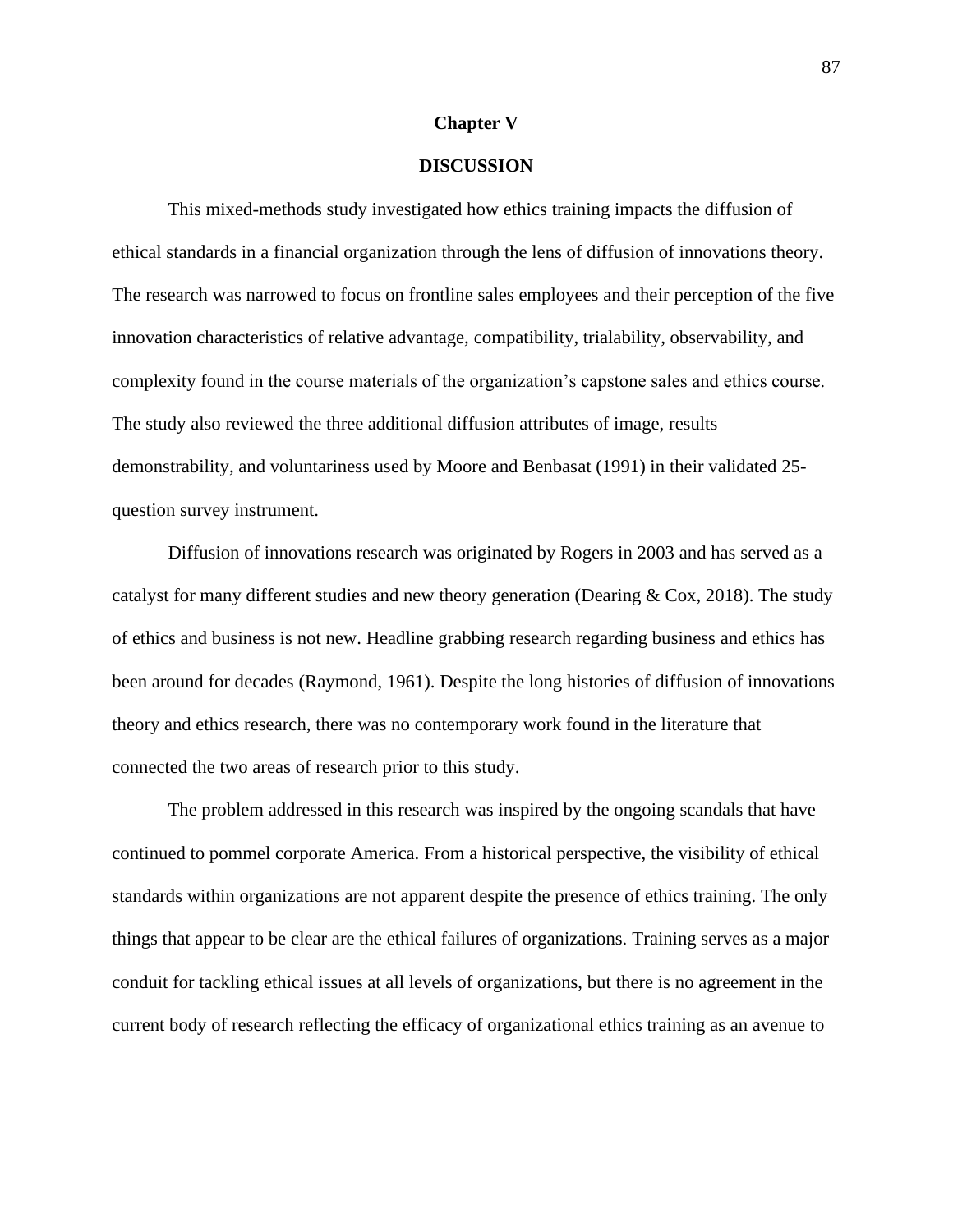# Chapter V

# DISCUSSION

This mixed-methods study investigated how ethics training impacts the diffusion of ethical standards in a financial organization through the lens of diffusion of innovations theory. The research was narrowed to focus on frontline sales employees and their perception of the five innovation characteristics of relative advantage, compatibility, trialability, observability, and complexity found in the course materials of the organization's capstone sales and ethics course. The study also reviewed the three additional diffusion attributes of image, results demonstrability, and voluntariness used by Moore and Benbasat (1991) in their validated 25-question survey instrument.

Diffusion of innovations research was originated by Rogers in 2003 and has served as a catalyst for many different studies and new theory generation (Dearing & Cox, 2018). The study of ethics and business is not new. Headline grabbing research regarding business and ethics has been around for decades (Raymond, 1961). Despite the long histories of diffusion of innovations theory and ethics research, there was no contemporary work found in the literature that connected the two areas of research prior to this study.

The problem addressed in this research was inspired by the ongoing scandals that have continued to pommel corporate America. From a historical perspective, the visibility of ethical standards within organizations are not apparent despite the presence of ethics training. The only things that appear to be clear are the ethical failures of organizations. Training serves as a major conduit for tackling ethical issues at all levels of organizations, but there is no agreement in the current body of research reflecting the efficacy of organizational ethics training as an avenue to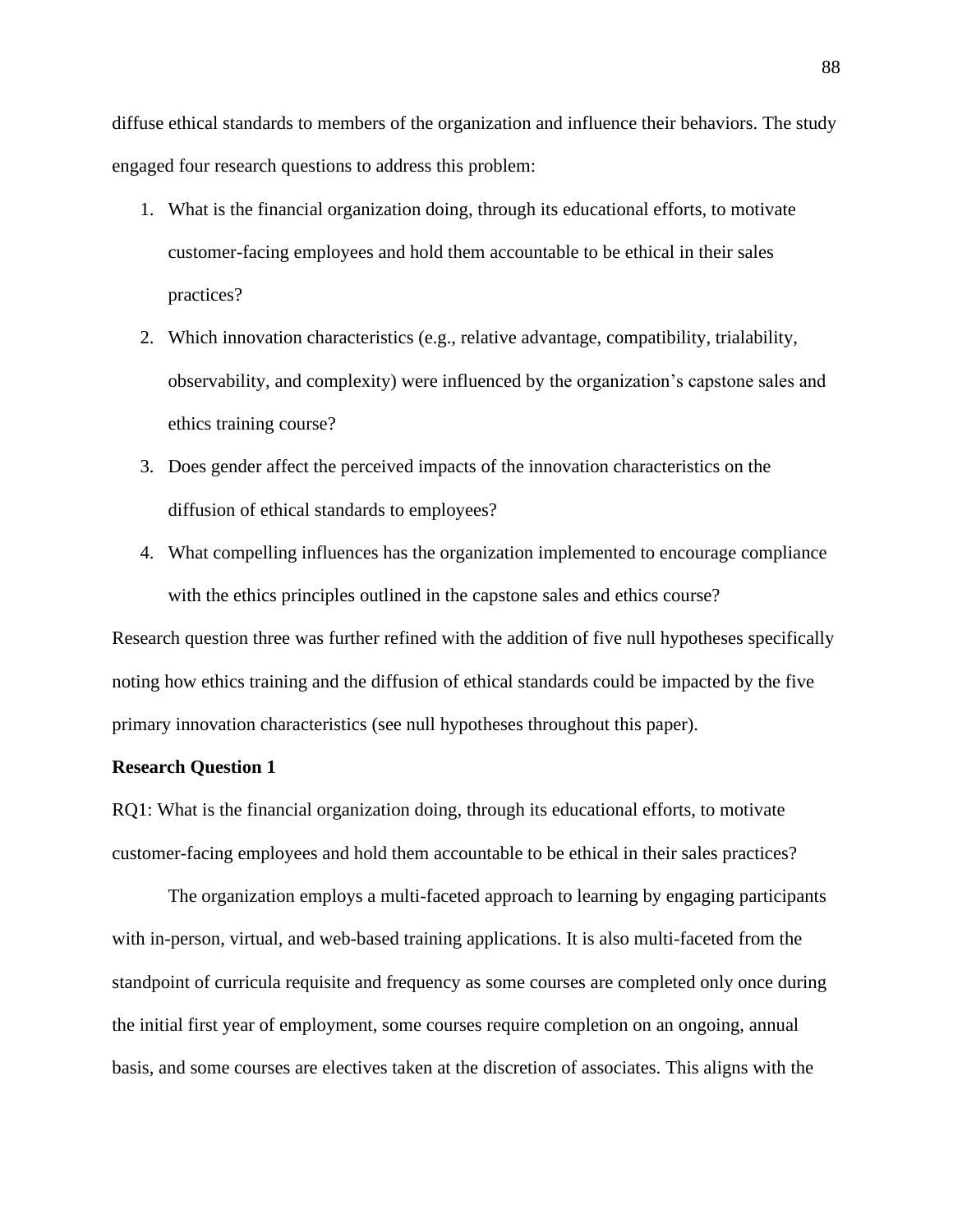diffuse ethical standards to members of the organization and influence their behaviors. The study engaged four research questions to address this problem:

1. What is the financial organization doing, through its educational efforts, to motivate customer-facing employees and hold them accountable to be ethical in their sales practices?
2. Which innovation characteristics (e.g., relative advantage, compatibility, trialability, observability, and complexity) were influenced by the organization's capstone sales and ethics training course?
3. Does gender affect the perceived impacts of the innovation characteristics on the diffusion of ethical standards to employees?
4. What compelling influences has the organization implemented to encourage compliance with the ethics principles outlined in the capstone sales and ethics course?

Research question three was further refined with the addition of five null hypotheses specifically noting how ethics training and the diffusion of ethical standards could be impacted by the five primary innovation characteristics (see null hypotheses throughout this paper).

**Research Question 1**

RQ1: What is the financial organization doing, through its educational efforts, to motivate customer-facing employees and hold them accountable to be ethical in their sales practices?

The organization employs a multi-faceted approach to learning by engaging participants with in-person, virtual, and web-based training applications. It is also multi-faceted from the standpoint of curricula requisite and frequency as some courses are completed only once during the initial first year of employment, some courses require completion on an ongoing, annual basis, and some courses are electives taken at the discretion of associates. This aligns with the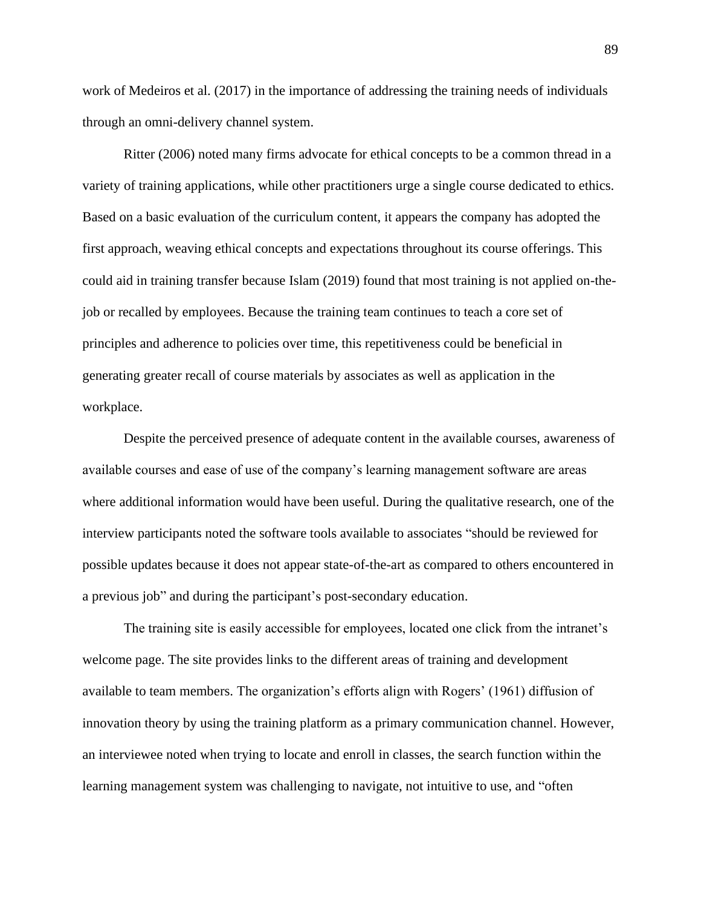work of Medeiros et al. (2017) in the importance of addressing the training needs of individuals through an omni-delivery channel system.

Ritter (2006) noted many firms advocate for ethical concepts to be a common thread in a variety of training applications, while other practitioners urge a single course dedicated to ethics. Based on a basic evaluation of the curriculum content, it appears the company has adopted the first approach, weaving ethical concepts and expectations throughout its course offerings. This could aid in training transfer because Islam (2019) found that most training is not applied on-the-job or recalled by employees. Because the training team continues to teach a core set of principles and adherence to policies over time, this repetitiveness could be beneficial in generating greater recall of course materials by associates as well as application in the workplace.

Despite the perceived presence of adequate content in the available courses, awareness of available courses and ease of use of the company's learning management software are areas where additional information would have been useful. During the qualitative research, one of the interview participants noted the software tools available to associates "should be reviewed for possible updates because it does not appear state-of-the-art as compared to others encountered in a previous job" and during the participant's post-secondary education.

The training site is easily accessible for employees, located one click from the intranet's welcome page. The site provides links to the different areas of training and development available to team members. The organization's efforts align with Rogers' (1961) diffusion of innovation theory by using the training platform as a primary communication channel. However, an interviewee noted when trying to locate and enroll in classes, the search function within the learning management system was challenging to navigate, not intuitive to use, and "often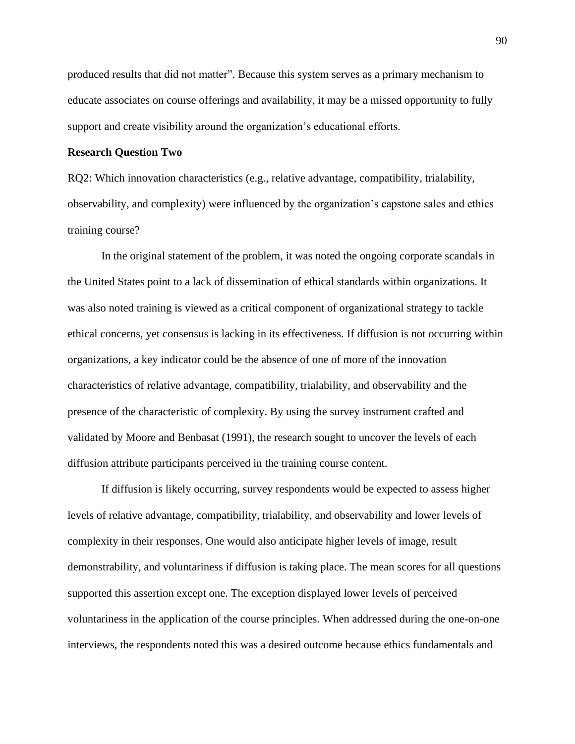produced results that did not matter". Because this system serves as a primary mechanism to educate associates on course offerings and availability, it may be a missed opportunity to fully support and create visibility around the organization's educational efforts.

**Research Question Two**

RQ2: Which innovation characteristics (e.g., relative advantage, compatibility, trialability, observability, and complexity) were influenced by the organization's capstone sales and ethics training course?

In the original statement of the problem, it was noted the ongoing corporate scandals in the United States point to a lack of dissemination of ethical standards within organizations. It was also noted training is viewed as a critical component of organizational strategy to tackle ethical concerns, yet consensus is lacking in its effectiveness. If diffusion is not occurring within organizations, a key indicator could be the absence of one of more of the innovation characteristics of relative advantage, compatibility, trialability, and observability and the presence of the characteristic of complexity. By using the survey instrument crafted and validated by Moore and Benbasat (1991), the research sought to uncover the levels of each diffusion attribute participants perceived in the training course content.

If diffusion is likely occurring, survey respondents would be expected to assess higher levels of relative advantage, compatibility, trialability, and observability and lower levels of complexity in their responses. One would also anticipate higher levels of image, result demonstrability, and voluntariness if diffusion is taking place. The mean scores for all questions supported this assertion except one. The exception displayed lower levels of perceived voluntariness in the application of the course principles. When addressed during the one-on-one interviews, the respondents noted this was a desired outcome because ethics fundamentals and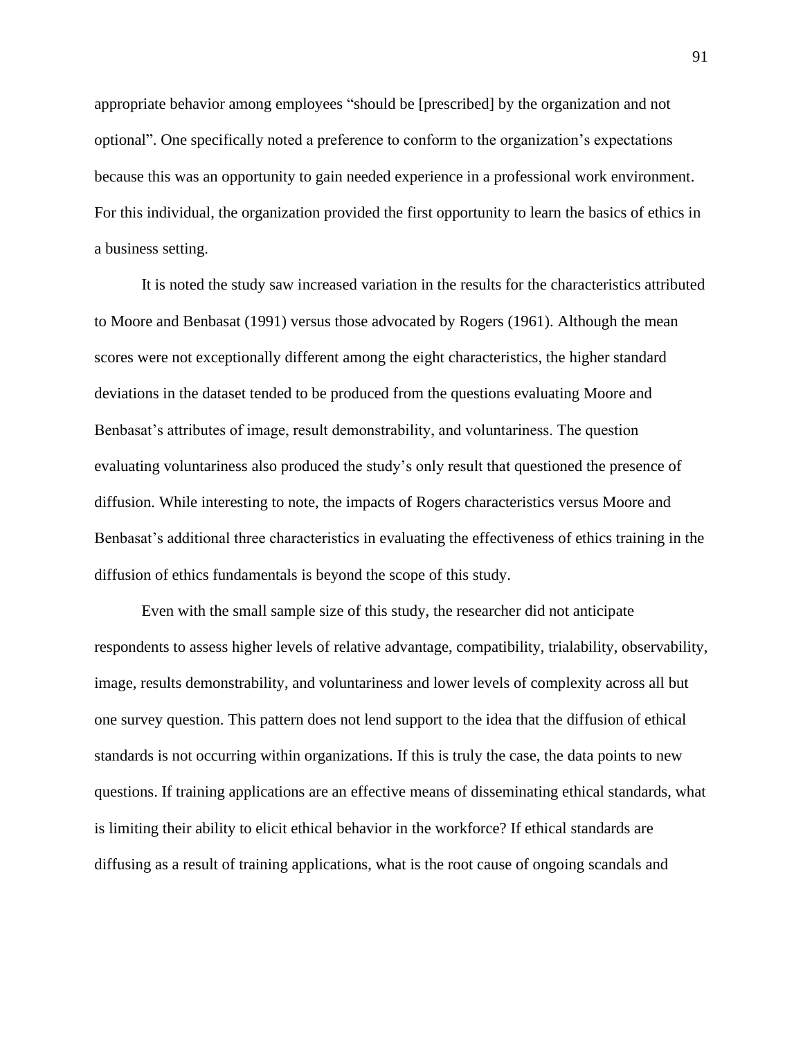appropriate behavior among employees "should be [prescribed] by the organization and not optional". One specifically noted a preference to conform to the organization's expectations because this was an opportunity to gain needed experience in a professional work environment. For this individual, the organization provided the first opportunity to learn the basics of ethics in a business setting.

It is noted the study saw increased variation in the results for the characteristics attributed to Moore and Benbasat (1991) versus those advocated by Rogers (1961). Although the mean scores were not exceptionally different among the eight characteristics, the higher standard deviations in the dataset tended to be produced from the questions evaluating Moore and Benbasat's attributes of image, result demonstrability, and voluntariness. The question evaluating voluntariness also produced the study's only result that questioned the presence of diffusion. While interesting to note, the impacts of Rogers characteristics versus Moore and Benbasat's additional three characteristics in evaluating the effectiveness of ethics training in the diffusion of ethics fundamentals is beyond the scope of this study.

Even with the small sample size of this study, the researcher did not anticipate respondents to assess higher levels of relative advantage, compatibility, trialability, observability, image, results demonstrability, and voluntariness and lower levels of complexity across all but one survey question. This pattern does not lend support to the idea that the diffusion of ethical standards is not occurring within organizations. If this is truly the case, the data points to new questions. If training applications are an effective means of disseminating ethical standards, what is limiting their ability to elicit ethical behavior in the workforce? If ethical standards are diffusing as a result of training applications, what is the root cause of ongoing scandals and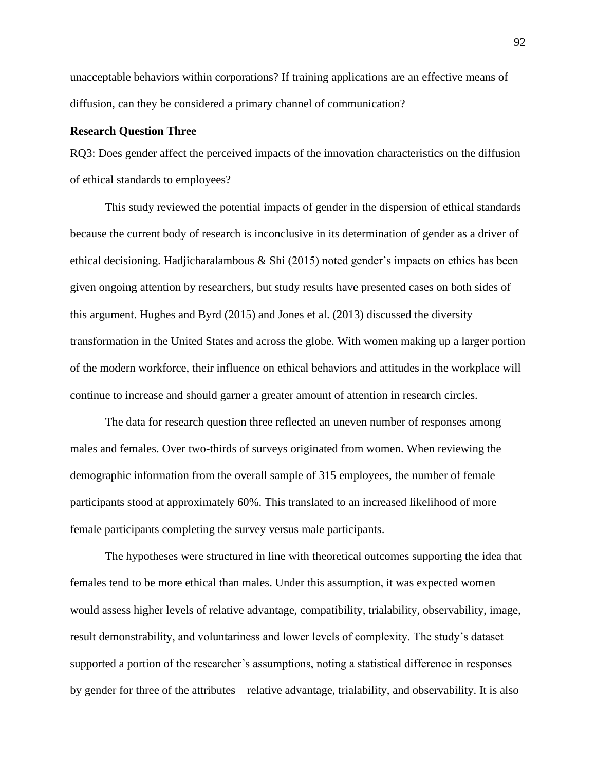unacceptable behaviors within corporations? If training applications are an effective means of diffusion, can they be considered a primary channel of communication?

### Research Question Three

RQ3: Does gender affect the perceived impacts of the innovation characteristics on the diffusion of ethical standards to employees?

This study reviewed the potential impacts of gender in the dispersion of ethical standards because the current body of research is inconclusive in its determination of gender as a driver of ethical decisioning. Hadjicharalambous & Shi (2015) noted gender's impacts on ethics has been given ongoing attention by researchers, but study results have presented cases on both sides of this argument. Hughes and Byrd (2015) and Jones et al. (2013) discussed the diversity transformation in the United States and across the globe. With women making up a larger portion of the modern workforce, their influence on ethical behaviors and attitudes in the workplace will continue to increase and should garner a greater amount of attention in research circles.

The data for research question three reflected an uneven number of responses among males and females. Over two-thirds of surveys originated from women. When reviewing the demographic information from the overall sample of 315 employees, the number of female participants stood at approximately 60%. This translated to an increased likelihood of more female participants completing the survey versus male participants.

The hypotheses were structured in line with theoretical outcomes supporting the idea that females tend to be more ethical than males. Under this assumption, it was expected women would assess higher levels of relative advantage, compatibility, trialability, observability, image, result demonstrability, and voluntariness and lower levels of complexity. The study's dataset supported a portion of the researcher's assumptions, noting a statistical difference in responses by gender for three of the attributes—relative advantage, trialability, and observability. It is also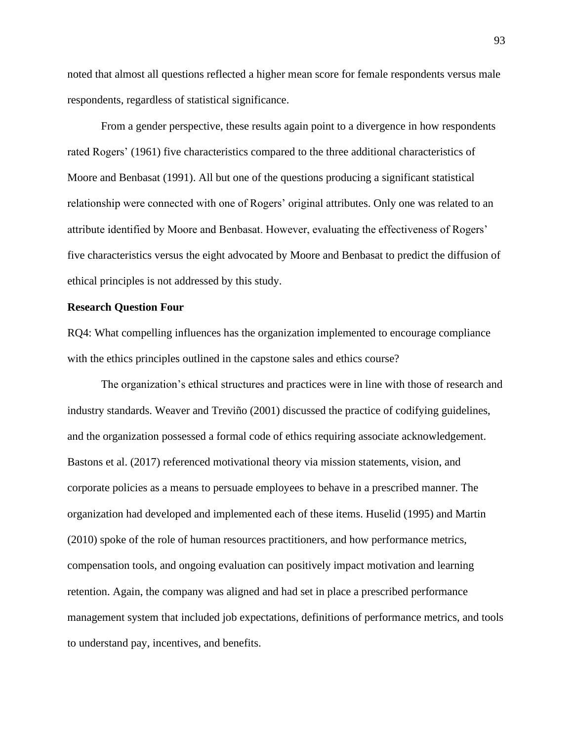noted that almost all questions reflected a higher mean score for female respondents versus male respondents, regardless of statistical significance.

From a gender perspective, these results again point to a divergence in how respondents rated Rogers' (1961) five characteristics compared to the three additional characteristics of Moore and Benbasat (1991). All but one of the questions producing a significant statistical relationship were connected with one of Rogers' original attributes. Only one was related to an attribute identified by Moore and Benbasat. However, evaluating the effectiveness of Rogers' five characteristics versus the eight advocated by Moore and Benbasat to predict the diffusion of ethical principles is not addressed by this study.

**Research Question Four**

RQ4: What compelling influences has the organization implemented to encourage compliance with the ethics principles outlined in the capstone sales and ethics course?

The organization's ethical structures and practices were in line with those of research and industry standards. Weaver and Treviño (2001) discussed the practice of codifying guidelines, and the organization possessed a formal code of ethics requiring associate acknowledgement. Bastons et al. (2017) referenced motivational theory via mission statements, vision, and corporate policies as a means to persuade employees to behave in a prescribed manner. The organization had developed and implemented each of these items. Huselid (1995) and Martin (2010) spoke of the role of human resources practitioners, and how performance metrics, compensation tools, and ongoing evaluation can positively impact motivation and learning retention. Again, the company was aligned and had set in place a prescribed performance management system that included job expectations, definitions of performance metrics, and tools to understand pay, incentives, and benefits.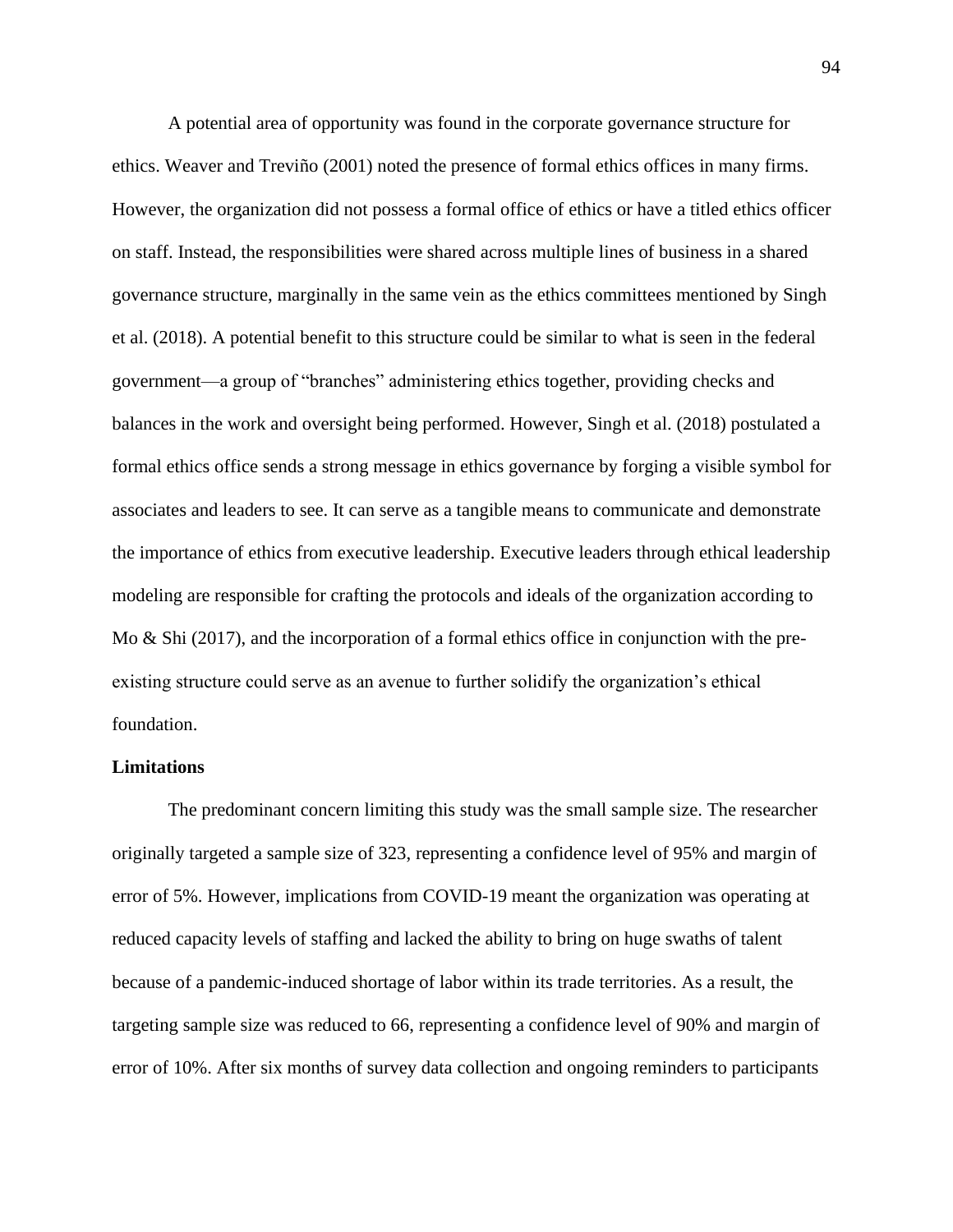A potential area of opportunity was found in the corporate governance structure for ethics. Weaver and Treviño (2001) noted the presence of formal ethics offices in many firms. However, the organization did not possess a formal office of ethics or have a titled ethics officer on staff. Instead, the responsibilities were shared across multiple lines of business in a shared governance structure, marginally in the same vein as the ethics committees mentioned by Singh et al. (2018). A potential benefit to this structure could be similar to what is seen in the federal government—a group of "branches" administering ethics together, providing checks and balances in the work and oversight being performed. However, Singh et al. (2018) postulated a formal ethics office sends a strong message in ethics governance by forging a visible symbol for associates and leaders to see. It can serve as a tangible means to communicate and demonstrate the importance of ethics from executive leadership. Executive leaders through ethical leadership modeling are responsible for crafting the protocols and ideals of the organization according to Mo & Shi (2017), and the incorporation of a formal ethics office in conjunction with the pre-existing structure could serve as an avenue to further solidify the organization's ethical foundation.

**Limitations**

The predominant concern limiting this study was the small sample size. The researcher originally targeted a sample size of 323, representing a confidence level of 95% and margin of error of 5%. However, implications from COVID-19 meant the organization was operating at reduced capacity levels of staffing and lacked the ability to bring on huge swaths of talent because of a pandemic-induced shortage of labor within its trade territories. As a result, the targeting sample size was reduced to 66, representing a confidence level of 90% and margin of error of 10%. After six months of survey data collection and ongoing reminders to participants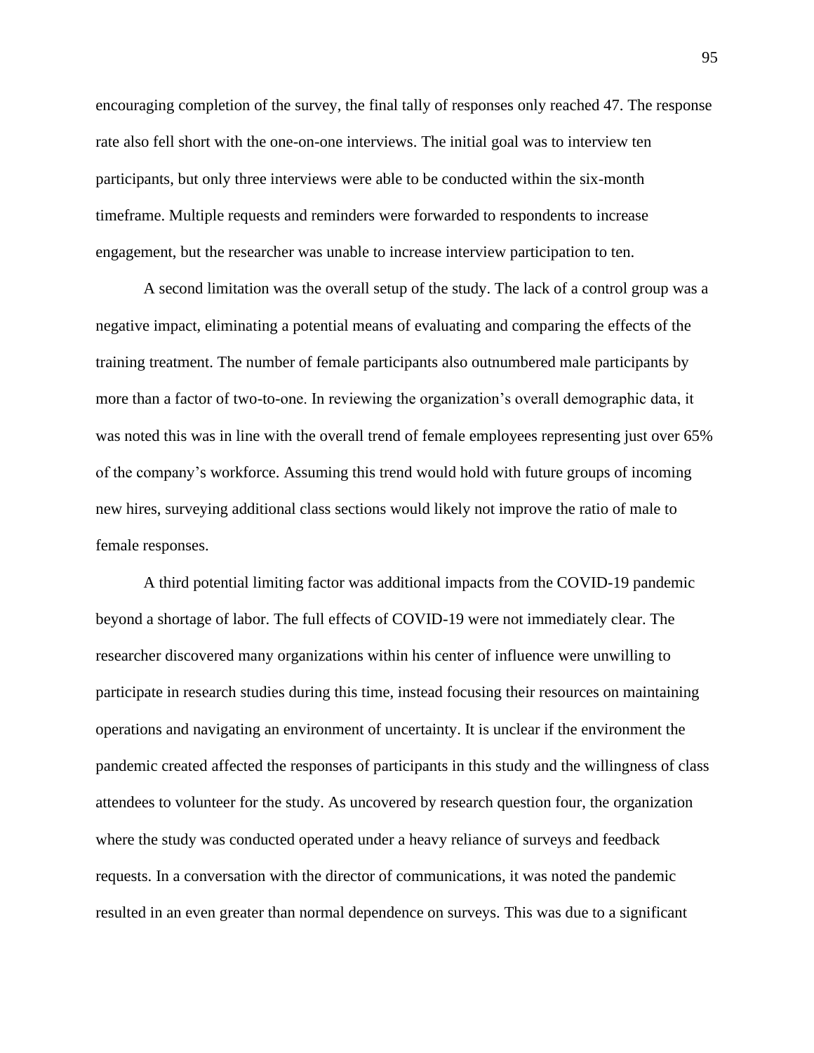encouraging completion of the survey, the final tally of responses only reached 47. The response rate also fell short with the one-on-one interviews. The initial goal was to interview ten participants, but only three interviews were able to be conducted within the six-month timeframe. Multiple requests and reminders were forwarded to respondents to increase engagement, but the researcher was unable to increase interview participation to ten.

A second limitation was the overall setup of the study. The lack of a control group was a negative impact, eliminating a potential means of evaluating and comparing the effects of the training treatment. The number of female participants also outnumbered male participants by more than a factor of two-to-one. In reviewing the organization's overall demographic data, it was noted this was in line with the overall trend of female employees representing just over 65% of the company's workforce. Assuming this trend would hold with future groups of incoming new hires, surveying additional class sections would likely not improve the ratio of male to female responses.

A third potential limiting factor was additional impacts from the COVID-19 pandemic beyond a shortage of labor. The full effects of COVID-19 were not immediately clear. The researcher discovered many organizations within his center of influence were unwilling to participate in research studies during this time, instead focusing their resources on maintaining operations and navigating an environment of uncertainty. It is unclear if the environment the pandemic created affected the responses of participants in this study and the willingness of class attendees to volunteer for the study. As uncovered by research question four, the organization where the study was conducted operated under a heavy reliance of surveys and feedback requests. In a conversation with the director of communications, it was noted the pandemic resulted in an even greater than normal dependence on surveys. This was due to a significant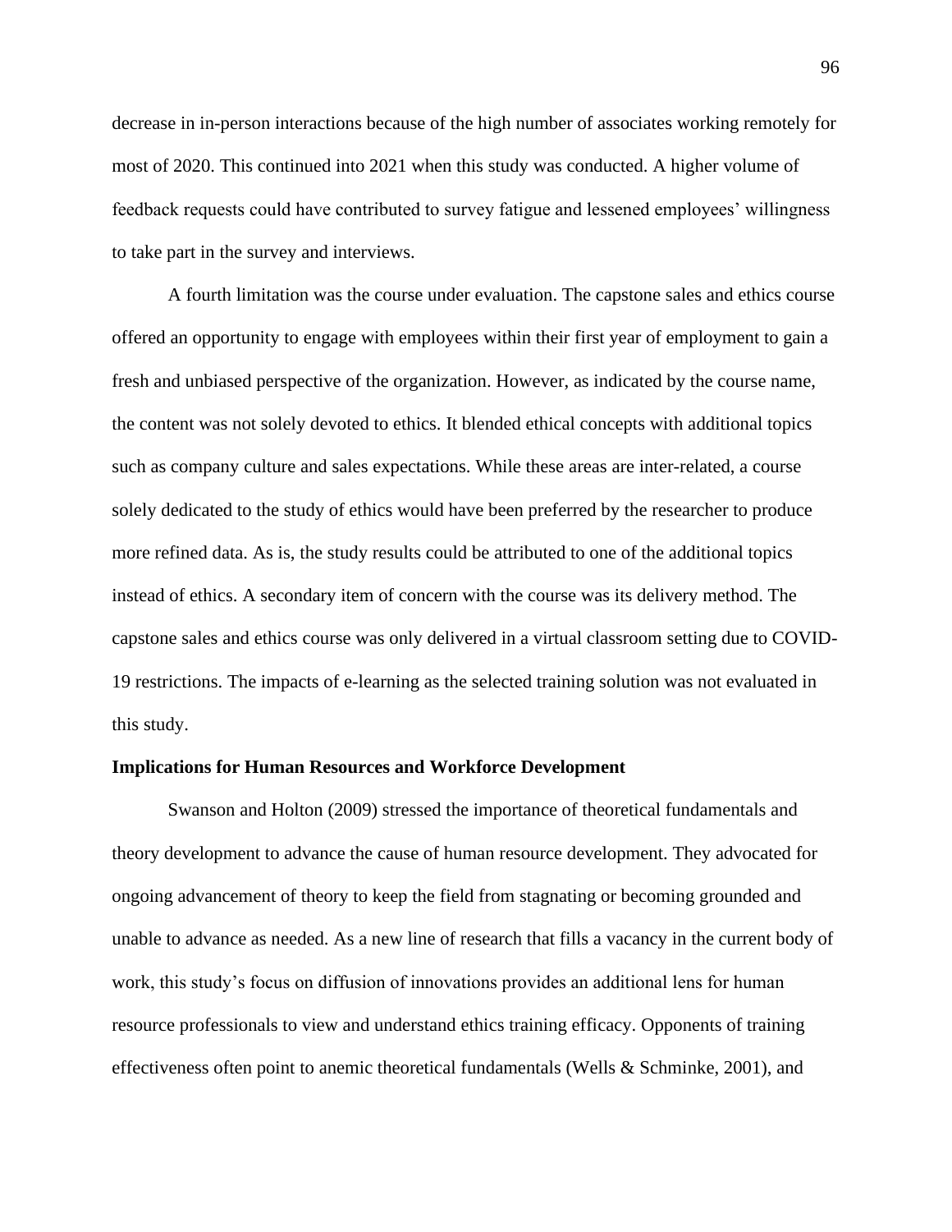decrease in in-person interactions because of the high number of associates working remotely for most of 2020. This continued into 2021 when this study was conducted. A higher volume of feedback requests could have contributed to survey fatigue and lessened employees' willingness to take part in the survey and interviews.

A fourth limitation was the course under evaluation. The capstone sales and ethics course offered an opportunity to engage with employees within their first year of employment to gain a fresh and unbiased perspective of the organization. However, as indicated by the course name, the content was not solely devoted to ethics. It blended ethical concepts with additional topics such as company culture and sales expectations. While these areas are inter-related, a course solely dedicated to the study of ethics would have been preferred by the researcher to produce more refined data. As is, the study results could be attributed to one of the additional topics instead of ethics. A secondary item of concern with the course was its delivery method. The capstone sales and ethics course was only delivered in a virtual classroom setting due to COVID-19 restrictions. The impacts of e-learning as the selected training solution was not evaluated in this study.

## Implications for Human Resources and Workforce Development

Swanson and Holton (2009) stressed the importance of theoretical fundamentals and theory development to advance the cause of human resource development. They advocated for ongoing advancement of theory to keep the field from stagnating or becoming grounded and unable to advance as needed. As a new line of research that fills a vacancy in the current body of work, this study's focus on diffusion of innovations provides an additional lens for human resource professionals to view and understand ethics training efficacy. Opponents of training effectiveness often point to anemic theoretical fundamentals (Wells & Schminke, 2001), and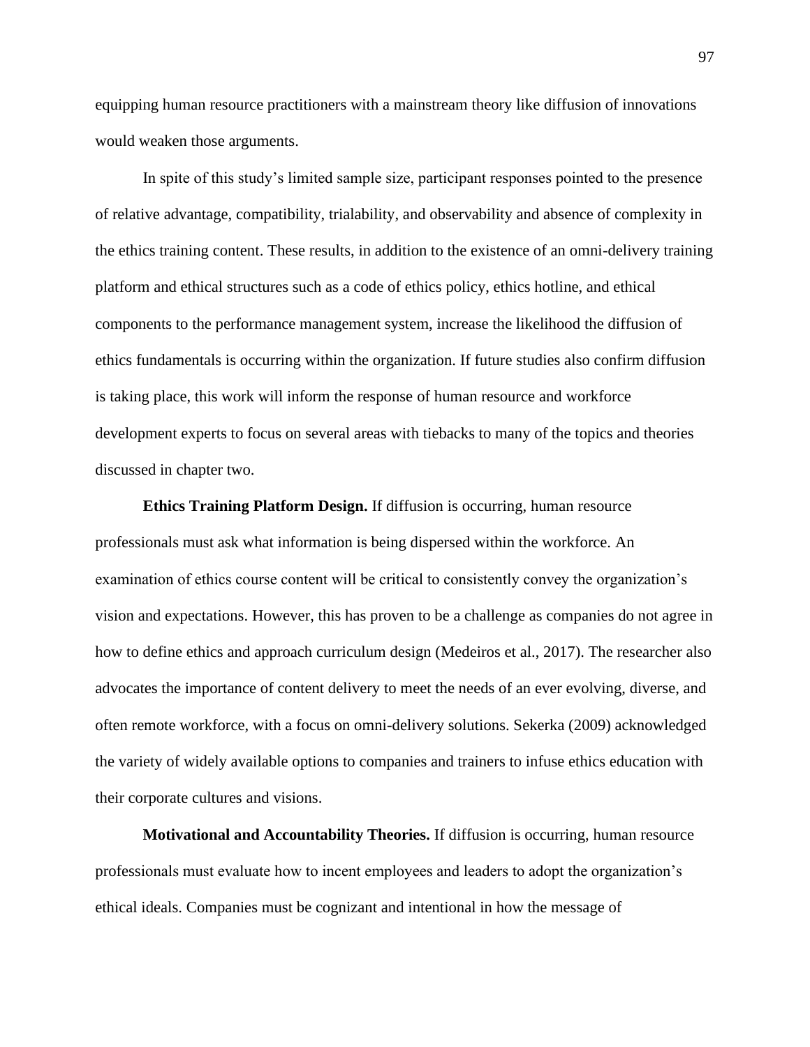equipping human resource practitioners with a mainstream theory like diffusion of innovations would weaken those arguments.

In spite of this study's limited sample size, participant responses pointed to the presence of relative advantage, compatibility, trialability, and observability and absence of complexity in the ethics training content. These results, in addition to the existence of an omni-delivery training platform and ethical structures such as a code of ethics policy, ethics hotline, and ethical components to the performance management system, increase the likelihood the diffusion of ethics fundamentals is occurring within the organization. If future studies also confirm diffusion is taking place, this work will inform the response of human resource and workforce development experts to focus on several areas with tiebacks to many of the topics and theories discussed in chapter two.

**Ethics Training Platform Design.** If diffusion is occurring, human resource professionals must ask what information is being dispersed within the workforce. An examination of ethics course content will be critical to consistently convey the organization's vision and expectations. However, this has proven to be a challenge as companies do not agree in how to define ethics and approach curriculum design (Medeiros et al., 2017). The researcher also advocates the importance of content delivery to meet the needs of an ever evolving, diverse, and often remote workforce, with a focus on omni-delivery solutions. Sekerka (2009) acknowledged the variety of widely available options to companies and trainers to infuse ethics education with their corporate cultures and visions.

**Motivational and Accountability Theories.** If diffusion is occurring, human resource professionals must evaluate how to incent employees and leaders to adopt the organization's ethical ideals. Companies must be cognizant and intentional in how the message of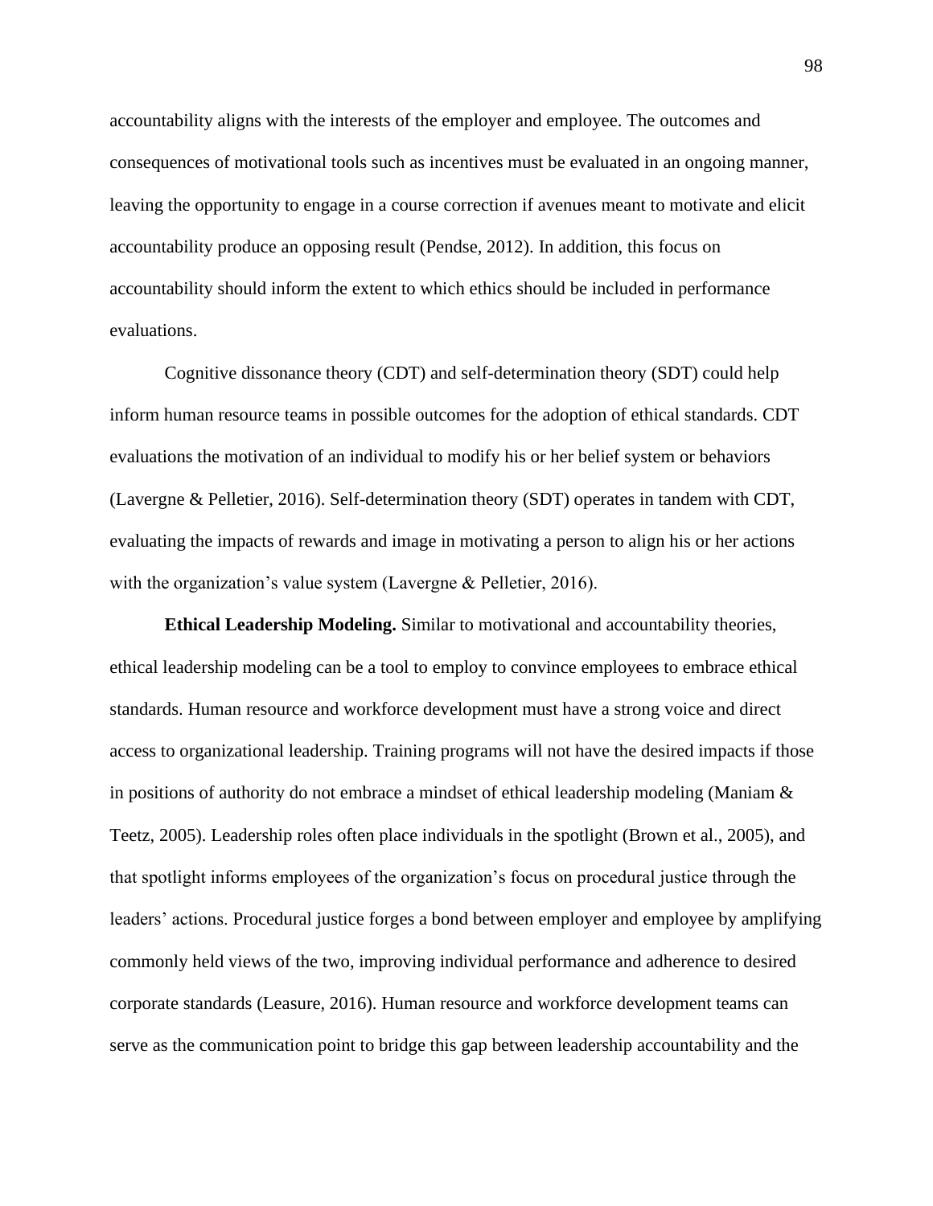accountability aligns with the interests of the employer and employee. The outcomes and consequences of motivational tools such as incentives must be evaluated in an ongoing manner, leaving the opportunity to engage in a course correction if avenues meant to motivate and elicit accountability produce an opposing result (Pendse, 2012). In addition, this focus on accountability should inform the extent to which ethics should be included in performance evaluations.

Cognitive dissonance theory (CDT) and self-determination theory (SDT) could help inform human resource teams in possible outcomes for the adoption of ethical standards. CDT evaluations the motivation of an individual to modify his or her belief system or behaviors (Lavergne & Pelletier, 2016). Self-determination theory (SDT) operates in tandem with CDT, evaluating the impacts of rewards and image in motivating a person to align his or her actions with the organization's value system (Lavergne & Pelletier, 2016).

**Ethical Leadership Modeling.** Similar to motivational and accountability theories, ethical leadership modeling can be a tool to employ to convince employees to embrace ethical standards. Human resource and workforce development must have a strong voice and direct access to organizational leadership. Training programs will not have the desired impacts if those in positions of authority do not embrace a mindset of ethical leadership modeling (Maniam & Teetz, 2005). Leadership roles often place individuals in the spotlight (Brown et al., 2005), and that spotlight informs employees of the organization's focus on procedural justice through the leaders' actions. Procedural justice forges a bond between employer and employee by amplifying commonly held views of the two, improving individual performance and adherence to desired corporate standards (Leasure, 2016). Human resource and workforce development teams can serve as the communication point to bridge this gap between leadership accountability and the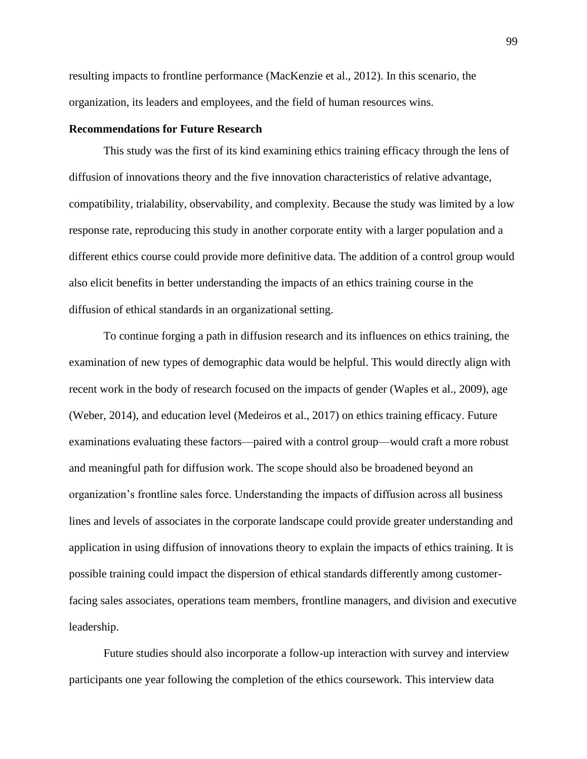resulting impacts to frontline performance (MacKenzie et al., 2012). In this scenario, the organization, its leaders and employees, and the field of human resources wins.

## Recommendations for Future Research

This study was the first of its kind examining ethics training efficacy through the lens of diffusion of innovations theory and the five innovation characteristics of relative advantage, compatibility, trialability, observability, and complexity. Because the study was limited by a low response rate, reproducing this study in another corporate entity with a larger population and a different ethics course could provide more definitive data. The addition of a control group would also elicit benefits in better understanding the impacts of an ethics training course in the diffusion of ethical standards in an organizational setting.

To continue forging a path in diffusion research and its influences on ethics training, the examination of new types of demographic data would be helpful. This would directly align with recent work in the body of research focused on the impacts of gender (Waples et al., 2009), age (Weber, 2014), and education level (Medeiros et al., 2017) on ethics training efficacy. Future examinations evaluating these factors—paired with a control group—would craft a more robust and meaningful path for diffusion work. The scope should also be broadened beyond an organization's frontline sales force. Understanding the impacts of diffusion across all business lines and levels of associates in the corporate landscape could provide greater understanding and application in using diffusion of innovations theory to explain the impacts of ethics training. It is possible training could impact the dispersion of ethical standards differently among customer-facing sales associates, operations team members, frontline managers, and division and executive leadership.

Future studies should also incorporate a follow-up interaction with survey and interview participants one year following the completion of the ethics coursework. This interview data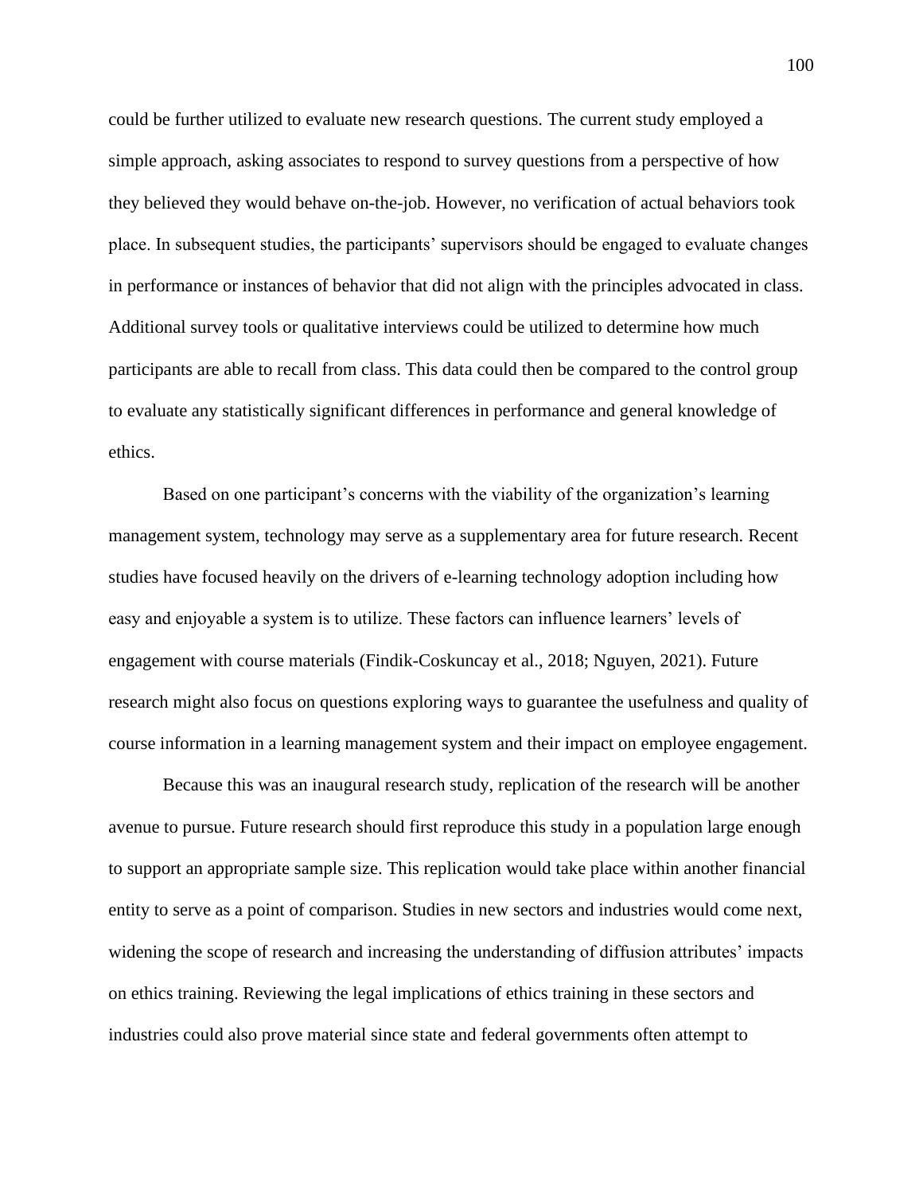could be further utilized to evaluate new research questions. The current study employed a simple approach, asking associates to respond to survey questions from a perspective of how they believed they would behave on-the-job. However, no verification of actual behaviors took place. In subsequent studies, the participants' supervisors should be engaged to evaluate changes in performance or instances of behavior that did not align with the principles advocated in class. Additional survey tools or qualitative interviews could be utilized to determine how much participants are able to recall from class. This data could then be compared to the control group to evaluate any statistically significant differences in performance and general knowledge of ethics.

Based on one participant's concerns with the viability of the organization's learning management system, technology may serve as a supplementary area for future research. Recent studies have focused heavily on the drivers of e-learning technology adoption including how easy and enjoyable a system is to utilize. These factors can influence learners' levels of engagement with course materials (Findik-Coskuncay et al., 2018; Nguyen, 2021). Future research might also focus on questions exploring ways to guarantee the usefulness and quality of course information in a learning management system and their impact on employee engagement.

Because this was an inaugural research study, replication of the research will be another avenue to pursue. Future research should first reproduce this study in a population large enough to support an appropriate sample size. This replication would take place within another financial entity to serve as a point of comparison. Studies in new sectors and industries would come next, widening the scope of research and increasing the understanding of diffusion attributes' impacts on ethics training. Reviewing the legal implications of ethics training in these sectors and industries could also prove material since state and federal governments often attempt to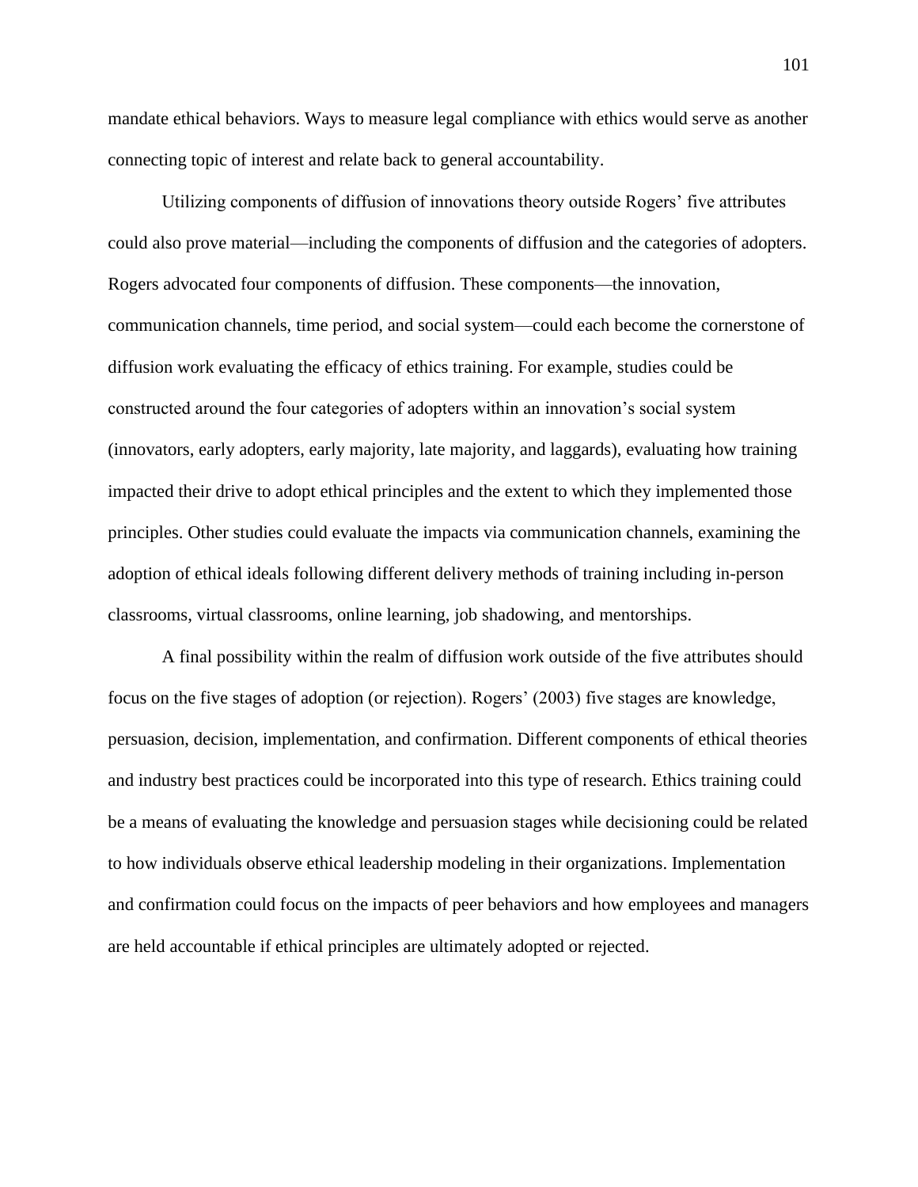mandate ethical behaviors. Ways to measure legal compliance with ethics would serve as another connecting topic of interest and relate back to general accountability.

Utilizing components of diffusion of innovations theory outside Rogers' five attributes could also prove material—including the components of diffusion and the categories of adopters. Rogers advocated four components of diffusion. These components—the innovation, communication channels, time period, and social system—could each become the cornerstone of diffusion work evaluating the efficacy of ethics training. For example, studies could be constructed around the four categories of adopters within an innovation's social system (innovators, early adopters, early majority, late majority, and laggards), evaluating how training impacted their drive to adopt ethical principles and the extent to which they implemented those principles. Other studies could evaluate the impacts via communication channels, examining the adoption of ethical ideals following different delivery methods of training including in-person classrooms, virtual classrooms, online learning, job shadowing, and mentorships.

A final possibility within the realm of diffusion work outside of the five attributes should focus on the five stages of adoption (or rejection). Rogers' (2003) five stages are knowledge, persuasion, decision, implementation, and confirmation. Different components of ethical theories and industry best practices could be incorporated into this type of research. Ethics training could be a means of evaluating the knowledge and persuasion stages while decisioning could be related to how individuals observe ethical leadership modeling in their organizations. Implementation and confirmation could focus on the impacts of peer behaviors and how employees and managers are held accountable if ethical principles are ultimately adopted or rejected.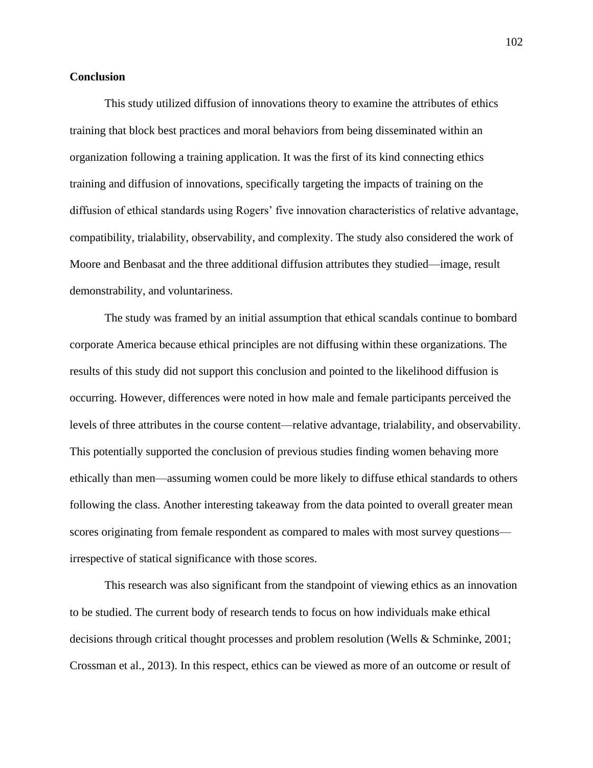## Conclusion

This study utilized diffusion of innovations theory to examine the attributes of ethics training that block best practices and moral behaviors from being disseminated within an organization following a training application. It was the first of its kind connecting ethics training and diffusion of innovations, specifically targeting the impacts of training on the diffusion of ethical standards using Rogers' five innovation characteristics of relative advantage, compatibility, trialability, observability, and complexity. The study also considered the work of Moore and Benbasat and the three additional diffusion attributes they studied—image, result demonstrability, and voluntariness.

The study was framed by an initial assumption that ethical scandals continue to bombard corporate America because ethical principles are not diffusing within these organizations. The results of this study did not support this conclusion and pointed to the likelihood diffusion is occurring. However, differences were noted in how male and female participants perceived the levels of three attributes in the course content—relative advantage, trialability, and observability. This potentially supported the conclusion of previous studies finding women behaving more ethically than men—assuming women could be more likely to diffuse ethical standards to others following the class. Another interesting takeaway from the data pointed to overall greater mean scores originating from female respondent as compared to males with most survey questions—irrespective of statical significance with those scores.

This research was also significant from the standpoint of viewing ethics as an innovation to be studied. The current body of research tends to focus on how individuals make ethical decisions through critical thought processes and problem resolution (Wells & Schminke, 2001; Crossman et al., 2013). In this respect, ethics can be viewed as more of an outcome or result of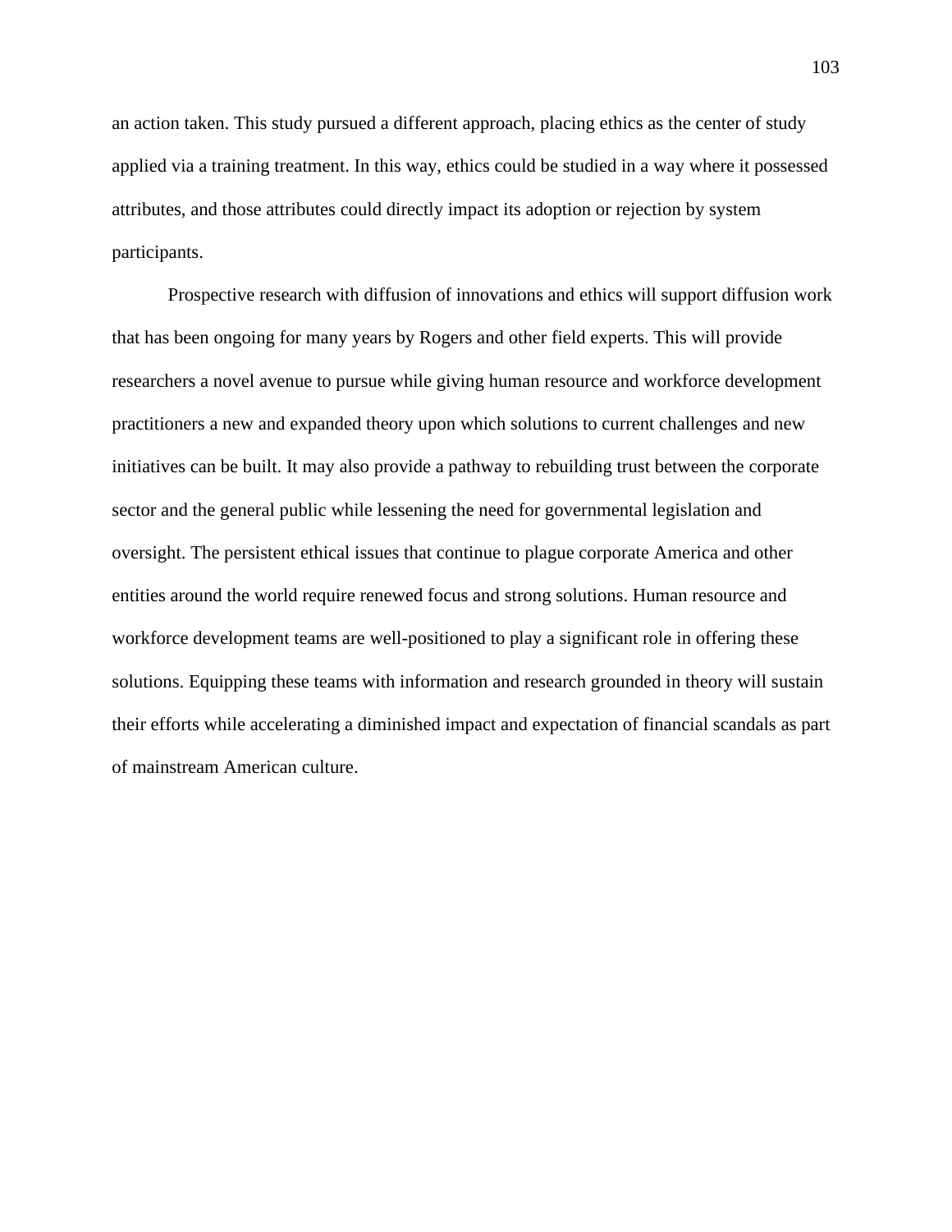an action taken. This study pursued a different approach, placing ethics as the center of study applied via a training treatment. In this way, ethics could be studied in a way where it possessed attributes, and those attributes could directly impact its adoption or rejection by system participants.

Prospective research with diffusion of innovations and ethics will support diffusion work that has been ongoing for many years by Rogers and other field experts. This will provide researchers a novel avenue to pursue while giving human resource and workforce development practitioners a new and expanded theory upon which solutions to current challenges and new initiatives can be built. It may also provide a pathway to rebuilding trust between the corporate sector and the general public while lessening the need for governmental legislation and oversight. The persistent ethical issues that continue to plague corporate America and other entities around the world require renewed focus and strong solutions. Human resource and workforce development teams are well-positioned to play a significant role in offering these solutions. Equipping these teams with information and research grounded in theory will sustain their efforts while accelerating a diminished impact and expectation of financial scandals as part of mainstream American culture.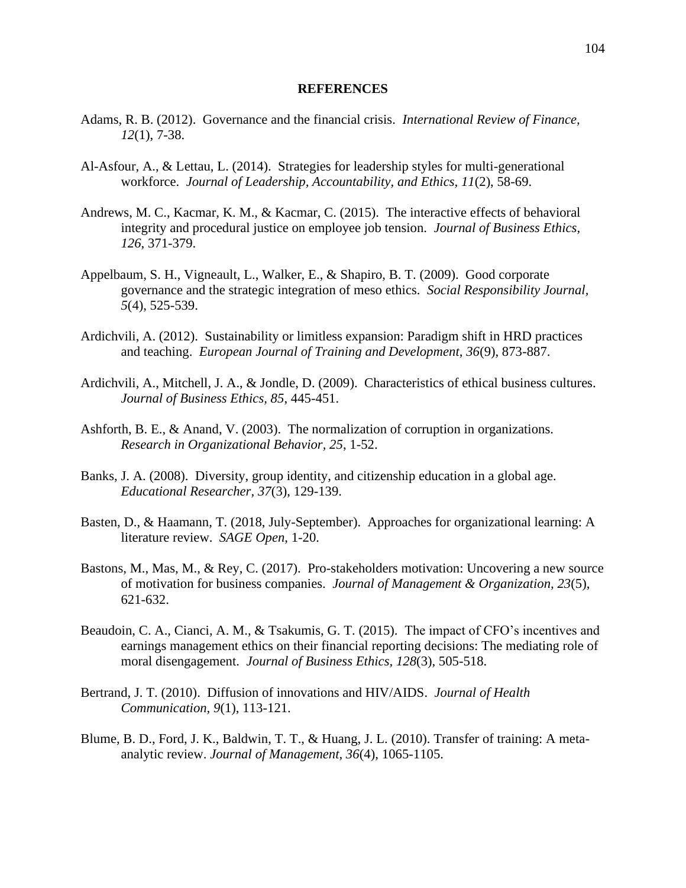## REFERENCES

Adams, R. B. (2012). Governance and the financial crisis. *International Review of Finance, 12*(1), 7-38.

Al-Asfour, A., & Lettau, L. (2014). Strategies for leadership styles for multi-generational workforce. *Journal of Leadership, Accountability, and Ethics, 11*(2), 58-69.

Andrews, M. C., Kacmar, K. M., & Kacmar, C. (2015). The interactive effects of behavioral integrity and procedural justice on employee job tension. *Journal of Business Ethics, 126*, 371-379.

Appelbaum, S. H., Vigneault, L., Walker, E., & Shapiro, B. T. (2009). Good corporate governance and the strategic integration of meso ethics. *Social Responsibility Journal, 5*(4), 525-539.

Ardichvili, A. (2012). Sustainability or limitless expansion: Paradigm shift in HRD practices and teaching. *European Journal of Training and Development, 36*(9), 873-887.

Ardichvili, A., Mitchell, J. A., & Jondle, D. (2009). Characteristics of ethical business cultures. *Journal of Business Ethics, 85*, 445-451.

Ashforth, B. E., & Anand, V. (2003). The normalization of corruption in organizations. *Research in Organizational Behavior, 25*, 1-52.

Banks, J. A. (2008). Diversity, group identity, and citizenship education in a global age. *Educational Researcher, 37*(3), 129-139.

Basten, D., & Haamann, T. (2018, July-September). Approaches for organizational learning: A literature review. *SAGE Open*, 1-20.

Bastons, M., Mas, M., & Rey, C. (2017). Pro-stakeholders motivation: Uncovering a new source of motivation for business companies. *Journal of Management & Organization, 23*(5), 621-632.

Beaudoin, C. A., Cianci, A. M., & Tsakumis, G. T. (2015). The impact of CFO's incentives and earnings management ethics on their financial reporting decisions: The mediating role of moral disengagement. *Journal of Business Ethics, 128*(3), 505-518.

Bertrand, J. T. (2010). Diffusion of innovations and HIV/AIDS. *Journal of Health Communication, 9*(1), 113-121.

Blume, B. D., Ford, J. K., Baldwin, T. T., & Huang, J. L. (2010). Transfer of training: A meta-analytic review. *Journal of Management, 36*(4), 1065-1105.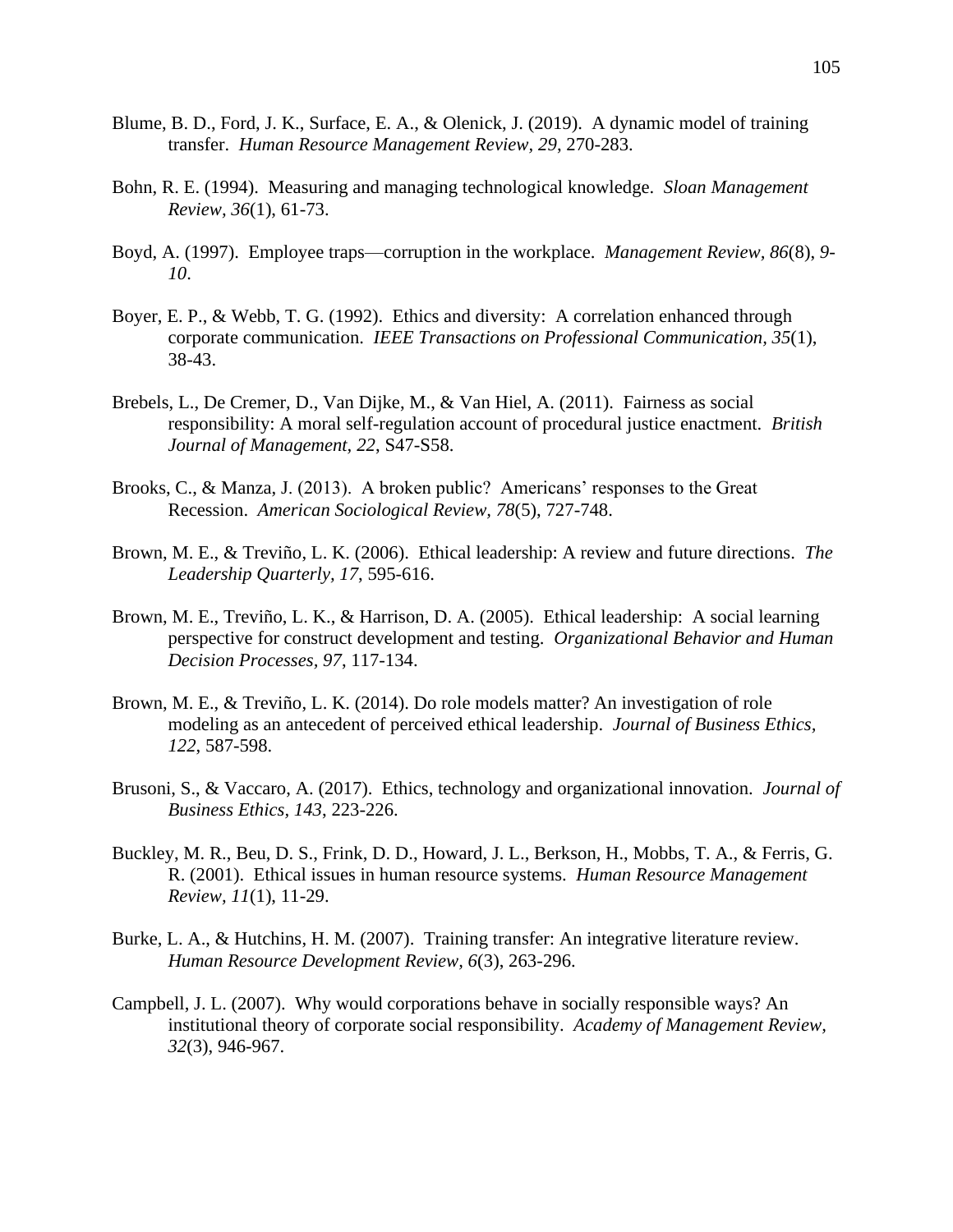Blume, B. D., Ford, J. K., Surface, E. A., & Olenick, J. (2019). A dynamic model of training transfer. *Human Resource Management Review, 29*, 270-283.

Bohn, R. E. (1994). Measuring and managing technological knowledge. *Sloan Management Review, 36*(1), 61-73.

Boyd, A. (1997). Employee traps—corruption in the workplace. *Management Review, 86*(8), *9-10*.

Boyer, E. P., & Webb, T. G. (1992). Ethics and diversity: A correlation enhanced through corporate communication. *IEEE Transactions on Professional Communication, 35*(1), 38-43.

Brebels, L., De Cremer, D., Van Dijke, M., & Van Hiel, A. (2011). Fairness as social responsibility: A moral self-regulation account of procedural justice enactment. *British Journal of Management, 22*, S47-S58.

Brooks, C., & Manza, J. (2013). A broken public? Americans' responses to the Great Recession. *American Sociological Review, 78*(5), 727-748.

Brown, M. E., & Treviño, L. K. (2006). Ethical leadership: A review and future directions. *The Leadership Quarterly, 17*, 595-616.

Brown, M. E., Treviño, L. K., & Harrison, D. A. (2005). Ethical leadership: A social learning perspective for construct development and testing. *Organizational Behavior and Human Decision Processes, 97*, 117-134.

Brown, M. E., & Treviño, L. K. (2014). Do role models matter? An investigation of role modeling as an antecedent of perceived ethical leadership. *Journal of Business Ethics, 122*, 587-598.

Brusoni, S., & Vaccaro, A. (2017). Ethics, technology and organizational innovation. *Journal of Business Ethics, 143*, 223-226.

Buckley, M. R., Beu, D. S., Frink, D. D., Howard, J. L., Berkson, H., Mobbs, T. A., & Ferris, G. R. (2001). Ethical issues in human resource systems. *Human Resource Management Review, 11*(1), 11-29.

Burke, L. A., & Hutchins, H. M. (2007). Training transfer: An integrative literature review. *Human Resource Development Review, 6*(3), 263-296.

Campbell, J. L. (2007). Why would corporations behave in socially responsible ways? An institutional theory of corporate social responsibility. *Academy of Management Review, 32*(3), 946-967.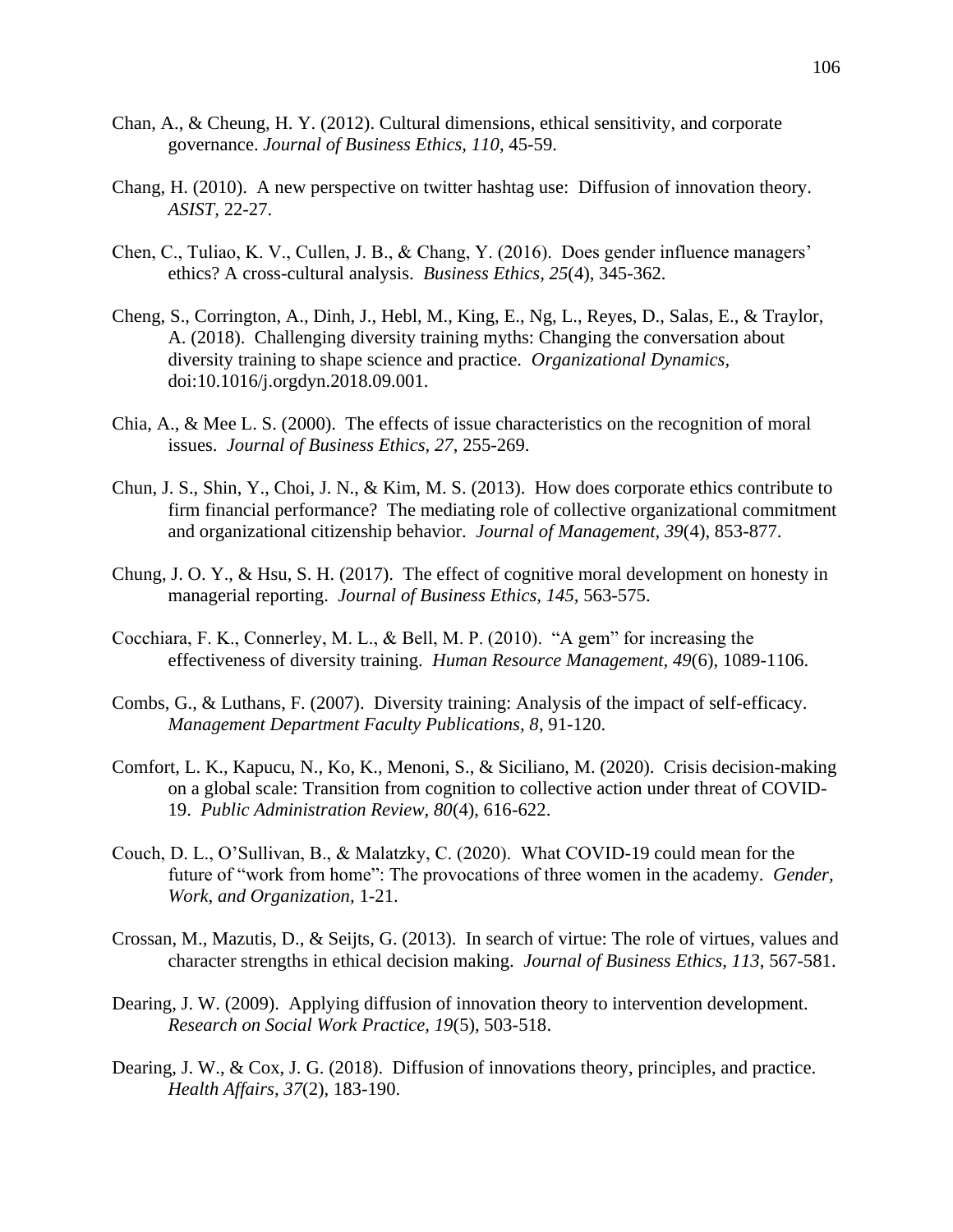Chan, A., & Cheung, H. Y. (2012). Cultural dimensions, ethical sensitivity, and corporate governance. *Journal of Business Ethics, 110*, 45-59.

Chang, H. (2010). A new perspective on twitter hashtag use: Diffusion of innovation theory. *ASIST*, 22-27.

Chen, C., Tuliao, K. V., Cullen, J. B., & Chang, Y. (2016). Does gender influence managers' ethics? A cross-cultural analysis. *Business Ethics, 25*(4), 345-362.

Cheng, S., Corrington, A., Dinh, J., Hebl, M., King, E., Ng, L., Reyes, D., Salas, E., & Traylor, A. (2018). Challenging diversity training myths: Changing the conversation about diversity training to shape science and practice. *Organizational Dynamics*, doi:10.1016/j.orgdyn.2018.09.001.

Chia, A., & Mee L. S. (2000). The effects of issue characteristics on the recognition of moral issues. *Journal of Business Ethics, 27*, 255-269.

Chun, J. S., Shin, Y., Choi, J. N., & Kim, M. S. (2013). How does corporate ethics contribute to firm financial performance? The mediating role of collective organizational commitment and organizational citizenship behavior. *Journal of Management, 39*(4), 853-877.

Chung, J. O. Y., & Hsu, S. H. (2017). The effect of cognitive moral development on honesty in managerial reporting. *Journal of Business Ethics, 145,* 563-575.

Cocchiara, F. K., Connerley, M. L., & Bell, M. P. (2010). "A gem" for increasing the effectiveness of diversity training. *Human Resource Management, 49*(6), 1089-1106.

Combs, G., & Luthans, F. (2007). Diversity training: Analysis of the impact of self-efficacy. *Management Department Faculty Publications, 8*, 91-120.

Comfort, L. K., Kapucu, N., Ko, K., Menoni, S., & Siciliano, M. (2020). Crisis decision-making on a global scale: Transition from cognition to collective action under threat of COVID-19. *Public Administration Review, 80*(4), 616-622.

Couch, D. L., O'Sullivan, B., & Malatzky, C. (2020). What COVID-19 could mean for the future of "work from home": The provocations of three women in the academy. *Gender, Work, and Organization,* 1-21.

Crossan, M., Mazutis, D., & Seijts, G. (2013). In search of virtue: The role of virtues, values and character strengths in ethical decision making. *Journal of Business Ethics, 113*, 567-581.

Dearing, J. W. (2009). Applying diffusion of innovation theory to intervention development. *Research on Social Work Practice, 19*(5), 503-518.

Dearing, J. W., & Cox, J. G. (2018). Diffusion of innovations theory, principles, and practice. *Health Affairs, 37*(2), 183-190.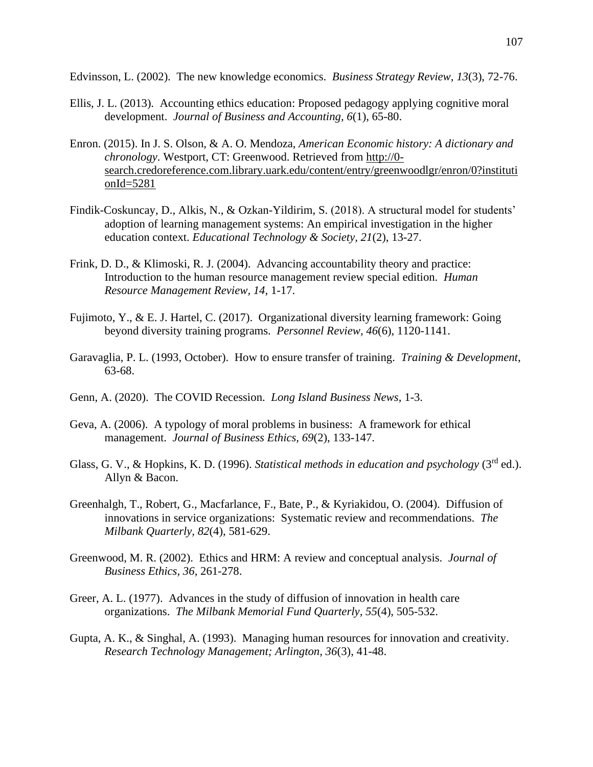Edvinsson, L. (2002). The new knowledge economics. *Business Strategy Review, 13*(3), 72-76.

Ellis, J. L. (2013). Accounting ethics education: Proposed pedagogy applying cognitive moral development. *Journal of Business and Accounting, 6*(1), 65-80.

Enron. (2015). In J. S. Olson, & A. O. Mendoza, *American Economic history: A dictionary and chronology*. Westport, CT: Greenwood. Retrieved from http://0-search.credoreference.com.library.uark.edu/content/entry/greenwoodlgr/enron/0?institutionId=5281

Findik-Coskuncay, D., Alkis, N., & Ozkan-Yildirim, S. (2018). A structural model for students' adoption of learning management systems: An empirical investigation in the higher education context. *Educational Technology & Society, 21*(2), 13-27.

Frink, D. D., & Klimoski, R. J. (2004). Advancing accountability theory and practice: Introduction to the human resource management review special edition. *Human Resource Management Review, 14*, 1-17.

Fujimoto, Y., & E. J. Hartel, C. (2017). Organizational diversity learning framework: Going beyond diversity training programs. *Personnel Review, 46*(6), 1120-1141.

Garavaglia, P. L. (1993, October). How to ensure transfer of training. *Training & Development*, 63-68.

Genn, A. (2020). The COVID Recession. *Long Island Business News*, 1-3.

Geva, A. (2006). A typology of moral problems in business: A framework for ethical management. *Journal of Business Ethics, 69*(2), 133-147.

Glass, G. V., & Hopkins, K. D. (1996). *Statistical methods in education and psychology* (3rd ed.). Allyn & Bacon.

Greenhalgh, T., Robert, G., Macfarlance, F., Bate, P., & Kyriakidou, O. (2004). Diffusion of innovations in service organizations: Systematic review and recommendations. *The Milbank Quarterly, 82*(4), 581-629.

Greenwood, M. R. (2002). Ethics and HRM: A review and conceptual analysis. *Journal of Business Ethics, 36*, 261-278.

Greer, A. L. (1977). Advances in the study of diffusion of innovation in health care organizations. *The Milbank Memorial Fund Quarterly, 55*(4), 505-532.

Gupta, A. K., & Singhal, A. (1993). Managing human resources for innovation and creativity. *Research Technology Management; Arlington, 36*(3), 41-48.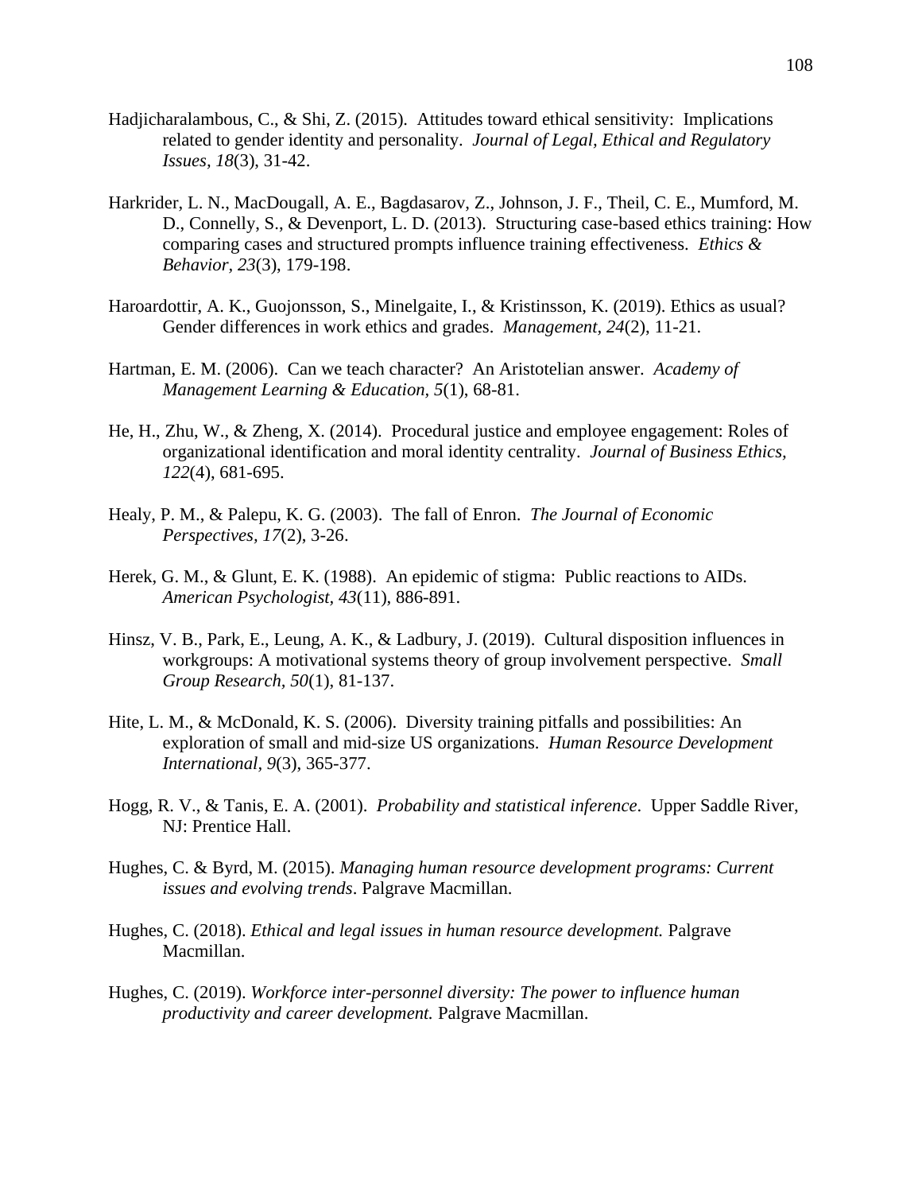Hadjicharalambous, C., & Shi, Z. (2015). Attitudes toward ethical sensitivity: Implications related to gender identity and personality. *Journal of Legal, Ethical and Regulatory Issues, 18*(3), 31-42.

Harkrider, L. N., MacDougall, A. E., Bagdasarov, Z., Johnson, J. F., Theil, C. E., Mumford, M. D., Connelly, S., & Devenport, L. D. (2013). Structuring case-based ethics training: How comparing cases and structured prompts influence training effectiveness. *Ethics & Behavior, 23*(3), 179-198.

Haroardottir, A. K., Guojonsson, S., Minelgaite, I., & Kristinsson, K. (2019). Ethics as usual? Gender differences in work ethics and grades. *Management, 24*(2), 11-21.

Hartman, E. M. (2006). Can we teach character? An Aristotelian answer. *Academy of Management Learning & Education, 5*(1), 68-81.

He, H., Zhu, W., & Zheng, X. (2014). Procedural justice and employee engagement: Roles of organizational identification and moral identity centrality. *Journal of Business Ethics, 122*(4), 681-695.

Healy, P. M., & Palepu, K. G. (2003). The fall of Enron. *The Journal of Economic Perspectives, 17*(2), 3-26.

Herek, G. M., & Glunt, E. K. (1988). An epidemic of stigma: Public reactions to AIDs. *American Psychologist, 43*(11), 886-891.

Hinsz, V. B., Park, E., Leung, A. K., & Ladbury, J. (2019). Cultural disposition influences in workgroups: A motivational systems theory of group involvement perspective. *Small Group Research, 50*(1), 81-137.

Hite, L. M., & McDonald, K. S. (2006). Diversity training pitfalls and possibilities: An exploration of small and mid-size US organizations. *Human Resource Development International, 9*(3), 365-377.

Hogg, R. V., & Tanis, E. A. (2001). *Probability and statistical inference*. Upper Saddle River, NJ: Prentice Hall.

Hughes, C. & Byrd, M. (2015). *Managing human resource development programs: Current issues and evolving trends*. Palgrave Macmillan.

Hughes, C. (2018). *Ethical and legal issues in human resource development.* Palgrave Macmillan.

Hughes, C. (2019). *Workforce inter-personnel diversity: The power to influence human productivity and career development.* Palgrave Macmillan.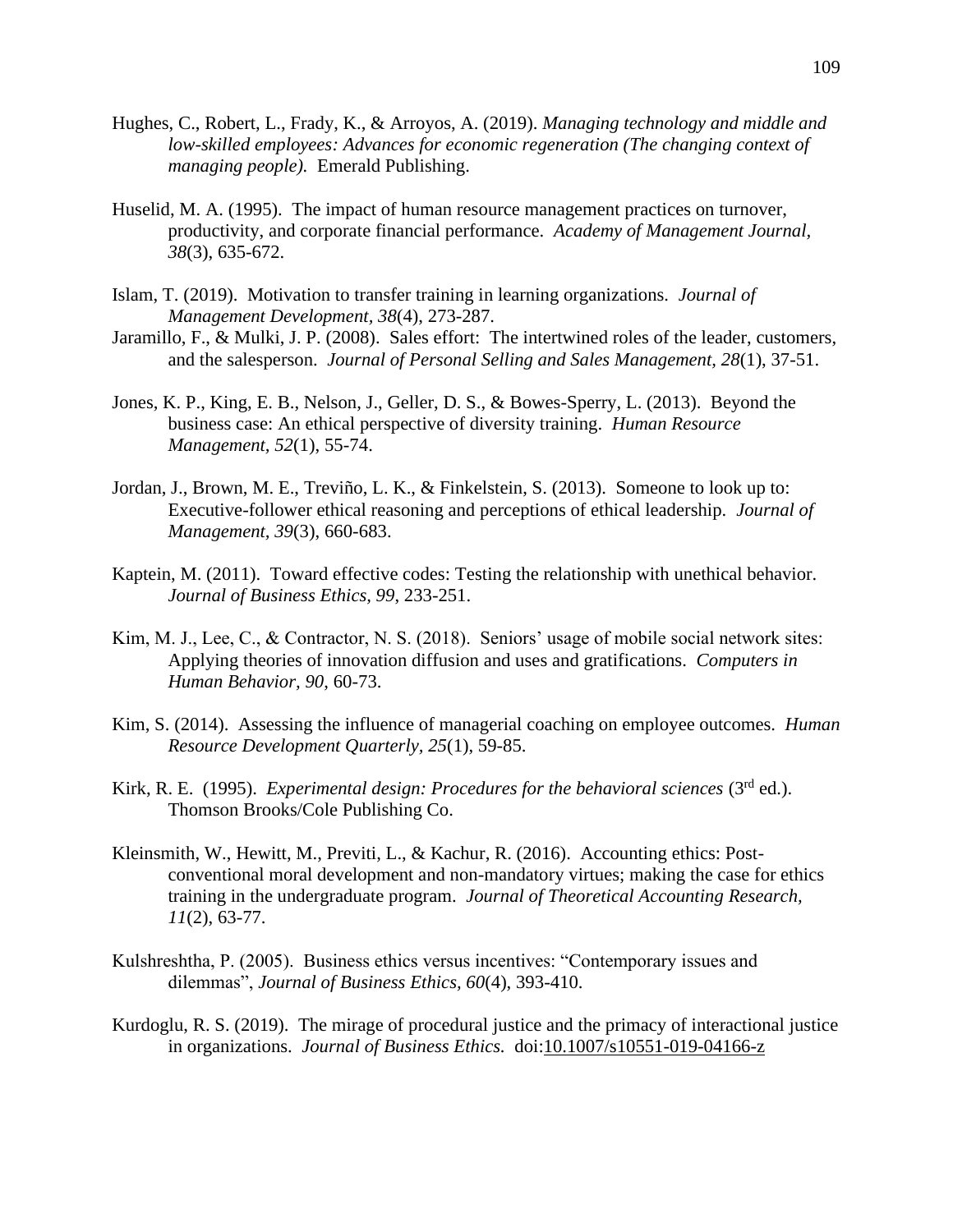Hughes, C., Robert, L., Frady, K., & Arroyos, A. (2019). *Managing technology and middle and low-skilled employees: Advances for economic regeneration (The changing context of managing people).* Emerald Publishing.

Huselid, M. A. (1995). The impact of human resource management practices on turnover, productivity, and corporate financial performance. *Academy of Management Journal, 38*(3), 635-672.

Islam, T. (2019). Motivation to transfer training in learning organizations. *Journal of Management Development, 38*(4), 273-287.

Jaramillo, F., & Mulki, J. P. (2008). Sales effort: The intertwined roles of the leader, customers, and the salesperson. *Journal of Personal Selling and Sales Management, 28*(1), 37-51.

Jones, K. P., King, E. B., Nelson, J., Geller, D. S., & Bowes-Sperry, L. (2013). Beyond the business case: An ethical perspective of diversity training. *Human Resource Management, 52*(1), 55-74.

Jordan, J., Brown, M. E., Treviño, L. K., & Finkelstein, S. (2013). Someone to look up to: Executive-follower ethical reasoning and perceptions of ethical leadership. *Journal of Management, 39*(3), 660-683.

Kaptein, M. (2011). Toward effective codes: Testing the relationship with unethical behavior. *Journal of Business Ethics, 99*, 233-251.

Kim, M. J., Lee, C., & Contractor, N. S. (2018). Seniors' usage of mobile social network sites: Applying theories of innovation diffusion and uses and gratifications. *Computers in Human Behavior, 90*, 60-73.

Kim, S. (2014). Assessing the influence of managerial coaching on employee outcomes. *Human Resource Development Quarterly, 25*(1), 59-85.

Kirk, R. E. (1995). *Experimental design: Procedures for the behavioral sciences* (3rd ed.). Thomson Brooks/Cole Publishing Co.

Kleinsmith, W., Hewitt, M., Previti, L., & Kachur, R. (2016). Accounting ethics: Post-conventional moral development and non-mandatory virtues; making the case for ethics training in the undergraduate program. *Journal of Theoretical Accounting Research, 11*(2), 63-77.

Kulshreshtha, P. (2005). Business ethics versus incentives: "Contemporary issues and dilemmas", *Journal of Business Ethics, 60*(4), 393-410.

Kurdoglu, R. S. (2019). The mirage of procedural justice and the primacy of interactional justice in organizations. *Journal of Business Ethics.* doi:10.1007/s10551-019-04166-z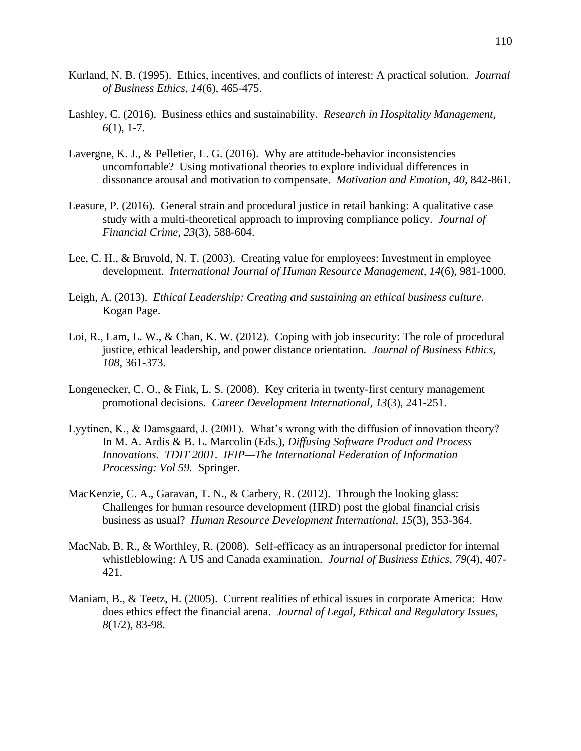Kurland, N. B. (1995). Ethics, incentives, and conflicts of interest: A practical solution. *Journal of Business Ethics, 14*(6), 465-475.

Lashley, C. (2016). Business ethics and sustainability. *Research in Hospitality Management, 6*(1), 1-7.

Lavergne, K. J., & Pelletier, L. G. (2016). Why are attitude-behavior inconsistencies uncomfortable? Using motivational theories to explore individual differences in dissonance arousal and motivation to compensate. *Motivation and Emotion, 40,* 842-861.

Leasure, P. (2016). General strain and procedural justice in retail banking: A qualitative case study with a multi-theoretical approach to improving compliance policy. *Journal of Financial Crime, 23*(3), 588-604.

Lee, C. H., & Bruvold, N. T. (2003). Creating value for employees: Investment in employee development. *International Journal of Human Resource Management, 14*(6), 981-1000.

Leigh, A. (2013). *Ethical Leadership: Creating and sustaining an ethical business culture.* Kogan Page.

Loi, R., Lam, L. W., & Chan, K. W. (2012). Coping with job insecurity: The role of procedural justice, ethical leadership, and power distance orientation. *Journal of Business Ethics, 108,* 361-373.

Longenecker, C. O., & Fink, L. S. (2008). Key criteria in twenty-first century management promotional decisions. *Career Development International, 13*(3), 241-251.

Lyytinen, K., & Damsgaard, J. (2001). What's wrong with the diffusion of innovation theory? In M. A. Ardis & B. L. Marcolin (Eds.), *Diffusing Software Product and Process Innovations. TDIT 2001. IFIP—The International Federation of Information Processing: Vol 59.* Springer.

MacKenzie, C. A., Garavan, T. N., & Carbery, R. (2012). Through the looking glass: Challenges for human resource development (HRD) post the global financial crisis—business as usual? *Human Resource Development International, 15*(3), 353-364.

MacNab, B. R., & Worthley, R. (2008). Self-efficacy as an intrapersonal predictor for internal whistleblowing: A US and Canada examination. *Journal of Business Ethics, 79*(4), 407-421.

Maniam, B., & Teetz, H. (2005). Current realities of ethical issues in corporate America: How does ethics effect the financial arena. *Journal of Legal, Ethical and Regulatory Issues, 8*(1/2), 83-98.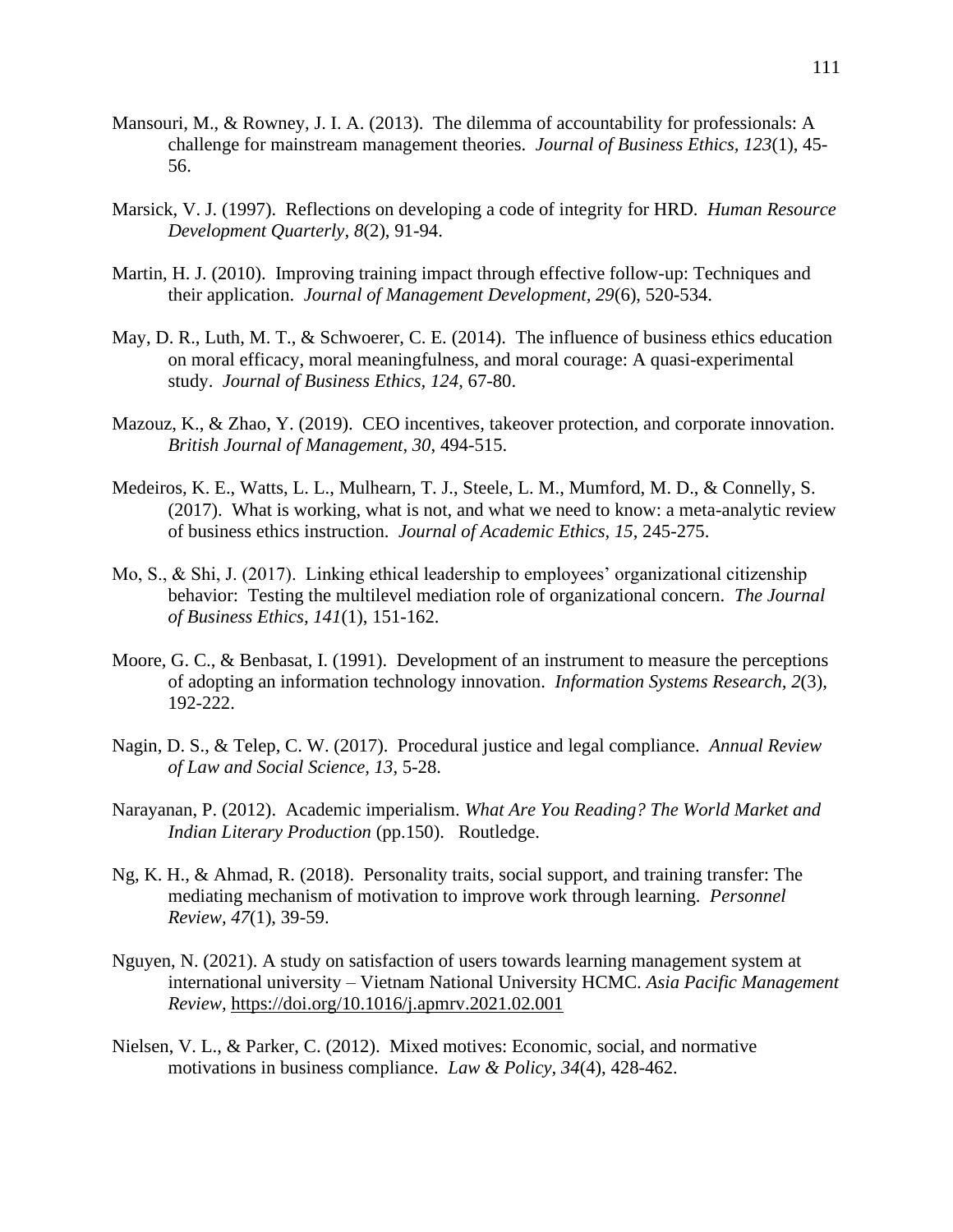Mansouri, M., & Rowney, J. I. A. (2013). The dilemma of accountability for professionals: A challenge for mainstream management theories. *Journal of Business Ethics, 123*(1), 45-56.

Marsick, V. J. (1997). Reflections on developing a code of integrity for HRD. *Human Resource Development Quarterly, 8*(2), 91-94.

Martin, H. J. (2010). Improving training impact through effective follow-up: Techniques and their application. *Journal of Management Development, 29*(6), 520-534.

May, D. R., Luth, M. T., & Schwoerer, C. E. (2014). The influence of business ethics education on moral efficacy, moral meaningfulness, and moral courage: A quasi-experimental study. *Journal of Business Ethics, 124*, 67-80.

Mazouz, K., & Zhao, Y. (2019). CEO incentives, takeover protection, and corporate innovation. *British Journal of Management, 30*, 494-515.

Medeiros, K. E., Watts, L. L., Mulhearn, T. J., Steele, L. M., Mumford, M. D., & Connelly, S. (2017). What is working, what is not, and what we need to know: a meta-analytic review of business ethics instruction. *Journal of Academic Ethics, 15*, 245-275.

Mo, S., & Shi, J. (2017). Linking ethical leadership to employees' organizational citizenship behavior: Testing the multilevel mediation role of organizational concern. *The Journal of Business Ethics, 141*(1), 151-162.

Moore, G. C., & Benbasat, I. (1991). Development of an instrument to measure the perceptions of adopting an information technology innovation. *Information Systems Research, 2*(3), 192-222.

Nagin, D. S., & Telep, C. W. (2017). Procedural justice and legal compliance. *Annual Review of Law and Social Science, 13*, 5-28.

Narayanan, P. (2012). Academic imperialism. *What Are You Reading? The World Market and Indian Literary Production* (pp.150). Routledge.

Ng, K. H., & Ahmad, R. (2018). Personality traits, social support, and training transfer: The mediating mechanism of motivation to improve work through learning. *Personnel Review, 47*(1), 39-59.

Nguyen, N. (2021). A study on satisfaction of users towards learning management system at international university – Vietnam National University HCMC. *Asia Pacific Management Review*, https://doi.org/10.1016/j.apmrv.2021.02.001

Nielsen, V. L., & Parker, C. (2012). Mixed motives: Economic, social, and normative motivations in business compliance. *Law & Policy, 34*(4), 428-462.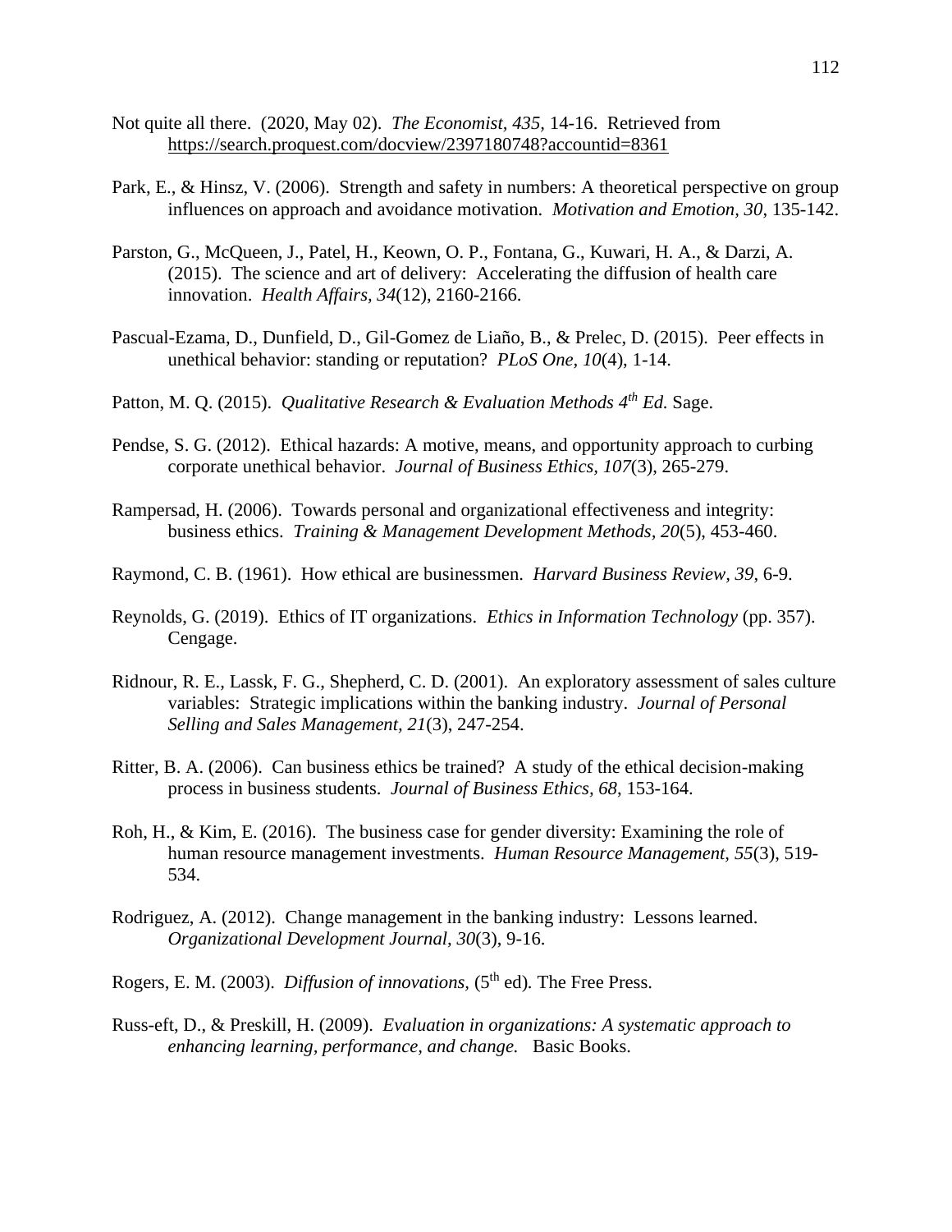Not quite all there. (2020, May 02). *The Economist, 435*, 14-16. Retrieved from https://search.proquest.com/docview/2397180748?accountid=8361

Park, E., & Hinsz, V. (2006). Strength and safety in numbers: A theoretical perspective on group influences on approach and avoidance motivation. *Motivation and Emotion, 30*, 135-142.

Parston, G., McQueen, J., Patel, H., Keown, O. P., Fontana, G., Kuwari, H. A., & Darzi, A. (2015). The science and art of delivery: Accelerating the diffusion of health care innovation. *Health Affairs, 34*(12), 2160-2166.

Pascual-Ezama, D., Dunfield, D., Gil-Gomez de Liaño, B., & Prelec, D. (2015). Peer effects in unethical behavior: standing or reputation? *PLoS One, 10*(4), 1-14.

Patton, M. Q. (2015). *Qualitative Research & Evaluation Methods 4th Ed.* Sage.

Pendse, S. G. (2012). Ethical hazards: A motive, means, and opportunity approach to curbing corporate unethical behavior. *Journal of Business Ethics, 107*(3), 265-279.

Rampersad, H. (2006). Towards personal and organizational effectiveness and integrity: business ethics. *Training & Management Development Methods, 20*(5), 453-460.

Raymond, C. B. (1961). How ethical are businessmen. *Harvard Business Review, 39*, 6-9.

Reynolds, G. (2019). Ethics of IT organizations. *Ethics in Information Technology* (pp. 357). Cengage.

Ridnour, R. E., Lassk, F. G., Shepherd, C. D. (2001). An exploratory assessment of sales culture variables: Strategic implications within the banking industry. *Journal of Personal Selling and Sales Management, 21*(3), 247-254.

Ritter, B. A. (2006). Can business ethics be trained? A study of the ethical decision-making process in business students. *Journal of Business Ethics, 68*, 153-164.

Roh, H., & Kim, E. (2016). The business case for gender diversity: Examining the role of human resource management investments. *Human Resource Management, 55*(3), 519-534.

Rodriguez, A. (2012). Change management in the banking industry: Lessons learned. *Organizational Development Journal, 30*(3), 9-16.

Rogers, E. M. (2003). *Diffusion of innovations,* (5th ed). The Free Press.

Russ-eft, D., & Preskill, H. (2009). *Evaluation in organizations: A systematic approach to enhancing learning, performance, and change.* Basic Books.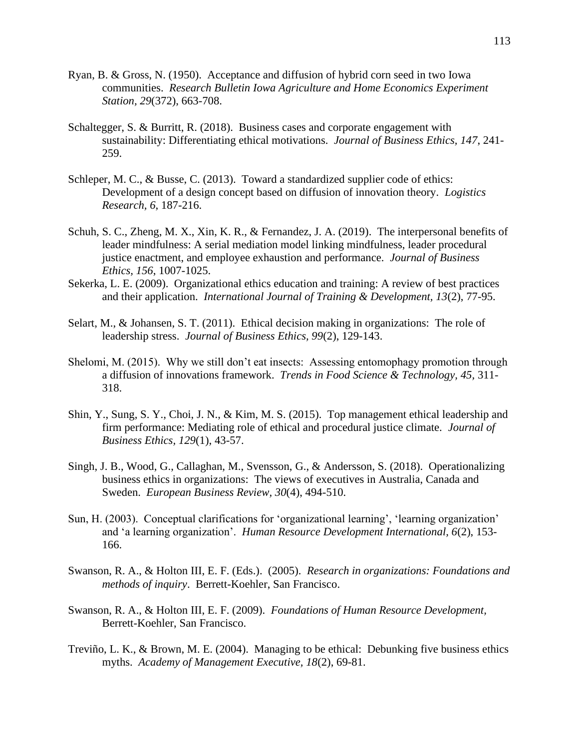Ryan, B. & Gross, N. (1950). Acceptance and diffusion of hybrid corn seed in two Iowa communities. *Research Bulletin Iowa Agriculture and Home Economics Experiment Station, 29*(372), 663-708.

Schaltegger, S. & Burritt, R. (2018). Business cases and corporate engagement with sustainability: Differentiating ethical motivations. *Journal of Business Ethics*, *147*, 241-259.

Schleper, M. C., & Busse, C. (2013). Toward a standardized supplier code of ethics: Development of a design concept based on diffusion of innovation theory. *Logistics Research, 6*, 187-216.

Schuh, S. C., Zheng, M. X., Xin, K. R., & Fernandez, J. A. (2019). The interpersonal benefits of leader mindfulness: A serial mediation model linking mindfulness, leader procedural justice enactment, and employee exhaustion and performance. *Journal of Business Ethics*, *156*, 1007-1025.

Sekerka, L. E. (2009). Organizational ethics education and training: A review of best practices and their application. *International Journal of Training & Development*, *13*(2), 77-95.

Selart, M., & Johansen, S. T. (2011). Ethical decision making in organizations: The role of leadership stress. *Journal of Business Ethics, 99*(2), 129-143.

Shelomi, M. (2015). Why we still don't eat insects: Assessing entomophagy promotion through a diffusion of innovations framework. *Trends in Food Science & Technology, 45*, 311-318.

Shin, Y., Sung, S. Y., Choi, J. N., & Kim, M. S. (2015). Top management ethical leadership and firm performance: Mediating role of ethical and procedural justice climate. *Journal of Business Ethics, 129*(1), 43-57.

Singh, J. B., Wood, G., Callaghan, M., Svensson, G., & Andersson, S. (2018). Operationalizing business ethics in organizations: The views of executives in Australia, Canada and Sweden. *European Business Review, 30*(4), 494-510.

Sun, H. (2003). Conceptual clarifications for 'organizational learning', 'learning organization' and 'a learning organization'. *Human Resource Development International, 6*(2), 153-166.

Swanson, R. A., & Holton III, E. F. (Eds.). (2005). *Research in organizations: Foundations and methods of inquiry*. Berrett-Koehler, San Francisco.

Swanson, R. A., & Holton III, E. F. (2009). *Foundations of Human Resource Development,* Berrett-Koehler, San Francisco.

Treviño, L. K., & Brown, M. E. (2004). Managing to be ethical: Debunking five business ethics myths. *Academy of Management Executive, 18*(2), 69-81.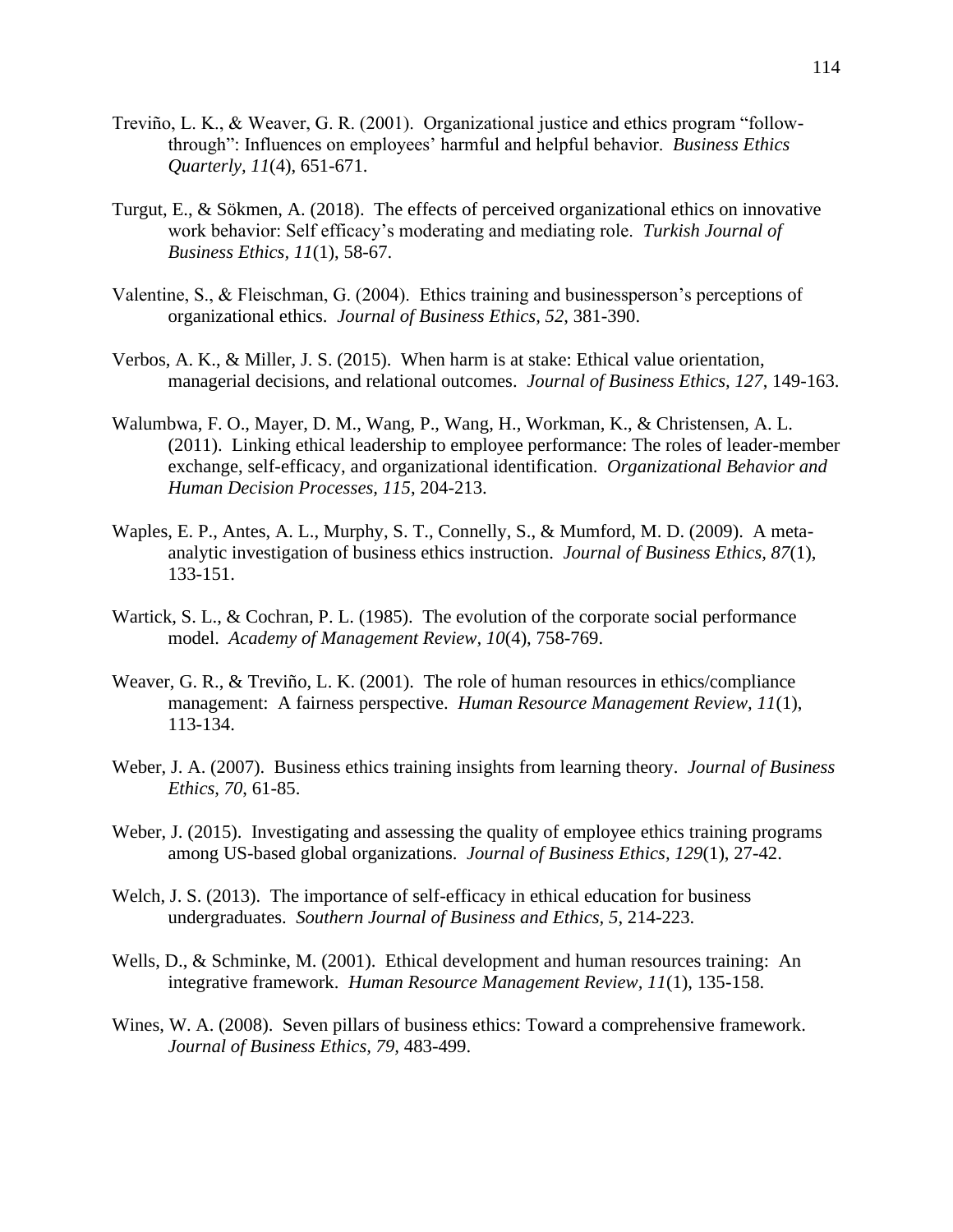Treviño, L. K., & Weaver, G. R. (2001). Organizational justice and ethics program "follow-through": Influences on employees' harmful and helpful behavior. *Business Ethics Quarterly, 11*(4), 651-671.

Turgut, E., & Sökmen, A. (2018). The effects of perceived organizational ethics on innovative work behavior: Self efficacy's moderating and mediating role. *Turkish Journal of Business Ethics, 11*(1), 58-67.

Valentine, S., & Fleischman, G. (2004). Ethics training and businessperson's perceptions of organizational ethics. *Journal of Business Ethics, 52*, 381-390.

Verbos, A. K., & Miller, J. S. (2015). When harm is at stake: Ethical value orientation, managerial decisions, and relational outcomes. *Journal of Business Ethics, 127*, 149-163.

Walumbwa, F. O., Mayer, D. M., Wang, P., Wang, H., Workman, K., & Christensen, A. L. (2011). Linking ethical leadership to employee performance: The roles of leader-member exchange, self-efficacy, and organizational identification. *Organizational Behavior and Human Decision Processes, 115*, 204-213.

Waples, E. P., Antes, A. L., Murphy, S. T., Connelly, S., & Mumford, M. D. (2009). A meta-analytic investigation of business ethics instruction. *Journal of Business Ethics, 87*(1), 133-151.

Wartick, S. L., & Cochran, P. L. (1985). The evolution of the corporate social performance model. *Academy of Management Review, 10*(4), 758-769.

Weaver, G. R., & Treviño, L. K. (2001). The role of human resources in ethics/compliance management: A fairness perspective. *Human Resource Management Review, 11*(1), 113-134.

Weber, J. A. (2007). Business ethics training insights from learning theory. *Journal of Business Ethics, 70*, 61-85.

Weber, J. (2015). Investigating and assessing the quality of employee ethics training programs among US-based global organizations. *Journal of Business Ethics, 129*(1), 27-42.

Welch, J. S. (2013). The importance of self-efficacy in ethical education for business undergraduates. *Southern Journal of Business and Ethics, 5*, 214-223.

Wells, D., & Schminke, M. (2001). Ethical development and human resources training: An integrative framework. *Human Resource Management Review, 11*(1), 135-158.

Wines, W. A. (2008). Seven pillars of business ethics: Toward a comprehensive framework. *Journal of Business Ethics, 79*, 483-499.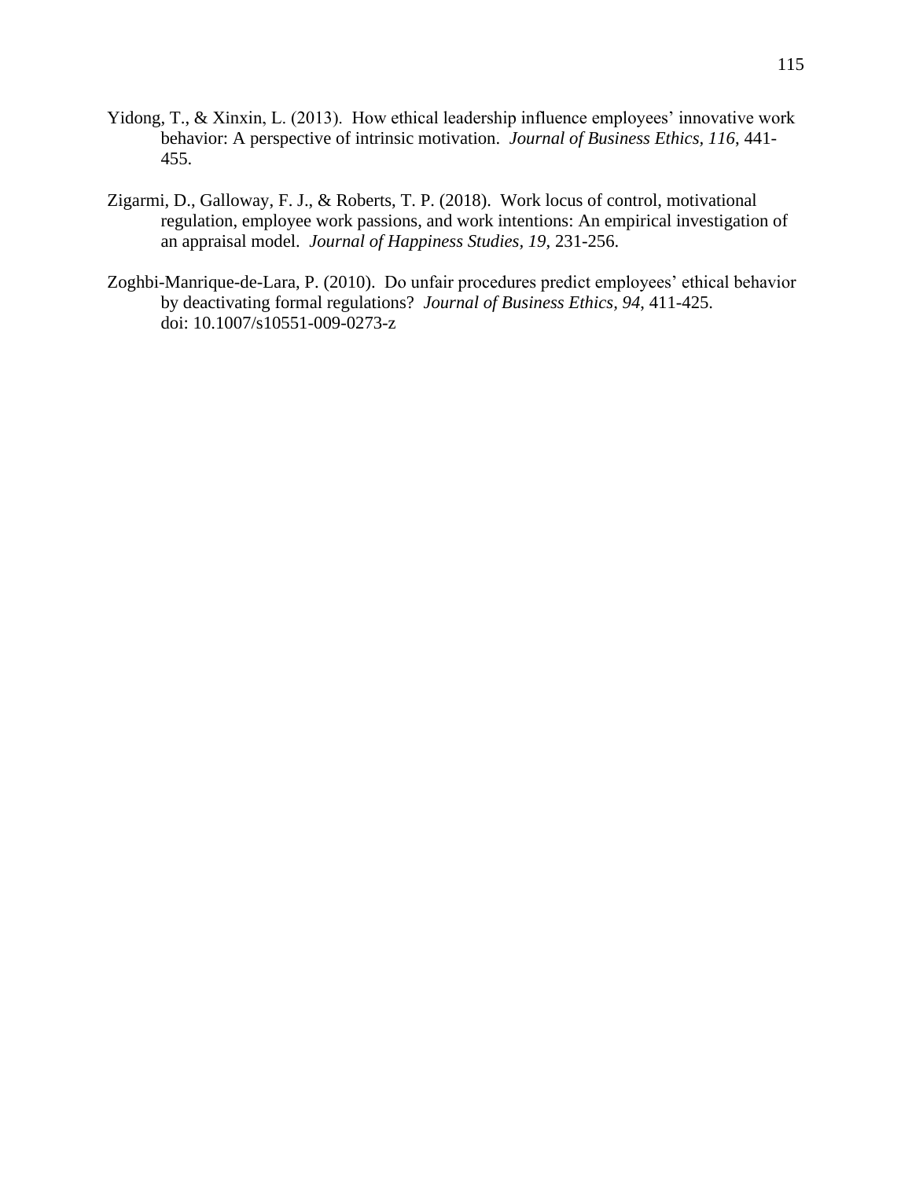Yidong, T., & Xinxin, L. (2013). How ethical leadership influence employees' innovative work behavior: A perspective of intrinsic motivation. *Journal of Business Ethics, 116*, 441-455.

Zigarmi, D., Galloway, F. J., & Roberts, T. P. (2018). Work locus of control, motivational regulation, employee work passions, and work intentions: An empirical investigation of an appraisal model. *Journal of Happiness Studies, 19*, 231-256.

Zoghbi-Manrique-de-Lara, P. (2010). Do unfair procedures predict employees' ethical behavior by deactivating formal regulations? *Journal of Business Ethics, 94*, 411-425. doi: 10.1007/s10551-009-0273-z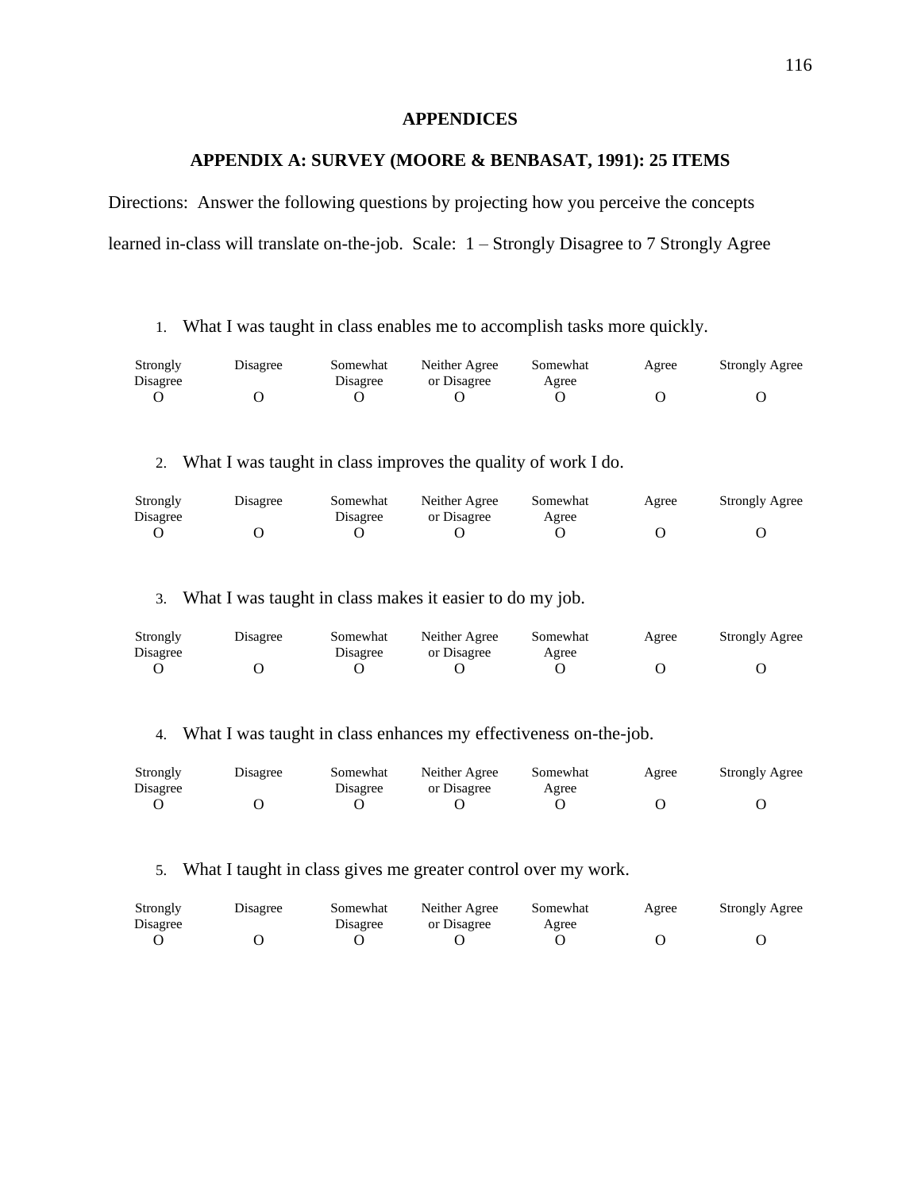# APPENDICES

## APPENDIX A: SURVEY (MOORE & BENBASAT, 1991): 25 ITEMS

Directions: Answer the following questions by projecting how you perceive the concepts learned in-class will translate on-the-job. Scale: 1 – Strongly Disagree to 7 Strongly Agree

1. What I was taught in class enables me to accomplish tasks more quickly.

| Strongly Disagree | Disagree | Somewhat Disagree | Neither Agree or Disagree | Somewhat Agree | Agree | Strongly Agree |
|---|---|---|---|---|---|---|
| O | O | O | O | O | O | O |

2. What I was taught in class improves the quality of work I do.

| Strongly Disagree | Disagree | Somewhat Disagree | Neither Agree or Disagree | Somewhat Agree | Agree | Strongly Agree |
|---|---|---|---|---|---|---|
| O | O | O | O | O | O | O |

3. What I was taught in class makes it easier to do my job.

| Strongly Disagree | Disagree | Somewhat Disagree | Neither Agree or Disagree | Somewhat Agree | Agree | Strongly Agree |
|---|---|---|---|---|---|---|
| O | O | O | O | O | O | O |

4. What I was taught in class enhances my effectiveness on-the-job.

| Strongly Disagree | Disagree | Somewhat Disagree | Neither Agree or Disagree | Somewhat Agree | Agree | Strongly Agree |
|---|---|---|---|---|---|---|
| O | O | O | O | O | O | O |

5. What I taught in class gives me greater control over my work.

| Strongly Disagree | Disagree | Somewhat Disagree | Neither Agree or Disagree | Somewhat Agree | Agree | Strongly Agree |
|---|---|---|---|---|---|---|
| O | O | O | O | O | O | O |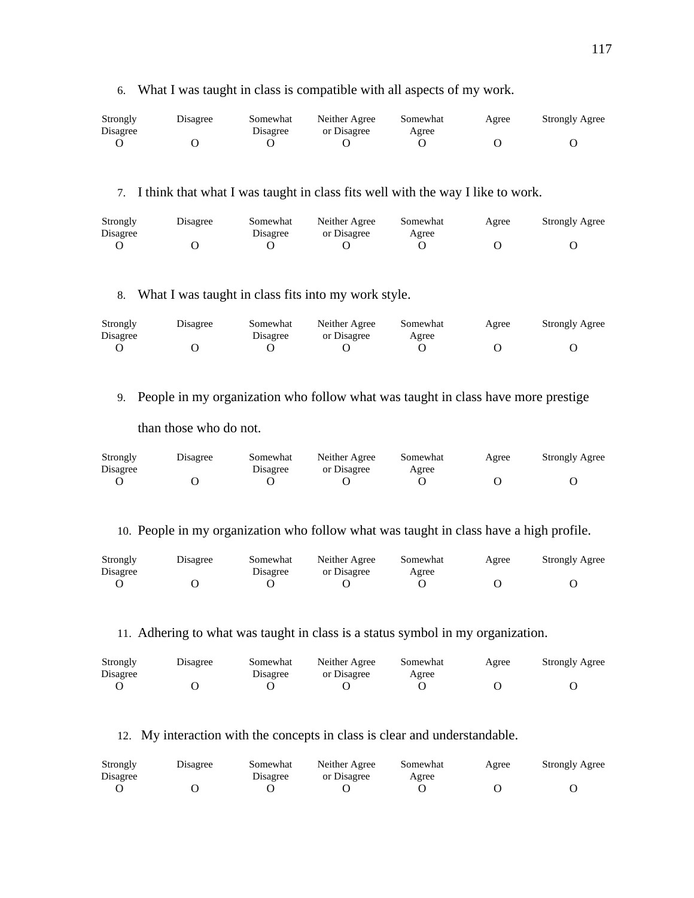6. What I was taught in class is compatible with all aspects of my work.

| Strongly Disagree | Disagree | Somewhat Disagree | Neither Agree or Disagree | Somewhat Agree | Agree | Strongly Agree |
|---|---|---|---|---|---|---|
| O | O | O | O | O | O | O |

7. I think that what I was taught in class fits well with the way I like to work.

| Strongly Disagree | Disagree | Somewhat Disagree | Neither Agree or Disagree | Somewhat Agree | Agree | Strongly Agree |
|---|---|---|---|---|---|---|
| O | O | O | O | O | O | O |

8. What I was taught in class fits into my work style.

| Strongly Disagree | Disagree | Somewhat Disagree | Neither Agree or Disagree | Somewhat Agree | Agree | Strongly Agree |
|---|---|---|---|---|---|---|
| O | O | O | O | O | O | O |

9. People in my organization who follow what was taught in class have more prestige than those who do not.

| Strongly Disagree | Disagree | Somewhat Disagree | Neither Agree or Disagree | Somewhat Agree | Agree | Strongly Agree |
|---|---|---|---|---|---|---|
| O | O | O | O | O | O | O |

10. People in my organization who follow what was taught in class have a high profile.

| Strongly Disagree | Disagree | Somewhat Disagree | Neither Agree or Disagree | Somewhat Agree | Agree | Strongly Agree |
|---|---|---|---|---|---|---|
| O | O | O | O | O | O | O |

11. Adhering to what was taught in class is a status symbol in my organization.

| Strongly Disagree | Disagree | Somewhat Disagree | Neither Agree or Disagree | Somewhat Agree | Agree | Strongly Agree |
|---|---|---|---|---|---|---|
| O | O | O | O | O | O | O |

12. My interaction with the concepts in class is clear and understandable.

| Strongly Disagree | Disagree | Somewhat Disagree | Neither Agree or Disagree | Somewhat Agree | Agree | Strongly Agree |
|---|---|---|---|---|---|---|
| O | O | O | O | O | O | O |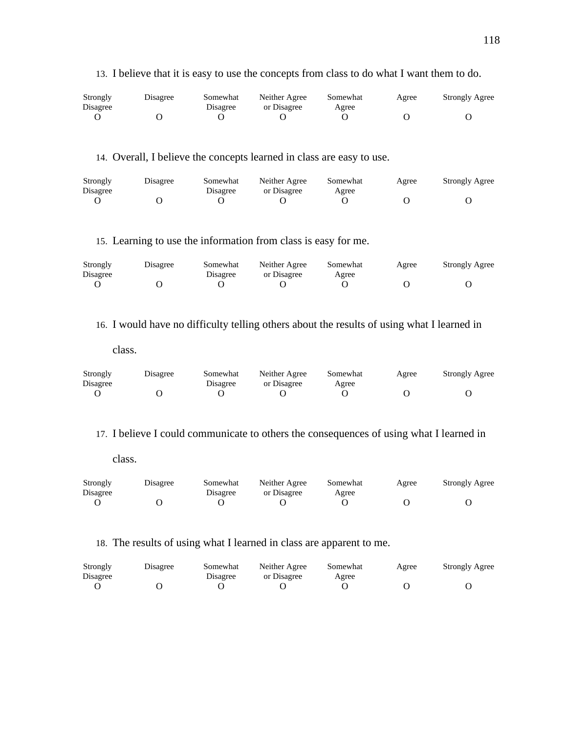13. I believe that it is easy to use the concepts from class to do what I want them to do.

| Strongly Disagree | Disagree | Somewhat Disagree | Neither Agree or Disagree | Somewhat Agree | Agree | Strongly Agree |
|---|---|---|---|---|---|---|
| O | O | O | O | O | O | O |

14. Overall, I believe the concepts learned in class are easy to use.

| Strongly Disagree | Disagree | Somewhat Disagree | Neither Agree or Disagree | Somewhat Agree | Agree | Strongly Agree |
|---|---|---|---|---|---|---|
| O | O | O | O | O | O | O |

15. Learning to use the information from class is easy for me.

| Strongly Disagree | Disagree | Somewhat Disagree | Neither Agree or Disagree | Somewhat Agree | Agree | Strongly Agree |
|---|---|---|---|---|---|---|
| O | O | O | O | O | O | O |

16. I would have no difficulty telling others about the results of using what I learned in class.

| Strongly Disagree | Disagree | Somewhat Disagree | Neither Agree or Disagree | Somewhat Agree | Agree | Strongly Agree |
|---|---|---|---|---|---|---|
| O | O | O | O | O | O | O |

17. I believe I could communicate to others the consequences of using what I learned in class.

| Strongly Disagree | Disagree | Somewhat Disagree | Neither Agree or Disagree | Somewhat Agree | Agree | Strongly Agree |
|---|---|---|---|---|---|---|
| O | O | O | O | O | O | O |

18. The results of using what I learned in class are apparent to me.

| Strongly Disagree | Disagree | Somewhat Disagree | Neither Agree or Disagree | Somewhat Agree | Agree | Strongly Agree |
|---|---|---|---|---|---|---|
| O | O | O | O | O | O | O |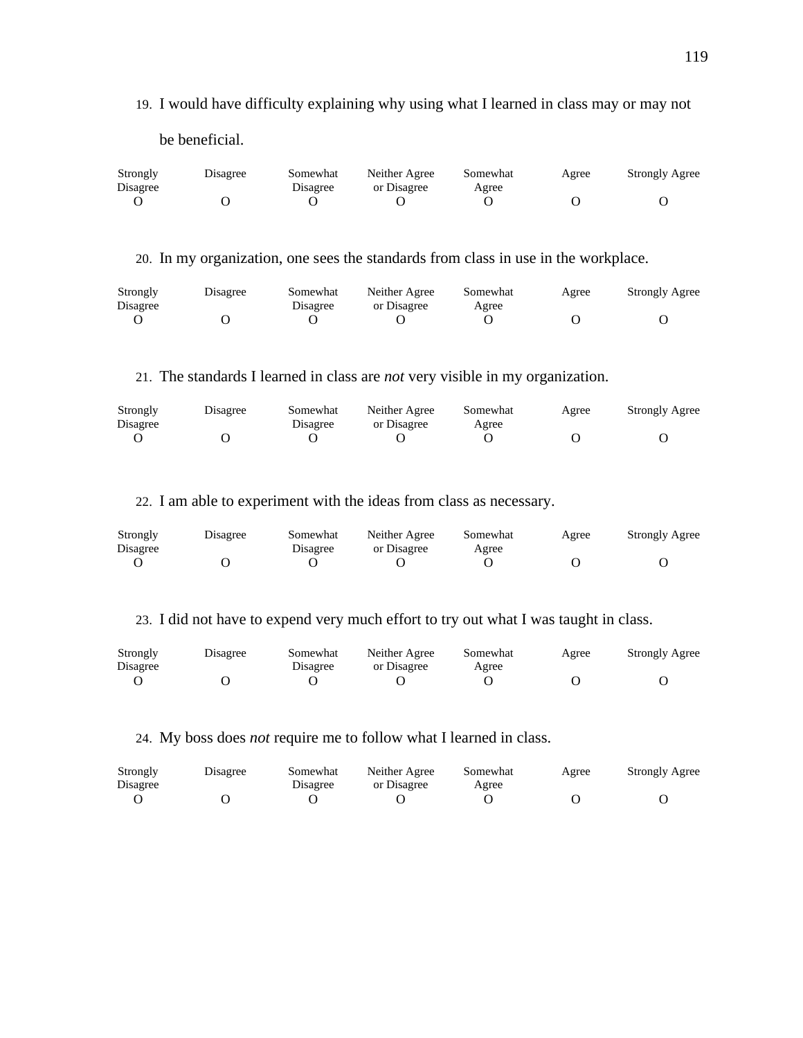19. I would have difficulty explaining why using what I learned in class may or may not be beneficial.

| Strongly Disagree | Disagree | Somewhat Disagree | Neither Agree or Disagree | Somewhat Agree | Agree | Strongly Agree |
|---|---|---|---|---|---|---|
| O | O | O | O | O | O | O |

20. In my organization, one sees the standards from class in use in the workplace.

| Strongly Disagree | Disagree | Somewhat Disagree | Neither Agree or Disagree | Somewhat Agree | Agree | Strongly Agree |
|---|---|---|---|---|---|---|
| O | O | O | O | O | O | O |

21. The standards I learned in class are *not* very visible in my organization.

| Strongly Disagree | Disagree | Somewhat Disagree | Neither Agree or Disagree | Somewhat Agree | Agree | Strongly Agree |
|---|---|---|---|---|---|---|
| O | O | O | O | O | O | O |

22. I am able to experiment with the ideas from class as necessary.

| Strongly Disagree | Disagree | Somewhat Disagree | Neither Agree or Disagree | Somewhat Agree | Agree | Strongly Agree |
|---|---|---|---|---|---|---|
| O | O | O | O | O | O | O |

23. I did not have to expend very much effort to try out what I was taught in class.

| Strongly Disagree | Disagree | Somewhat Disagree | Neither Agree or Disagree | Somewhat Agree | Agree | Strongly Agree |
|---|---|---|---|---|---|---|
| O | O | O | O | O | O | O |

24. My boss does *not* require me to follow what I learned in class.

| Strongly Disagree | Disagree | Somewhat Disagree | Neither Agree or Disagree | Somewhat Agree | Agree | Strongly Agree |
|---|---|---|---|---|---|---|
| O | O | O | O | O | O | O |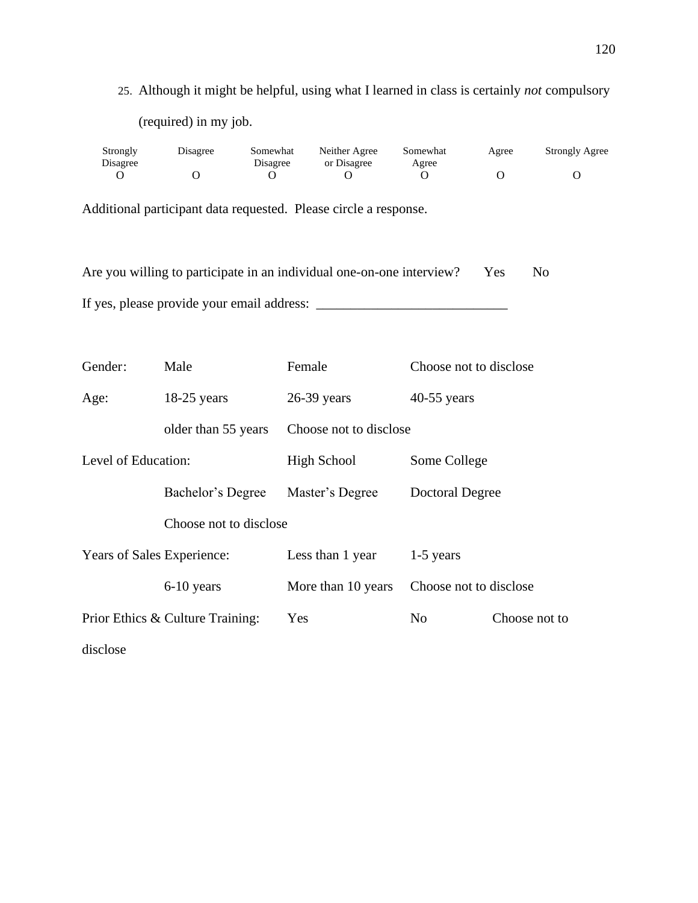25. Although it might be helpful, using what I learned in class is certainly *not* compulsory (required) in my job.

| Strongly Disagree | Disagree | Somewhat Disagree | Neither Agree or Disagree | Somewhat Agree | Agree | Strongly Agree |
|---|---|---|---|---|---|---|
| O | O | O | O | O | O | O |

Additional participant data requested. Please circle a response.

Are you willing to participate in an individual one-on-one interview? Yes No

If yes, please provide your email address: ___________________________

Gender: Male Female Choose not to disclose

Age: 18-25 years 26-39 years 40-55 years

older than 55 years Choose not to disclose

Level of Education: High School Some College

Bachelor's Degree Master's Degree Doctoral Degree

Choose not to disclose

Years of Sales Experience: Less than 1 year 1-5 years

6-10 years More than 10 years Choose not to disclose

Prior Ethics & Culture Training: Yes No Choose not to disclose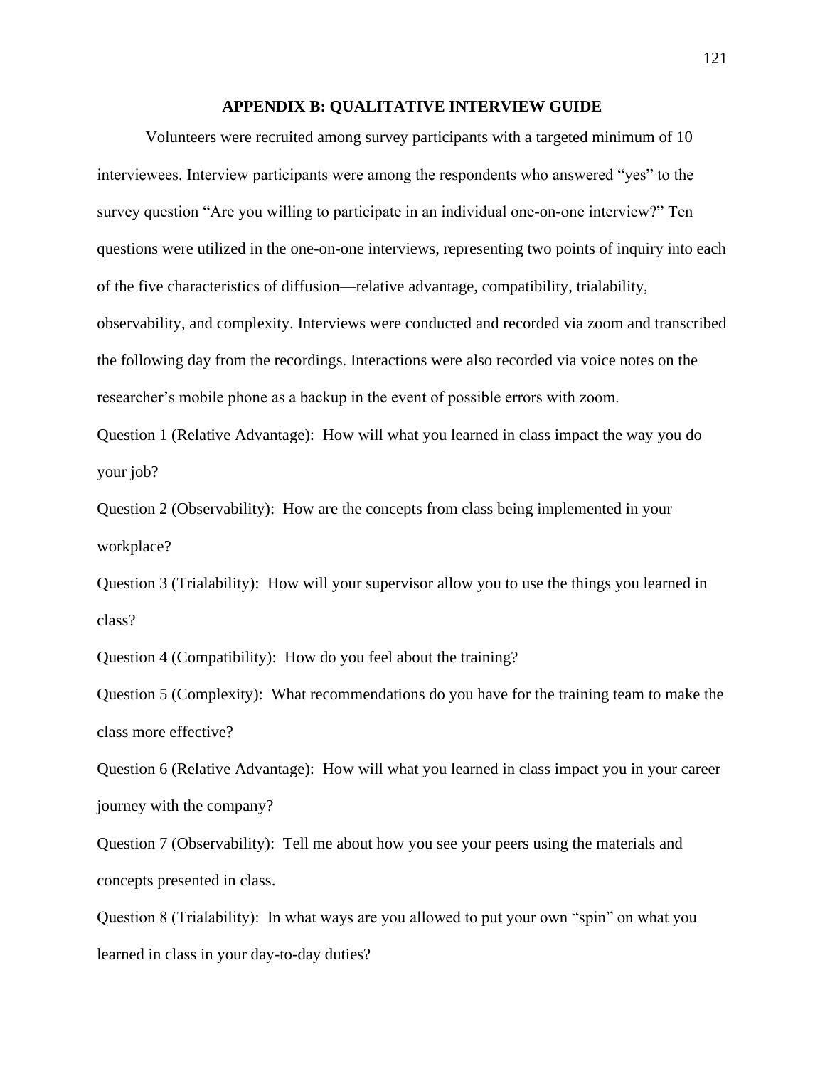## APPENDIX B: QUALITATIVE INTERVIEW GUIDE

Volunteers were recruited among survey participants with a targeted minimum of 10 interviewees. Interview participants were among the respondents who answered "yes" to the survey question "Are you willing to participate in an individual one-on-one interview?" Ten questions were utilized in the one-on-one interviews, representing two points of inquiry into each of the five characteristics of diffusion—relative advantage, compatibility, trialability, observability, and complexity. Interviews were conducted and recorded via zoom and transcribed the following day from the recordings. Interactions were also recorded via voice notes on the researcher's mobile phone as a backup in the event of possible errors with zoom.

Question 1 (Relative Advantage): How will what you learned in class impact the way you do your job?

Question 2 (Observability): How are the concepts from class being implemented in your workplace?

Question 3 (Trialability): How will your supervisor allow you to use the things you learned in class?

Question 4 (Compatibility): How do you feel about the training?

Question 5 (Complexity): What recommendations do you have for the training team to make the class more effective?

Question 6 (Relative Advantage): How will what you learned in class impact you in your career journey with the company?

Question 7 (Observability): Tell me about how you see your peers using the materials and concepts presented in class.

Question 8 (Trialability): In what ways are you allowed to put your own "spin" on what you learned in class in your day-to-day duties?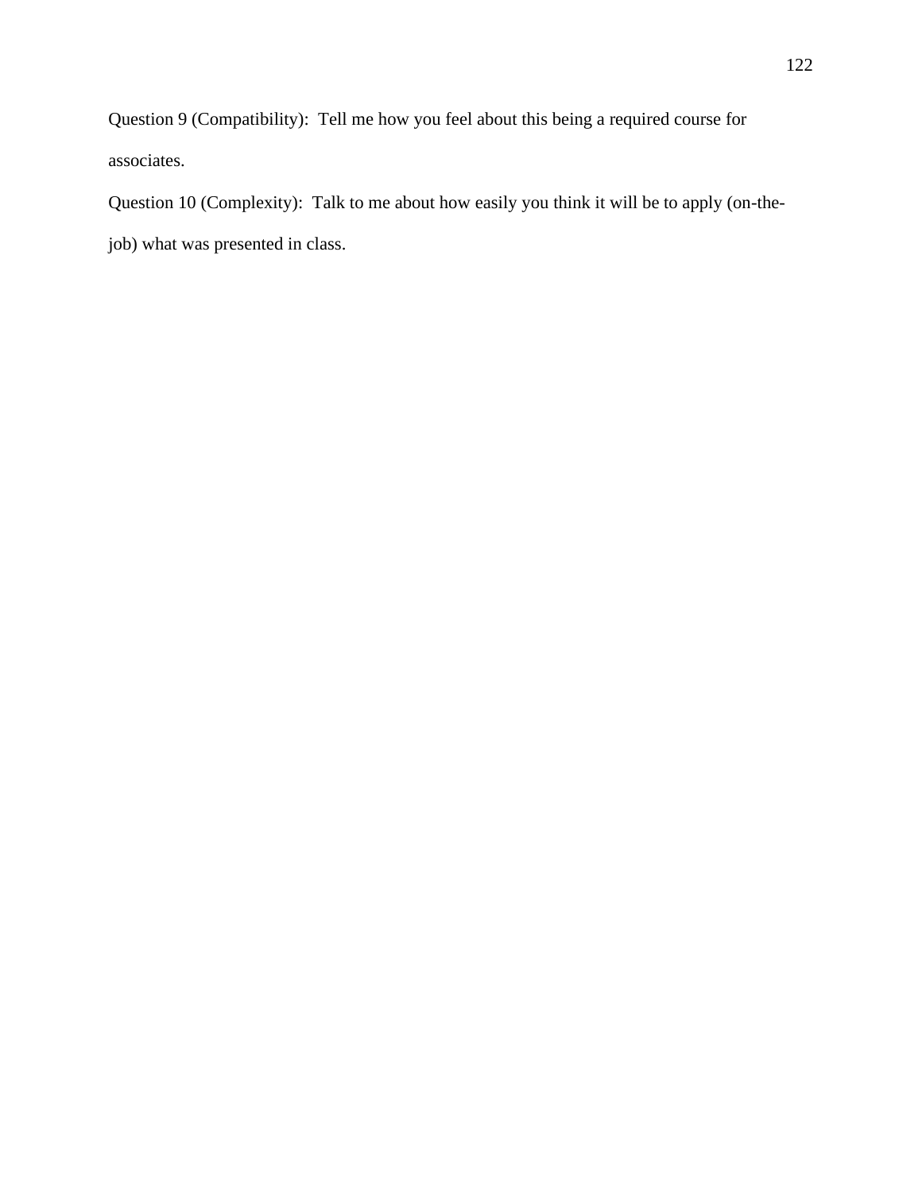Question 9 (Compatibility): Tell me how you feel about this being a required course for associates.

Question 10 (Complexity): Talk to me about how easily you think it will be to apply (on-the-job) what was presented in class.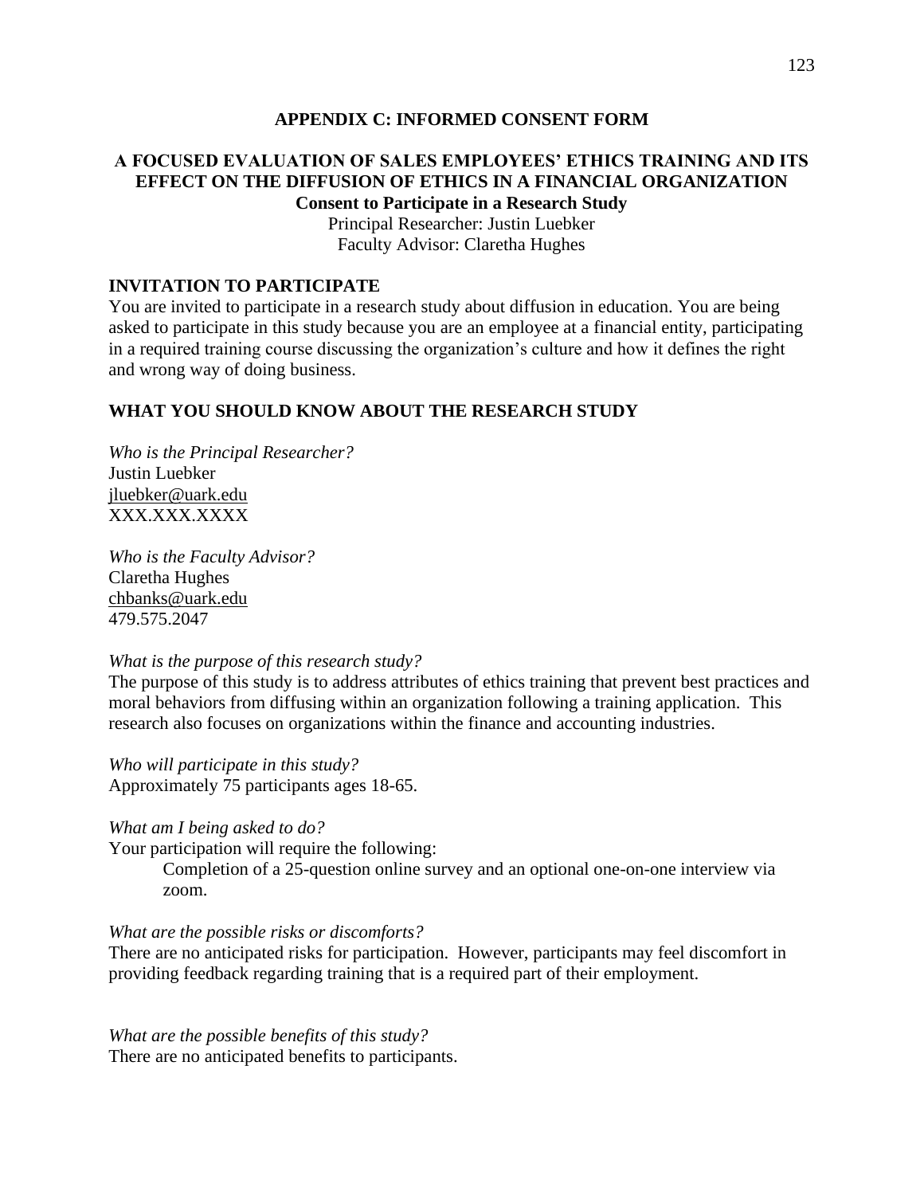## APPENDIX C: INFORMED CONSENT FORM

### A FOCUSED EVALUATION OF SALES EMPLOYEES' ETHICS TRAINING AND ITS EFFECT ON THE DIFFUSION OF ETHICS IN A FINANCIAL ORGANIZATION

**Consent to Participate in a Research Study**

Principal Researcher: Justin Luebker

Faculty Advisor: Claretha Hughes

### INVITATION TO PARTICIPATE

You are invited to participate in a research study about diffusion in education. You are being asked to participate in this study because you are an employee at a financial entity, participating in a required training course discussing the organization's culture and how it defines the right and wrong way of doing business.

### WHAT YOU SHOULD KNOW ABOUT THE RESEARCH STUDY

*Who is the Principal Researcher?*
Justin Luebker
jluebker@uark.edu
XXX.XXX.XXXX

*Who is the Faculty Advisor?*
Claretha Hughes
chbanks@uark.edu
479.575.2047

*What is the purpose of this research study?*
The purpose of this study is to address attributes of ethics training that prevent best practices and moral behaviors from diffusing within an organization following a training application. This research also focuses on organizations within the finance and accounting industries.

*Who will participate in this study?*
Approximately 75 participants ages 18-65.

*What am I being asked to do?*
Your participation will require the following:

Completion of a 25-question online survey and an optional one-on-one interview via zoom.

*What are the possible risks or discomforts?*
There are no anticipated risks for participation. However, participants may feel discomfort in providing feedback regarding training that is a required part of their employment.

*What are the possible benefits of this study?*
There are no anticipated benefits to participants.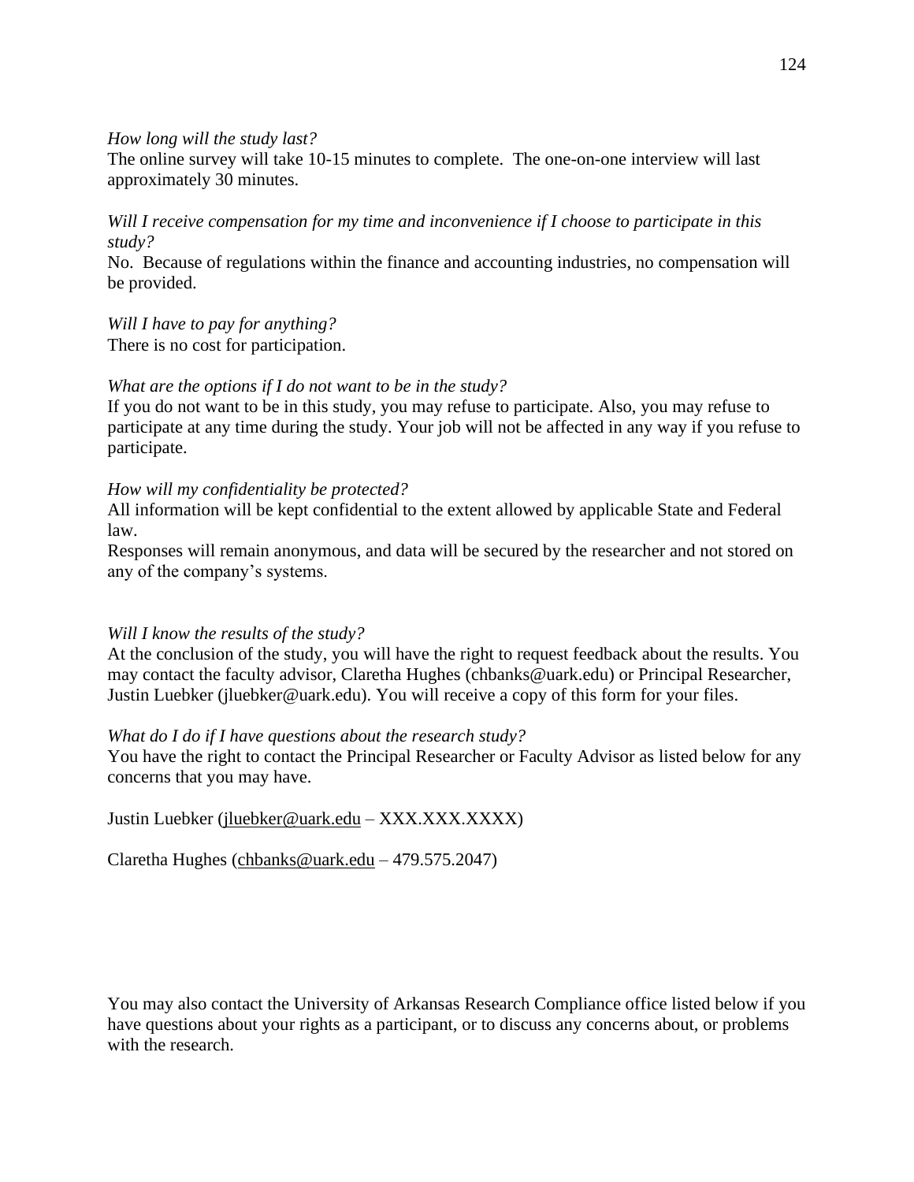*How long will the study last?*
The online survey will take 10-15 minutes to complete. The one-on-one interview will last approximately 30 minutes.

*Will I receive compensation for my time and inconvenience if I choose to participate in this study?*
No. Because of regulations within the finance and accounting industries, no compensation will be provided.

*Will I have to pay for anything?*
There is no cost for participation.

*What are the options if I do not want to be in the study?*
If you do not want to be in this study, you may refuse to participate. Also, you may refuse to participate at any time during the study. Your job will not be affected in any way if you refuse to participate.

*How will my confidentiality be protected?*
All information will be kept confidential to the extent allowed by applicable State and Federal law.
Responses will remain anonymous, and data will be secured by the researcher and not stored on any of the company's systems.

*Will I know the results of the study?*
At the conclusion of the study, you will have the right to request feedback about the results. You may contact the faculty advisor, Claretha Hughes (chbanks@uark.edu) or Principal Researcher, Justin Luebker (jluebker@uark.edu). You will receive a copy of this form for your files.

*What do I do if I have questions about the research study?*
You have the right to contact the Principal Researcher or Faculty Advisor as listed below for any concerns that you may have.

Justin Luebker (jluebker@uark.edu – XXX.XXX.XXXX)

Claretha Hughes (chbanks@uark.edu – 479.575.2047)

You may also contact the University of Arkansas Research Compliance office listed below if you have questions about your rights as a participant, or to discuss any concerns about, or problems with the research.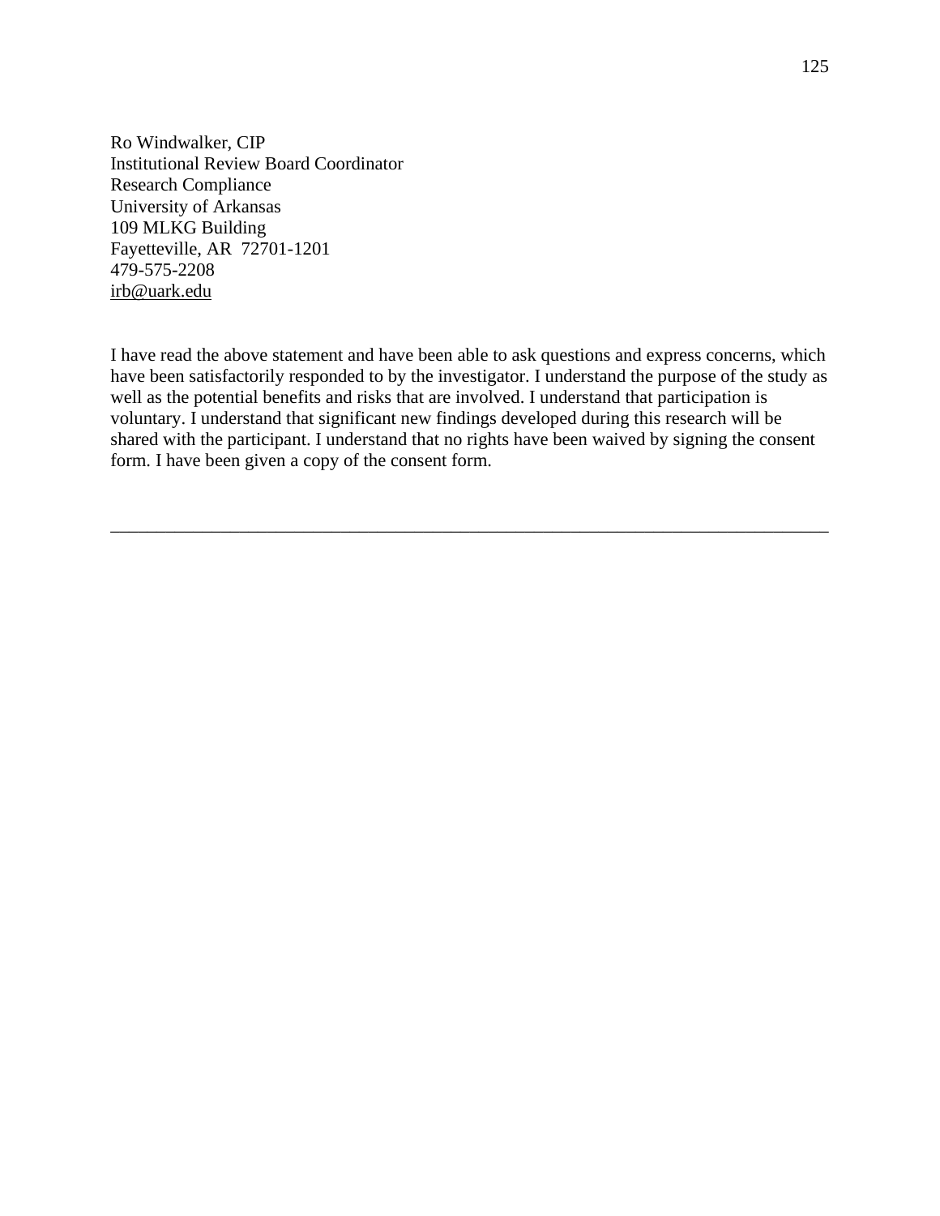Ro Windwalker, CIP
Institutional Review Board Coordinator
Research Compliance
University of Arkansas
109 MLKG Building
Fayetteville, AR  72701-1201
479-575-2208
irb@uark.edu

I have read the above statement and have been able to ask questions and express concerns, which have been satisfactorily responded to by the investigator. I understand the purpose of the study as well as the potential benefits and risks that are involved. I understand that participation is voluntary. I understand that significant new findings developed during this research will be shared with the participant. I understand that no rights have been waived by signing the consent form. I have been given a copy of the consent form.

_______________________________________________________________________________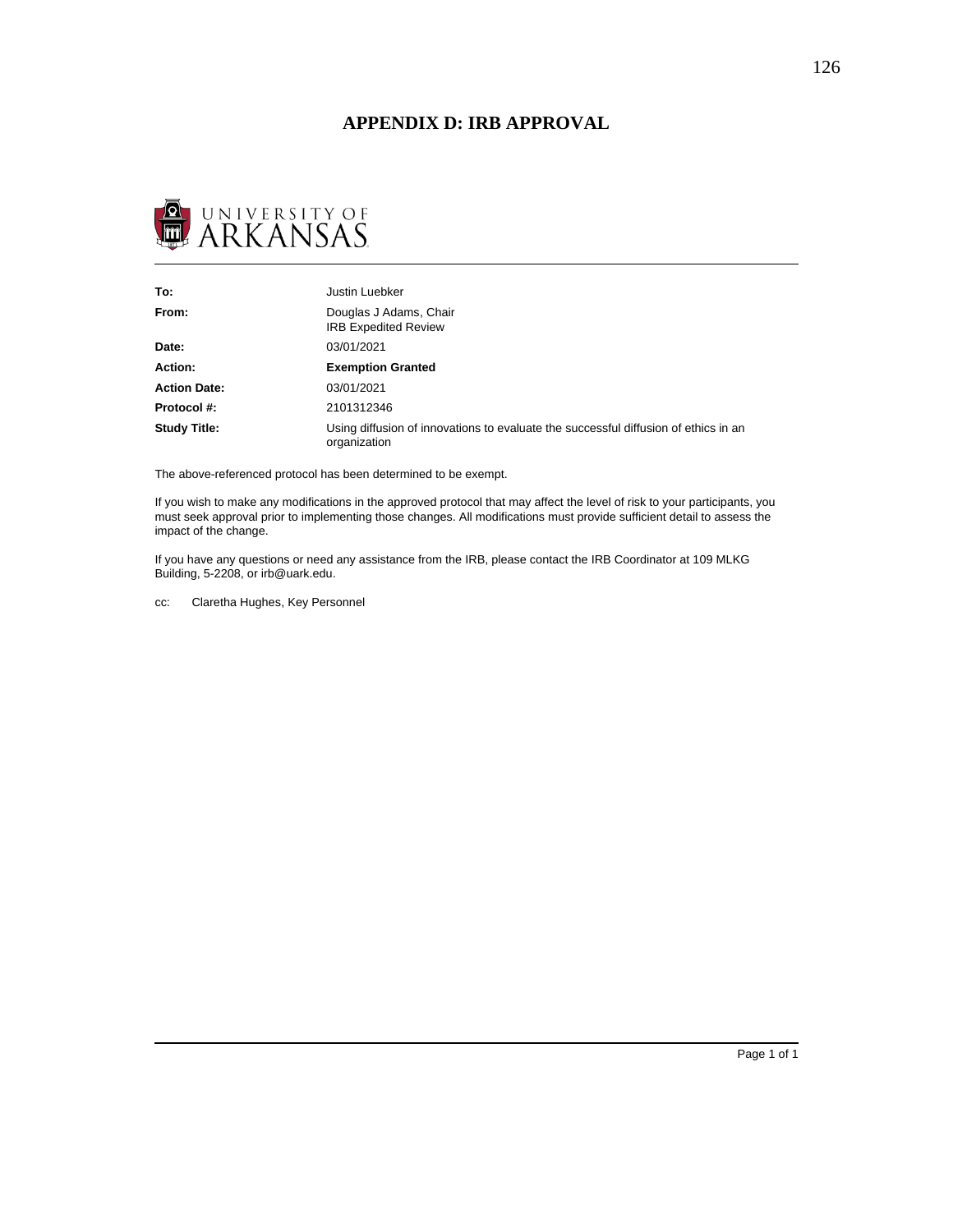# APPENDIX D: IRB APPROVAL

UNIVERSITY OF ARKANSAS

| | |
|---|---|
| **To:** | Justin Luebker |
| **From:** | Douglas J Adams, Chair<br>IRB Expedited Review |
| **Date:** | 03/01/2021 |
| **Action:** | **Exemption Granted** |
| **Action Date:** | 03/01/2021 |
| **Protocol #:** | 2101312346 |
| **Study Title:** | Using diffusion of innovations to evaluate the successful diffusion of ethics in an organization |

The above-referenced protocol has been determined to be exempt.

If you wish to make any modifications in the approved protocol that may affect the level of risk to your participants, you must seek approval prior to implementing those changes. All modifications must provide sufficient detail to assess the impact of the change.

If you have any questions or need any assistance from the IRB, please contact the IRB Coordinator at 109 MLKG Building, 5-2208, or irb@uark.edu.

cc: Claretha Hughes, Key Personnel